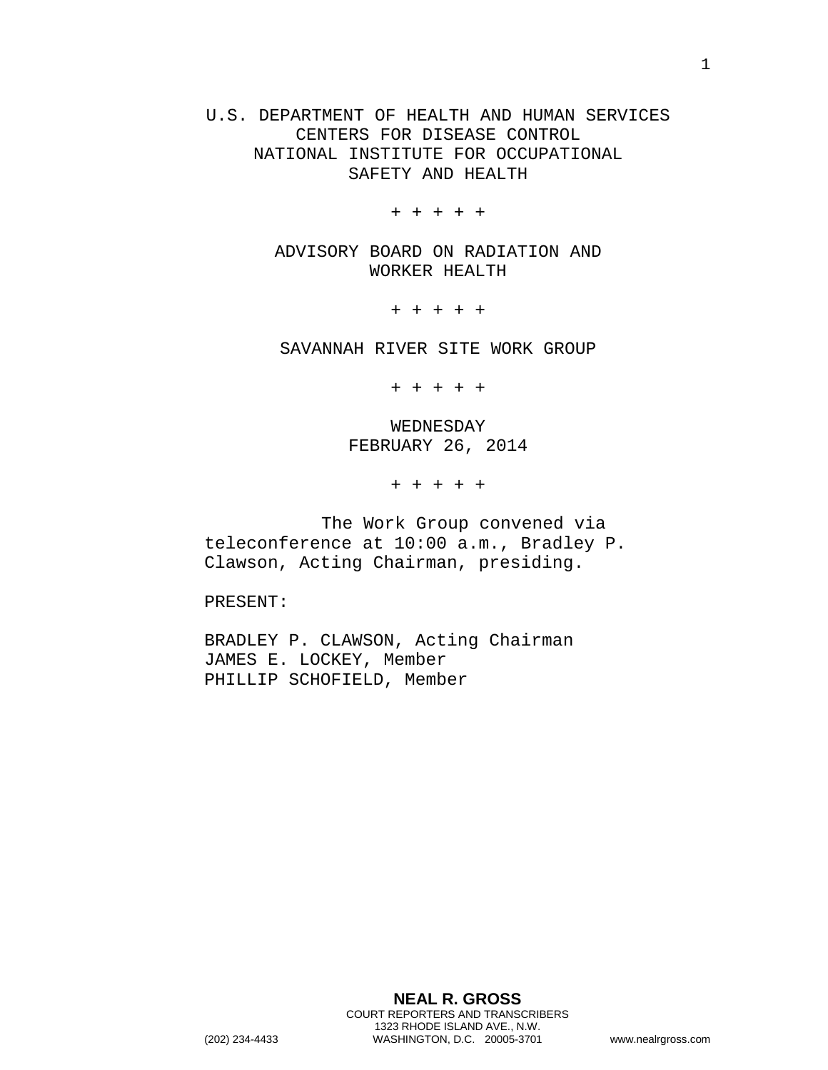U.S. DEPARTMENT OF HEALTH AND HUMAN SERVICES
CENTERS FOR DISEASE CONTROL
NATIONAL INSTITUTE FOR OCCUPATIONAL
SAFETY AND HEALTH

+ + + + +

ADVISORY BOARD ON RADIATION AND
WORKER HEALTH

+ + + + +

SAVANNAH RIVER SITE WORK GROUP

+ + + + +

WEDNESDAY
FEBRUARY 26, 2014

+ + + + +

The Work Group convened via teleconference at 10:00 a.m., Bradley P. Clawson, Acting Chairman, presiding.

PRESENT:

BRADLEY P. CLAWSON, Acting Chairman
JAMES E. LOCKEY, Member
PHILLIP SCHOFIELD, Member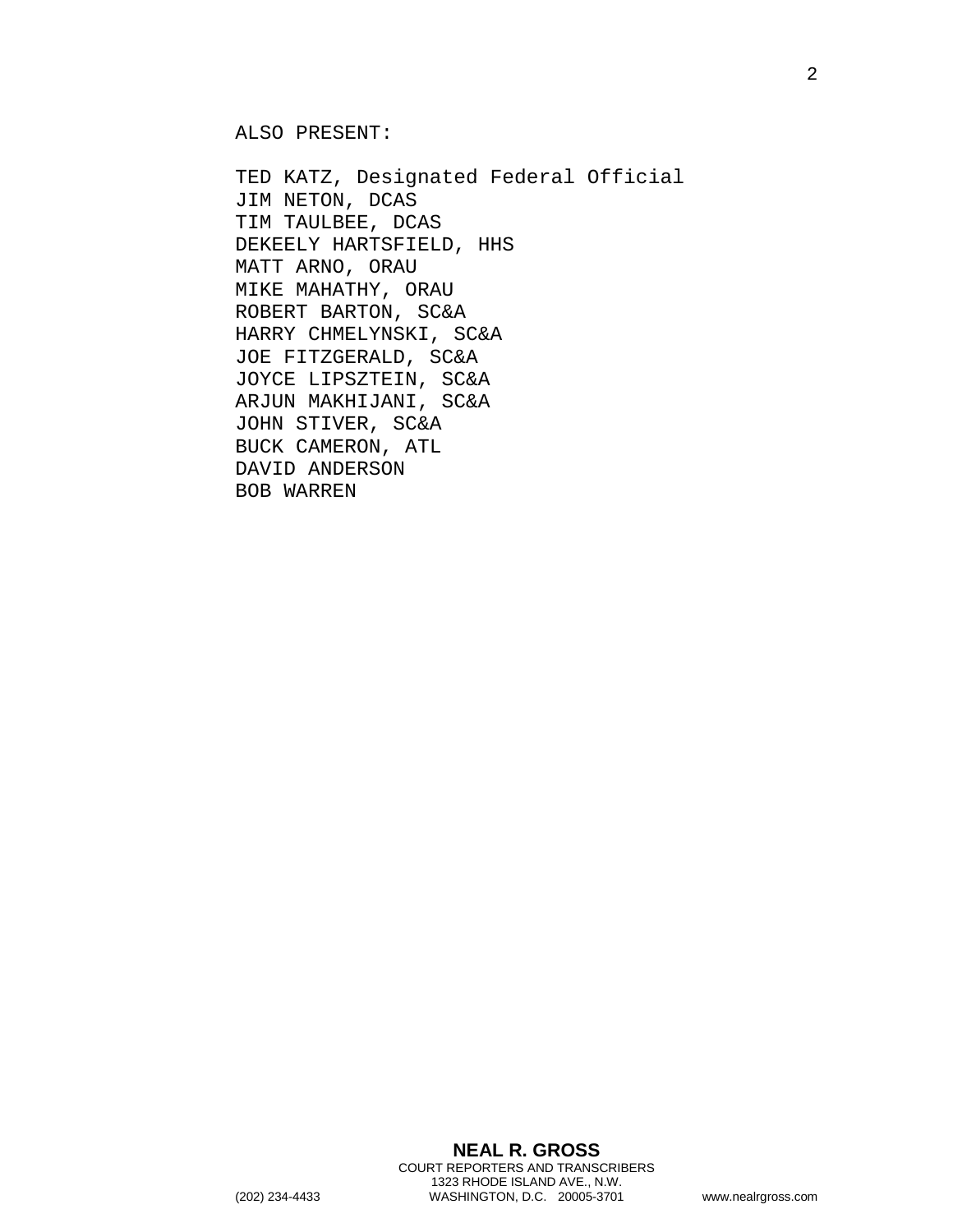ALSO PRESENT:

TED KATZ, Designated Federal Official
JIM NETON, DCAS
TIM TAULBEE, DCAS
DEKEELY HARTSFIELD, HHS
MATT ARNO, ORAU
MIKE MAHATHY, ORAU
ROBERT BARTON, SC&A
HARRY CHMELYNSKI, SC&A
JOE FITZGERALD, SC&A
JOYCE LIPSZTEIN, SC&A
ARJUN MAKHIJANI, SC&A
JOHN STIVER, SC&A
BUCK CAMERON, ATL
DAVID ANDERSON
BOB WARREN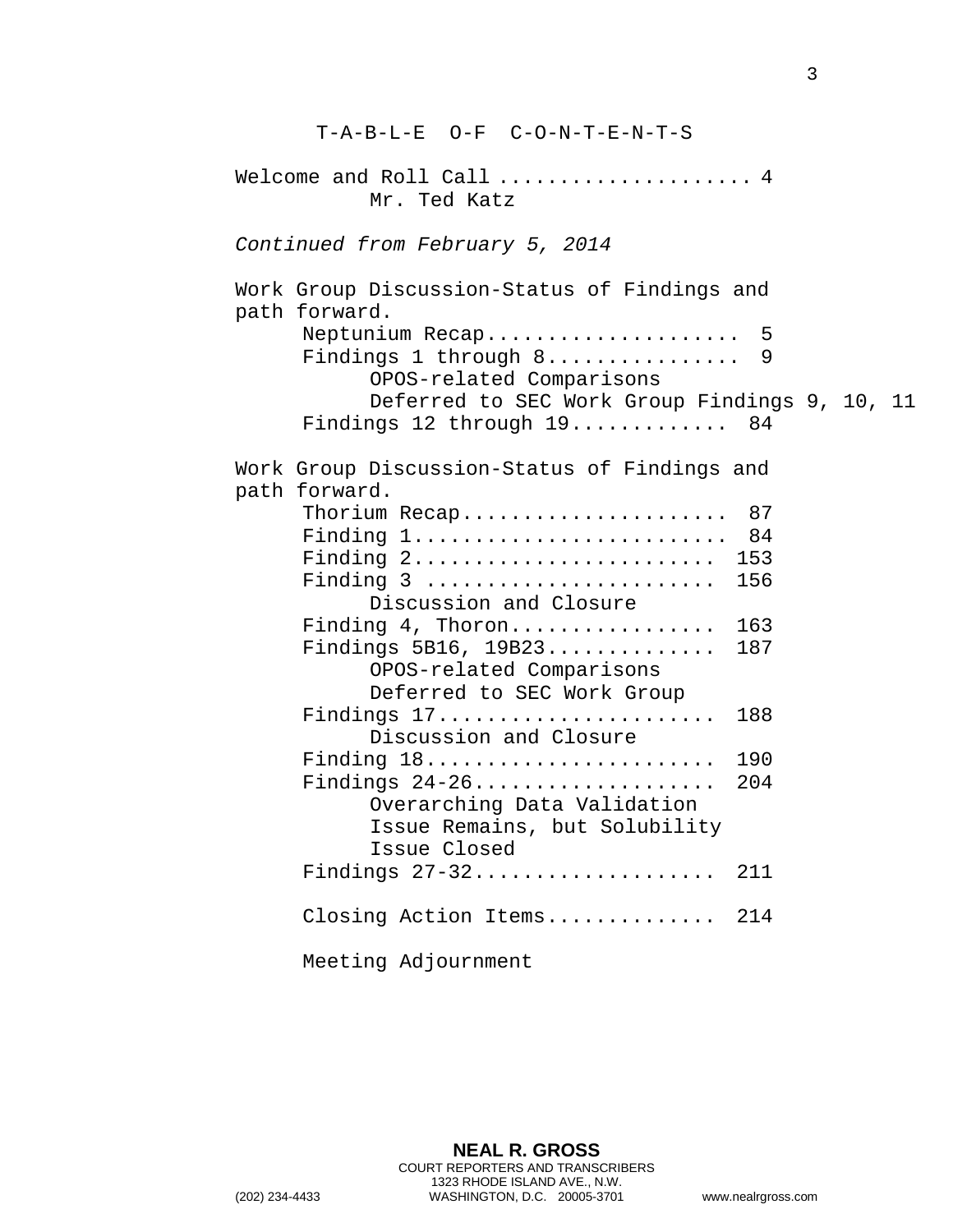# T-A-B-L-E O-F C-O-N-T-E-N-T-S

Welcome and Roll Call .................... 4
Mr. Ted Katz

*Continued from February 5, 2014*

Work Group Discussion-Status of Findings and path forward.

- Neptunium Recap..................... 5
- Findings 1 through 8................ 9
  - OPOS-related Comparisons
  - Deferred to SEC Work Group Findings 9, 10, 11
- Findings 12 through 19............. 84

Work Group Discussion-Status of Findings and path forward.

- Thorium Recap...................... 87
- Finding 1.......................... 84
- Finding 2......................... 153
- Finding 3 ........................ 156
  - Discussion and Closure
- Finding 4, Thoron................. 163
- Findings 5B16, 19B23.............. 187
  - OPOS-related Comparisons
  - Deferred to SEC Work Group
- Findings 17....................... 188
  - Discussion and Closure
- Finding 18........................ 190
- Findings 24-26.................... 204
  - Overarching Data Validation Issue Remains, but Solubility Issue Closed
- Findings 27-32.................... 211
- Closing Action Items.............. 214
- Meeting Adjournment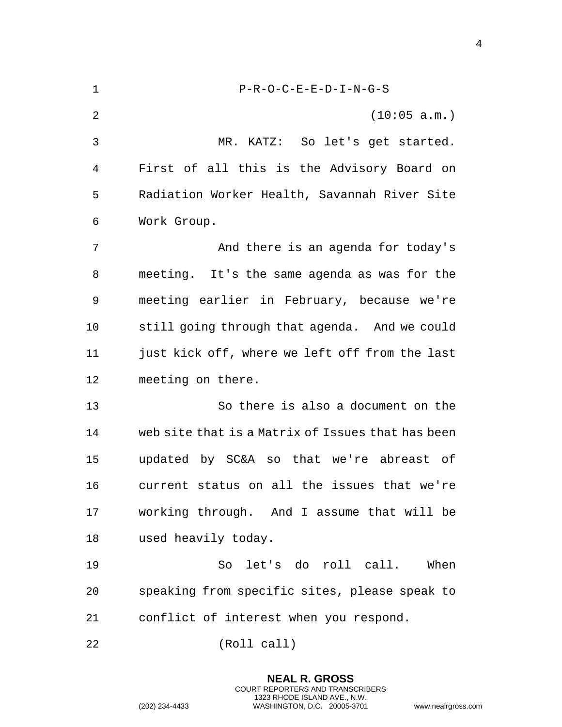P-R-O-C-E-E-D-I-N-G-S

(10:05 a.m.)

MR. KATZ: So let's get started. First of all this is the Advisory Board on Radiation Worker Health, Savannah River Site Work Group.

And there is an agenda for today's meeting. It's the same agenda as was for the meeting earlier in February, because we're still going through that agenda. And we could just kick off, where we left off from the last meeting on there.

So there is also a document on the web site that is a Matrix of Issues that has been updated by SC&A so that we're abreast of current status on all the issues that we're working through. And I assume that will be used heavily today.

So let's do roll call. When speaking from specific sites, please speak to conflict of interest when you respond.

(Roll call)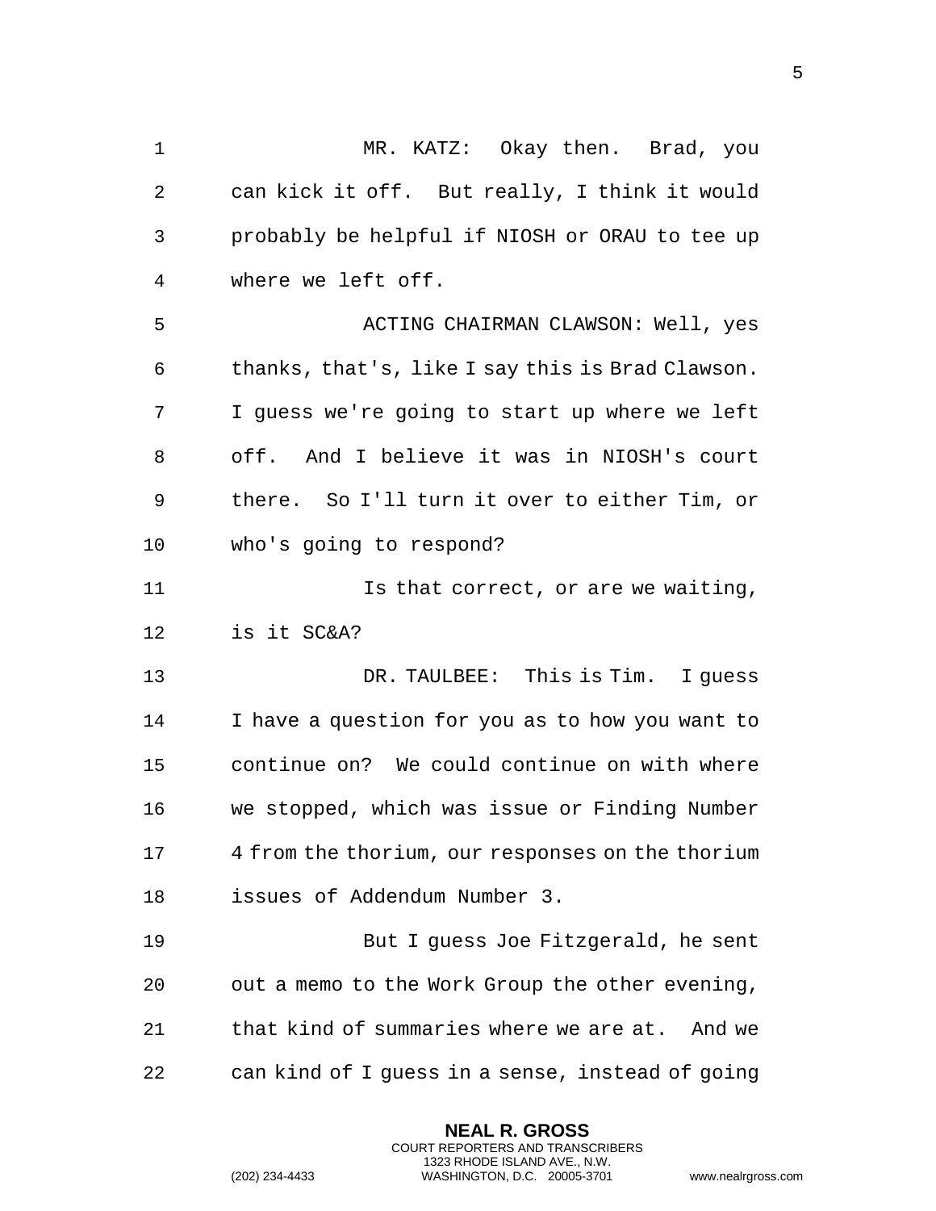MR. KATZ: Okay then. Brad, you can kick it off. But really, I think it would probably be helpful if NIOSH or ORAU to tee up where we left off.

ACTING CHAIRMAN CLAWSON: Well, yes thanks, that's, like I say this is Brad Clawson. I guess we're going to start up where we left off. And I believe it was in NIOSH's court there. So I'll turn it over to either Tim, or who's going to respond?

Is that correct, or are we waiting, is it SC&A?

DR. TAULBEE: This is Tim. I guess I have a question for you as to how you want to continue on? We could continue on with where we stopped, which was issue or Finding Number 4 from the thorium, our responses on the thorium issues of Addendum Number 3.

But I guess Joe Fitzgerald, he sent out a memo to the Work Group the other evening, that kind of summaries where we are at. And we can kind of I guess in a sense, instead of going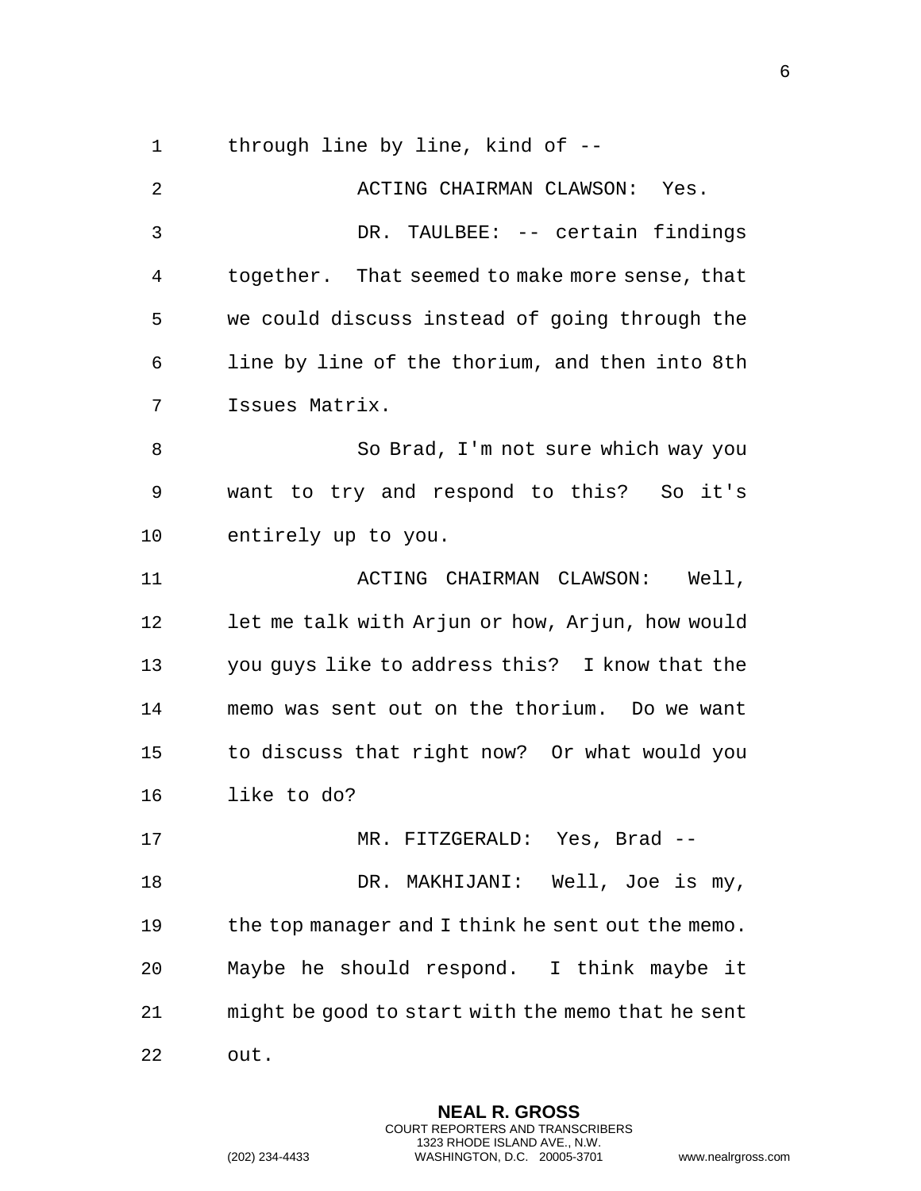through line by line, kind of --

ACTING CHAIRMAN CLAWSON: Yes.

DR. TAULBEE: -- certain findings together. That seemed to make more sense, that we could discuss instead of going through the line by line of the thorium, and then into 8th Issues Matrix.

So Brad, I'm not sure which way you want to try and respond to this? So it's entirely up to you.

ACTING CHAIRMAN CLAWSON: Well, let me talk with Arjun or how, Arjun, how would you guys like to address this? I know that the memo was sent out on the thorium. Do we want to discuss that right now? Or what would you like to do?

MR. FITZGERALD: Yes, Brad --

DR. MAKHIJANI: Well, Joe is my, the top manager and I think he sent out the memo. Maybe he should respond. I think maybe it might be good to start with the memo that he sent out.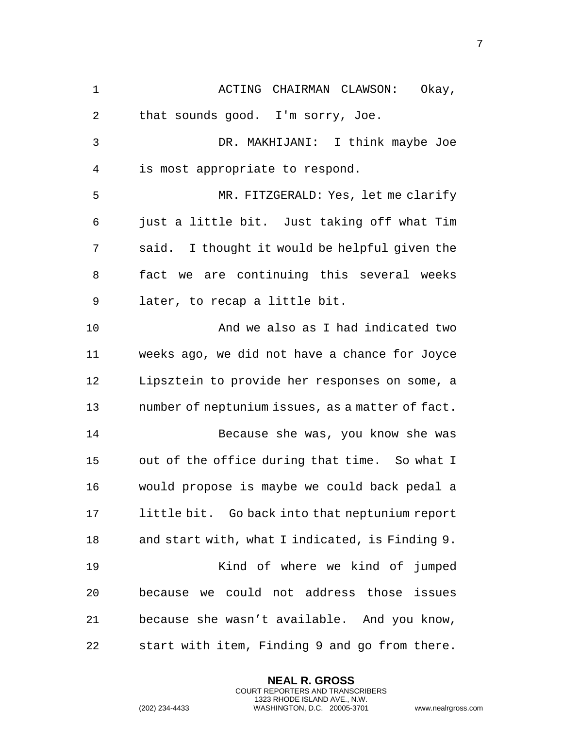ACTING CHAIRMAN CLAWSON: Okay, that sounds good. I'm sorry, Joe.

DR. MAKHIJANI: I think maybe Joe is most appropriate to respond.

MR. FITZGERALD: Yes, let me clarify just a little bit. Just taking off what Tim said. I thought it would be helpful given the fact we are continuing this several weeks later, to recap a little bit.

And we also as I had indicated two weeks ago, we did not have a chance for Joyce Lipsztein to provide her responses on some, a number of neptunium issues, as a matter of fact.

Because she was, you know she was out of the office during that time. So what I would propose is maybe we could back pedal a little bit. Go back into that neptunium report and start with, what I indicated, is Finding 9.

Kind of where we kind of jumped because we could not address those issues because she wasn't available. And you know, start with item, Finding 9 and go from there.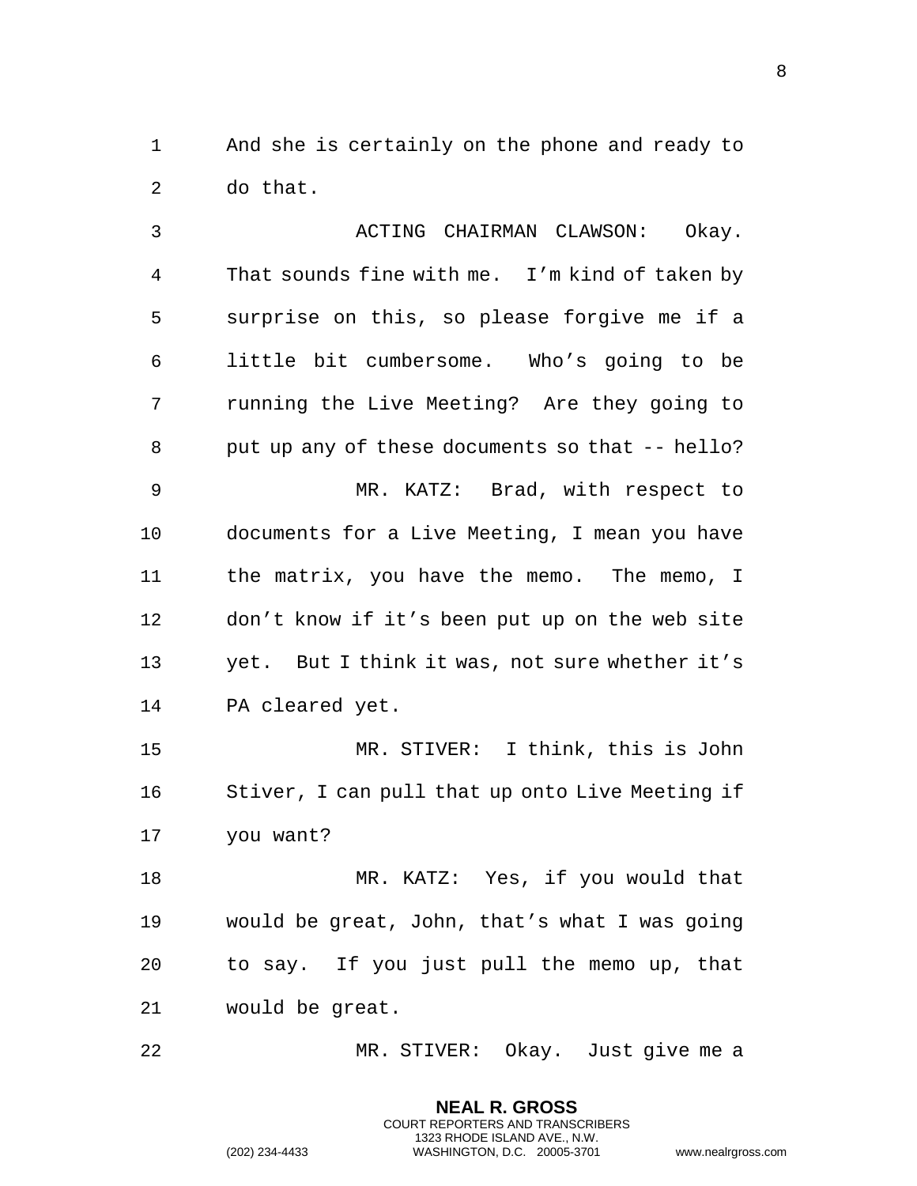And she is certainly on the phone and ready to do that.

ACTING CHAIRMAN CLAWSON: Okay. That sounds fine with me. I'm kind of taken by surprise on this, so please forgive me if a little bit cumbersome. Who's going to be running the Live Meeting? Are they going to put up any of these documents so that -- hello?

MR. KATZ: Brad, with respect to documents for a Live Meeting, I mean you have the matrix, you have the memo. The memo, I don't know if it's been put up on the web site yet. But I think it was, not sure whether it's PA cleared yet.

MR. STIVER: I think, this is John Stiver, I can pull that up onto Live Meeting if you want?

MR. KATZ: Yes, if you would that would be great, John, that's what I was going to say. If you just pull the memo up, that would be great.

MR. STIVER: Okay. Just give me a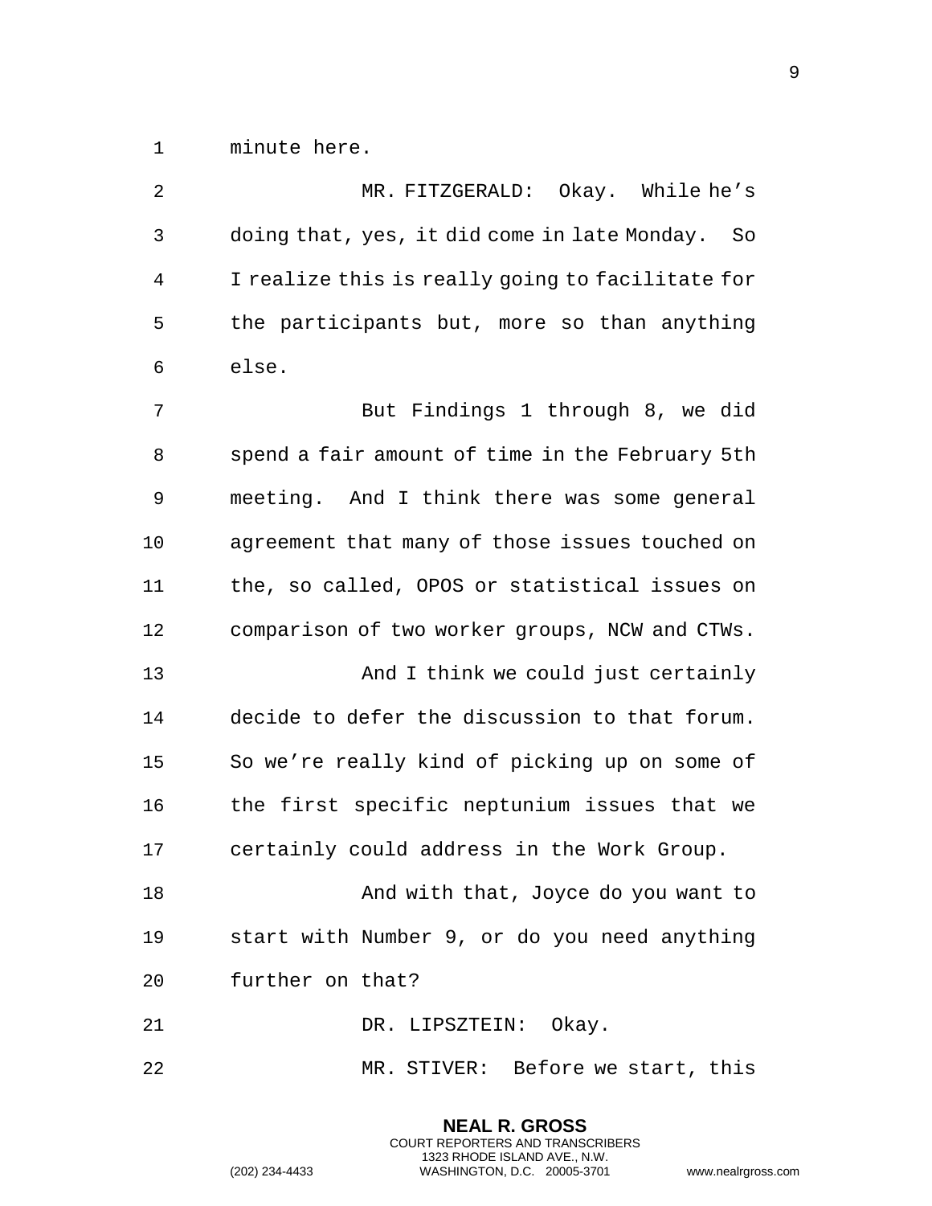minute here.

MR. FITZGERALD: Okay. While he's doing that, yes, it did come in late Monday. So I realize this is really going to facilitate for the participants but, more so than anything else.

But Findings 1 through 8, we did spend a fair amount of time in the February 5th meeting. And I think there was some general agreement that many of those issues touched on the, so called, OPOS or statistical issues on comparison of two worker groups, NCW and CTWs.

And I think we could just certainly decide to defer the discussion to that forum. So we're really kind of picking up on some of the first specific neptunium issues that we certainly could address in the Work Group.

And with that, Joyce do you want to start with Number 9, or do you need anything further on that?

DR. LIPSZTEIN: Okay.

MR. STIVER: Before we start, this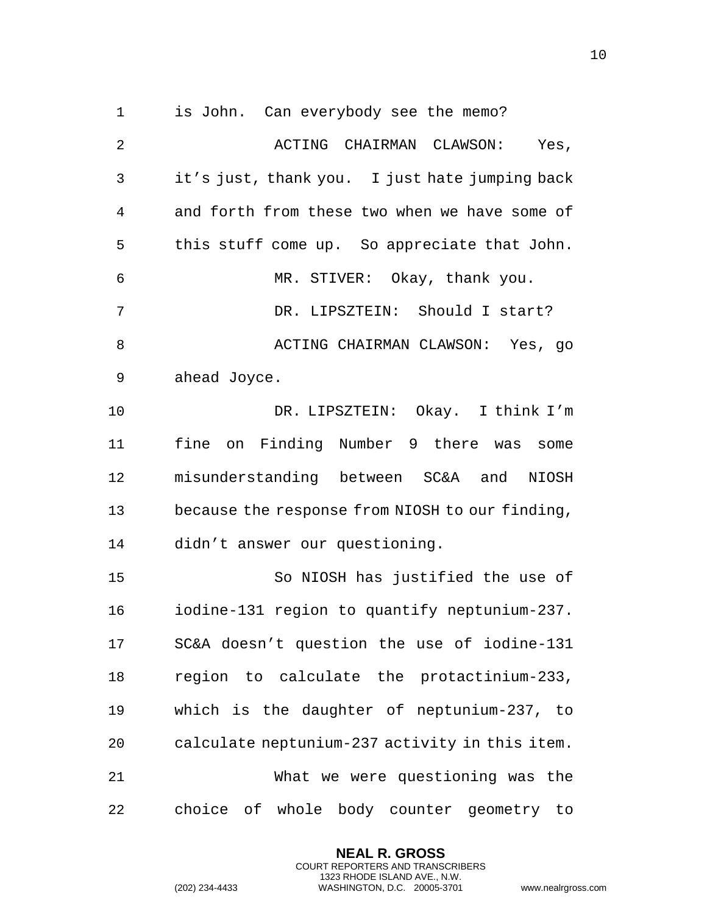is John. Can everybody see the memo?

ACTING CHAIRMAN CLAWSON: Yes, it's just, thank you. I just hate jumping back and forth from these two when we have some of this stuff come up. So appreciate that John.

MR. STIVER: Okay, thank you.

DR. LIPSZTEIN: Should I start?

ACTING CHAIRMAN CLAWSON: Yes, go ahead Joyce.

DR. LIPSZTEIN: Okay. I think I'm fine on Finding Number 9 there was some misunderstanding between SC&A and NIOSH because the response from NIOSH to our finding, didn't answer our questioning.

So NIOSH has justified the use of iodine-131 region to quantify neptunium-237. SC&A doesn't question the use of iodine-131 region to calculate the protactinium-233, which is the daughter of neptunium-237, to calculate neptunium-237 activity in this item.

What we were questioning was the choice of whole body counter geometry to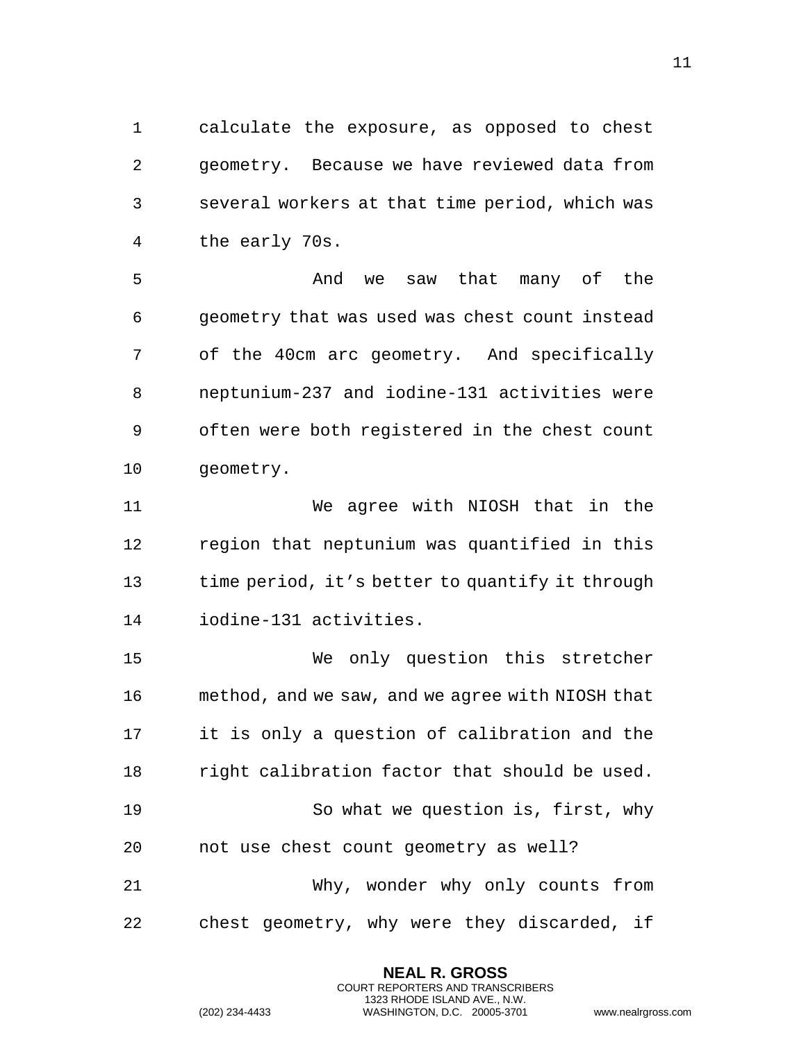calculate the exposure, as opposed to chest geometry. Because we have reviewed data from several workers at that time period, which was the early 70s.

And we saw that many of the geometry that was used was chest count instead of the 40cm arc geometry. And specifically neptunium-237 and iodine-131 activities were often were both registered in the chest count geometry.

We agree with NIOSH that in the region that neptunium was quantified in this time period, it's better to quantify it through iodine-131 activities.

We only question this stretcher method, and we saw, and we agree with NIOSH that it is only a question of calibration and the right calibration factor that should be used.

So what we question is, first, why not use chest count geometry as well?

Why, wonder why only counts from chest geometry, why were they discarded, if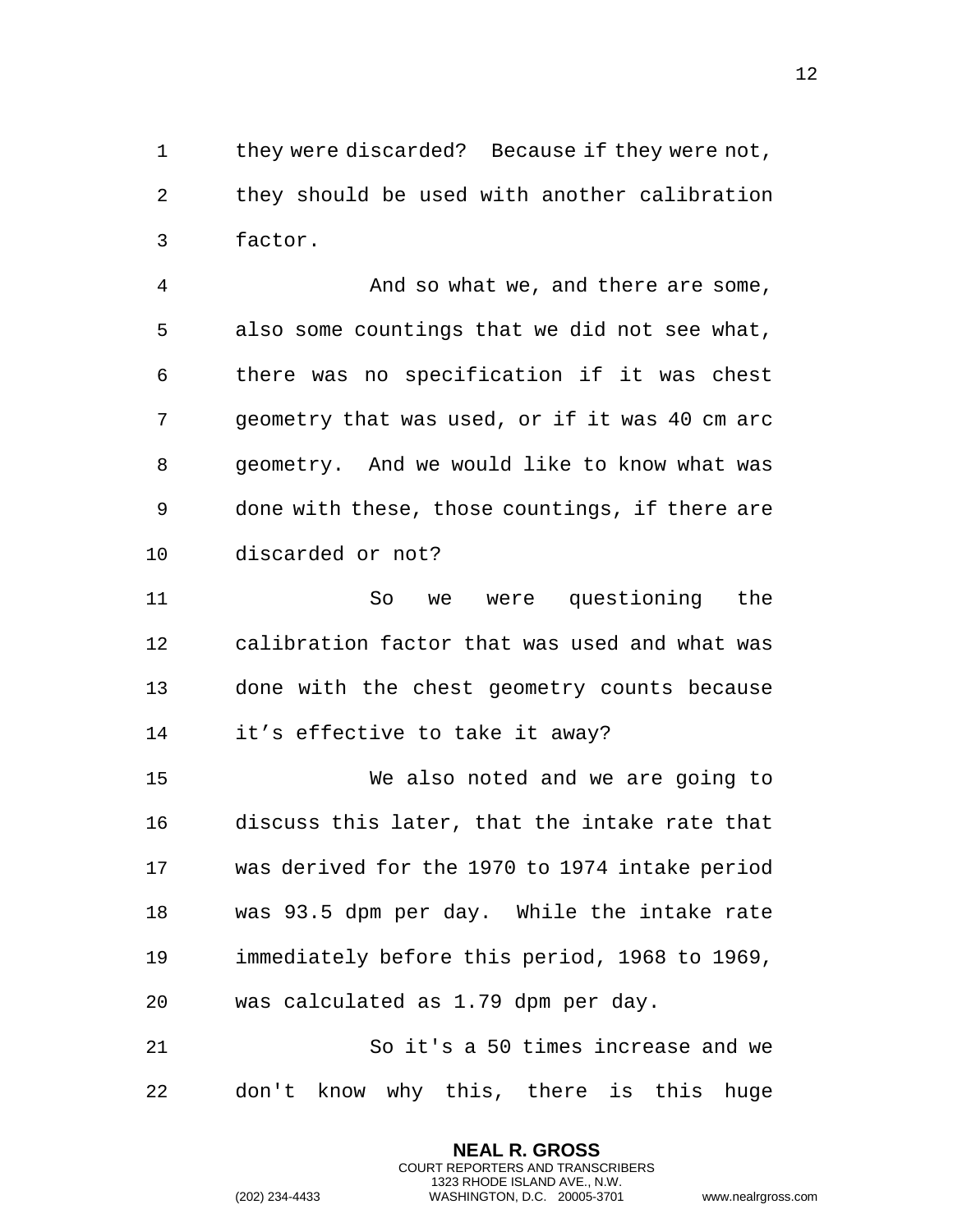they were discarded? Because if they were not, they should be used with another calibration factor.

And so what we, and there are some, also some countings that we did not see what, there was no specification if it was chest geometry that was used, or if it was 40 cm arc geometry. And we would like to know what was done with these, those countings, if there are discarded or not?

So we were questioning the calibration factor that was used and what was done with the chest geometry counts because it’s effective to take it away?

We also noted and we are going to discuss this later, that the intake rate that was derived for the 1970 to 1974 intake period was 93.5 dpm per day. While the intake rate immediately before this period, 1968 to 1969, was calculated as 1.79 dpm per day.

So it's a 50 times increase and we don't know why this, there is this huge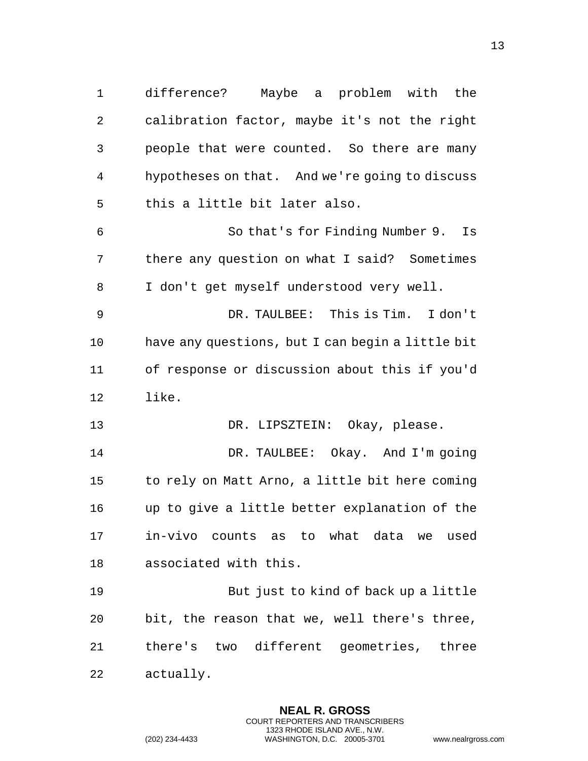difference? Maybe a problem with the calibration factor, maybe it's not the right people that were counted. So there are many hypotheses on that. And we're going to discuss this a little bit later also.

So that's for Finding Number 9. Is there any question on what I said? Sometimes I don't get myself understood very well.

DR. TAULBEE: This is Tim. I don't have any questions, but I can begin a little bit of response or discussion about this if you'd like.

DR. LIPSZTEIN: Okay, please.

DR. TAULBEE: Okay. And I'm going to rely on Matt Arno, a little bit here coming up to give a little better explanation of the in-vivo counts as to what data we used associated with this.

But just to kind of back up a little bit, the reason that we, well there's three, there's two different geometries, three actually.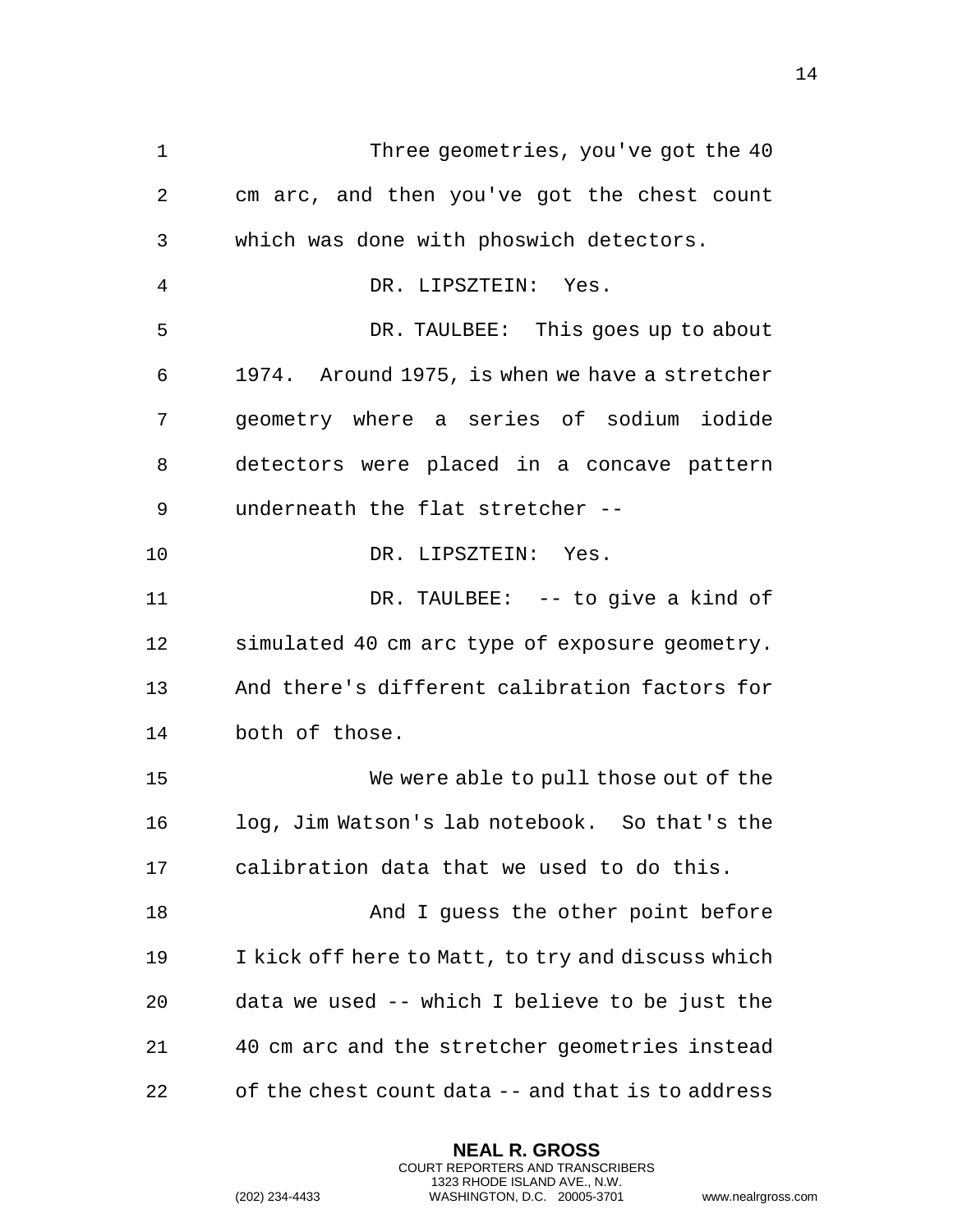Three geometries, you've got the 40 cm arc, and then you've got the chest count which was done with phoswich detectors.

DR. LIPSZTEIN: Yes.

DR. TAULBEE: This goes up to about 1974. Around 1975, is when we have a stretcher geometry where a series of sodium iodide detectors were placed in a concave pattern underneath the flat stretcher --

DR. LIPSZTEIN: Yes.

DR. TAULBEE: -- to give a kind of simulated 40 cm arc type of exposure geometry. And there's different calibration factors for both of those.

We were able to pull those out of the log, Jim Watson's lab notebook. So that's the calibration data that we used to do this.

And I guess the other point before I kick off here to Matt, to try and discuss which data we used -- which I believe to be just the 40 cm arc and the stretcher geometries instead of the chest count data -- and that is to address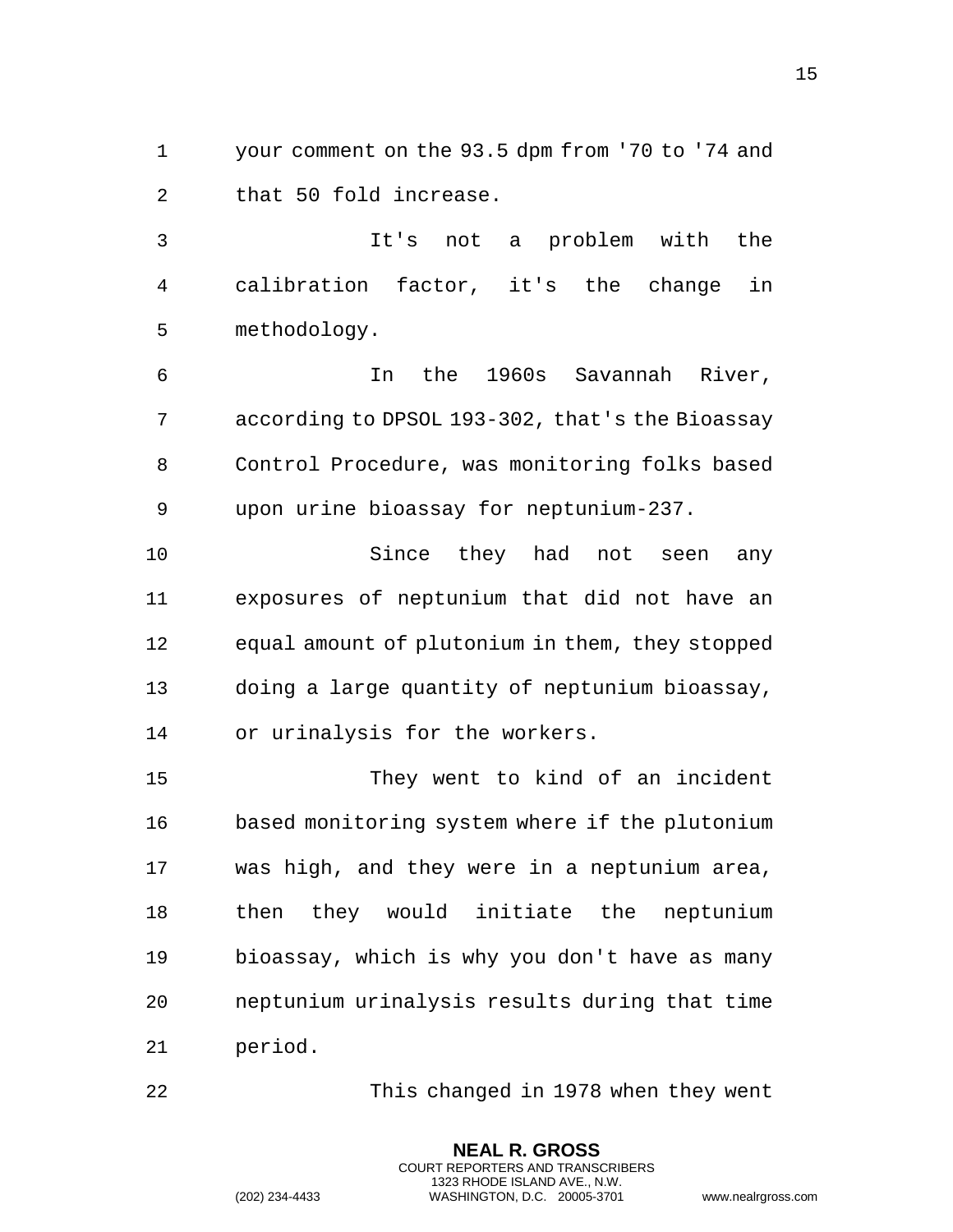your comment on the 93.5 dpm from '70 to '74 and that 50 fold increase.

It's not a problem with the calibration factor, it's the change in methodology.

In the 1960s Savannah River, according to DPSOL 193-302, that's the Bioassay Control Procedure, was monitoring folks based upon urine bioassay for neptunium-237.

Since they had not seen any exposures of neptunium that did not have an equal amount of plutonium in them, they stopped doing a large quantity of neptunium bioassay, or urinalysis for the workers.

They went to kind of an incident based monitoring system where if the plutonium was high, and they were in a neptunium area, then they would initiate the neptunium bioassay, which is why you don't have as many neptunium urinalysis results during that time period.

This changed in 1978 when they went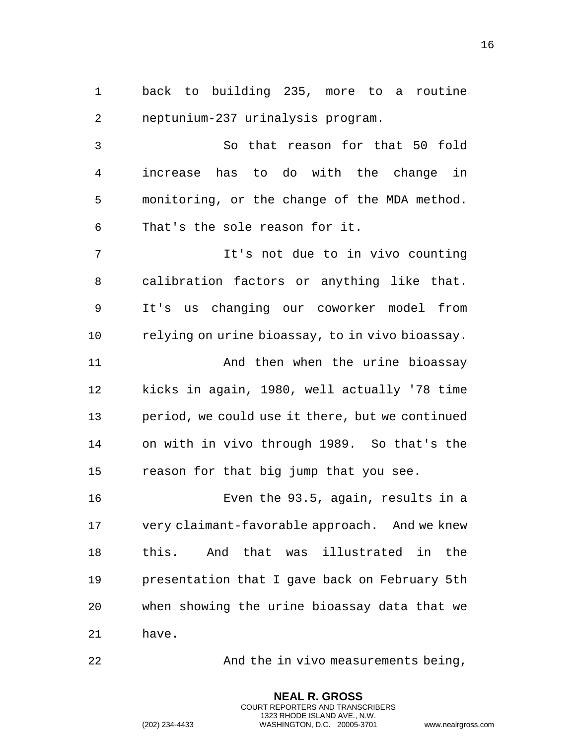back to building 235, more to a routine neptunium-237 urinalysis program.

So that reason for that 50 fold increase has to do with the change in monitoring, or the change of the MDA method. That's the sole reason for it.

It's not due to in vivo counting calibration factors or anything like that. It's us changing our coworker model from relying on urine bioassay, to in vivo bioassay.

And then when the urine bioassay kicks in again, 1980, well actually '78 time period, we could use it there, but we continued on with in vivo through 1989. So that's the reason for that big jump that you see.

Even the 93.5, again, results in a very claimant-favorable approach. And we knew this. And that was illustrated in the presentation that I gave back on February 5th when showing the urine bioassay data that we have.

And the in vivo measurements being,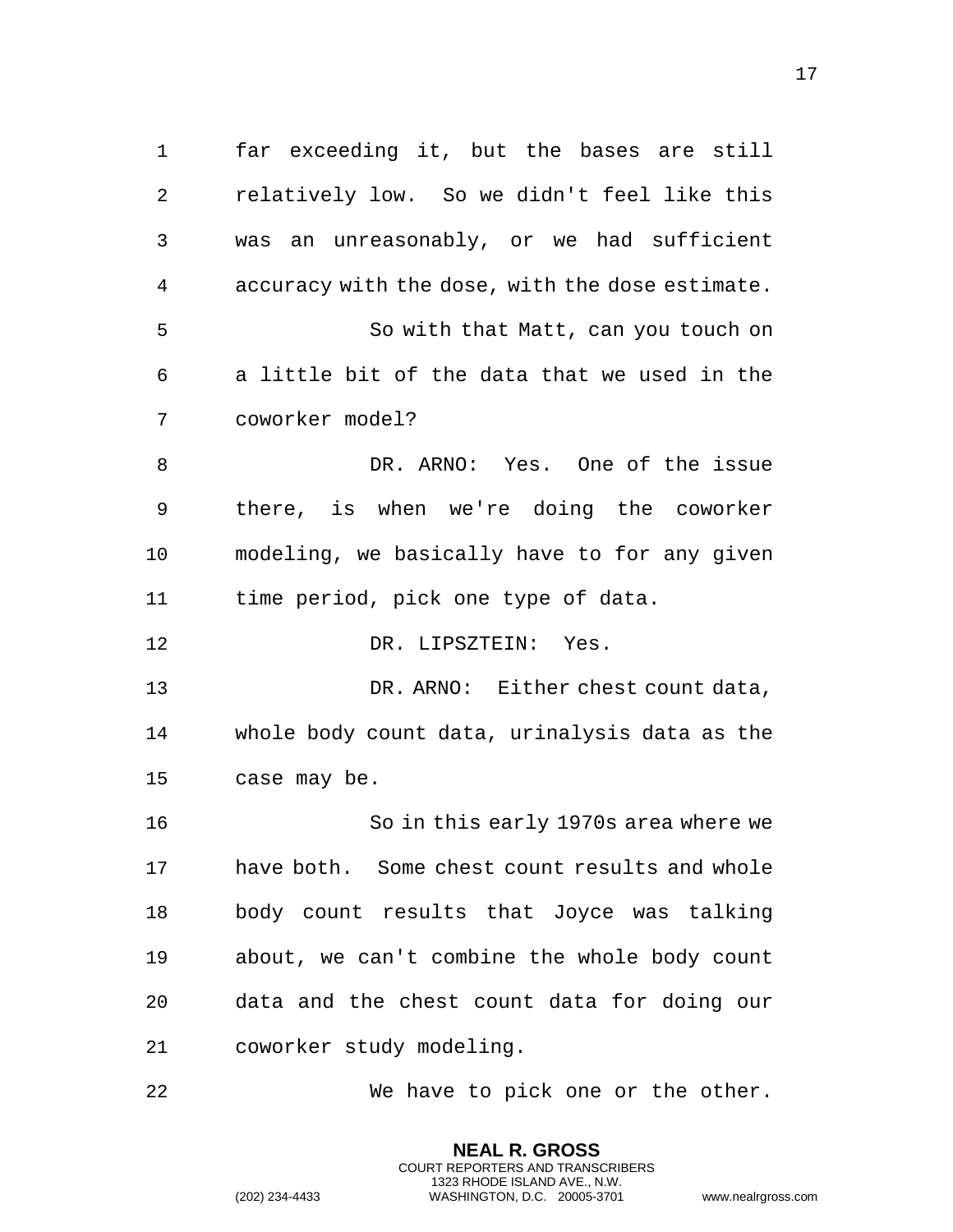far exceeding it, but the bases are still relatively low. So we didn't feel like this was an unreasonably, or we had sufficient accuracy with the dose, with the dose estimate.

So with that Matt, can you touch on a little bit of the data that we used in the coworker model?

DR. ARNO: Yes. One of the issue there, is when we're doing the coworker modeling, we basically have to for any given time period, pick one type of data.

DR. LIPSZTEIN: Yes.

DR. ARNO: Either chest count data, whole body count data, urinalysis data as the case may be.

So in this early 1970s area where we have both. Some chest count results and whole body count results that Joyce was talking about, we can't combine the whole body count data and the chest count data for doing our coworker study modeling.

We have to pick one or the other.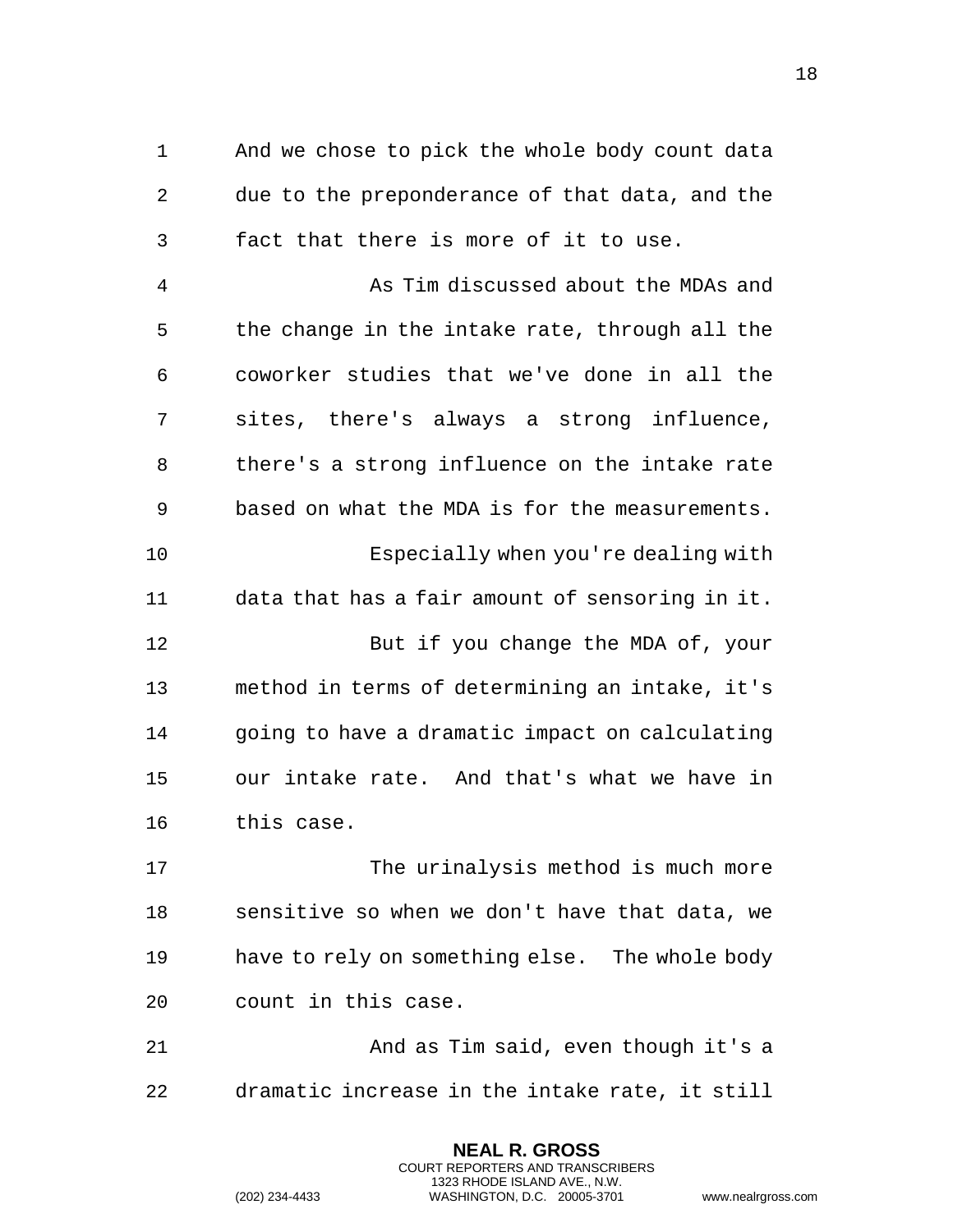And we chose to pick the whole body count data due to the preponderance of that data, and the fact that there is more of it to use.

As Tim discussed about the MDAs and the change in the intake rate, through all the coworker studies that we've done in all the sites, there's always a strong influence, there's a strong influence on the intake rate based on what the MDA is for the measurements.

Especially when you're dealing with data that has a fair amount of sensoring in it.

But if you change the MDA of, your method in terms of determining an intake, it's going to have a dramatic impact on calculating our intake rate. And that's what we have in this case.

The urinalysis method is much more sensitive so when we don't have that data, we have to rely on something else. The whole body count in this case.

And as Tim said, even though it's a dramatic increase in the intake rate, it still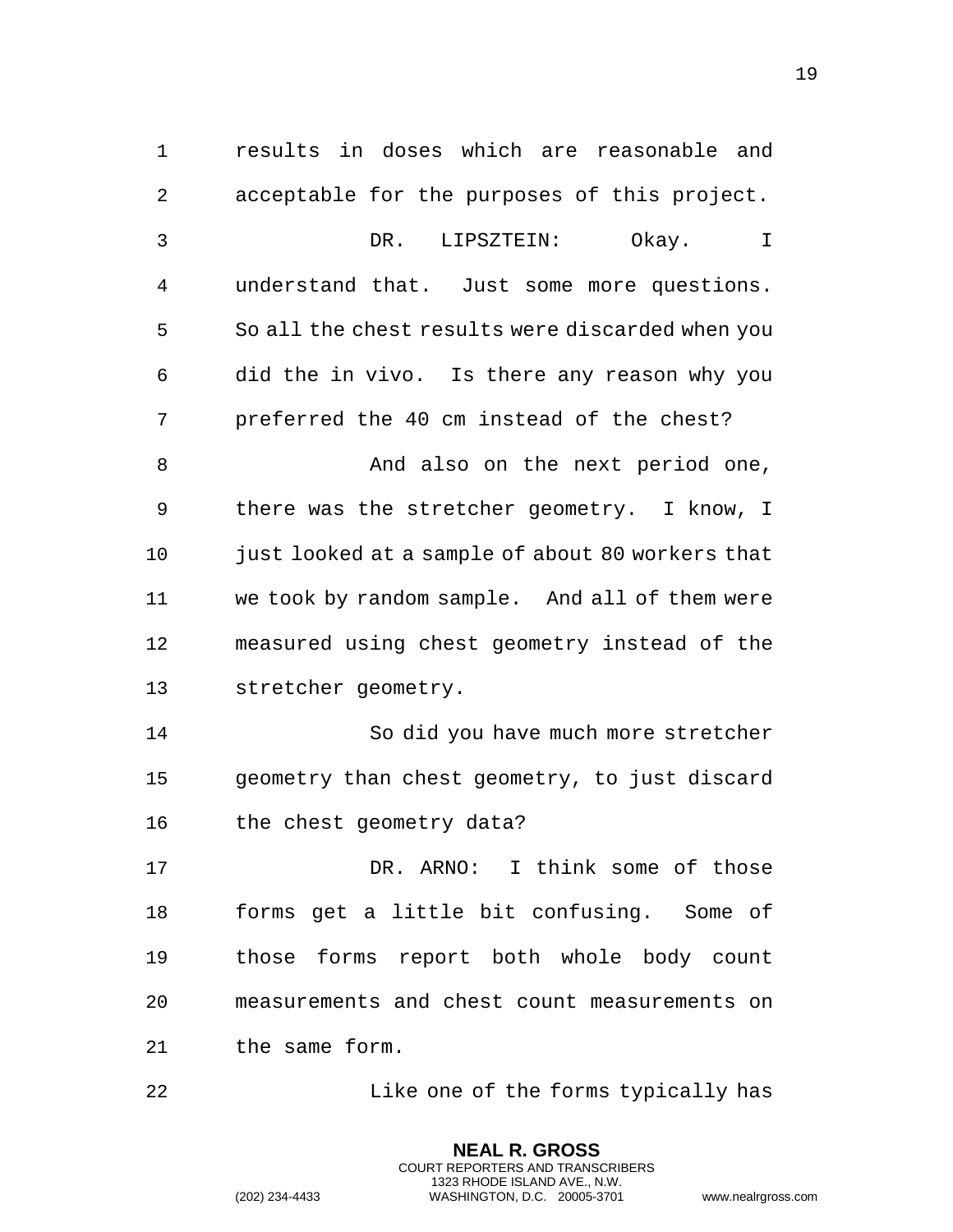results in doses which are reasonable and acceptable for the purposes of this project.

DR. LIPSZTEIN: Okay. I understand that. Just some more questions. So all the chest results were discarded when you did the in vivo. Is there any reason why you preferred the 40 cm instead of the chest?

And also on the next period one, there was the stretcher geometry. I know, I just looked at a sample of about 80 workers that we took by random sample. And all of them were measured using chest geometry instead of the stretcher geometry.

So did you have much more stretcher geometry than chest geometry, to just discard the chest geometry data?

DR. ARNO: I think some of those forms get a little bit confusing. Some of those forms report both whole body count measurements and chest count measurements on the same form.

Like one of the forms typically has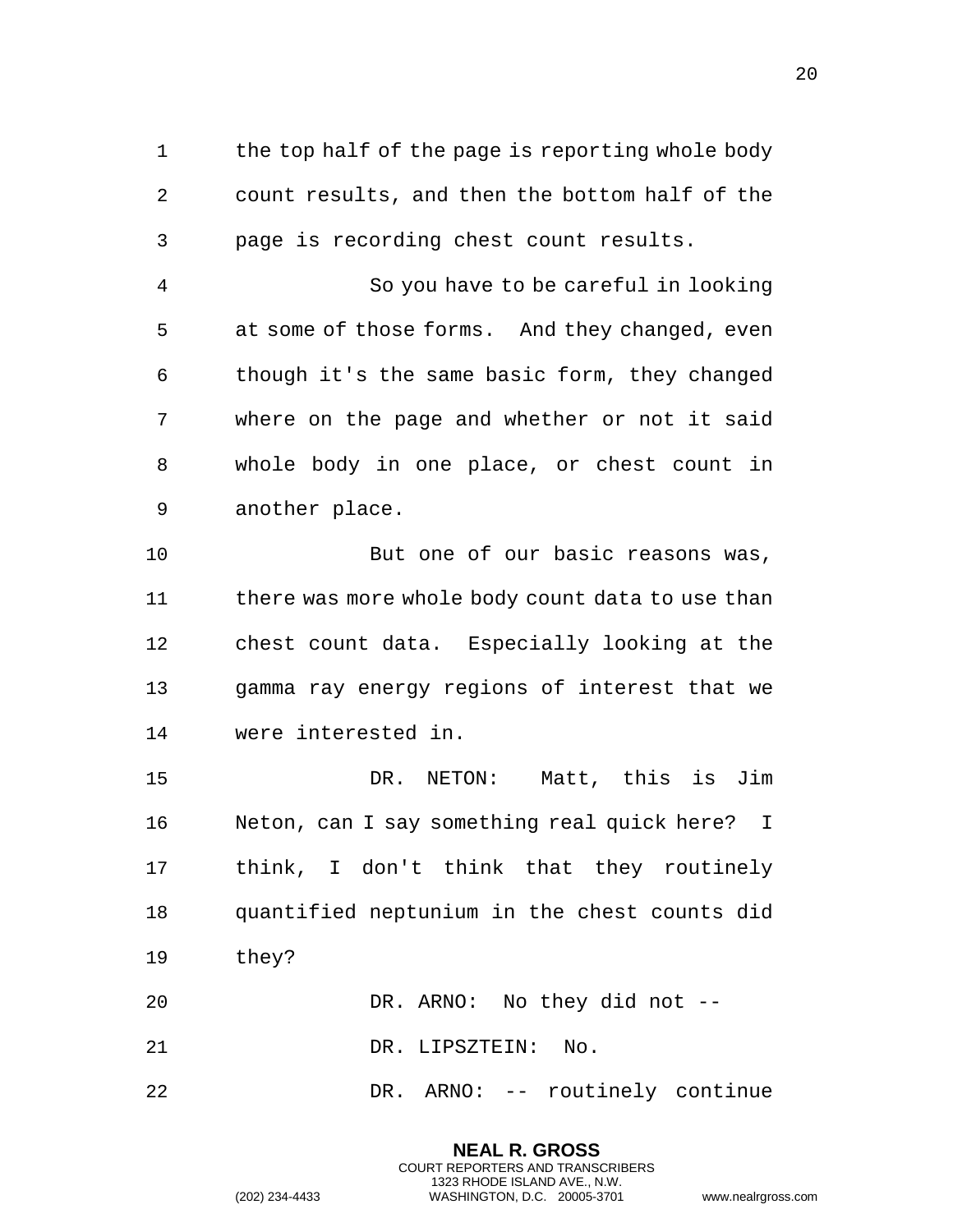the top half of the page is reporting whole body count results, and then the bottom half of the page is recording chest count results.

So you have to be careful in looking at some of those forms. And they changed, even though it's the same basic form, they changed where on the page and whether or not it said whole body in one place, or chest count in another place.

But one of our basic reasons was, there was more whole body count data to use than chest count data. Especially looking at the gamma ray energy regions of interest that we were interested in.

DR. NETON: Matt, this is Jim Neton, can I say something real quick here? I think, I don't think that they routinely quantified neptunium in the chest counts did they?

DR. ARNO: No they did not --

DR. LIPSZTEIN: No.

DR. ARNO: -- routinely continue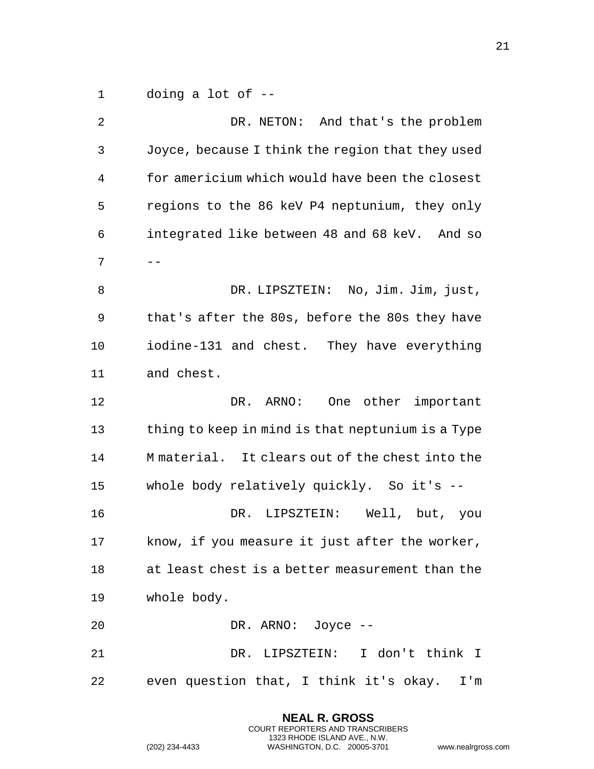doing a lot of --

DR. NETON: And that's the problem Joyce, because I think the region that they used for americium which would have been the closest regions to the 86 keV P4 neptunium, they only integrated like between 48 and 68 keV. And so --

DR. LIPSZTEIN: No, Jim. Jim, just, that's after the 80s, before the 80s they have iodine-131 and chest. They have everything and chest.

DR. ARNO: One other important thing to keep in mind is that neptunium is a Type M material. It clears out of the chest into the whole body relatively quickly. So it's --

DR. LIPSZTEIN: Well, but, you know, if you measure it just after the worker, at least chest is a better measurement than the whole body.

DR. ARNO: Joyce --

DR. LIPSZTEIN: I don't think I even question that, I think it's okay. I'm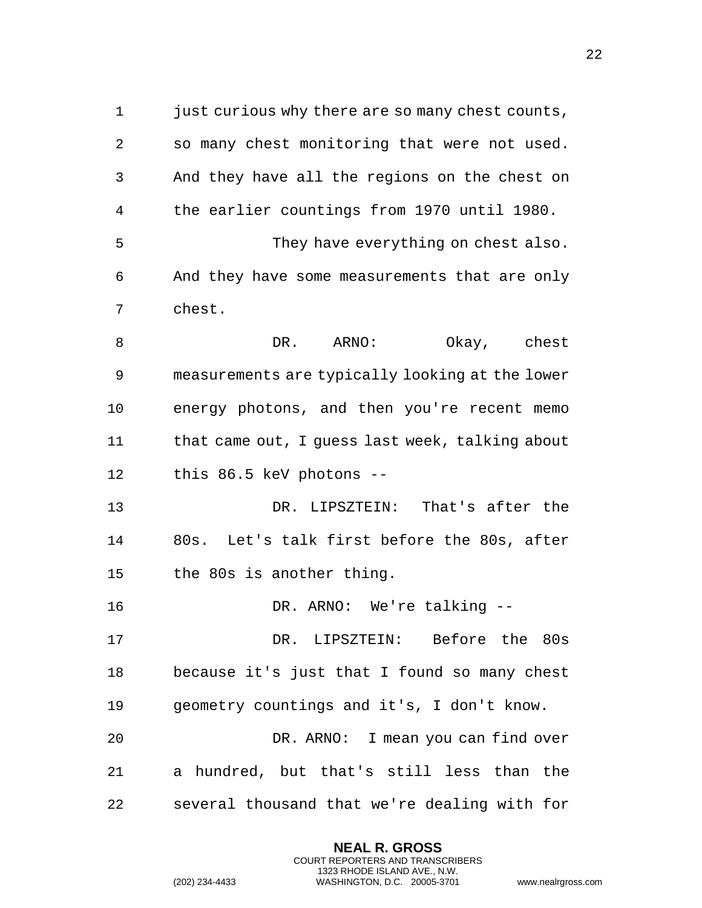just curious why there are so many chest counts, so many chest monitoring that were not used. And they have all the regions on the chest on the earlier countings from 1970 until 1980.

They have everything on chest also. And they have some measurements that are only chest.

DR. ARNO: Okay, chest measurements are typically looking at the lower energy photons, and then you're recent memo that came out, I guess last week, talking about this 86.5 keV photons --

DR. LIPSZTEIN: That's after the 80s. Let's talk first before the 80s, after the 80s is another thing.

DR. ARNO: We're talking --

DR. LIPSZTEIN: Before the 80s because it's just that I found so many chest geometry countings and it's, I don't know.

DR. ARNO: I mean you can find over a hundred, but that's still less than the several thousand that we're dealing with for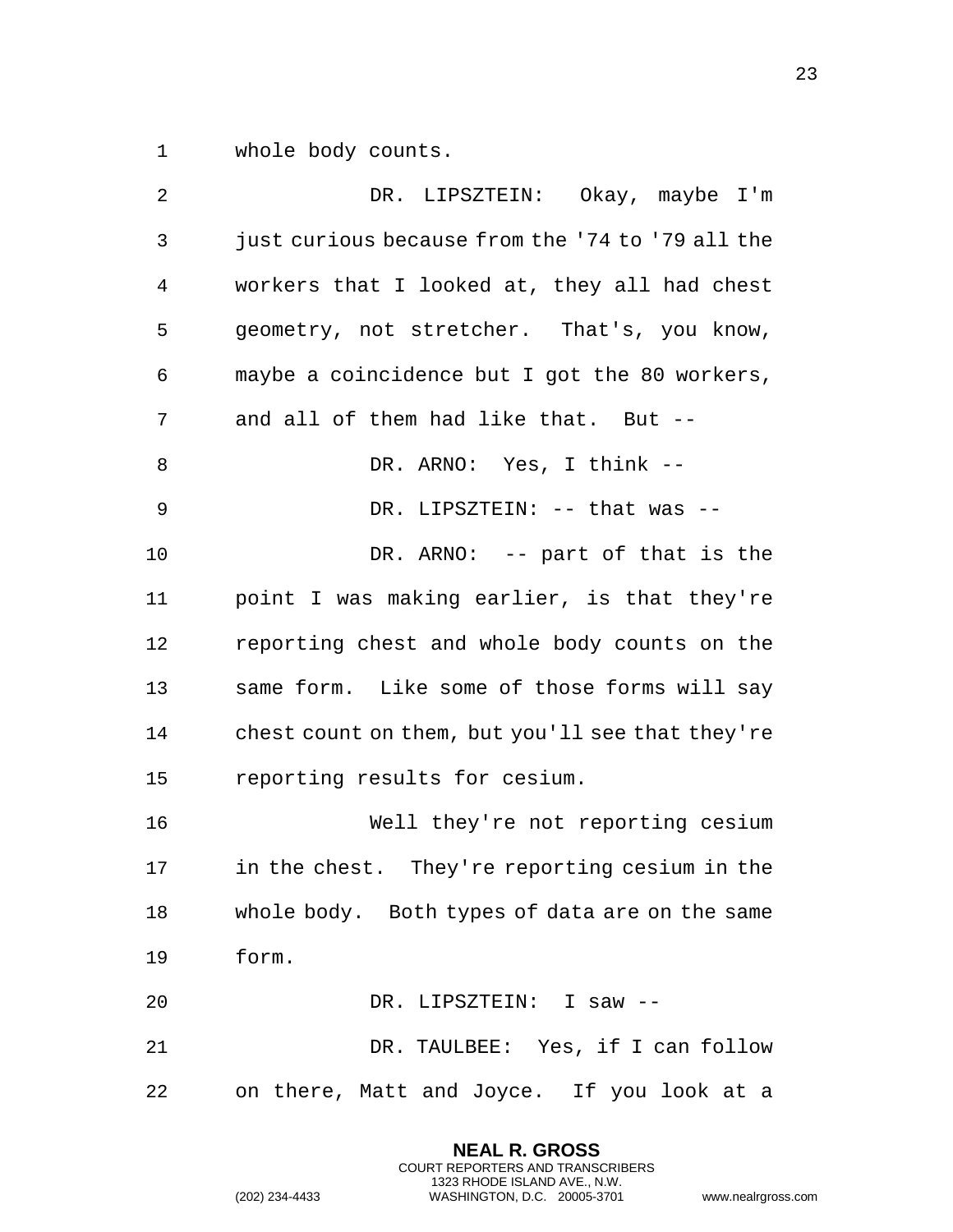whole body counts.

DR. LIPSZTEIN: Okay, maybe I'm just curious because from the '74 to '79 all the workers that I looked at, they all had chest geometry, not stretcher. That's, you know, maybe a coincidence but I got the 80 workers, and all of them had like that. But --

DR. ARNO: Yes, I think --

DR. LIPSZTEIN: -- that was --

DR. ARNO: -- part of that is the point I was making earlier, is that they're reporting chest and whole body counts on the same form. Like some of those forms will say chest count on them, but you'll see that they're reporting results for cesium.

Well they're not reporting cesium in the chest. They're reporting cesium in the whole body. Both types of data are on the same form.

DR. LIPSZTEIN: I saw --

DR. TAULBEE: Yes, if I can follow on there, Matt and Joyce. If you look at a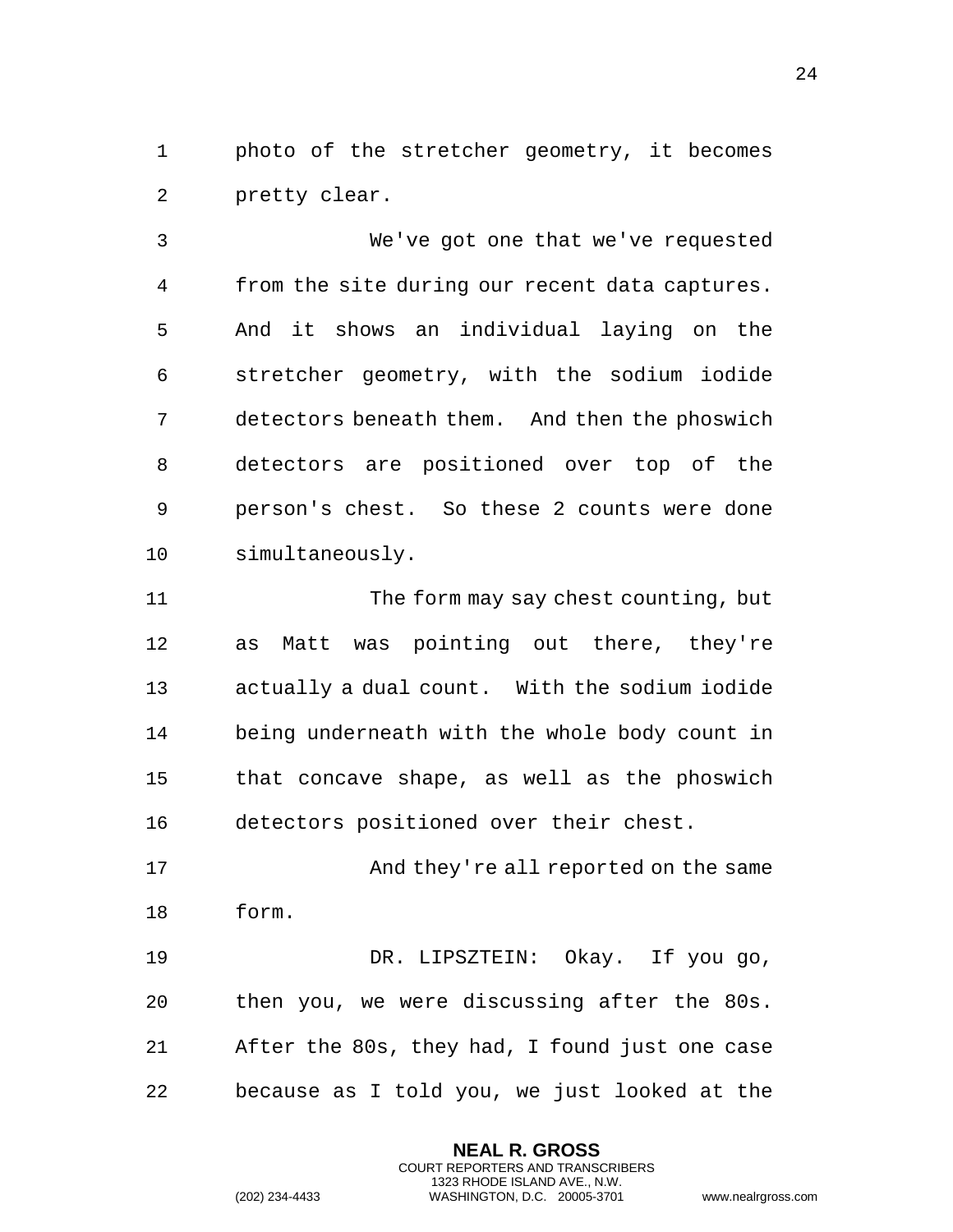photo of the stretcher geometry, it becomes pretty clear.

We've got one that we've requested from the site during our recent data captures. And it shows an individual laying on the stretcher geometry, with the sodium iodide detectors beneath them. And then the phoswich detectors are positioned over top of the person's chest. So these 2 counts were done simultaneously.

The form may say chest counting, but as Matt was pointing out there, they're actually a dual count. With the sodium iodide being underneath with the whole body count in that concave shape, as well as the phoswich detectors positioned over their chest.

And they're all reported on the same form.

DR. LIPSZTEIN: Okay. If you go, then you, we were discussing after the 80s. After the 80s, they had, I found just one case because as I told you, we just looked at the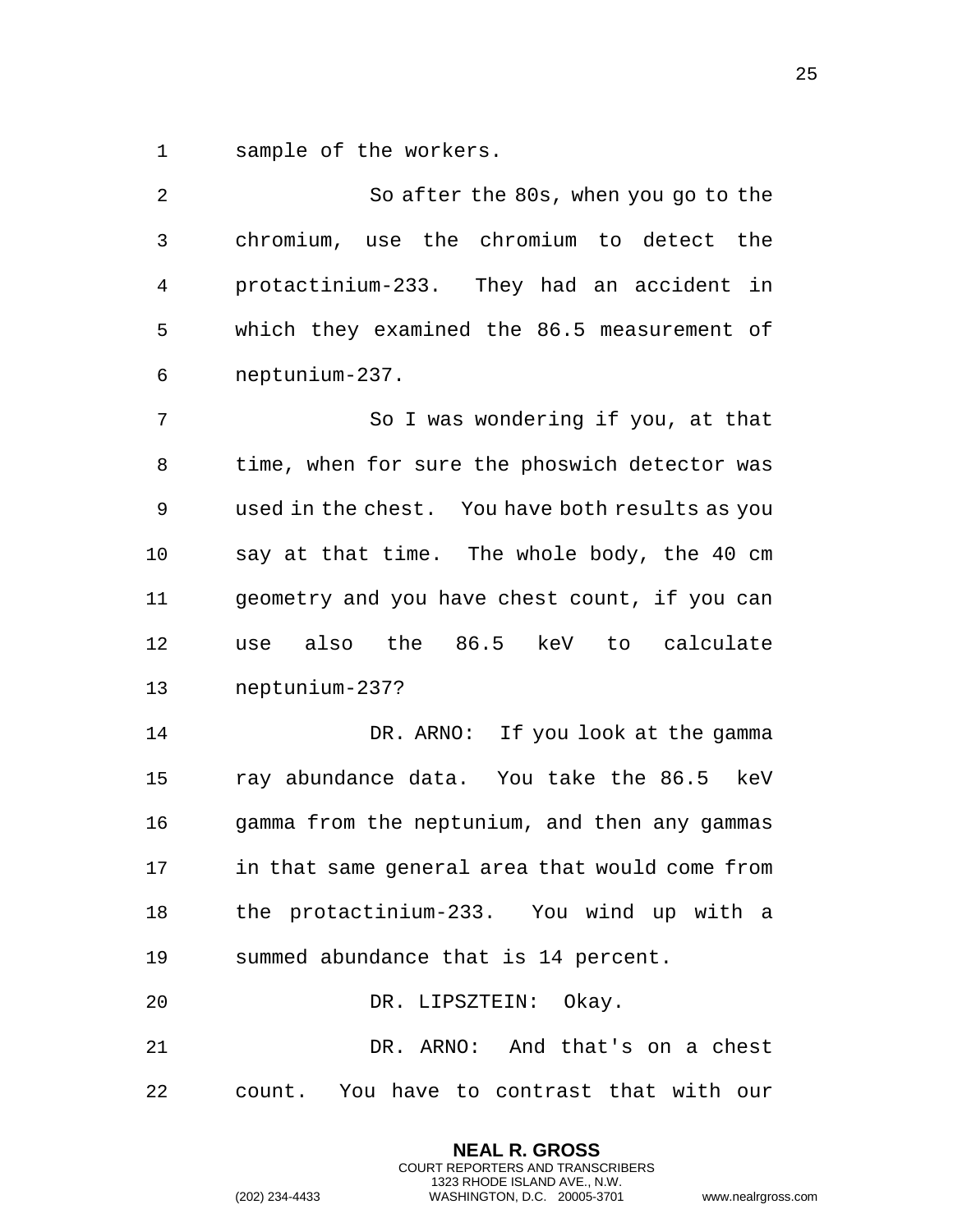sample of the workers.

So after the 80s, when you go to the chromium, use the chromium to detect the protactinium-233. They had an accident in which they examined the 86.5 measurement of neptunium-237.

So I was wondering if you, at that time, when for sure the phoswich detector was used in the chest. You have both results as you say at that time. The whole body, the 40 cm geometry and you have chest count, if you can use also the 86.5 keV to calculate neptunium-237?

DR. ARNO: If you look at the gamma ray abundance data. You take the 86.5 keV gamma from the neptunium, and then any gammas in that same general area that would come from the protactinium-233. You wind up with a summed abundance that is 14 percent.

DR. LIPSZTEIN: Okay.

DR. ARNO: And that's on a chest count. You have to contrast that with our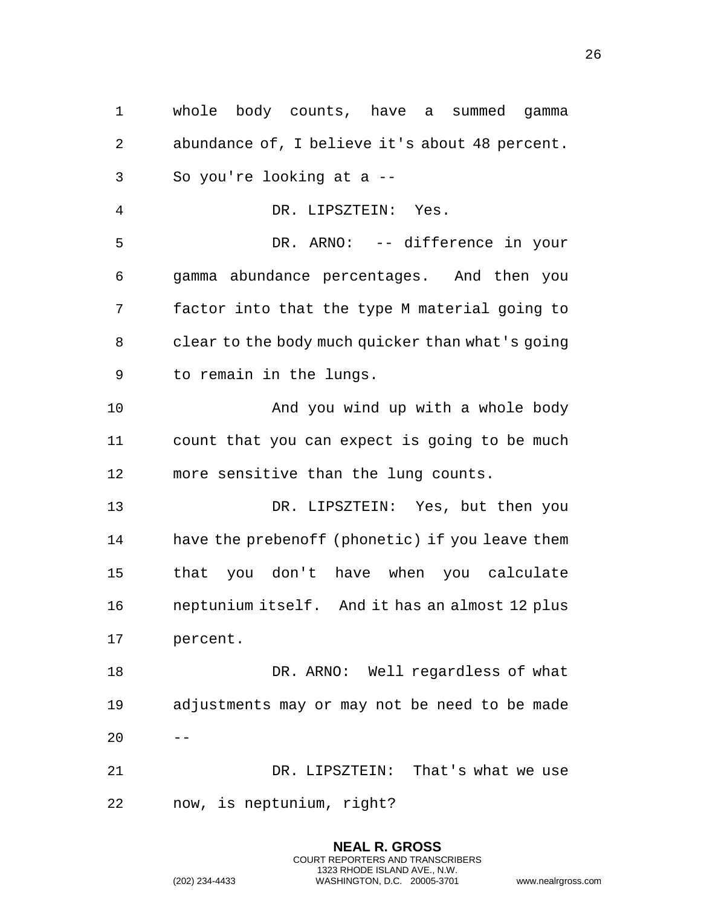whole body counts, have a summed gamma abundance of, I believe it's about 48 percent. So you're looking at a --

DR. LIPSZTEIN: Yes.

DR. ARNO: -- difference in your gamma abundance percentages. And then you factor into that the type M material going to clear to the body much quicker than what's going to remain in the lungs.

And you wind up with a whole body count that you can expect is going to be much more sensitive than the lung counts.

DR. LIPSZTEIN: Yes, but then you have the prebenoff (phonetic) if you leave them that you don't have when you calculate neptunium itself. And it has an almost 12 plus percent.

DR. ARNO: Well regardless of what adjustments may or may not be need to be made --

DR. LIPSZTEIN: That's what we use now, is neptunium, right?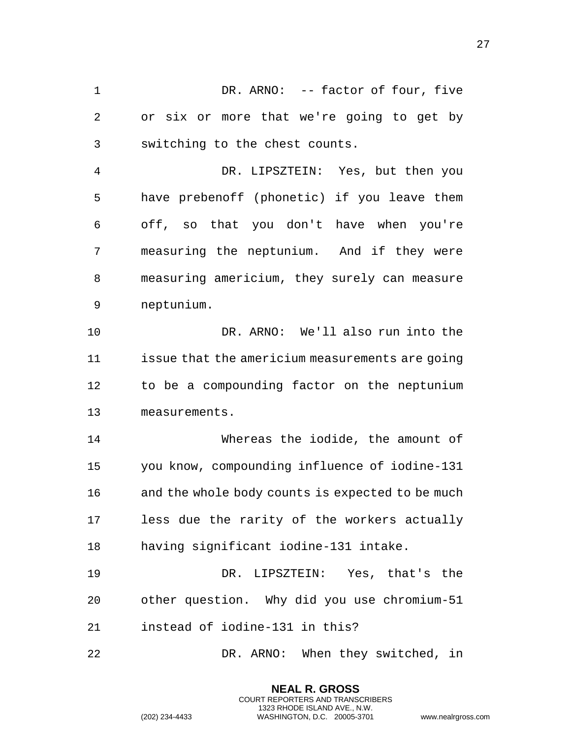DR. ARNO: -- factor of four, five or six or more that we're going to get by switching to the chest counts.

DR. LIPSZTEIN: Yes, but then you have prebenoff (phonetic) if you leave them off, so that you don't have when you're measuring the neptunium. And if they were measuring americium, they surely can measure neptunium.

DR. ARNO: We'll also run into the issue that the americium measurements are going to be a compounding factor on the neptunium measurements.

Whereas the iodide, the amount of you know, compounding influence of iodine-131 and the whole body counts is expected to be much less due the rarity of the workers actually having significant iodine-131 intake.

DR. LIPSZTEIN: Yes, that's the other question. Why did you use chromium-51 instead of iodine-131 in this?

DR. ARNO: When they switched, in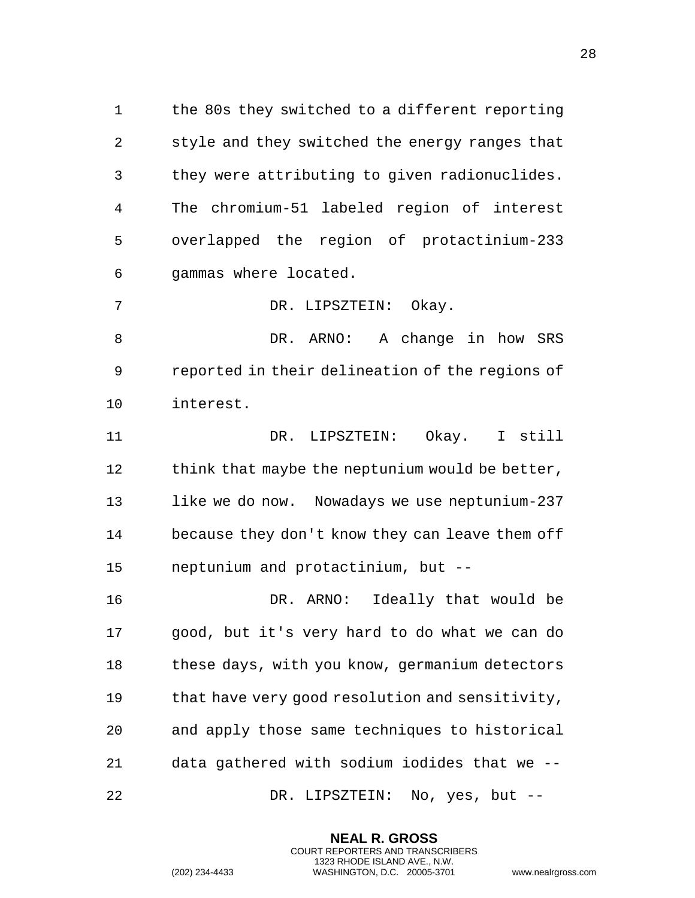the 80s they switched to a different reporting style and they switched the energy ranges that they were attributing to given radionuclides. The chromium-51 labeled region of interest overlapped the region of protactinium-233 gammas where located.

DR. LIPSZTEIN: Okay.

DR. ARNO: A change in how SRS reported in their delineation of the regions of interest.

DR. LIPSZTEIN: Okay. I still think that maybe the neptunium would be better, like we do now. Nowadays we use neptunium-237 because they don't know they can leave them off neptunium and protactinium, but --

DR. ARNO: Ideally that would be good, but it's very hard to do what we can do these days, with you know, germanium detectors that have very good resolution and sensitivity, and apply those same techniques to historical data gathered with sodium iodides that we --

DR. LIPSZTEIN: No, yes, but --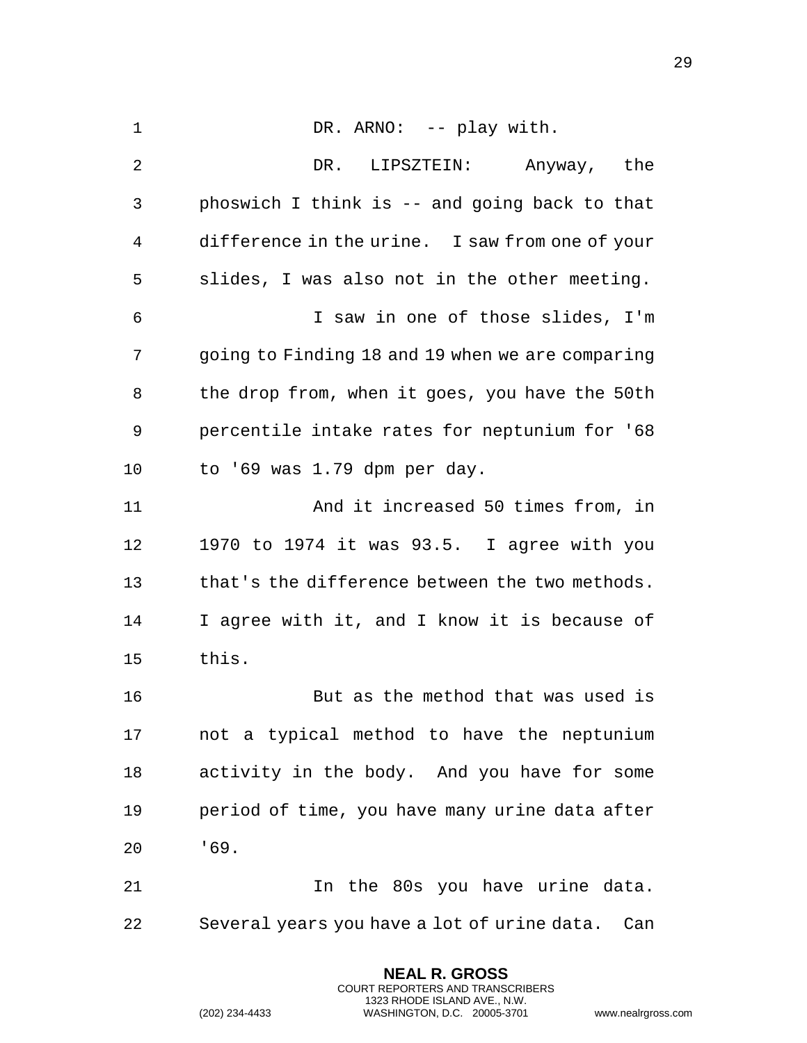DR. ARNO: -- play with.

DR. LIPSZTEIN: Anyway, the phoswich I think is -- and going back to that difference in the urine. I saw from one of your slides, I was also not in the other meeting.

I saw in one of those slides, I'm going to Finding 18 and 19 when we are comparing the drop from, when it goes, you have the 50th percentile intake rates for neptunium for '68 to '69 was 1.79 dpm per day.

And it increased 50 times from, in 1970 to 1974 it was 93.5. I agree with you that's the difference between the two methods. I agree with it, and I know it is because of this.

But as the method that was used is not a typical method to have the neptunium activity in the body. And you have for some period of time, you have many urine data after '69.

In the 80s you have urine data. Several years you have a lot of urine data. Can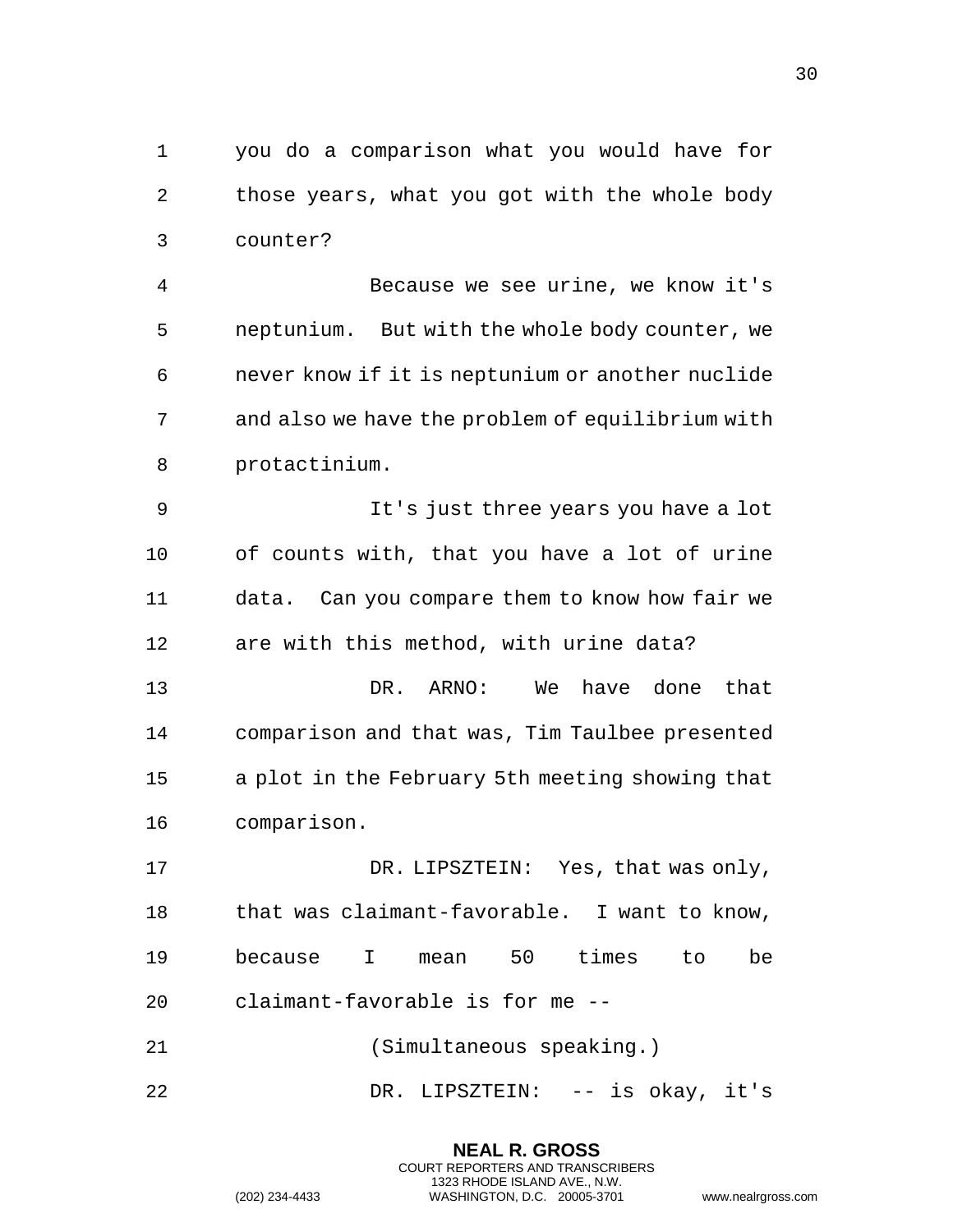you do a comparison what you would have for those years, what you got with the whole body counter?

Because we see urine, we know it's neptunium. But with the whole body counter, we never know if it is neptunium or another nuclide and also we have the problem of equilibrium with protactinium.

It's just three years you have a lot of counts with, that you have a lot of urine data. Can you compare them to know how fair we are with this method, with urine data?

DR. ARNO: We have done that comparison and that was, Tim Taulbee presented a plot in the February 5th meeting showing that comparison.

DR. LIPSZTEIN: Yes, that was only, that was claimant-favorable. I want to know, because I mean 50 times to be claimant-favorable is for me --

(Simultaneous speaking.)

DR. LIPSZTEIN: -- is okay, it's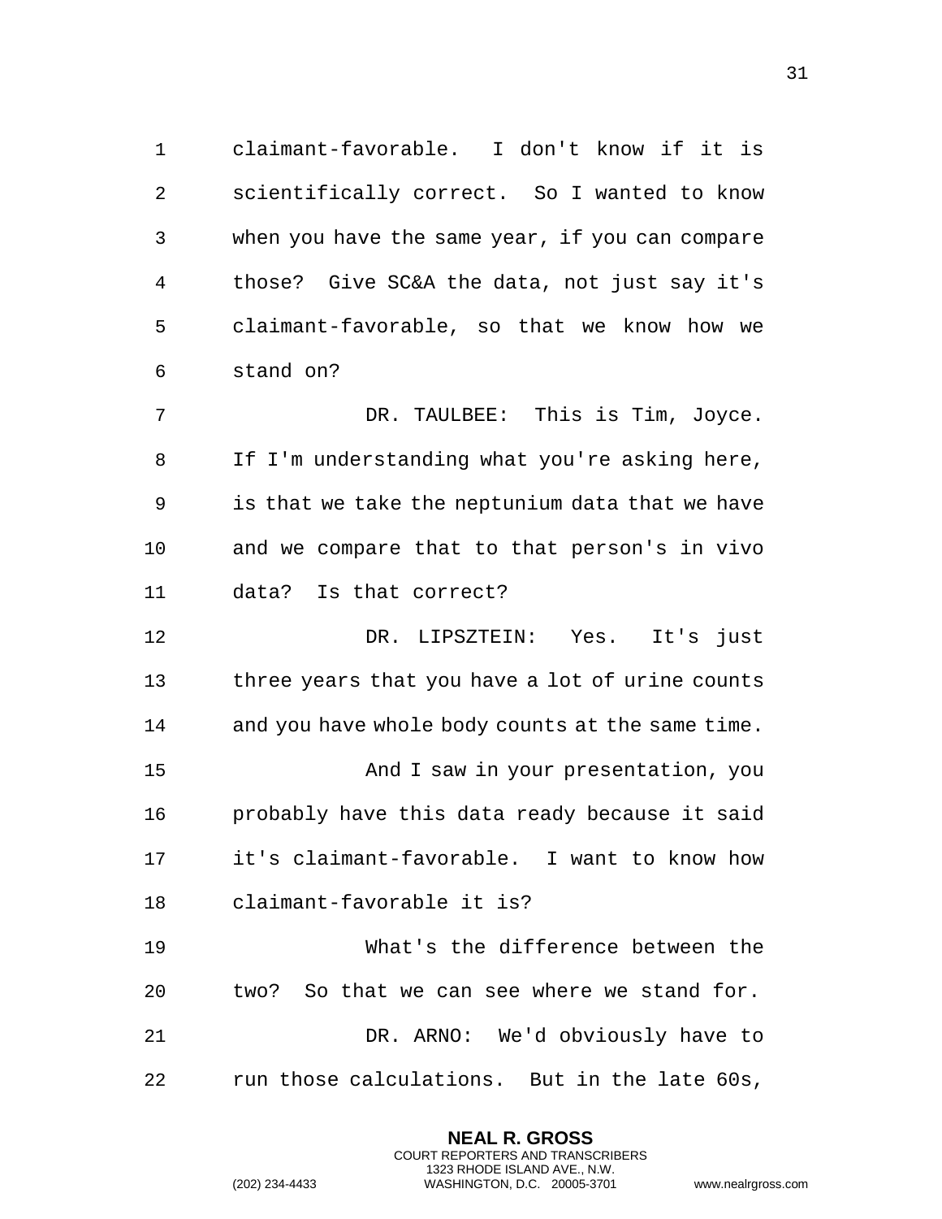claimant-favorable. I don't know if it is scientifically correct. So I wanted to know when you have the same year, if you can compare those? Give SC&A the data, not just say it's claimant-favorable, so that we know how we stand on?

DR. TAULBEE: This is Tim, Joyce. If I'm understanding what you're asking here, is that we take the neptunium data that we have and we compare that to that person's in vivo data? Is that correct?

DR. LIPSZTEIN: Yes. It's just three years that you have a lot of urine counts and you have whole body counts at the same time.

And I saw in your presentation, you probably have this data ready because it said it's claimant-favorable. I want to know how claimant-favorable it is?

What's the difference between the two? So that we can see where we stand for.

DR. ARNO: We'd obviously have to run those calculations. But in the late 60s,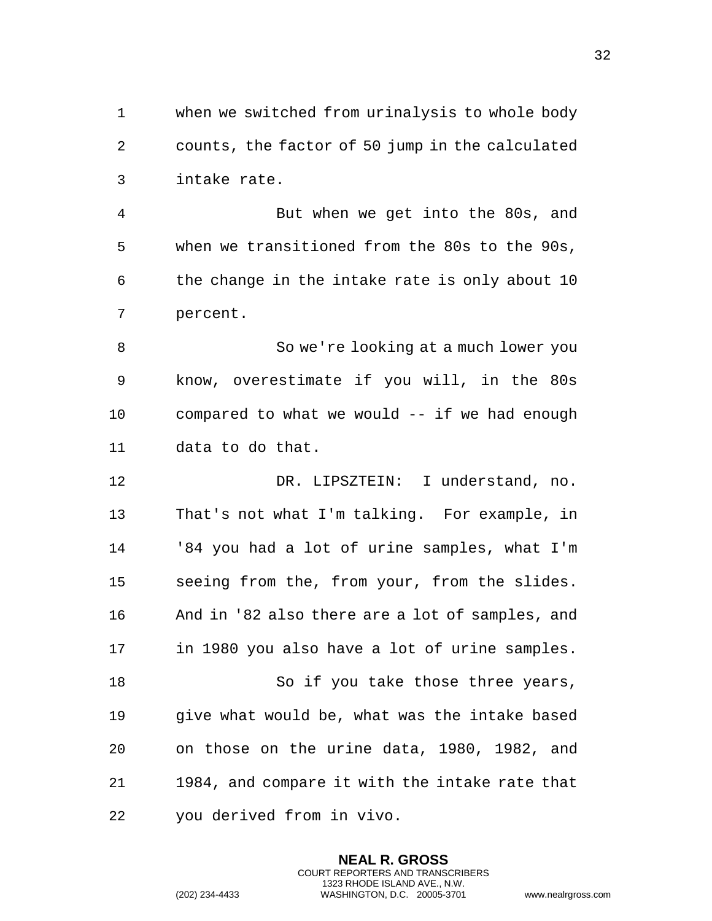when we switched from urinalysis to whole body counts, the factor of 50 jump in the calculated intake rate.

But when we get into the 80s, and when we transitioned from the 80s to the 90s, the change in the intake rate is only about 10 percent.

So we're looking at a much lower you know, overestimate if you will, in the 80s compared to what we would -- if we had enough data to do that.

DR. LIPSZTEIN: I understand, no. That's not what I'm talking. For example, in '84 you had a lot of urine samples, what I'm seeing from the, from your, from the slides. And in '82 also there are a lot of samples, and in 1980 you also have a lot of urine samples.

So if you take those three years, give what would be, what was the intake based on those on the urine data, 1980, 1982, and 1984, and compare it with the intake rate that you derived from in vivo.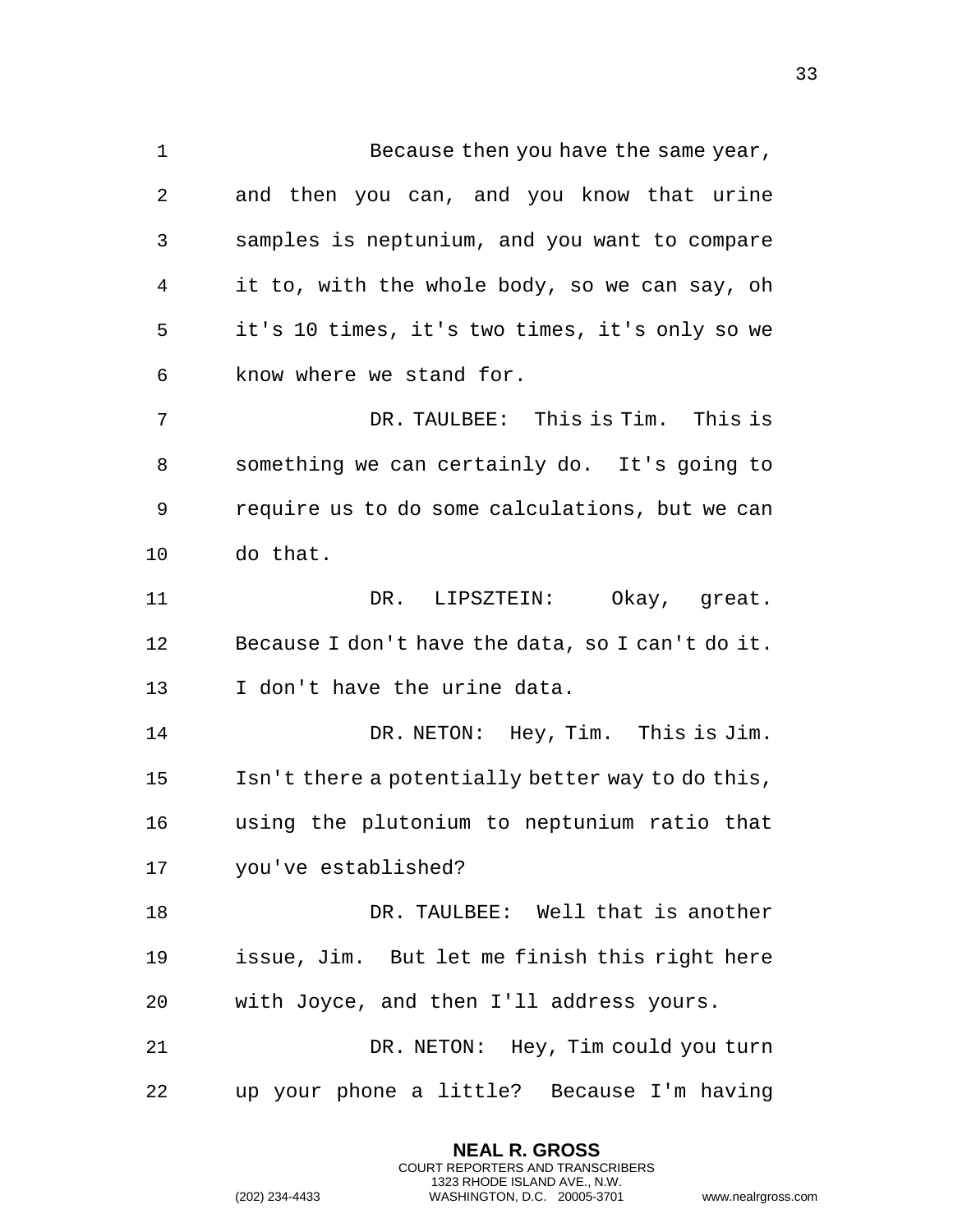Because then you have the same year, and then you can, and you know that urine samples is neptunium, and you want to compare it to, with the whole body, so we can say, oh it's 10 times, it's two times, it's only so we know where we stand for.

DR. TAULBEE: This is Tim. This is something we can certainly do. It's going to require us to do some calculations, but we can do that.

DR. LIPSZTEIN: Okay, great. Because I don't have the data, so I can't do it. I don't have the urine data.

DR. NETON: Hey, Tim. This is Jim. Isn't there a potentially better way to do this, using the plutonium to neptunium ratio that you've established?

DR. TAULBEE: Well that is another issue, Jim. But let me finish this right here with Joyce, and then I'll address yours.

DR. NETON: Hey, Tim could you turn up your phone a little? Because I'm having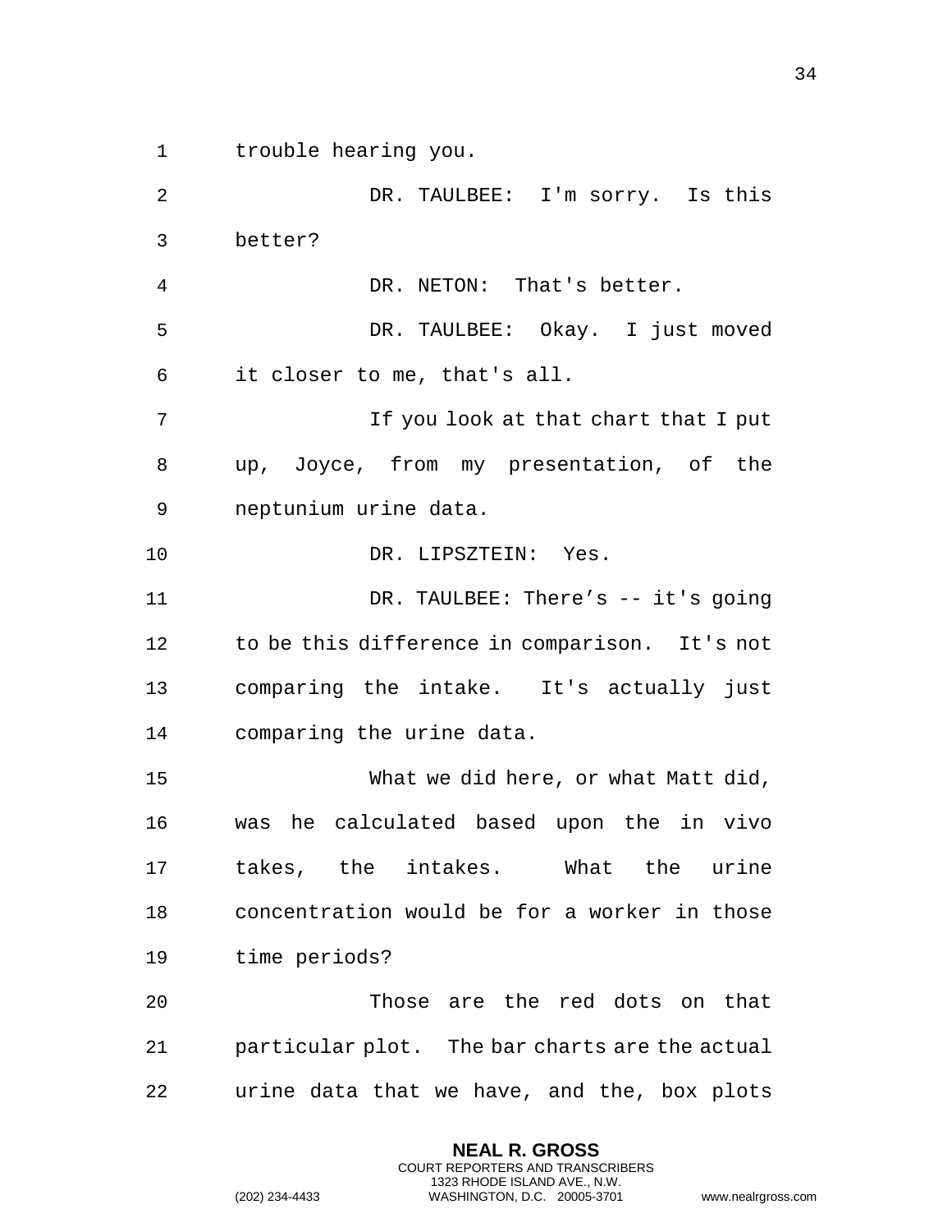trouble hearing you.

DR. TAULBEE: I'm sorry. Is this better?

DR. NETON: That's better.

DR. TAULBEE: Okay. I just moved it closer to me, that's all.

If you look at that chart that I put up, Joyce, from my presentation, of the neptunium urine data.

DR. LIPSZTEIN: Yes.

DR. TAULBEE: There’s -- it's going to be this difference in comparison. It's not comparing the intake. It's actually just comparing the urine data.

What we did here, or what Matt did, was he calculated based upon the in vivo takes, the intakes. What the urine concentration would be for a worker in those time periods?

Those are the red dots on that particular plot. The bar charts are the actual urine data that we have, and the, box plots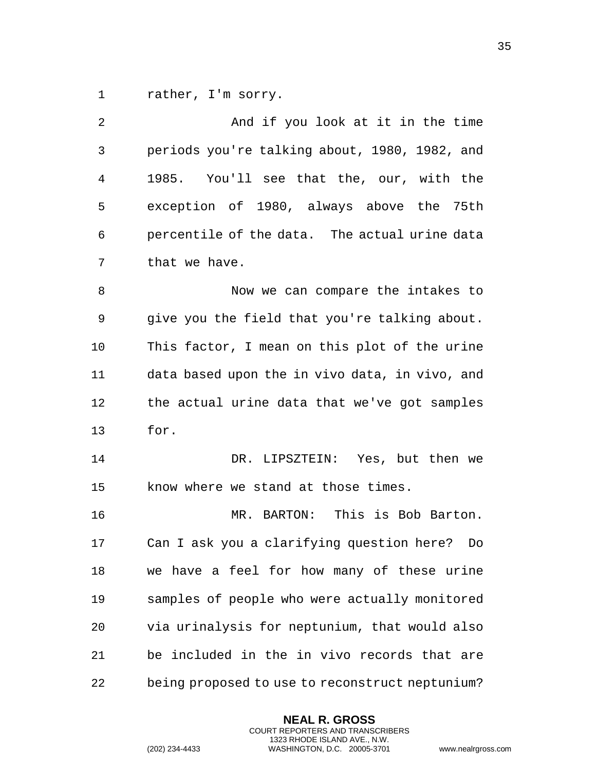rather, I'm sorry.

And if you look at it in the time periods you're talking about, 1980, 1982, and 1985. You'll see that the, our, with the exception of 1980, always above the 75th percentile of the data. The actual urine data that we have.

Now we can compare the intakes to give you the field that you're talking about. This factor, I mean on this plot of the urine data based upon the in vivo data, in vivo, and the actual urine data that we've got samples for.

DR. LIPSZTEIN: Yes, but then we know where we stand at those times.

MR. BARTON: This is Bob Barton. Can I ask you a clarifying question here? Do we have a feel for how many of these urine samples of people who were actually monitored via urinalysis for neptunium, that would also be included in the in vivo records that are being proposed to use to reconstruct neptunium?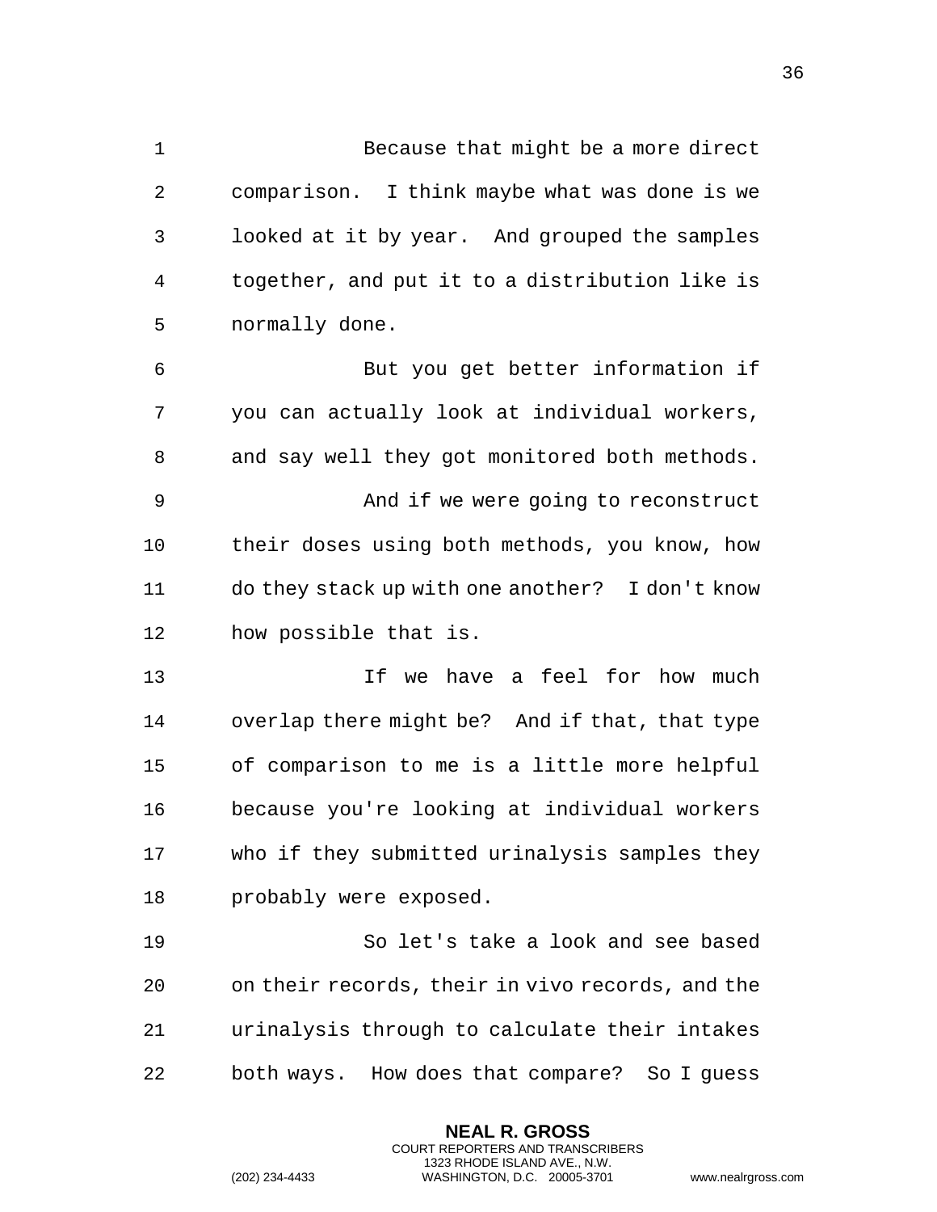Because that might be a more direct comparison. I think maybe what was done is we looked at it by year. And grouped the samples together, and put it to a distribution like is normally done.

But you get better information if you can actually look at individual workers, and say well they got monitored both methods.

And if we were going to reconstruct their doses using both methods, you know, how do they stack up with one another? I don't know how possible that is.

If we have a feel for how much overlap there might be? And if that, that type of comparison to me is a little more helpful because you're looking at individual workers who if they submitted urinalysis samples they probably were exposed.

So let's take a look and see based on their records, their in vivo records, and the urinalysis through to calculate their intakes both ways. How does that compare? So I guess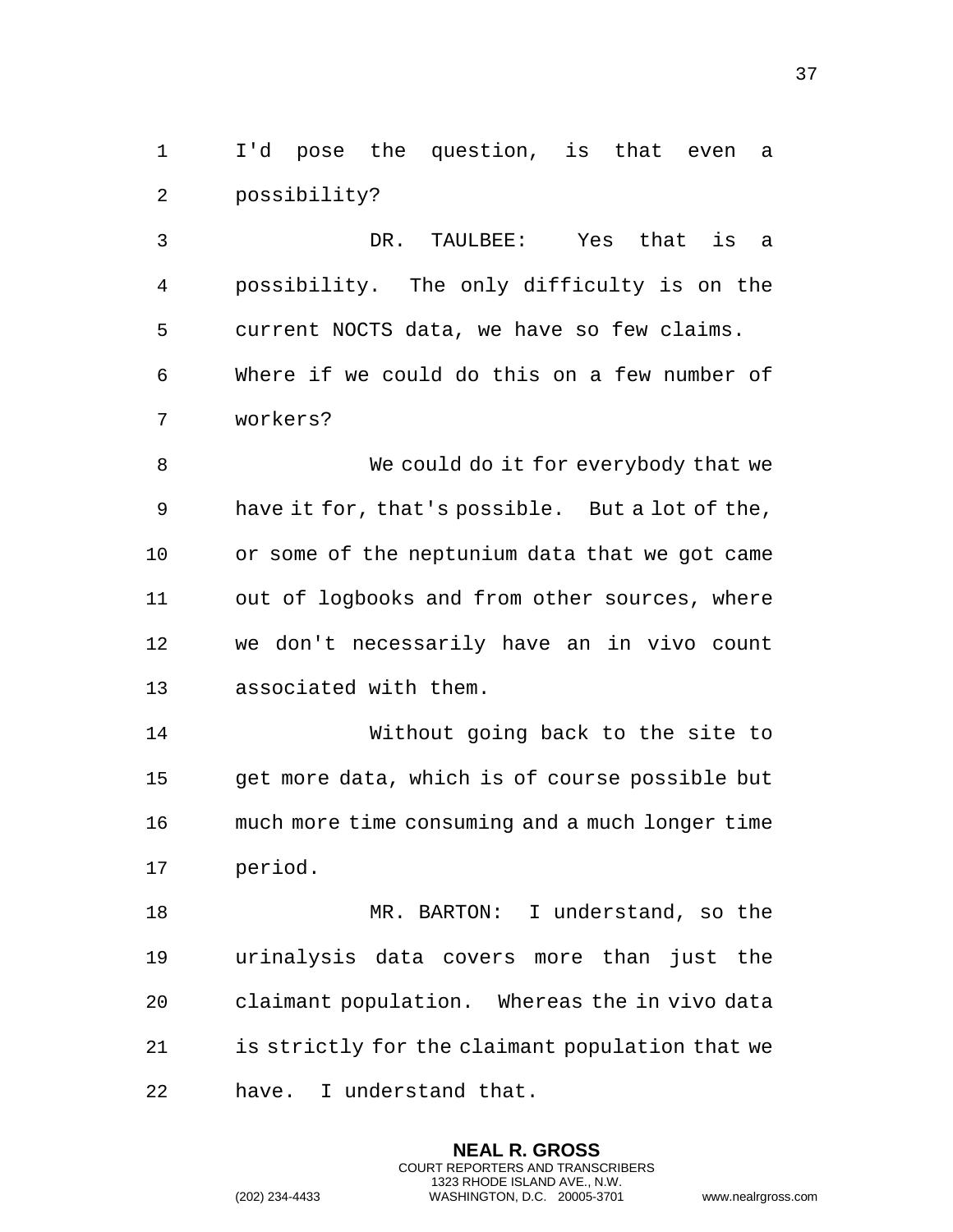I'd pose the question, is that even a possibility?

DR. TAULBEE: Yes that is a possibility. The only difficulty is on the current NOCTS data, we have so few claims. Where if we could do this on a few number of workers?

We could do it for everybody that we have it for, that's possible. But a lot of the, or some of the neptunium data that we got came out of logbooks and from other sources, where we don't necessarily have an in vivo count associated with them.

Without going back to the site to get more data, which is of course possible but much more time consuming and a much longer time period.

MR. BARTON: I understand, so the urinalysis data covers more than just the claimant population. Whereas the in vivo data is strictly for the claimant population that we have. I understand that.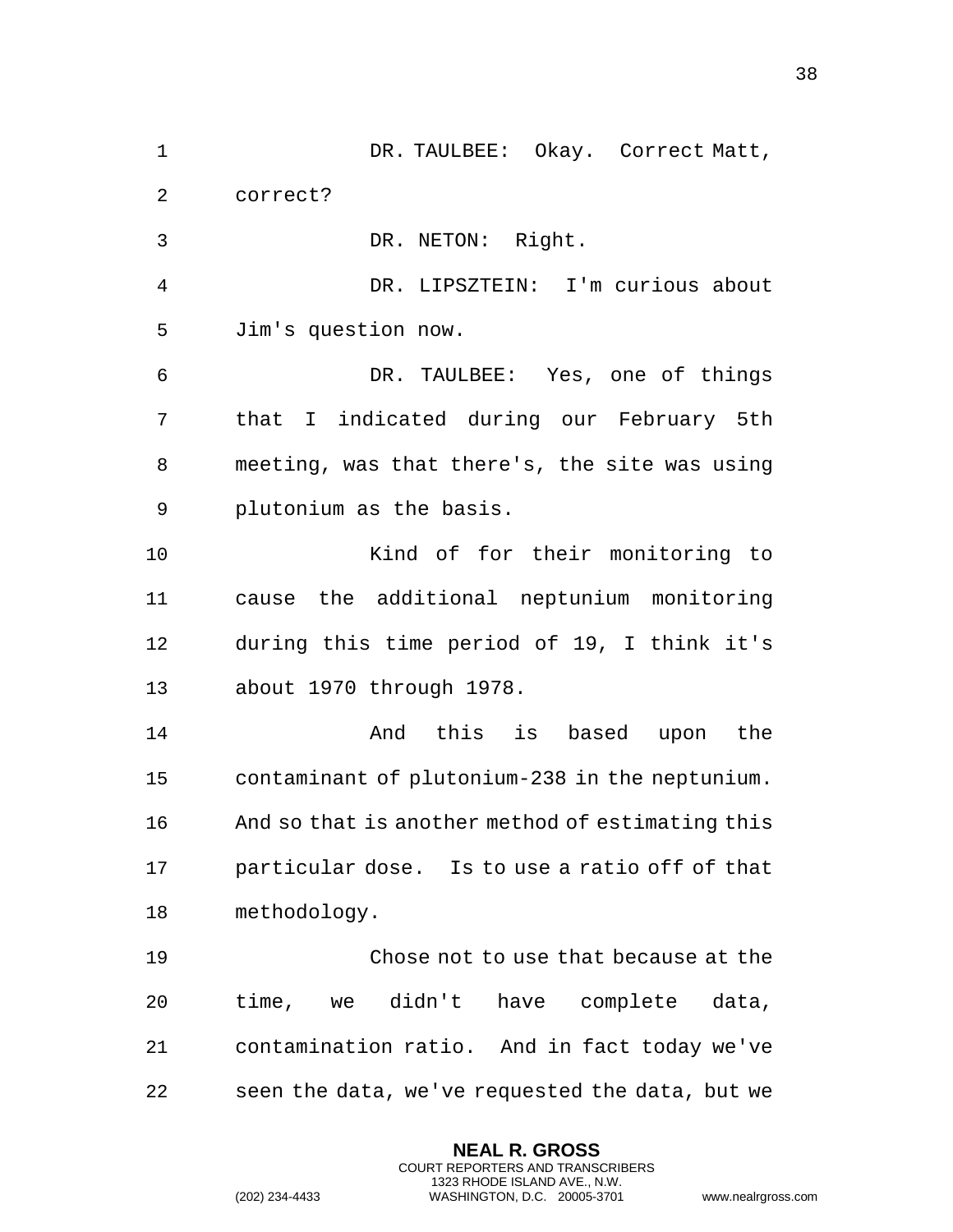DR. TAULBEE: Okay. Correct Matt, correct?

DR. NETON: Right.

DR. LIPSZTEIN: I'm curious about Jim's question now.

DR. TAULBEE: Yes, one of things that I indicated during our February 5th meeting, was that there's, the site was using plutonium as the basis.

Kind of for their monitoring to cause the additional neptunium monitoring during this time period of 19, I think it's about 1970 through 1978.

And this is based upon the contaminant of plutonium-238 in the neptunium. And so that is another method of estimating this particular dose. Is to use a ratio off of that methodology.

Chose not to use that because at the time, we didn't have complete data, contamination ratio. And in fact today we've seen the data, we've requested the data, but we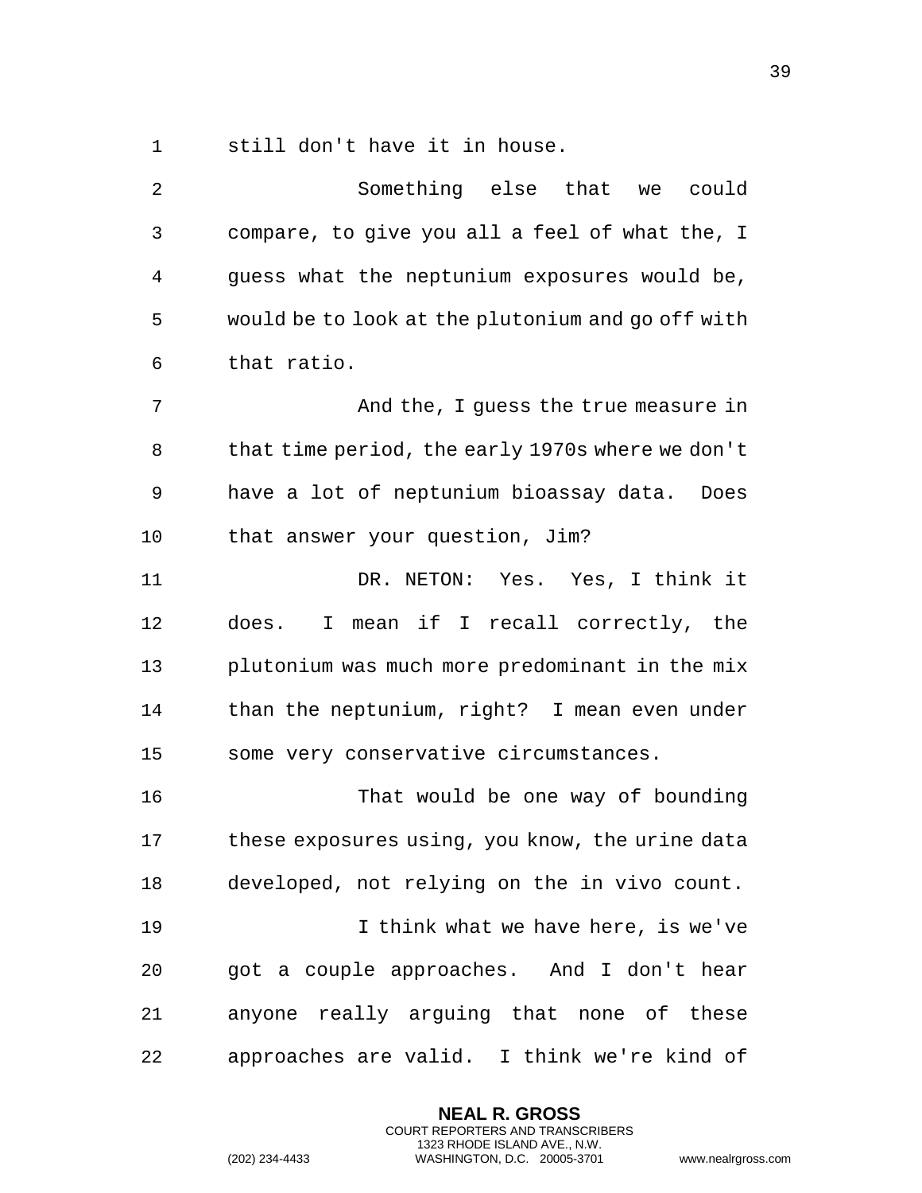still don't have it in house.

Something else that we could compare, to give you all a feel of what the, I guess what the neptunium exposures would be, would be to look at the plutonium and go off with that ratio.

And the, I guess the true measure in that time period, the early 1970s where we don't have a lot of neptunium bioassay data. Does that answer your question, Jim?

DR. NETON: Yes. Yes, I think it does. I mean if I recall correctly, the plutonium was much more predominant in the mix than the neptunium, right? I mean even under some very conservative circumstances.

That would be one way of bounding these exposures using, you know, the urine data developed, not relying on the in vivo count.

I think what we have here, is we've got a couple approaches. And I don't hear anyone really arguing that none of these approaches are valid. I think we're kind of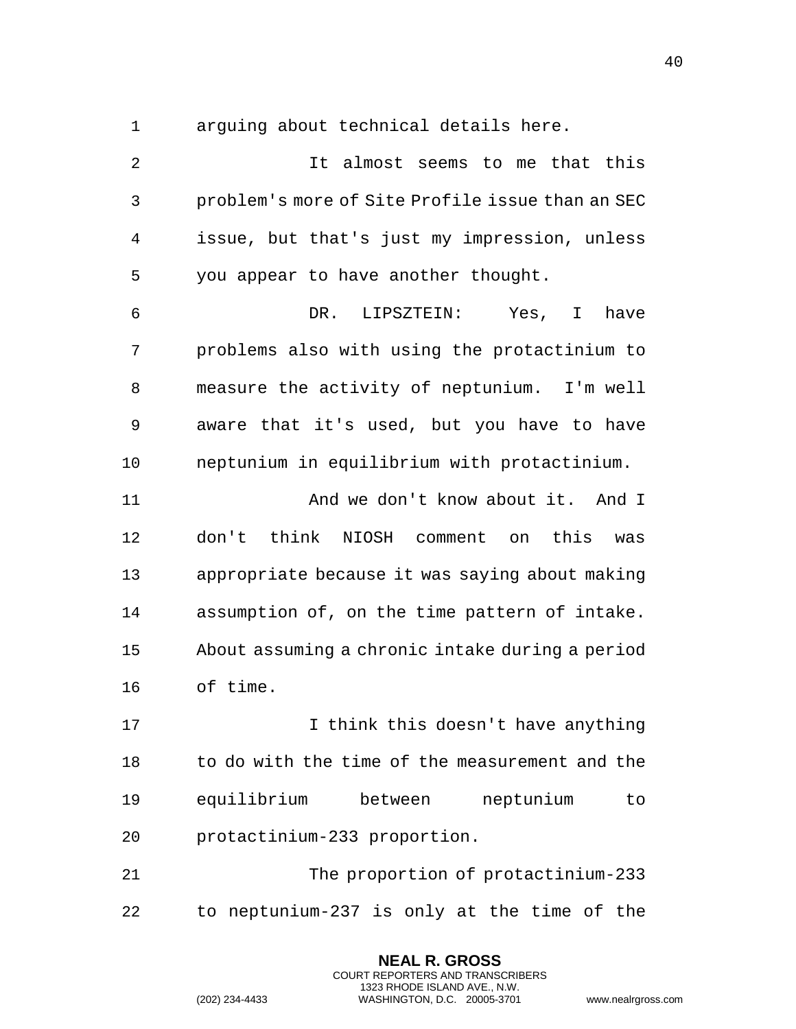arguing about technical details here.

It almost seems to me that this problem's more of Site Profile issue than an SEC issue, but that's just my impression, unless you appear to have another thought.

DR. LIPSZTEIN: Yes, I have problems also with using the protactinium to measure the activity of neptunium. I'm well aware that it's used, but you have to have neptunium in equilibrium with protactinium.

And we don't know about it. And I don't think NIOSH comment on this was appropriate because it was saying about making assumption of, on the time pattern of intake. About assuming a chronic intake during a period of time.

I think this doesn't have anything to do with the time of the measurement and the equilibrium between neptunium to protactinium-233 proportion.

The proportion of protactinium-233 to neptunium-237 is only at the time of the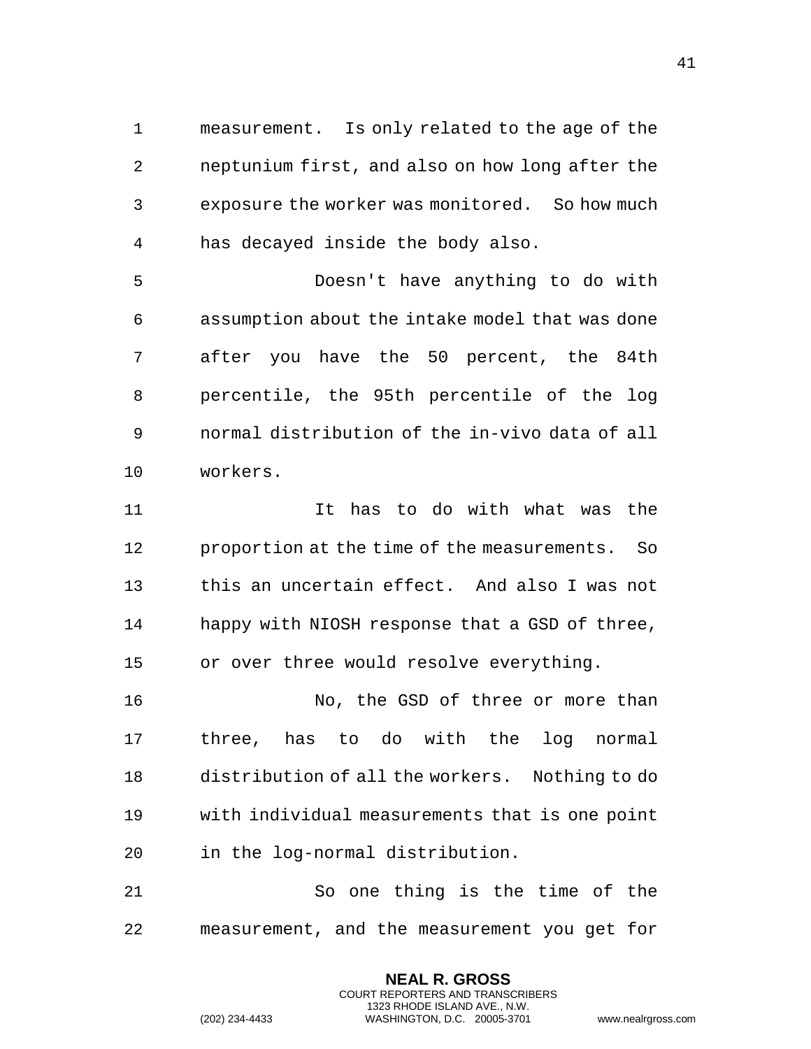measurement. Is only related to the age of the neptunium first, and also on how long after the exposure the worker was monitored. So how much has decayed inside the body also.

Doesn't have anything to do with assumption about the intake model that was done after you have the 50 percent, the 84th percentile, the 95th percentile of the log normal distribution of the in-vivo data of all workers.

It has to do with what was the proportion at the time of the measurements. So this an uncertain effect. And also I was not happy with NIOSH response that a GSD of three, or over three would resolve everything.

No, the GSD of three or more than three, has to do with the log normal distribution of all the workers. Nothing to do with individual measurements that is one point in the log-normal distribution.

So one thing is the time of the measurement, and the measurement you get for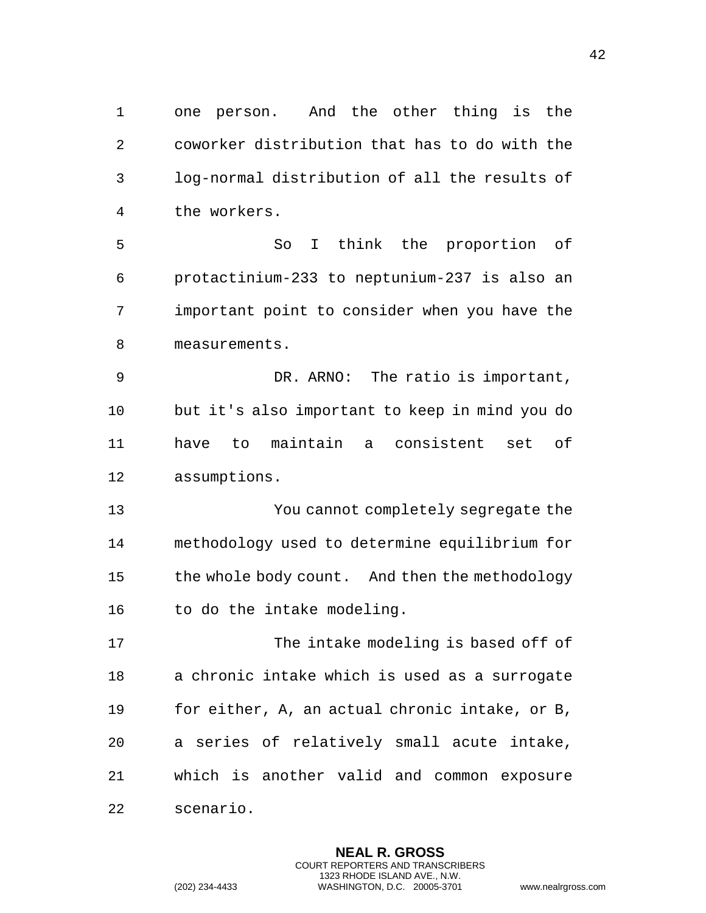one person. And the other thing is the coworker distribution that has to do with the log-normal distribution of all the results of the workers.

So I think the proportion of protactinium-233 to neptunium-237 is also an important point to consider when you have the measurements.

DR. ARNO: The ratio is important, but it's also important to keep in mind you do have to maintain a consistent set of assumptions.

You cannot completely segregate the methodology used to determine equilibrium for the whole body count. And then the methodology to do the intake modeling.

The intake modeling is based off of a chronic intake which is used as a surrogate for either, A, an actual chronic intake, or B, a series of relatively small acute intake, which is another valid and common exposure scenario.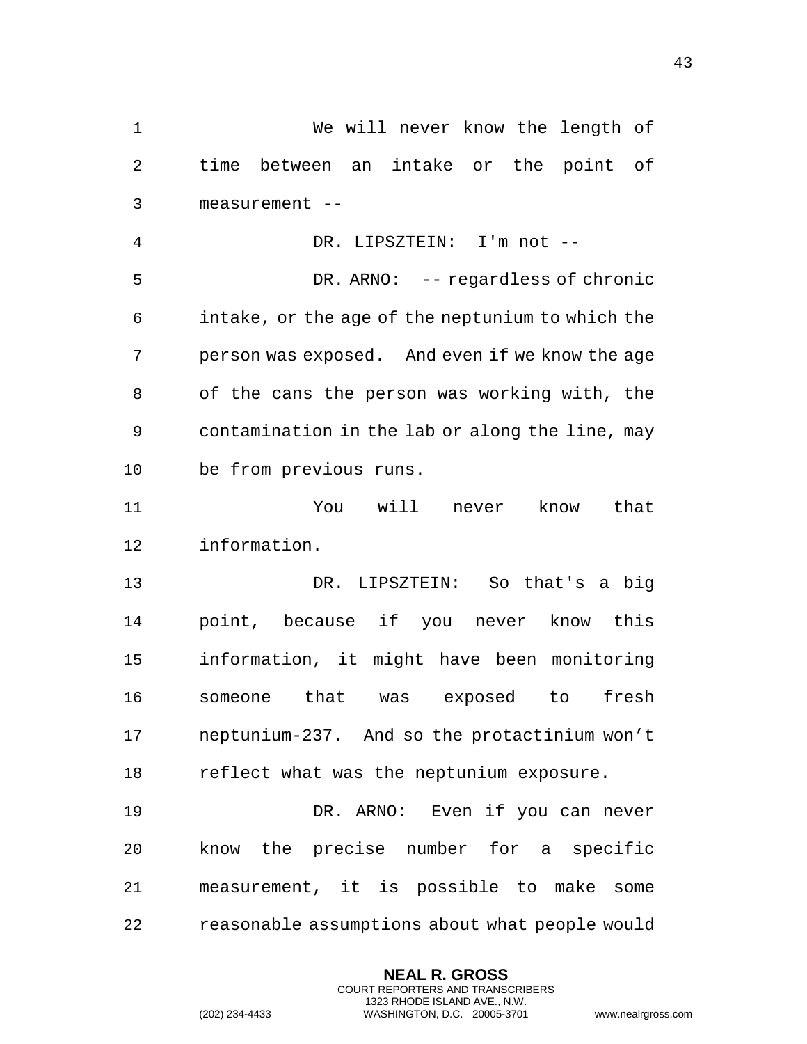We will never know the length of time between an intake or the point of measurement --

DR. LIPSZTEIN: I'm not --

DR. ARNO: -- regardless of chronic intake, or the age of the neptunium to which the person was exposed. And even if we know the age of the cans the person was working with, the contamination in the lab or along the line, may be from previous runs.

You will never know that information.

DR. LIPSZTEIN: So that's a big point, because if you never know this information, it might have been monitoring someone that was exposed to fresh neptunium-237. And so the protactinium won't reflect what was the neptunium exposure.

DR. ARNO: Even if you can never know the precise number for a specific measurement, it is possible to make some reasonable assumptions about what people would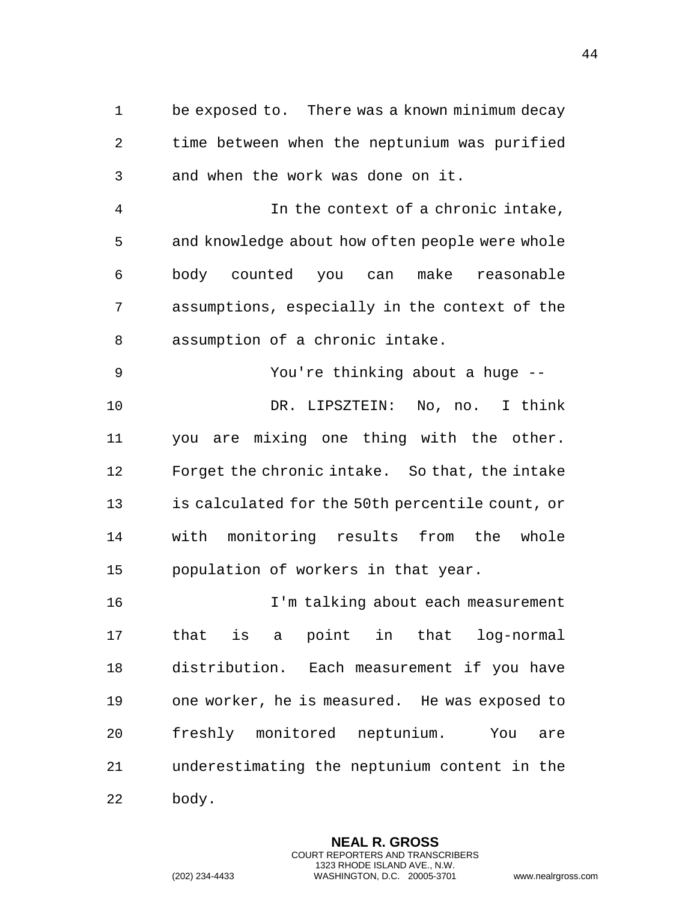be exposed to. There was a known minimum decay time between when the neptunium was purified and when the work was done on it.

In the context of a chronic intake, and knowledge about how often people were whole body counted you can make reasonable assumptions, especially in the context of the assumption of a chronic intake.

You're thinking about a huge --

DR. LIPSZTEIN: No, no. I think you are mixing one thing with the other. Forget the chronic intake. So that, the intake is calculated for the 50th percentile count, or with monitoring results from the whole population of workers in that year.

I'm talking about each measurement that is a point in that log-normal distribution. Each measurement if you have one worker, he is measured. He was exposed to freshly monitored neptunium. You are underestimating the neptunium content in the body.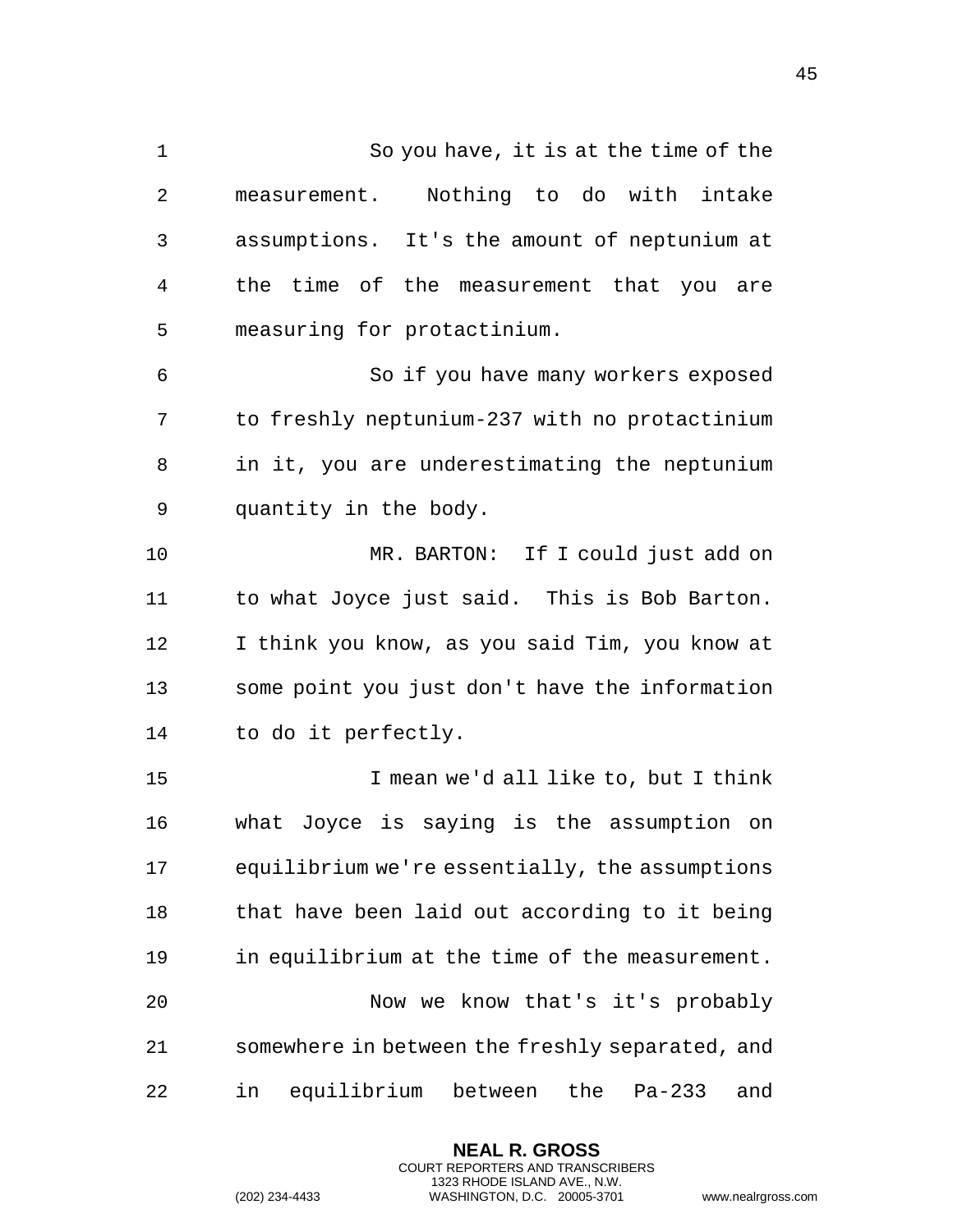So you have, it is at the time of the measurement. Nothing to do with intake assumptions. It's the amount of neptunium at the time of the measurement that you are measuring for protactinium.

So if you have many workers exposed to freshly neptunium-237 with no protactinium in it, you are underestimating the neptunium quantity in the body.

MR. BARTON: If I could just add on to what Joyce just said. This is Bob Barton. I think you know, as you said Tim, you know at some point you just don't have the information to do it perfectly.

I mean we'd all like to, but I think what Joyce is saying is the assumption on equilibrium we're essentially, the assumptions that have been laid out according to it being in equilibrium at the time of the measurement.

Now we know that's it's probably somewhere in between the freshly separated, and in equilibrium between the Pa-233 and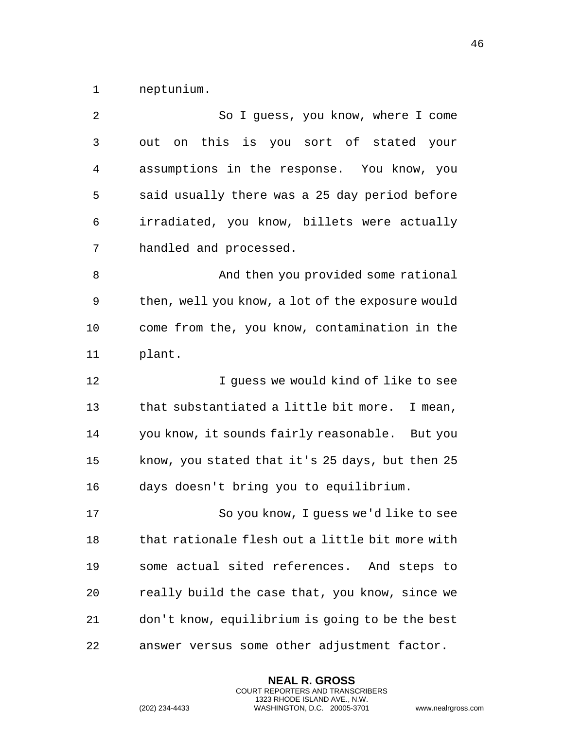neptunium.

So I guess, you know, where I come out on this is you sort of stated your assumptions in the response. You know, you said usually there was a 25 day period before irradiated, you know, billets were actually handled and processed.

And then you provided some rational then, well you know, a lot of the exposure would come from the, you know, contamination in the plant.

I guess we would kind of like to see that substantiated a little bit more. I mean, you know, it sounds fairly reasonable. But you know, you stated that it's 25 days, but then 25 days doesn't bring you to equilibrium.

So you know, I guess we'd like to see that rationale flesh out a little bit more with some actual sited references. And steps to really build the case that, you know, since we don't know, equilibrium is going to be the best answer versus some other adjustment factor.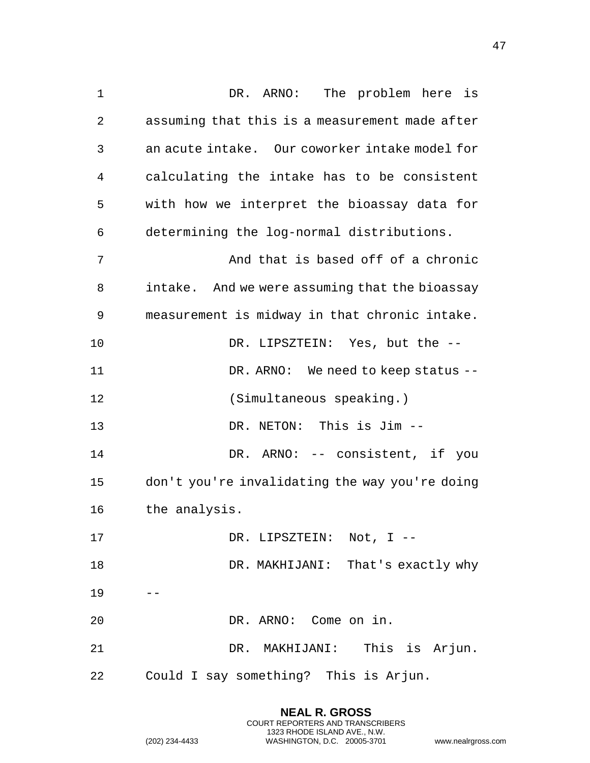DR. ARNO: The problem here is assuming that this is a measurement made after an acute intake. Our coworker intake model for calculating the intake has to be consistent with how we interpret the bioassay data for determining the log-normal distributions.

And that is based off of a chronic intake. And we were assuming that the bioassay measurement is midway in that chronic intake.

DR. LIPSZTEIN: Yes, but the --

DR. ARNO: We need to keep status --

(Simultaneous speaking.)

DR. NETON: This is Jim --

DR. ARNO: -- consistent, if you don't you're invalidating the way you're doing the analysis.

DR. LIPSZTEIN: Not, I --

DR. MAKHIJANI: That's exactly why --

DR. ARNO: Come on in.

DR. MAKHIJANI: This is Arjun. Could I say something? This is Arjun.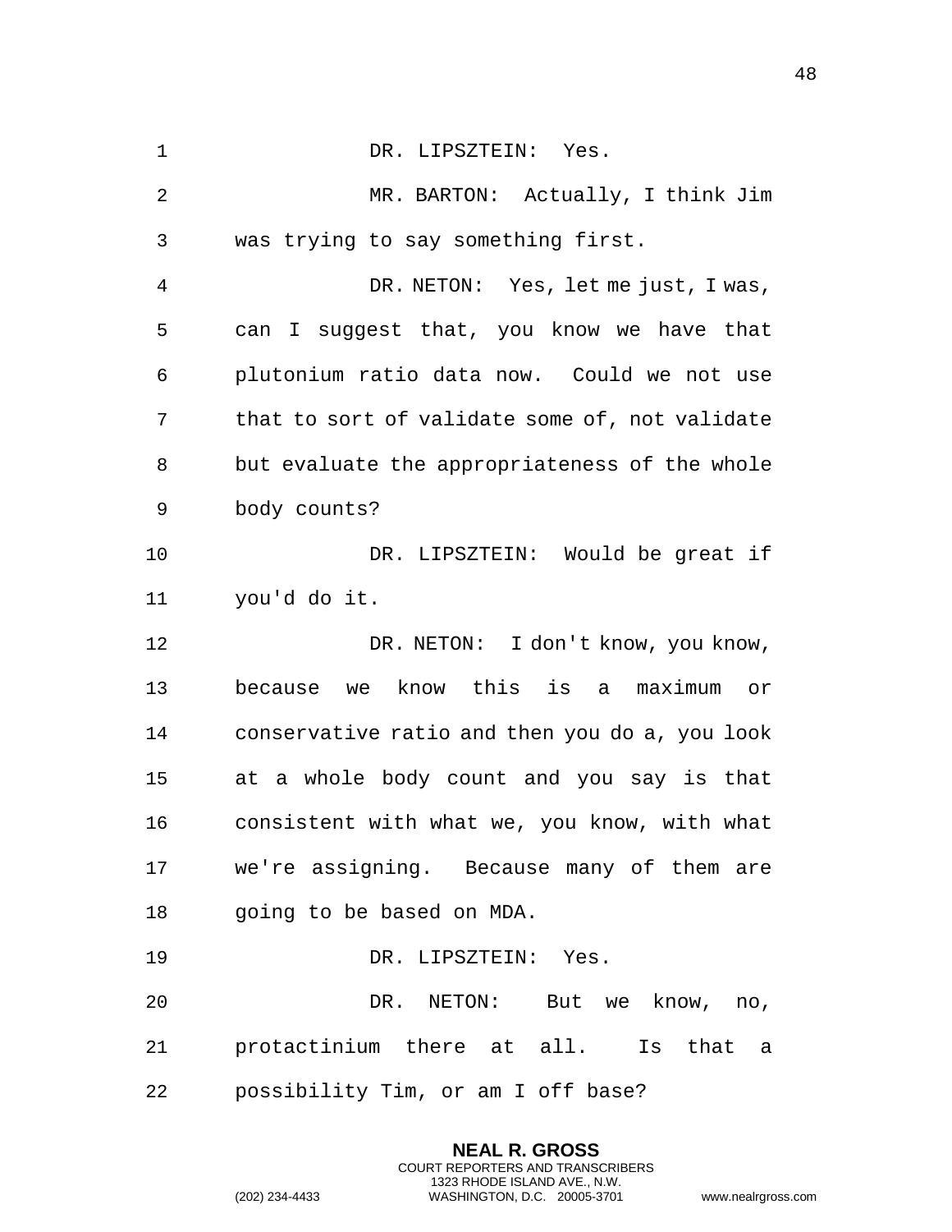DR. LIPSZTEIN: Yes.

MR. BARTON: Actually, I think Jim was trying to say something first.

DR. NETON: Yes, let me just, I was, can I suggest that, you know we have that plutonium ratio data now. Could we not use that to sort of validate some of, not validate but evaluate the appropriateness of the whole body counts?

DR. LIPSZTEIN: Would be great if you'd do it.

DR. NETON: I don't know, you know, because we know this is a maximum or conservative ratio and then you do a, you look at a whole body count and you say is that consistent with what we, you know, with what we're assigning. Because many of them are going to be based on MDA.

DR. LIPSZTEIN: Yes.

DR. NETON: But we know, no, protactinium there at all. Is that a possibility Tim, or am I off base?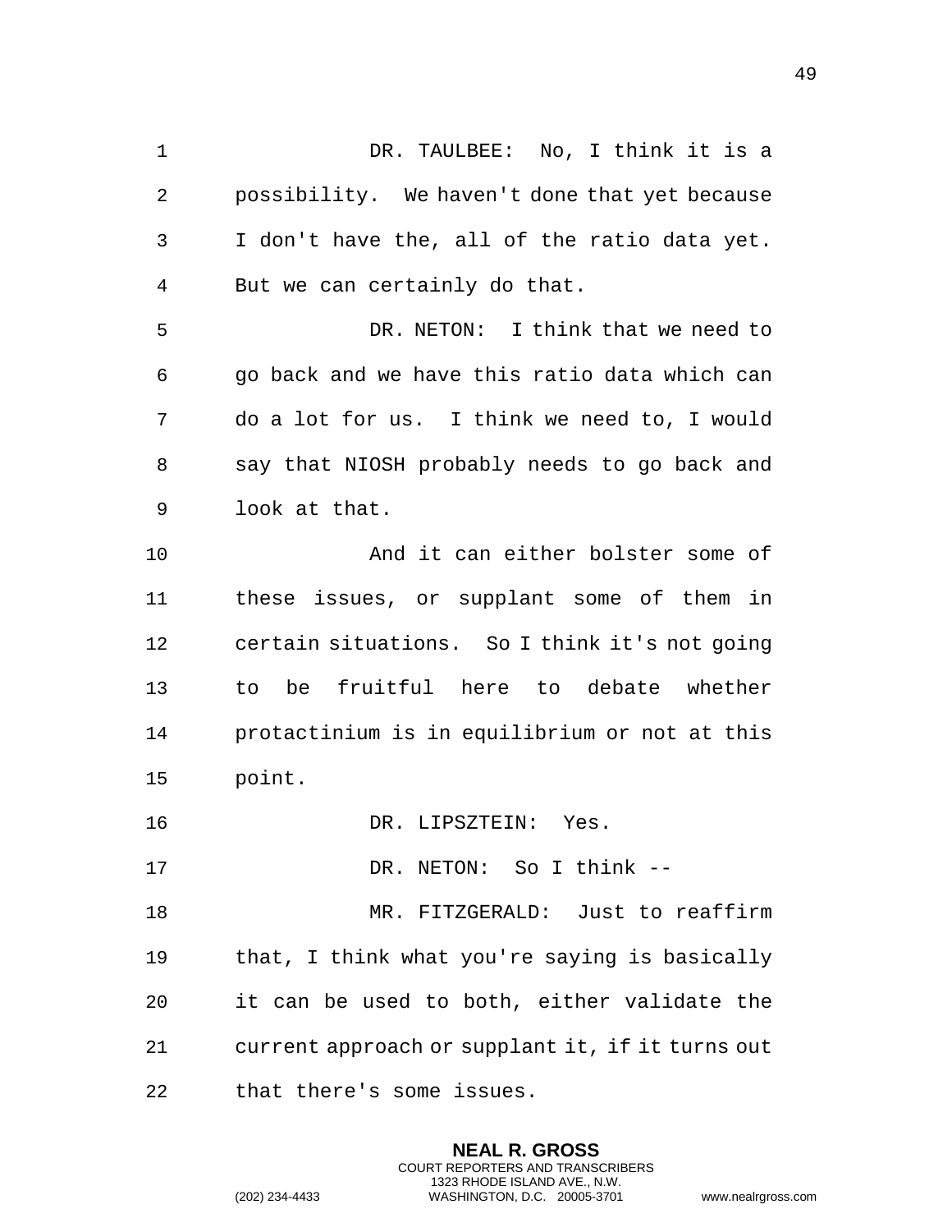DR. TAULBEE: No, I think it is a possibility. We haven't done that yet because I don't have the, all of the ratio data yet. But we can certainly do that.

DR. NETON: I think that we need to go back and we have this ratio data which can do a lot for us. I think we need to, I would say that NIOSH probably needs to go back and look at that.

And it can either bolster some of these issues, or supplant some of them in certain situations. So I think it's not going to be fruitful here to debate whether protactinium is in equilibrium or not at this point.

DR. LIPSZTEIN: Yes.

DR. NETON: So I think --

MR. FITZGERALD: Just to reaffirm that, I think what you're saying is basically it can be used to both, either validate the current approach or supplant it, if it turns out that there's some issues.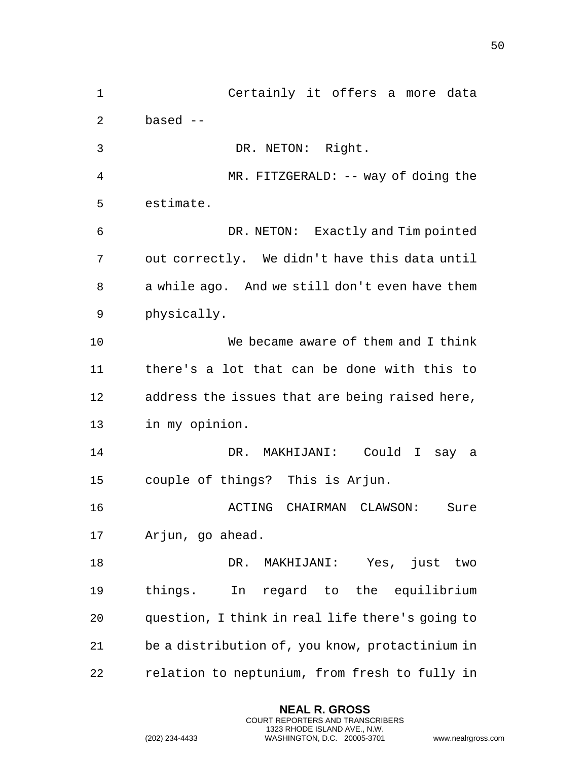Certainly it offers a more data based --

DR. NETON: Right.

MR. FITZGERALD: -- way of doing the estimate.

DR. NETON: Exactly and Tim pointed out correctly. We didn't have this data until a while ago. And we still don't even have them physically.

We became aware of them and I think there's a lot that can be done with this to address the issues that are being raised here, in my opinion.

DR. MAKHIJANI: Could I say a couple of things? This is Arjun.

ACTING CHAIRMAN CLAWSON: Sure Arjun, go ahead.

DR. MAKHIJANI: Yes, just two things. In regard to the equilibrium question, I think in real life there's going to be a distribution of, you know, protactinium in relation to neptunium, from fresh to fully in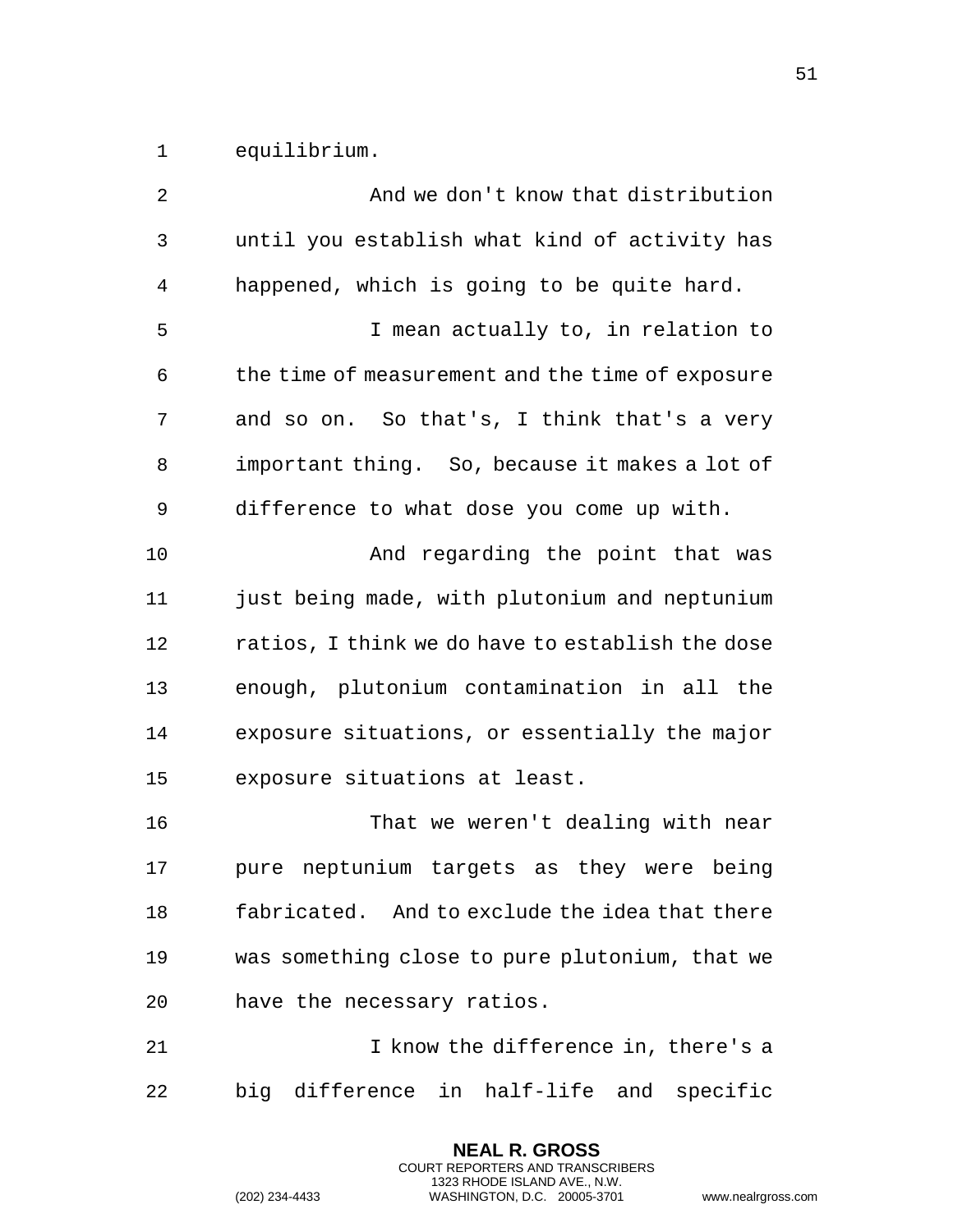equilibrium.

And we don't know that distribution until you establish what kind of activity has happened, which is going to be quite hard.

I mean actually to, in relation to the time of measurement and the time of exposure and so on. So that's, I think that's a very important thing. So, because it makes a lot of difference to what dose you come up with.

And regarding the point that was just being made, with plutonium and neptunium ratios, I think we do have to establish the dose enough, plutonium contamination in all the exposure situations, or essentially the major exposure situations at least.

That we weren't dealing with near pure neptunium targets as they were being fabricated. And to exclude the idea that there was something close to pure plutonium, that we have the necessary ratios.

I know the difference in, there's a big difference in half-life and specific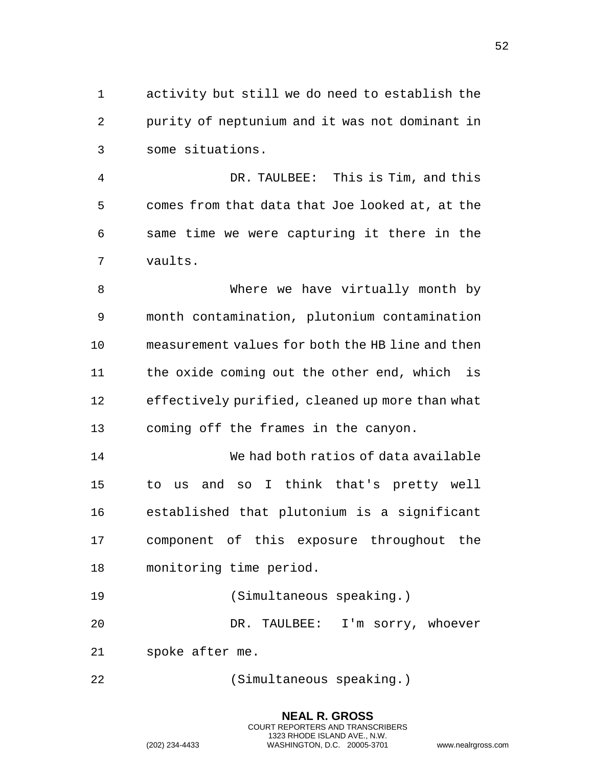activity but still we do need to establish the purity of neptunium and it was not dominant in some situations.

DR. TAULBEE: This is Tim, and this comes from that data that Joe looked at, at the same time we were capturing it there in the vaults.

Where we have virtually month by month contamination, plutonium contamination measurement values for both the HB line and then the oxide coming out the other end, which is effectively purified, cleaned up more than what coming off the frames in the canyon.

We had both ratios of data available to us and so I think that's pretty well established that plutonium is a significant component of this exposure throughout the monitoring time period.

(Simultaneous speaking.)

DR. TAULBEE: I'm sorry, whoever spoke after me.

(Simultaneous speaking.)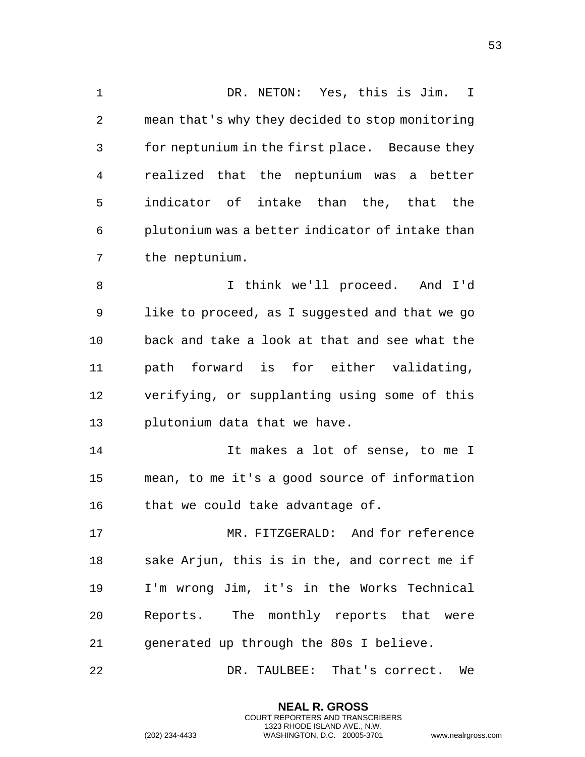DR. NETON: Yes, this is Jim. I mean that's why they decided to stop monitoring for neptunium in the first place. Because they realized that the neptunium was a better indicator of intake than the, that the plutonium was a better indicator of intake than the neptunium.

I think we'll proceed. And I'd like to proceed, as I suggested and that we go back and take a look at that and see what the path forward is for either validating, verifying, or supplanting using some of this plutonium data that we have.

It makes a lot of sense, to me I mean, to me it's a good source of information that we could take advantage of.

MR. FITZGERALD: And for reference sake Arjun, this is in the, and correct me if I'm wrong Jim, it's in the Works Technical Reports. The monthly reports that were generated up through the 80s I believe.

DR. TAULBEE: That's correct. We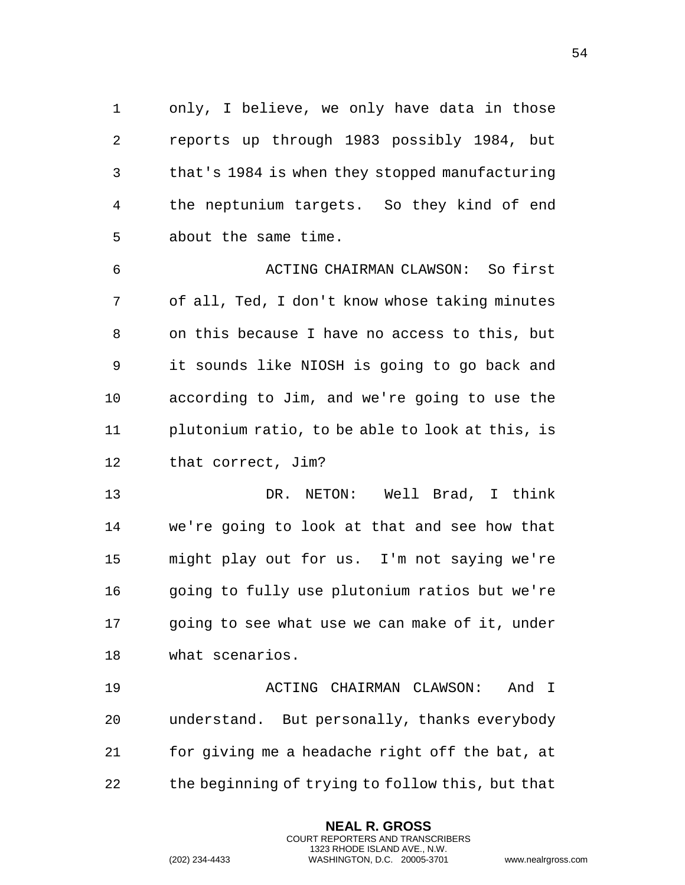only, I believe, we only have data in those reports up through 1983 possibly 1984, but that's 1984 is when they stopped manufacturing the neptunium targets. So they kind of end about the same time.

ACTING CHAIRMAN CLAWSON: So first of all, Ted, I don't know whose taking minutes on this because I have no access to this, but it sounds like NIOSH is going to go back and according to Jim, and we're going to use the plutonium ratio, to be able to look at this, is that correct, Jim?

DR. NETON: Well Brad, I think we're going to look at that and see how that might play out for us. I'm not saying we're going to fully use plutonium ratios but we're going to see what use we can make of it, under what scenarios.

ACTING CHAIRMAN CLAWSON: And I understand. But personally, thanks everybody for giving me a headache right off the bat, at the beginning of trying to follow this, but that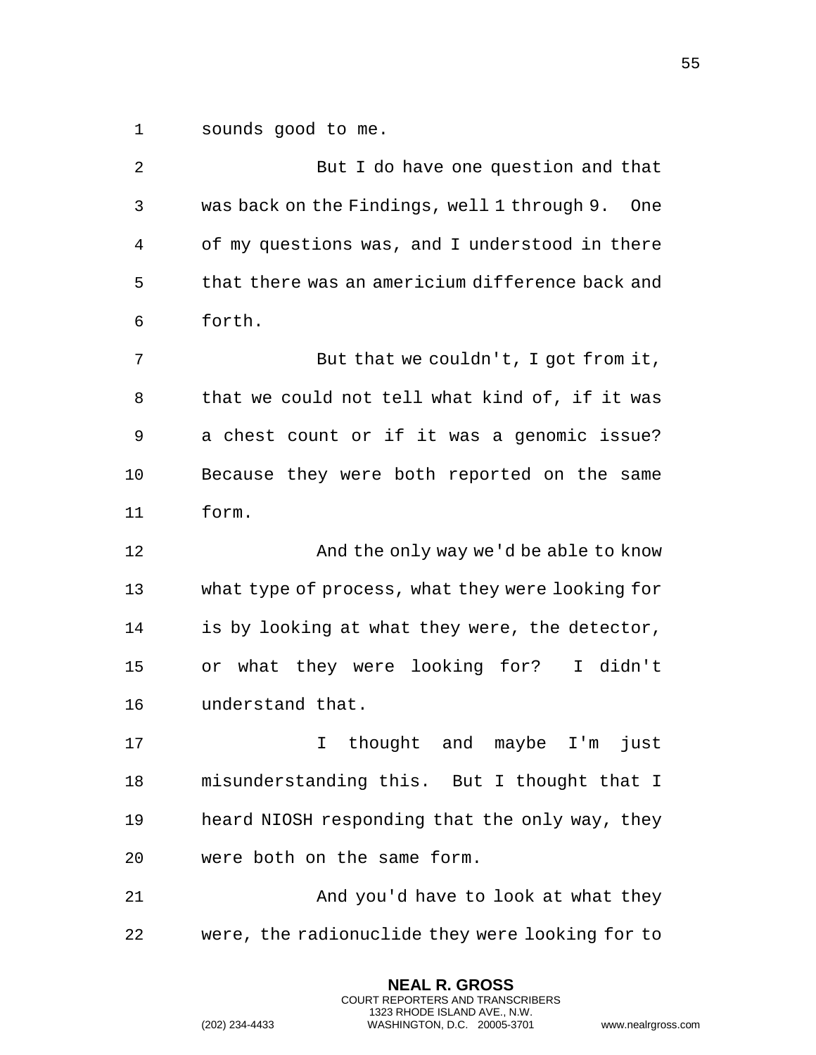sounds good to me.

But I do have one question and that was back on the Findings, well 1 through 9. One of my questions was, and I understood in there that there was an americium difference back and forth.

But that we couldn't, I got from it, that we could not tell what kind of, if it was a chest count or if it was a genomic issue? Because they were both reported on the same form.

And the only way we'd be able to know what type of process, what they were looking for is by looking at what they were, the detector, or what they were looking for? I didn't understand that.

I thought and maybe I'm just misunderstanding this. But I thought that I heard NIOSH responding that the only way, they were both on the same form.

And you'd have to look at what they were, the radionuclide they were looking for to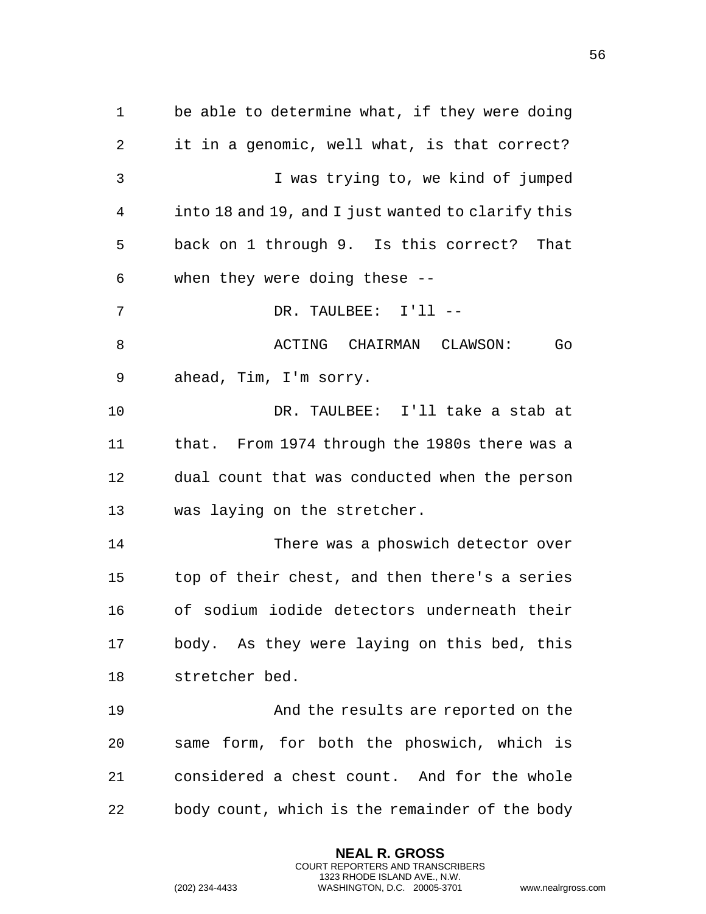be able to determine what, if they were doing it in a genomic, well what, is that correct?

I was trying to, we kind of jumped into 18 and 19, and I just wanted to clarify this back on 1 through 9. Is this correct? That when they were doing these --

DR. TAULBEE: I'll --

ACTING CHAIRMAN CLAWSON: Go ahead, Tim, I'm sorry.

DR. TAULBEE: I'll take a stab at that. From 1974 through the 1980s there was a dual count that was conducted when the person was laying on the stretcher.

There was a phoswich detector over top of their chest, and then there's a series of sodium iodide detectors underneath their body. As they were laying on this bed, this stretcher bed.

And the results are reported on the same form, for both the phoswich, which is considered a chest count. And for the whole body count, which is the remainder of the body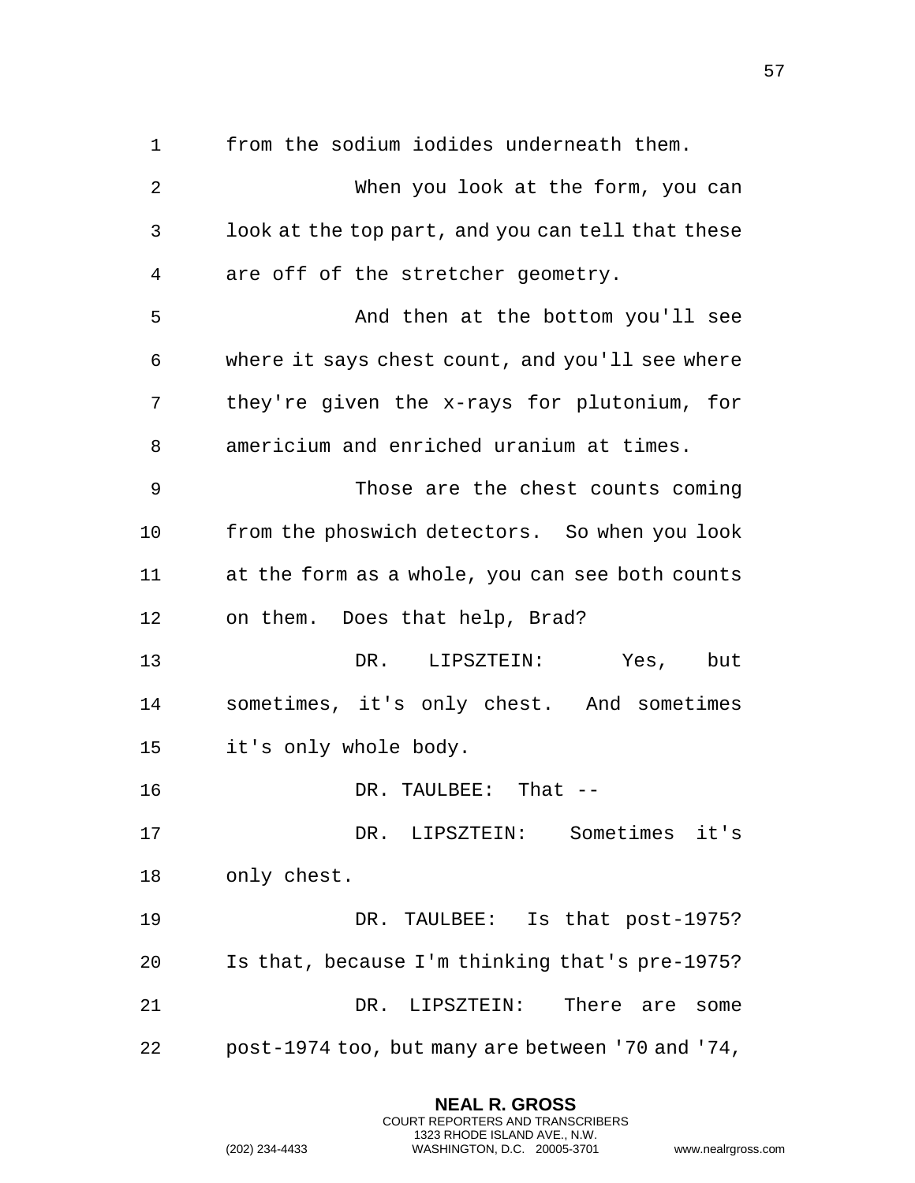from the sodium iodides underneath them.

When you look at the form, you can look at the top part, and you can tell that these are off of the stretcher geometry.

And then at the bottom you'll see where it says chest count, and you'll see where they're given the x-rays for plutonium, for americium and enriched uranium at times.

Those are the chest counts coming from the phoswich detectors. So when you look at the form as a whole, you can see both counts on them. Does that help, Brad?

DR. LIPSZTEIN: Yes, but sometimes, it's only chest. And sometimes it's only whole body.

DR. TAULBEE: That --

DR. LIPSZTEIN: Sometimes it's only chest.

DR. TAULBEE: Is that post-1975? Is that, because I'm thinking that's pre-1975?

DR. LIPSZTEIN: There are some post-1974 too, but many are between '70 and '74,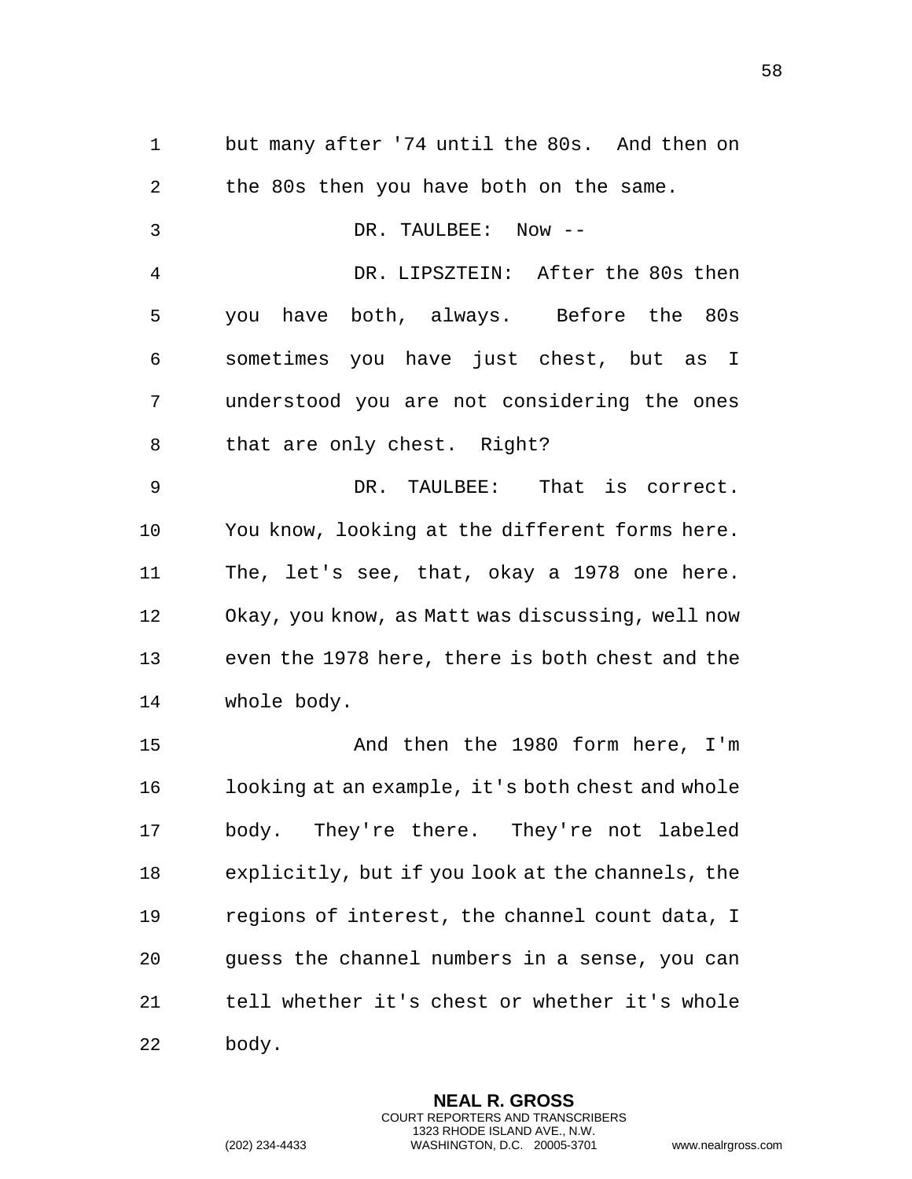but many after '74 until the 80s. And then on the 80s then you have both on the same.

DR. TAULBEE: Now --

DR. LIPSZTEIN: After the 80s then you have both, always. Before the 80s sometimes you have just chest, but as I understood you are not considering the ones that are only chest. Right?

DR. TAULBEE: That is correct. You know, looking at the different forms here. The, let's see, that, okay a 1978 one here. Okay, you know, as Matt was discussing, well now even the 1978 here, there is both chest and the whole body.

And then the 1980 form here, I'm looking at an example, it's both chest and whole body. They're there. They're not labeled explicitly, but if you look at the channels, the regions of interest, the channel count data, I guess the channel numbers in a sense, you can tell whether it's chest or whether it's whole body.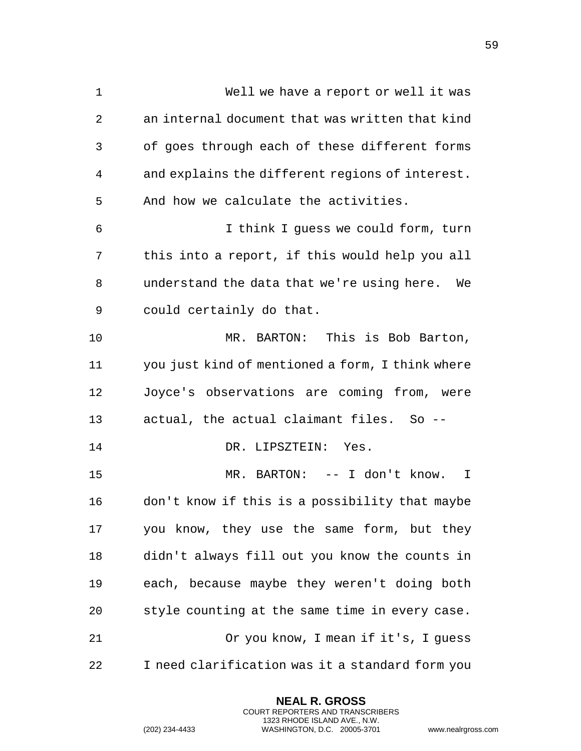Well we have a report or well it was an internal document that was written that kind of goes through each of these different forms and explains the different regions of interest. And how we calculate the activities.

I think I guess we could form, turn this into a report, if this would help you all understand the data that we're using here. We could certainly do that.

MR. BARTON: This is Bob Barton, you just kind of mentioned a form, I think where Joyce's observations are coming from, were actual, the actual claimant files. So --

DR. LIPSZTEIN: Yes.

MR. BARTON: -- I don't know. I don't know if this is a possibility that maybe you know, they use the same form, but they didn't always fill out you know the counts in each, because maybe they weren't doing both style counting at the same time in every case.

Or you know, I mean if it's, I guess I need clarification was it a standard form you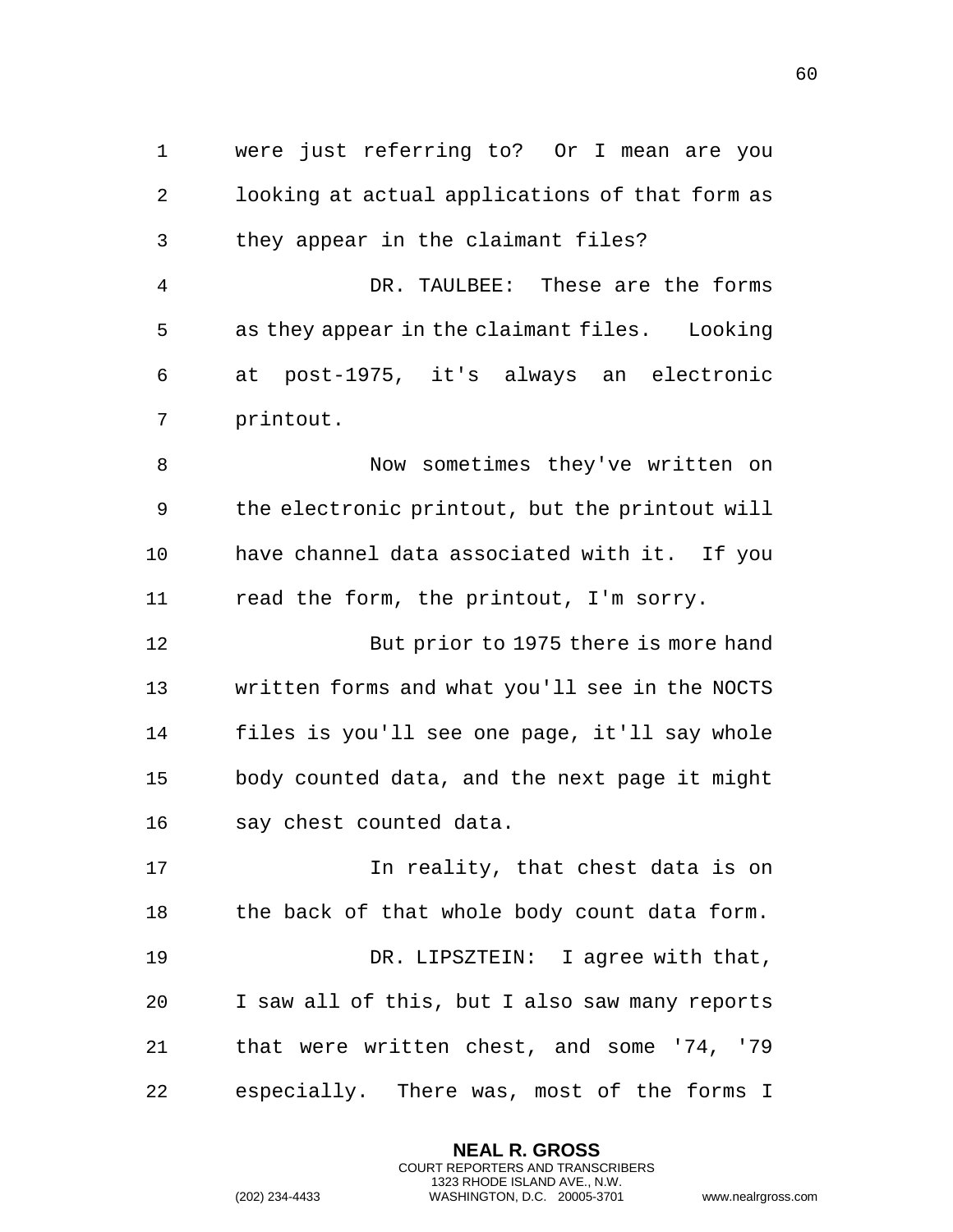were just referring to? Or I mean are you looking at actual applications of that form as they appear in the claimant files?

DR. TAULBEE: These are the forms as they appear in the claimant files. Looking at post-1975, it's always an electronic printout.

Now sometimes they've written on the electronic printout, but the printout will have channel data associated with it. If you read the form, the printout, I'm sorry.

But prior to 1975 there is more hand written forms and what you'll see in the NOCTS files is you'll see one page, it'll say whole body counted data, and the next page it might say chest counted data.

In reality, that chest data is on the back of that whole body count data form.

DR. LIPSZTEIN: I agree with that, I saw all of this, but I also saw many reports that were written chest, and some '74, '79 especially. There was, most of the forms I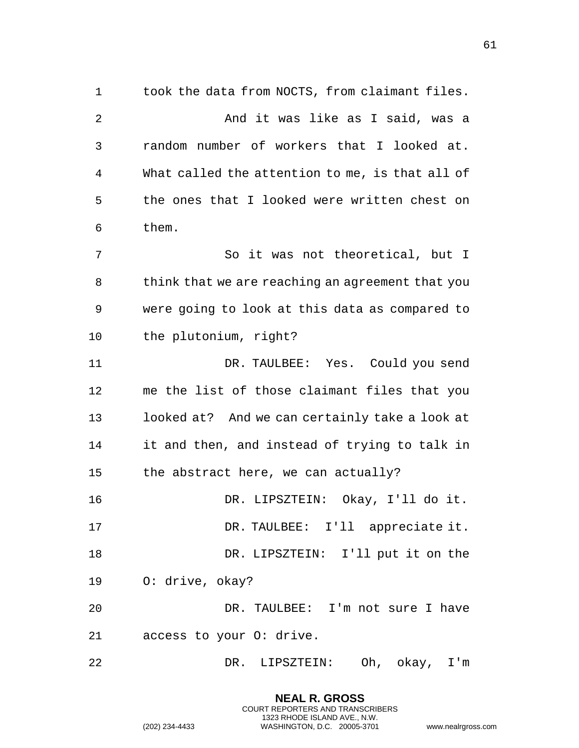took the data from NOCTS, from claimant files.

And it was like as I said, was a random number of workers that I looked at. What called the attention to me, is that all of the ones that I looked were written chest on them.

So it was not theoretical, but I think that we are reaching an agreement that you were going to look at this data as compared to the plutonium, right?

DR. TAULBEE: Yes. Could you send me the list of those claimant files that you looked at? And we can certainly take a look at it and then, and instead of trying to talk in the abstract here, we can actually?

DR. LIPSZTEIN: Okay, I'll do it.

DR. TAULBEE: I'll appreciate it.

DR. LIPSZTEIN: I'll put it on the O: drive, okay?

DR. TAULBEE: I'm not sure I have access to your O: drive.

DR. LIPSZTEIN: Oh, okay, I'm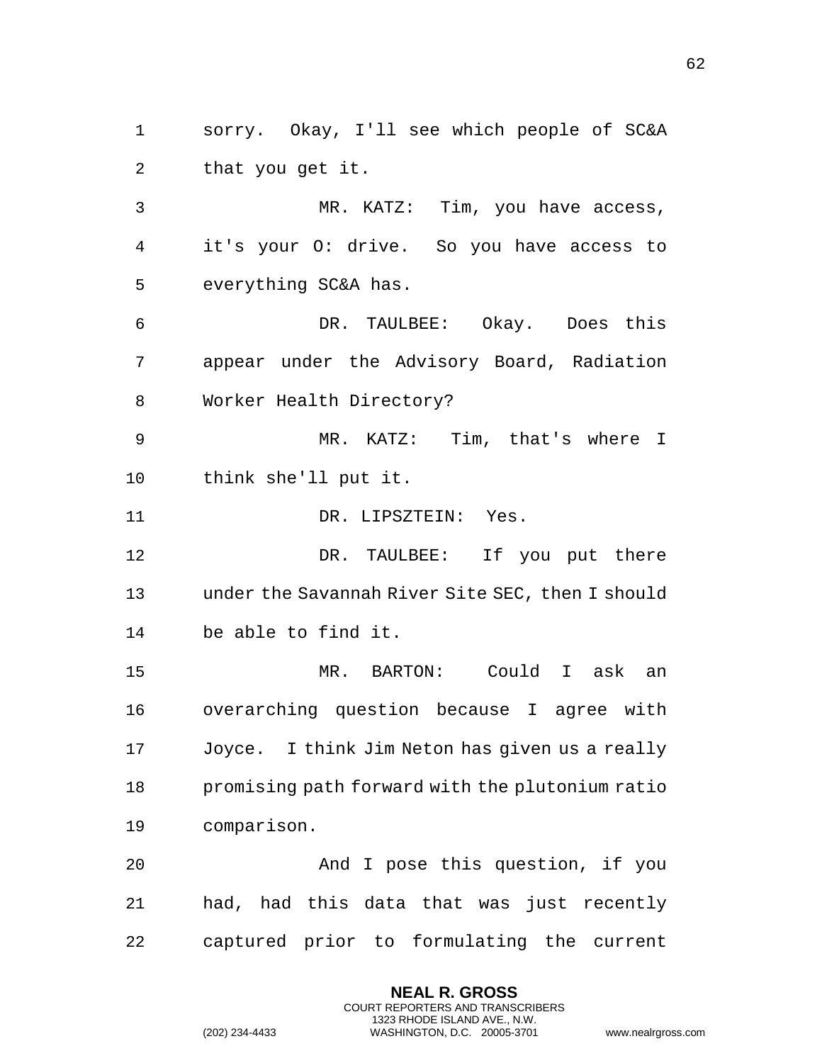sorry. Okay, I'll see which people of SC&A that you get it.

MR. KATZ: Tim, you have access, it's your O: drive. So you have access to everything SC&A has.

DR. TAULBEE: Okay. Does this appear under the Advisory Board, Radiation Worker Health Directory?

MR. KATZ: Tim, that's where I think she'll put it.

DR. LIPSZTEIN: Yes.

DR. TAULBEE: If you put there under the Savannah River Site SEC, then I should be able to find it.

MR. BARTON: Could I ask an overarching question because I agree with Joyce. I think Jim Neton has given us a really promising path forward with the plutonium ratio comparison.

And I pose this question, if you had, had this data that was just recently captured prior to formulating the current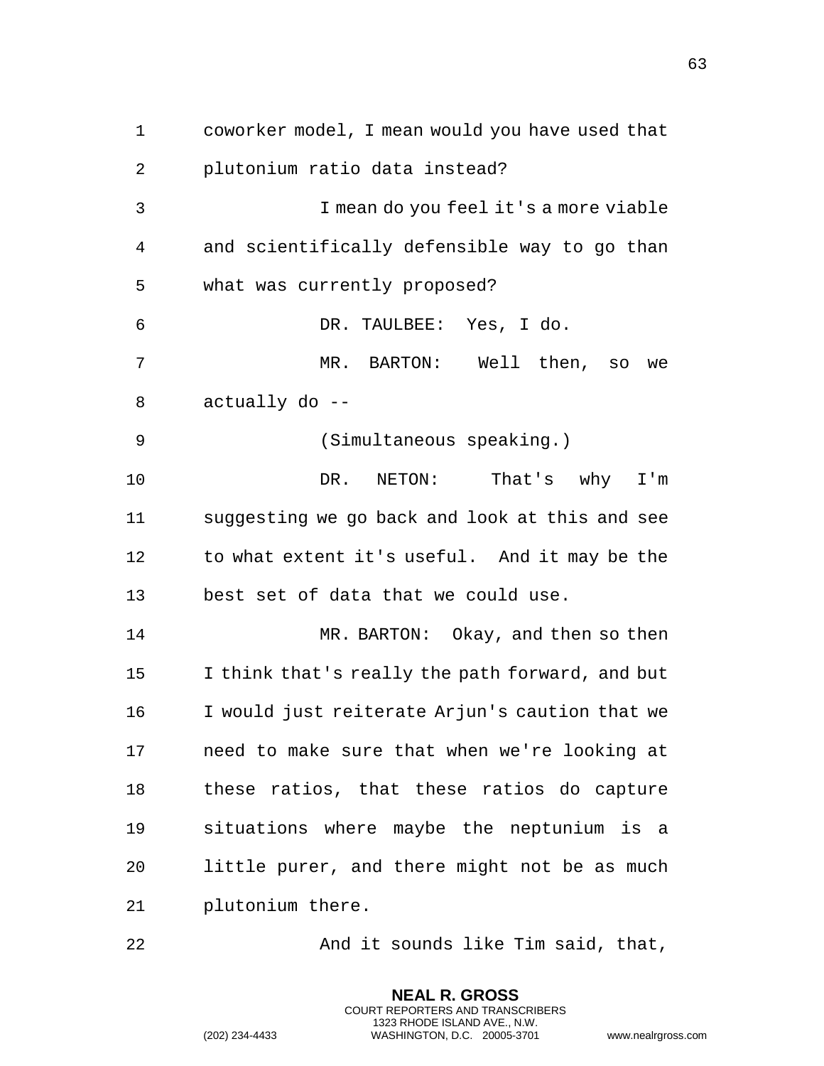coworker model, I mean would you have used that plutonium ratio data instead?

I mean do you feel it's a more viable and scientifically defensible way to go than what was currently proposed?

DR. TAULBEE: Yes, I do.

MR. BARTON: Well then, so we actually do --

(Simultaneous speaking.)

DR. NETON: That's why I'm suggesting we go back and look at this and see to what extent it's useful. And it may be the best set of data that we could use.

MR. BARTON: Okay, and then so then I think that's really the path forward, and but I would just reiterate Arjun's caution that we need to make sure that when we're looking at these ratios, that these ratios do capture situations where maybe the neptunium is a little purer, and there might not be as much plutonium there.

And it sounds like Tim said, that,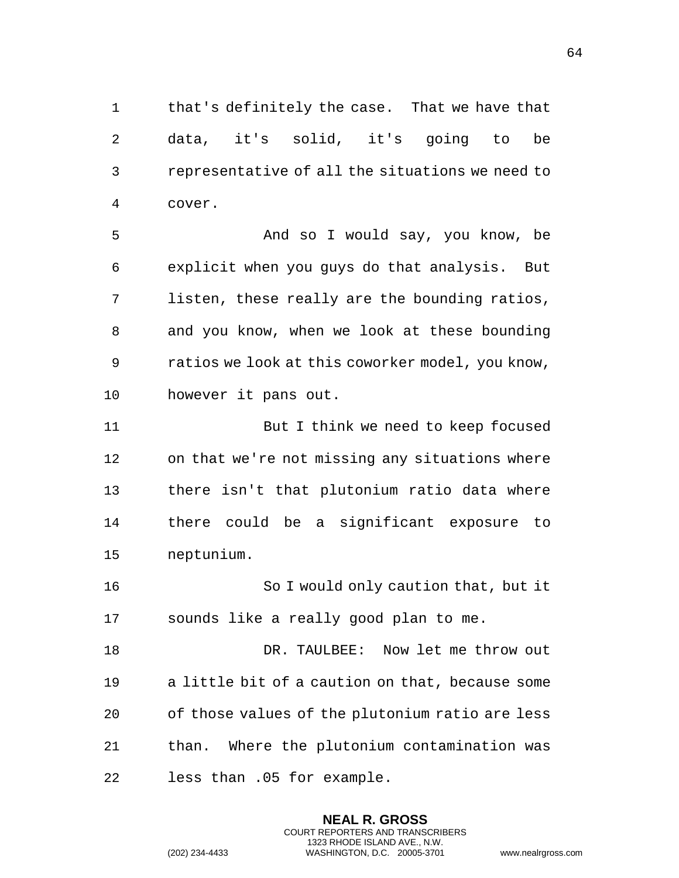that's definitely the case. That we have that data, it's solid, it's going to be representative of all the situations we need to cover.

And so I would say, you know, be explicit when you guys do that analysis. But listen, these really are the bounding ratios, and you know, when we look at these bounding ratios we look at this coworker model, you know, however it pans out.

But I think we need to keep focused on that we're not missing any situations where there isn't that plutonium ratio data where there could be a significant exposure to neptunium.

So I would only caution that, but it sounds like a really good plan to me.

DR. TAULBEE: Now let me throw out a little bit of a caution on that, because some of those values of the plutonium ratio are less than. Where the plutonium contamination was less than .05 for example.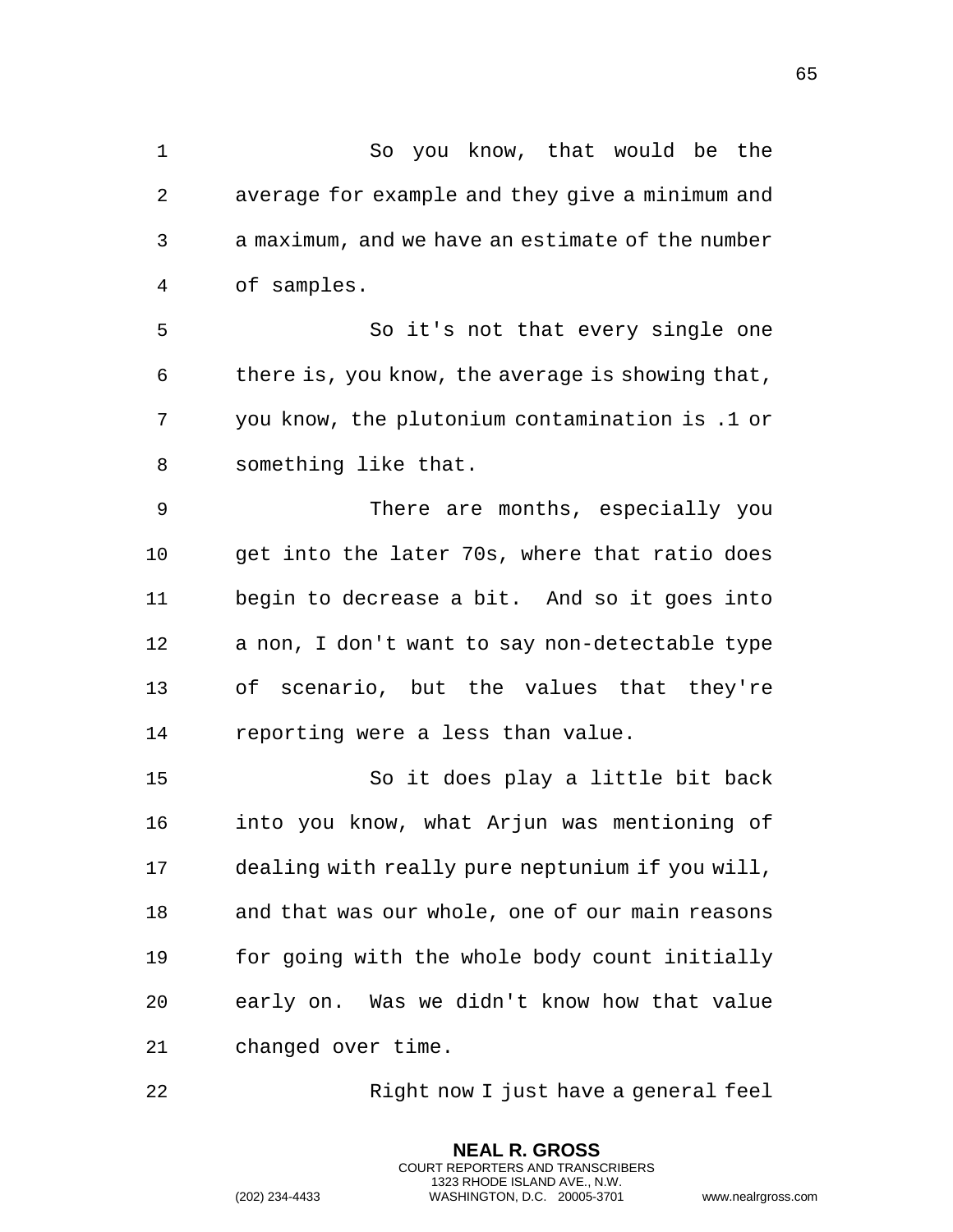So you know, that would be the average for example and they give a minimum and a maximum, and we have an estimate of the number of samples.

So it's not that every single one there is, you know, the average is showing that, you know, the plutonium contamination is .1 or something like that.

There are months, especially you get into the later 70s, where that ratio does begin to decrease a bit. And so it goes into a non, I don't want to say non-detectable type of scenario, but the values that they're reporting were a less than value.

So it does play a little bit back into you know, what Arjun was mentioning of dealing with really pure neptunium if you will, and that was our whole, one of our main reasons for going with the whole body count initially early on. Was we didn't know how that value changed over time.

Right now I just have a general feel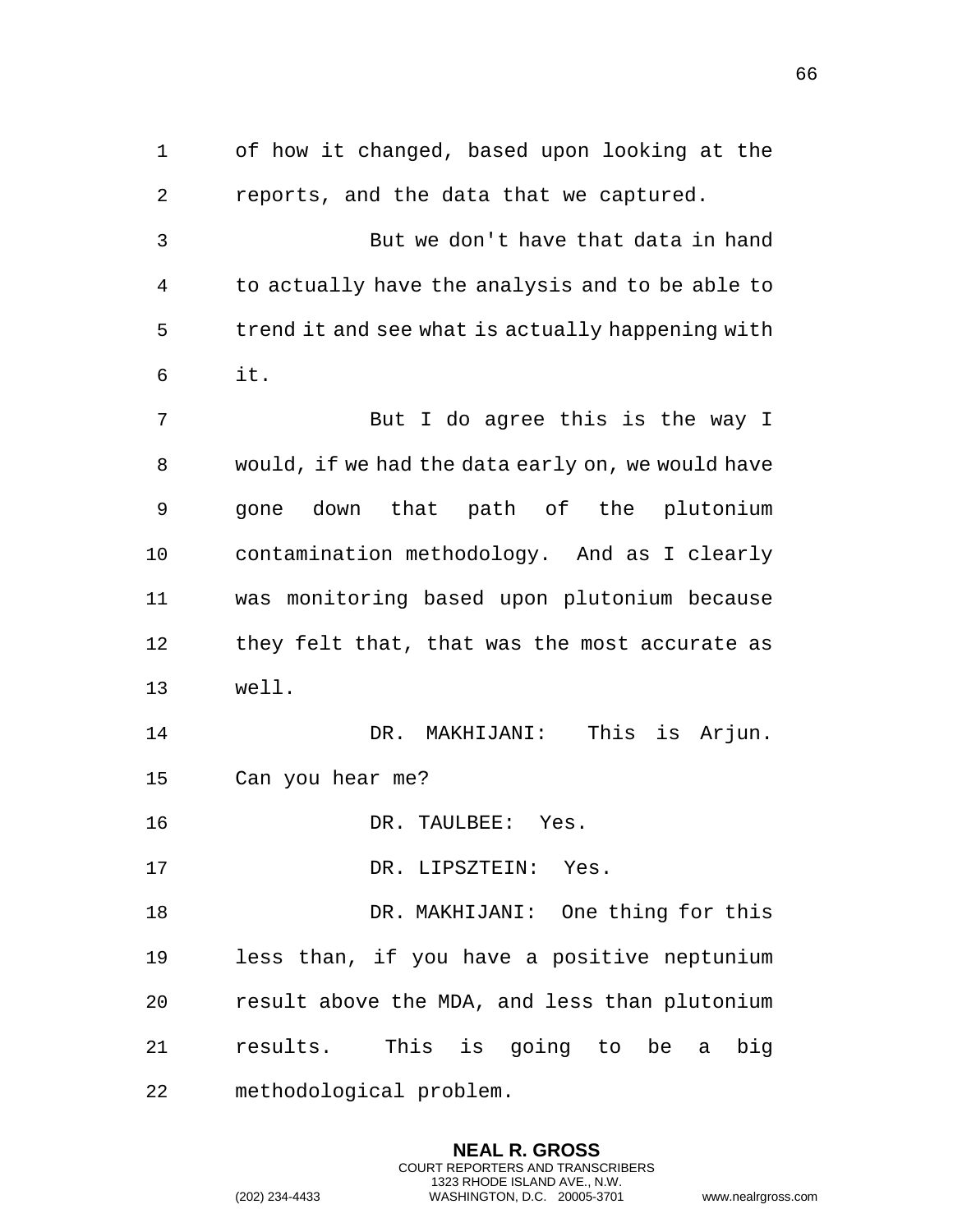of how it changed, based upon looking at the reports, and the data that we captured.

But we don't have that data in hand to actually have the analysis and to be able to trend it and see what is actually happening with it.

But I do agree this is the way I would, if we had the data early on, we would have gone down that path of the plutonium contamination methodology. And as I clearly was monitoring based upon plutonium because they felt that, that was the most accurate as well.

DR. MAKHIJANI: This is Arjun. Can you hear me?

DR. TAULBEE: Yes.

DR. LIPSZTEIN: Yes.

DR. MAKHIJANI: One thing for this less than, if you have a positive neptunium result above the MDA, and less than plutonium results. This is going to be a big methodological problem.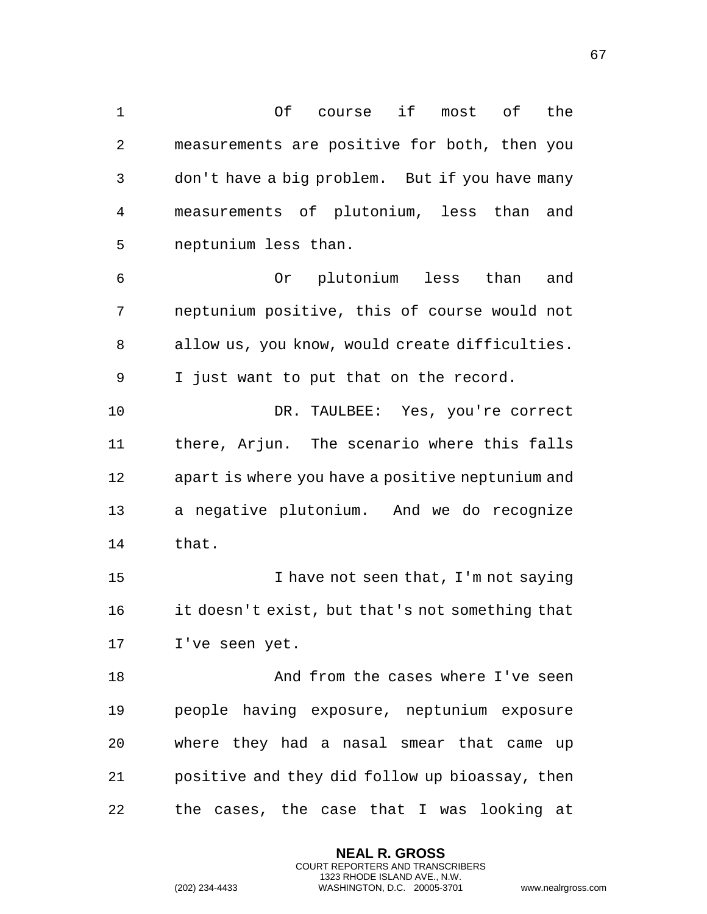Of course if most of the measurements are positive for both, then you don't have a big problem. But if you have many measurements of plutonium, less than and neptunium less than.

Or plutonium less than and neptunium positive, this of course would not allow us, you know, would create difficulties. I just want to put that on the record.

DR. TAULBEE: Yes, you're correct there, Arjun. The scenario where this falls apart is where you have a positive neptunium and a negative plutonium. And we do recognize that.

I have not seen that, I'm not saying it doesn't exist, but that's not something that I've seen yet.

And from the cases where I've seen people having exposure, neptunium exposure where they had a nasal smear that came up positive and they did follow up bioassay, then the cases, the case that I was looking at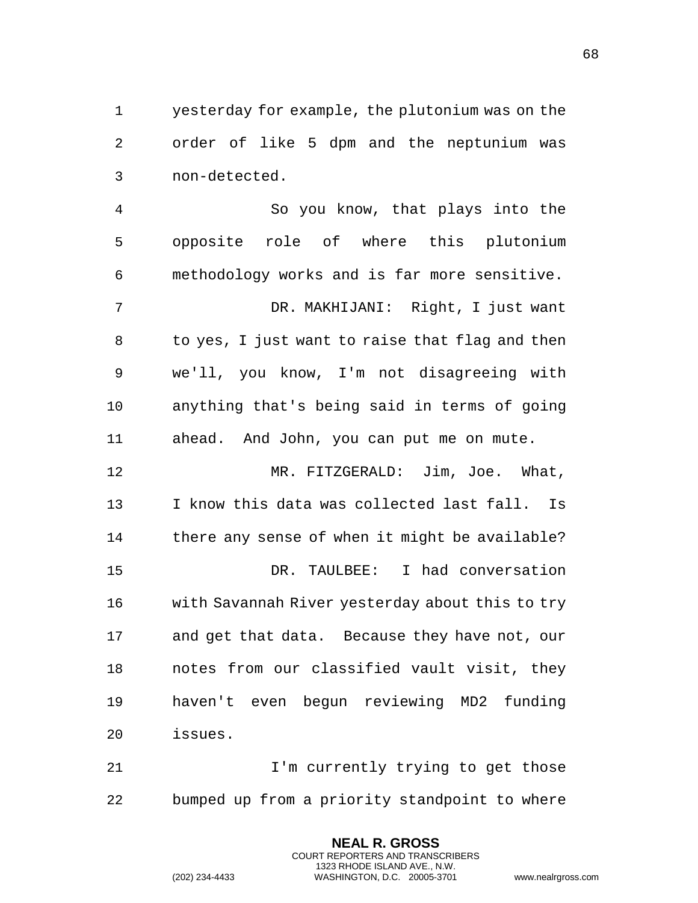yesterday for example, the plutonium was on the order of like 5 dpm and the neptunium was non-detected.

So you know, that plays into the opposite role of where this plutonium methodology works and is far more sensitive.

DR. MAKHIJANI: Right, I just want to yes, I just want to raise that flag and then we'll, you know, I'm not disagreeing with anything that's being said in terms of going ahead. And John, you can put me on mute.

MR. FITZGERALD: Jim, Joe. What, I know this data was collected last fall. Is there any sense of when it might be available?

DR. TAULBEE: I had conversation with Savannah River yesterday about this to try and get that data. Because they have not, our notes from our classified vault visit, they haven't even begun reviewing MD2 funding issues.

I'm currently trying to get those bumped up from a priority standpoint to where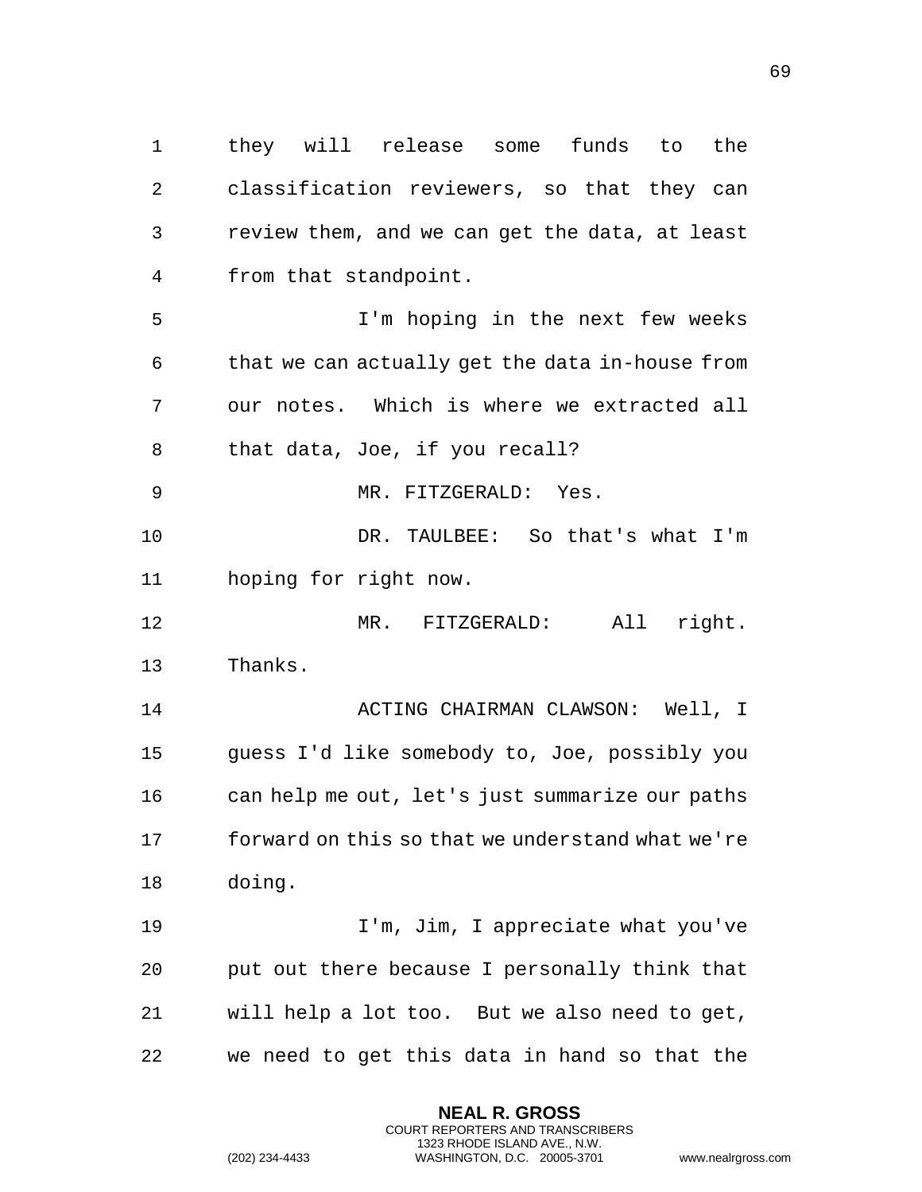they will release some funds to the classification reviewers, so that they can review them, and we can get the data, at least from that standpoint.

I'm hoping in the next few weeks that we can actually get the data in-house from our notes. Which is where we extracted all that data, Joe, if you recall?

MR. FITZGERALD: Yes.

DR. TAULBEE: So that's what I'm hoping for right now.

MR. FITZGERALD: All right. Thanks.

ACTING CHAIRMAN CLAWSON: Well, I guess I'd like somebody to, Joe, possibly you can help me out, let's just summarize our paths forward on this so that we understand what we're doing.

I'm, Jim, I appreciate what you've put out there because I personally think that will help a lot too. But we also need to get, we need to get this data in hand so that the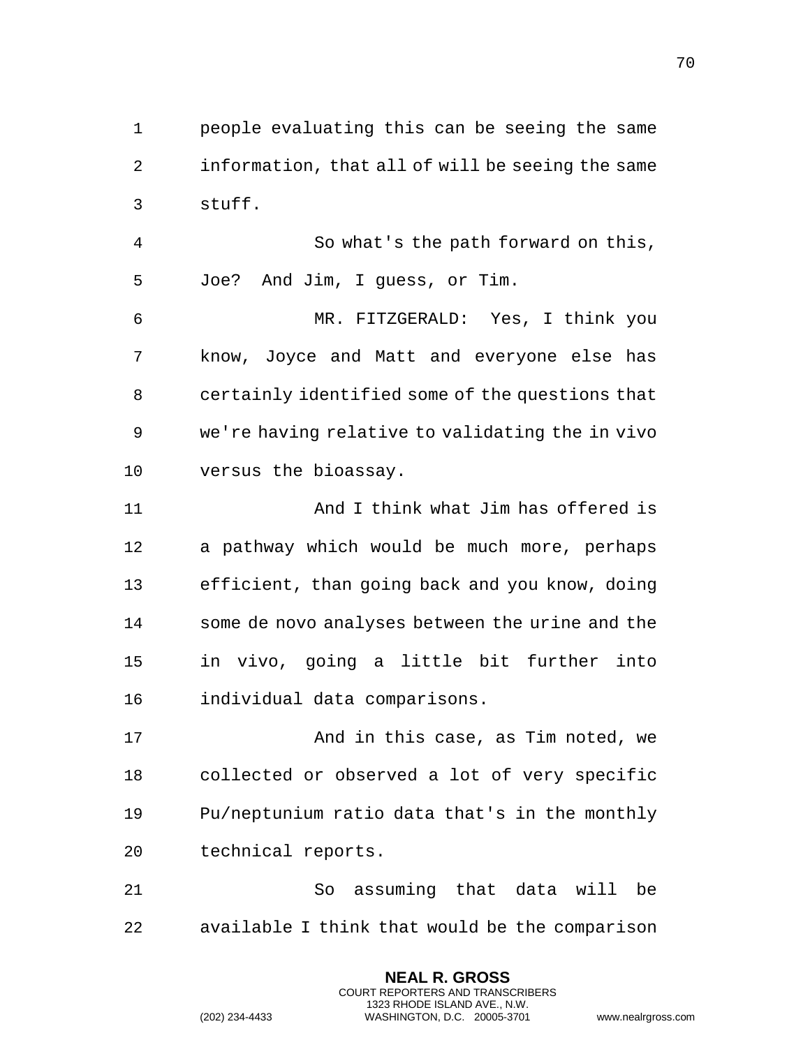people evaluating this can be seeing the same information, that all of will be seeing the same stuff.

So what's the path forward on this, Joe? And Jim, I guess, or Tim.

MR. FITZGERALD: Yes, I think you know, Joyce and Matt and everyone else has certainly identified some of the questions that we're having relative to validating the in vivo versus the bioassay.

And I think what Jim has offered is a pathway which would be much more, perhaps efficient, than going back and you know, doing some de novo analyses between the urine and the in vivo, going a little bit further into individual data comparisons.

And in this case, as Tim noted, we collected or observed a lot of very specific Pu/neptunium ratio data that's in the monthly technical reports.

So assuming that data will be available I think that would be the comparison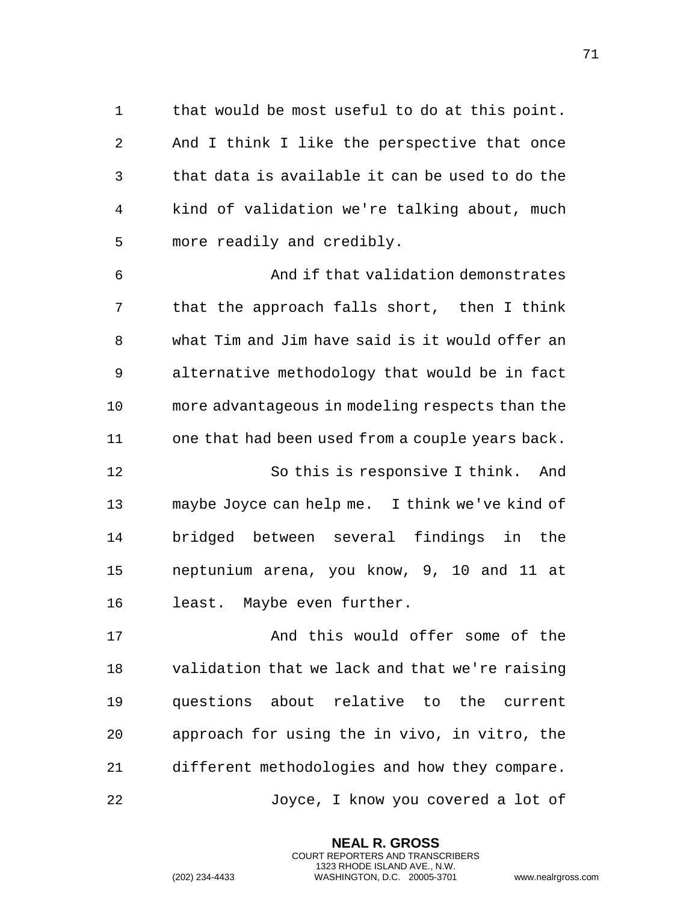that would be most useful to do at this point. And I think I like the perspective that once that data is available it can be used to do the kind of validation we're talking about, much more readily and credibly.

And if that validation demonstrates that the approach falls short, then I think what Tim and Jim have said is it would offer an alternative methodology that would be in fact more advantageous in modeling respects than the one that had been used from a couple years back.

So this is responsive I think. And maybe Joyce can help me. I think we've kind of bridged between several findings in the neptunium arena, you know, 9, 10 and 11 at least. Maybe even further.

And this would offer some of the validation that we lack and that we're raising questions about relative to the current approach for using the in vivo, in vitro, the different methodologies and how they compare.

Joyce, I know you covered a lot of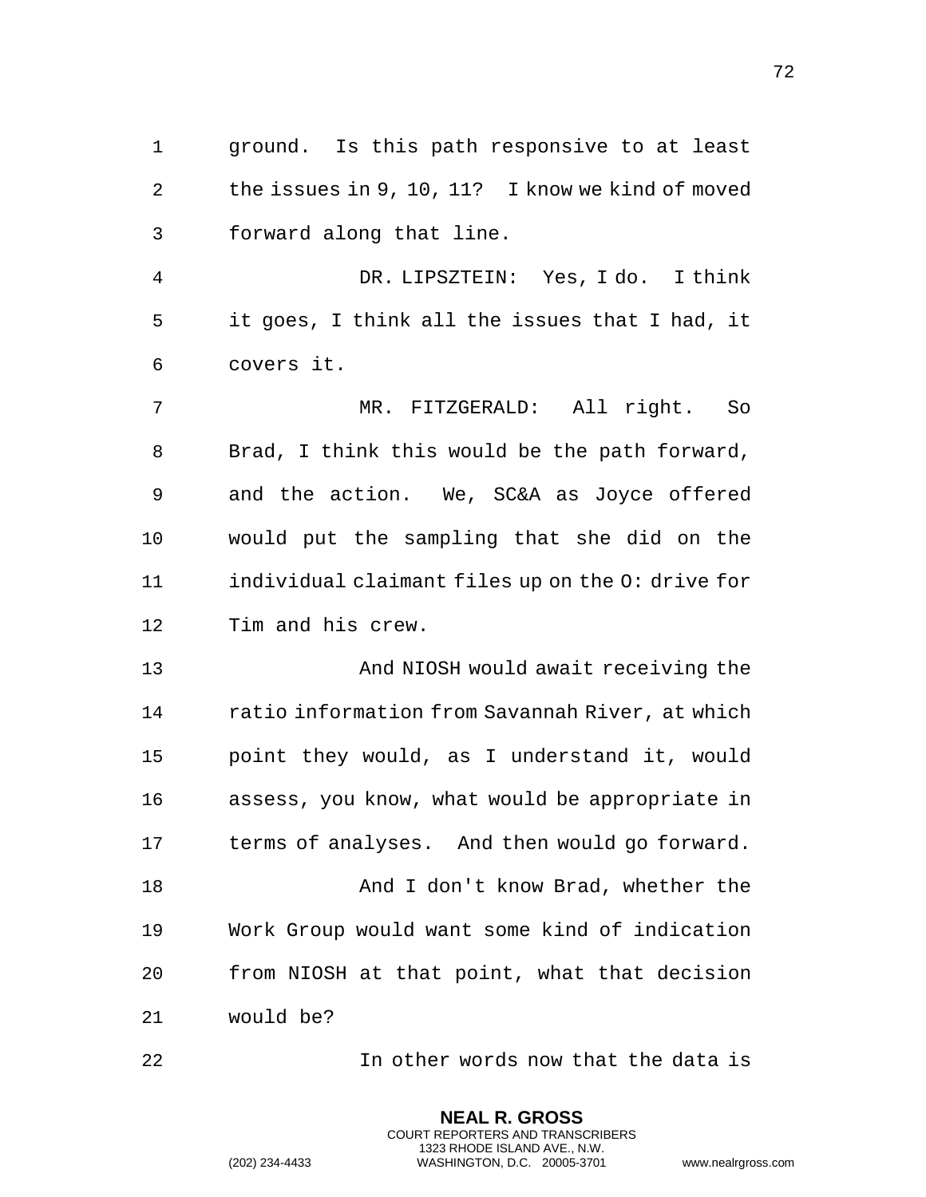ground. Is this path responsive to at least the issues in 9, 10, 11? I know we kind of moved forward along that line.

DR. LIPSZTEIN: Yes, I do. I think it goes, I think all the issues that I had, it covers it.

MR. FITZGERALD: All right. So Brad, I think this would be the path forward, and the action. We, SC&A as Joyce offered would put the sampling that she did on the individual claimant files up on the O: drive for Tim and his crew.

And NIOSH would await receiving the ratio information from Savannah River, at which point they would, as I understand it, would assess, you know, what would be appropriate in terms of analyses. And then would go forward.

And I don't know Brad, whether the Work Group would want some kind of indication from NIOSH at that point, what that decision would be?

In other words now that the data is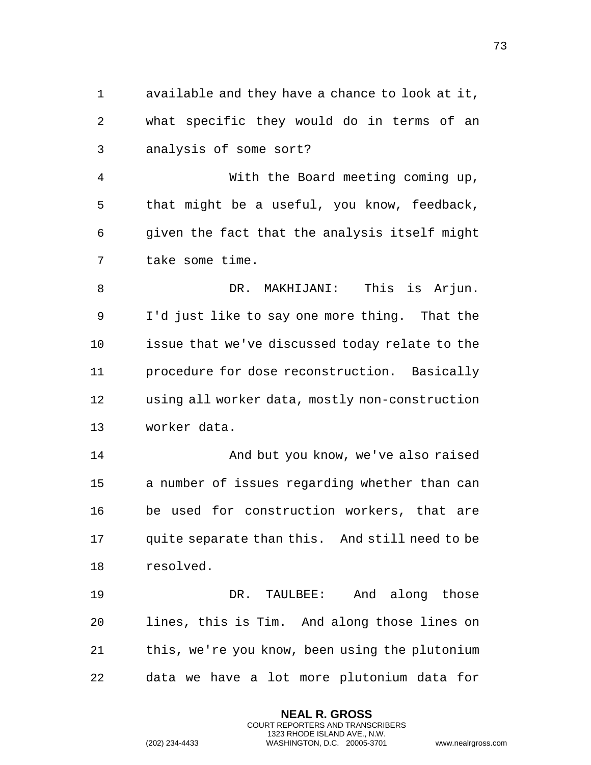available and they have a chance to look at it, what specific they would do in terms of an analysis of some sort?

With the Board meeting coming up, that might be a useful, you know, feedback, given the fact that the analysis itself might take some time.

DR. MAKHIJANI: This is Arjun. I'd just like to say one more thing. That the issue that we've discussed today relate to the procedure for dose reconstruction. Basically using all worker data, mostly non-construction worker data.

And but you know, we've also raised a number of issues regarding whether than can be used for construction workers, that are quite separate than this. And still need to be resolved.

DR. TAULBEE: And along those lines, this is Tim. And along those lines on this, we're you know, been using the plutonium data we have a lot more plutonium data for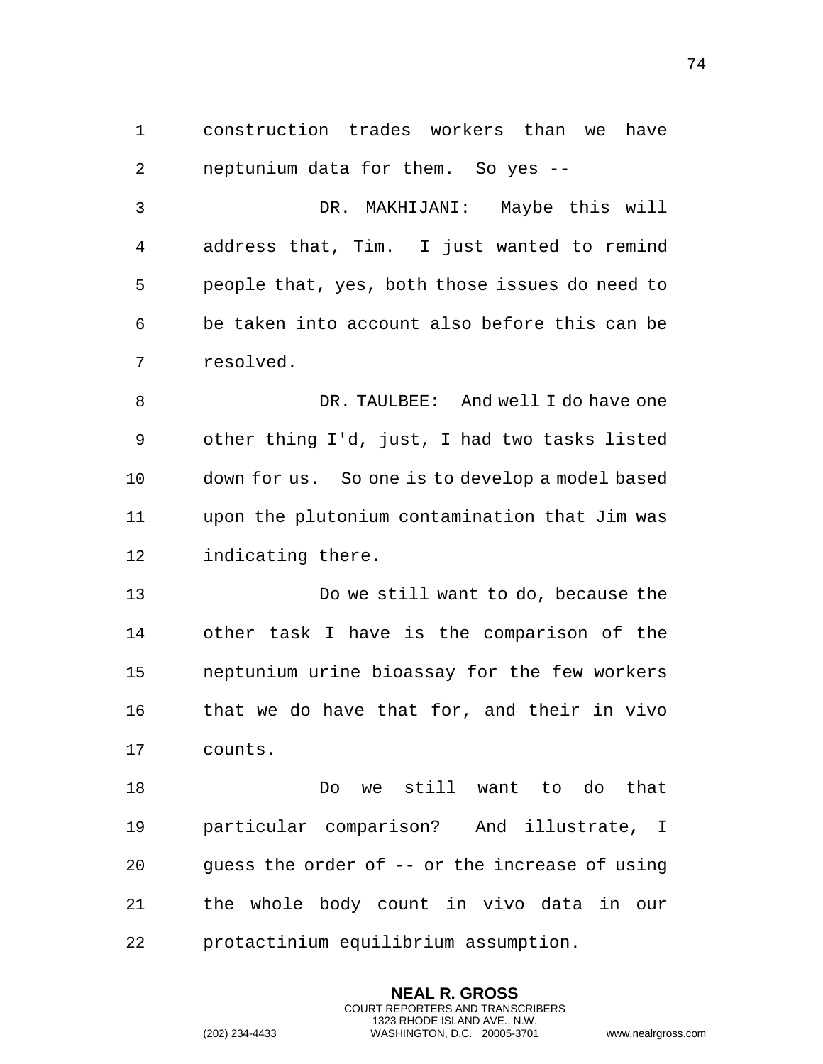construction trades workers than we have neptunium data for them. So yes --

DR. MAKHIJANI: Maybe this will address that, Tim. I just wanted to remind people that, yes, both those issues do need to be taken into account also before this can be resolved.

DR. TAULBEE: And well I do have one other thing I'd, just, I had two tasks listed down for us. So one is to develop a model based upon the plutonium contamination that Jim was indicating there.

Do we still want to do, because the other task I have is the comparison of the neptunium urine bioassay for the few workers that we do have that for, and their in vivo counts.

Do we still want to do that particular comparison? And illustrate, I guess the order of -- or the increase of using the whole body count in vivo data in our protactinium equilibrium assumption.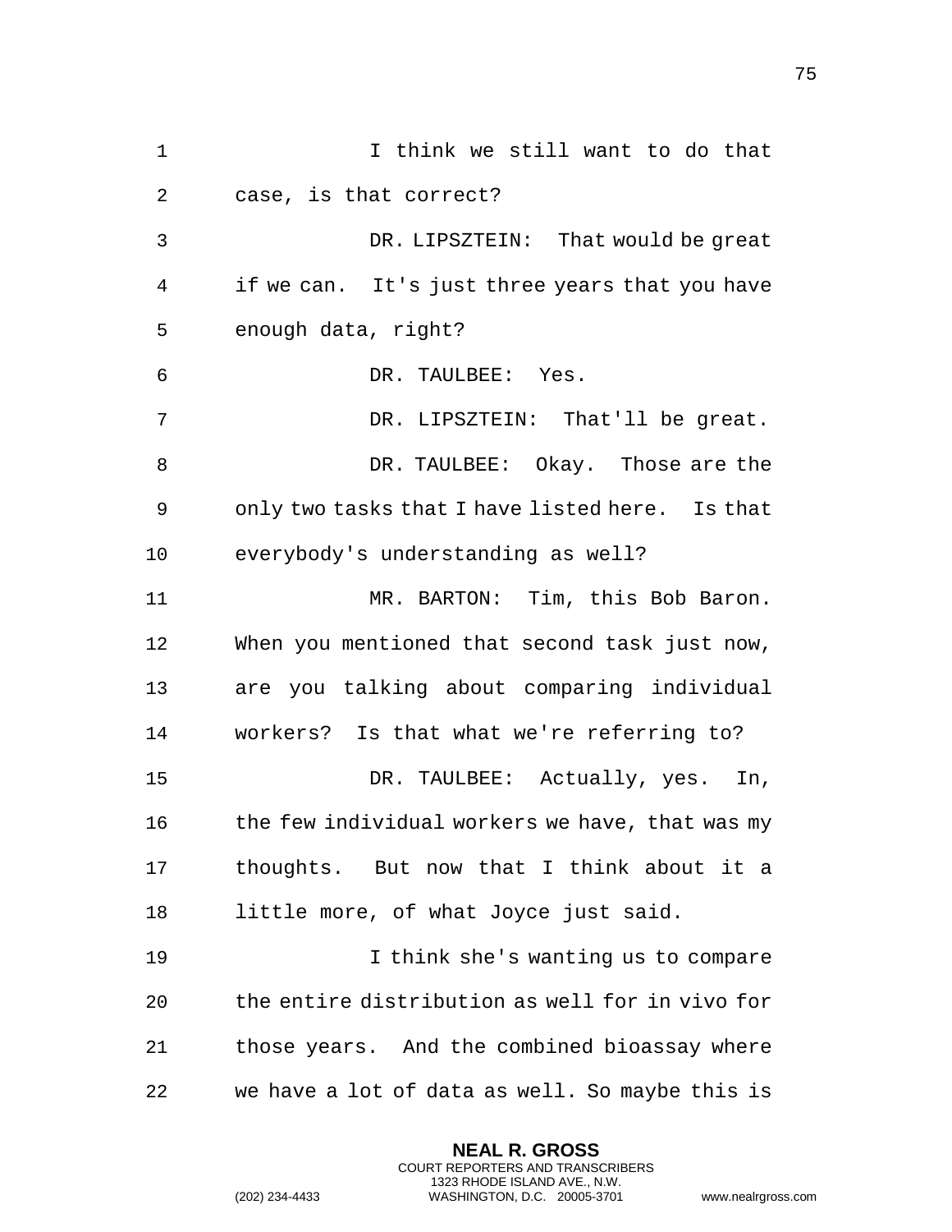I think we still want to do that case, is that correct?

DR. LIPSZTEIN: That would be great if we can. It's just three years that you have enough data, right?

DR. TAULBEE: Yes.

DR. LIPSZTEIN: That'll be great.

DR. TAULBEE: Okay. Those are the only two tasks that I have listed here. Is that everybody's understanding as well?

MR. BARTON: Tim, this Bob Baron. When you mentioned that second task just now, are you talking about comparing individual workers? Is that what we're referring to?

DR. TAULBEE: Actually, yes. In, the few individual workers we have, that was my thoughts. But now that I think about it a little more, of what Joyce just said.

I think she's wanting us to compare the entire distribution as well for in vivo for those years. And the combined bioassay where we have a lot of data as well. So maybe this is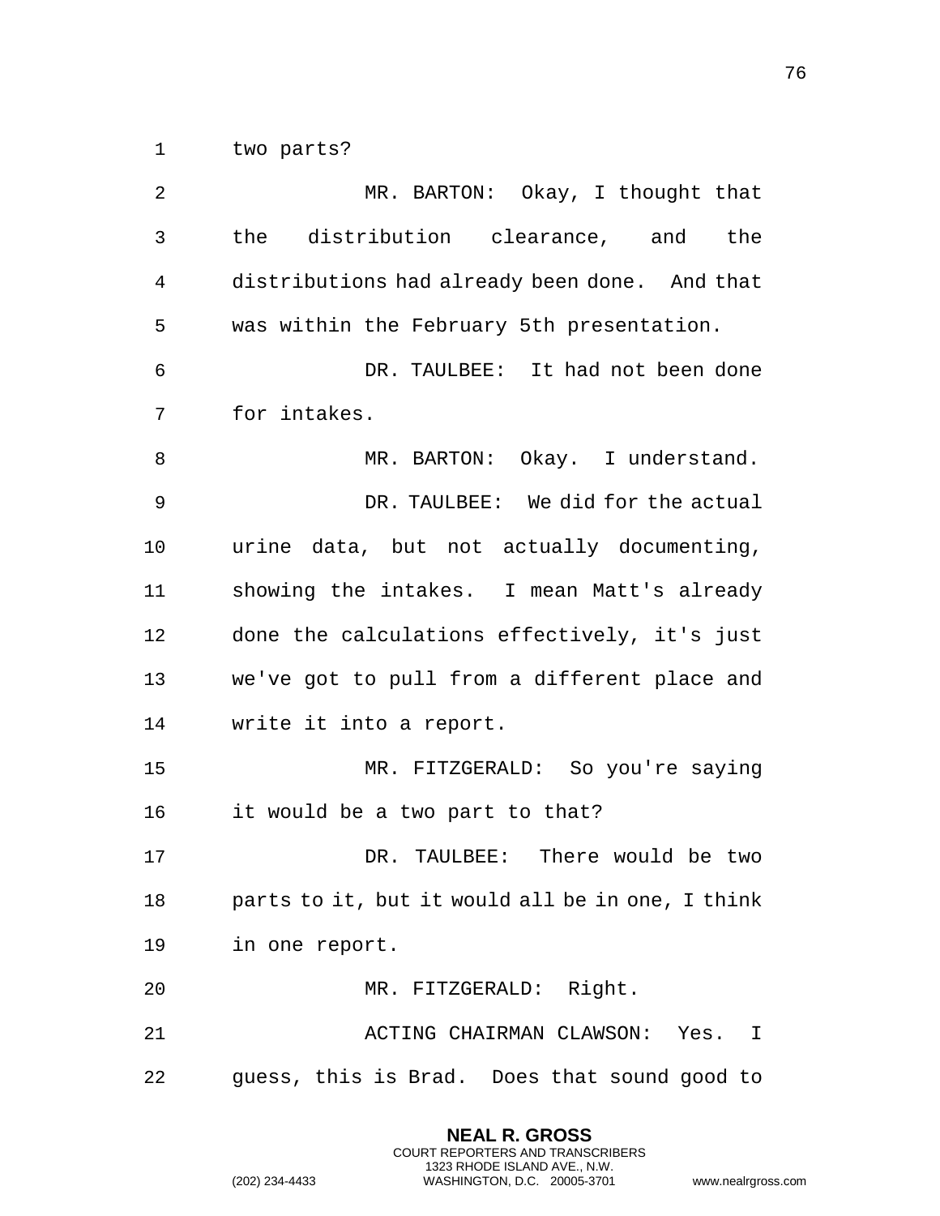two parts?

MR. BARTON: Okay, I thought that the distribution clearance, and the distributions had already been done. And that was within the February 5th presentation.

DR. TAULBEE: It had not been done for intakes.

MR. BARTON: Okay. I understand.

DR. TAULBEE: We did for the actual urine data, but not actually documenting, showing the intakes. I mean Matt's already done the calculations effectively, it's just we've got to pull from a different place and write it into a report.

MR. FITZGERALD: So you're saying it would be a two part to that?

DR. TAULBEE: There would be two parts to it, but it would all be in one, I think in one report.

MR. FITZGERALD: Right.

ACTING CHAIRMAN CLAWSON: Yes. I guess, this is Brad. Does that sound good to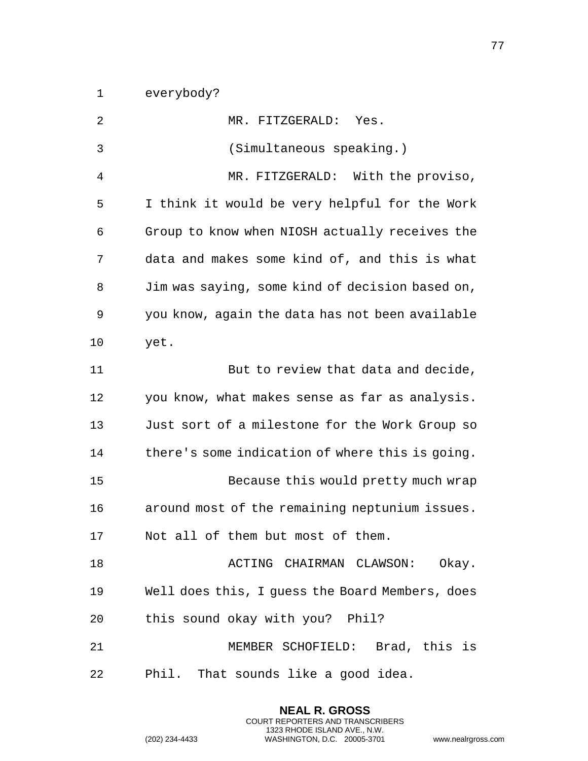everybody?

MR. FITZGERALD: Yes.

(Simultaneous speaking.)

MR. FITZGERALD: With the proviso, I think it would be very helpful for the Work Group to know when NIOSH actually receives the data and makes some kind of, and this is what Jim was saying, some kind of decision based on, you know, again the data has not been available yet.

But to review that data and decide, you know, what makes sense as far as analysis. Just sort of a milestone for the Work Group so there's some indication of where this is going.

Because this would pretty much wrap around most of the remaining neptunium issues. Not all of them but most of them.

ACTING CHAIRMAN CLAWSON: Okay. Well does this, I guess the Board Members, does this sound okay with you? Phil?

MEMBER SCHOFIELD: Brad, this is Phil. That sounds like a good idea.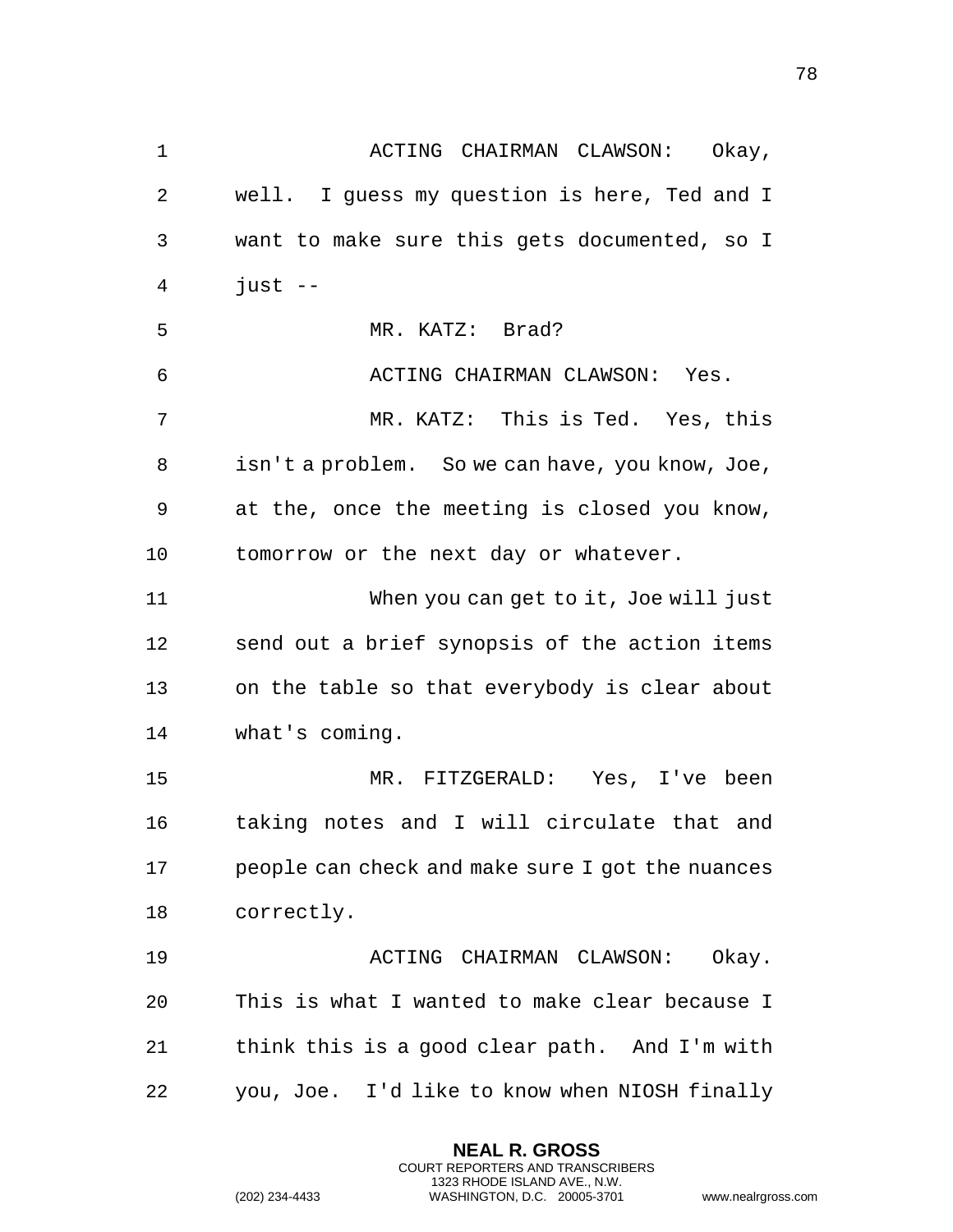ACTING CHAIRMAN CLAWSON: Okay, well. I guess my question is here, Ted and I want to make sure this gets documented, so I just --

MR. KATZ: Brad?

ACTING CHAIRMAN CLAWSON: Yes.

MR. KATZ: This is Ted. Yes, this isn't a problem. So we can have, you know, Joe, at the, once the meeting is closed you know, tomorrow or the next day or whatever.

When you can get to it, Joe will just send out a brief synopsis of the action items on the table so that everybody is clear about what's coming.

MR. FITZGERALD: Yes, I've been taking notes and I will circulate that and people can check and make sure I got the nuances correctly.

ACTING CHAIRMAN CLAWSON: Okay. This is what I wanted to make clear because I think this is a good clear path. And I'm with you, Joe. I'd like to know when NIOSH finally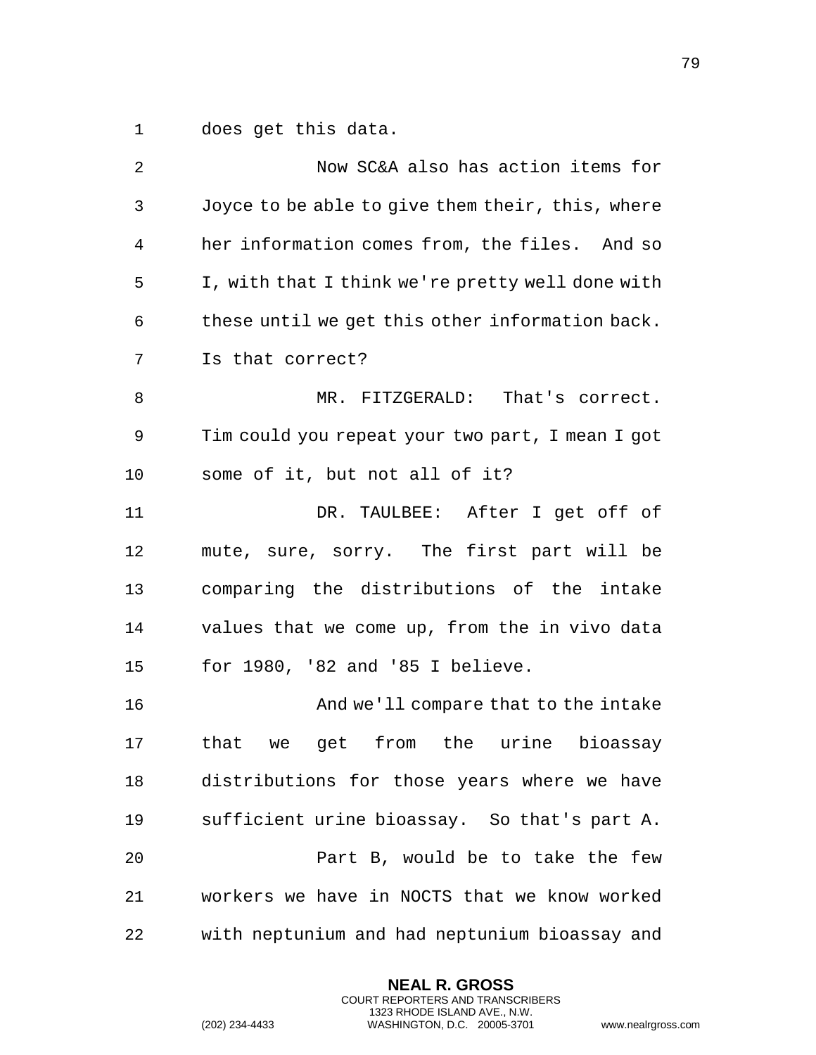does get this data.

Now SC&A also has action items for Joyce to be able to give them their, this, where her information comes from, the files. And so I, with that I think we're pretty well done with these until we get this other information back. Is that correct?

MR. FITZGERALD: That's correct. Tim could you repeat your two part, I mean I got some of it, but not all of it?

DR. TAULBEE: After I get off of mute, sure, sorry. The first part will be comparing the distributions of the intake values that we come up, from the in vivo data for 1980, '82 and '85 I believe.

And we'll compare that to the intake that we get from the urine bioassay distributions for those years where we have sufficient urine bioassay. So that's part A.

Part B, would be to take the few workers we have in NOCTS that we know worked with neptunium and had neptunium bioassay and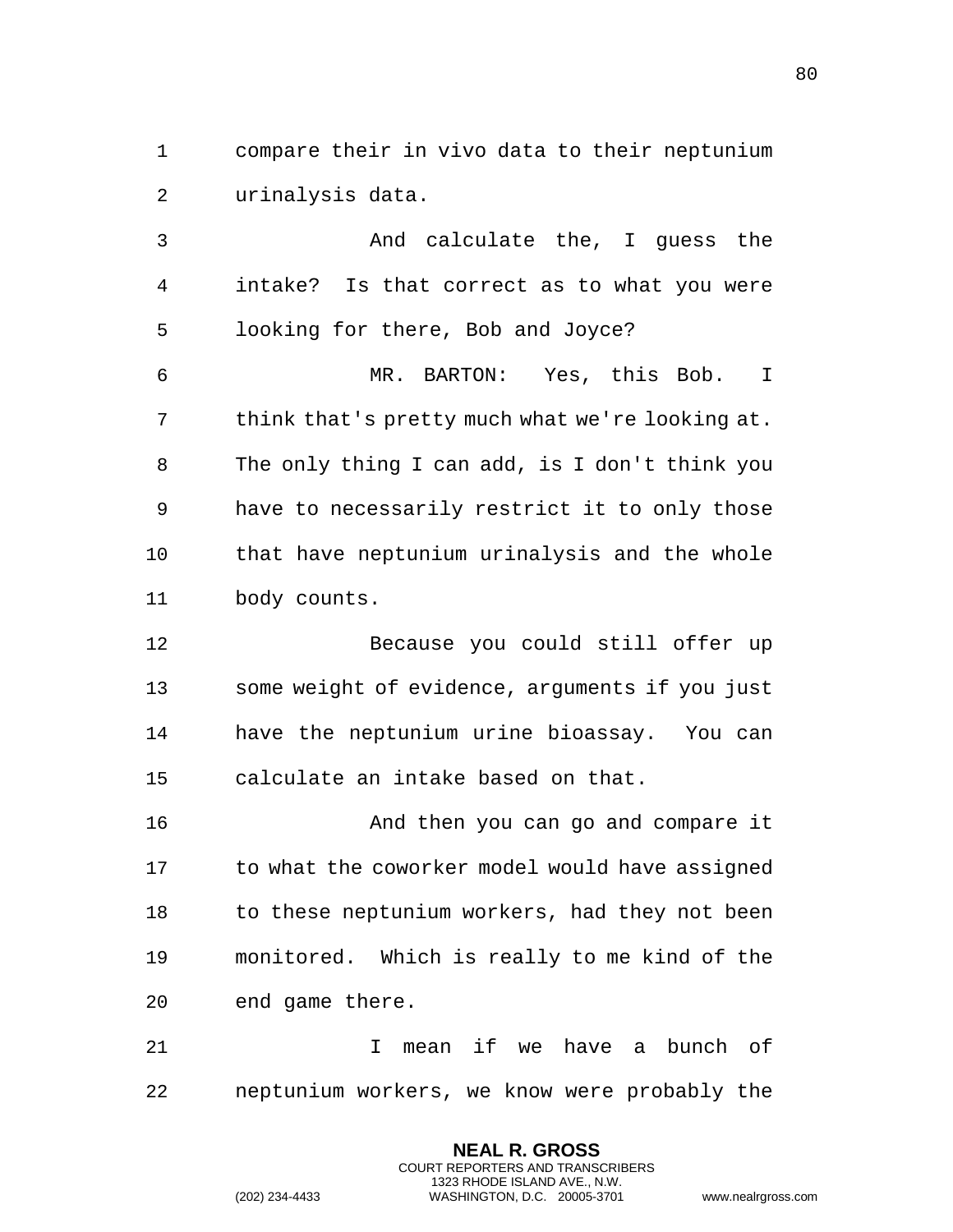compare their in vivo data to their neptunium urinalysis data.

And calculate the, I guess the intake? Is that correct as to what you were looking for there, Bob and Joyce?

MR. BARTON: Yes, this Bob. I think that's pretty much what we're looking at. The only thing I can add, is I don't think you have to necessarily restrict it to only those that have neptunium urinalysis and the whole body counts.

Because you could still offer up some weight of evidence, arguments if you just have the neptunium urine bioassay. You can calculate an intake based on that.

And then you can go and compare it to what the coworker model would have assigned to these neptunium workers, had they not been monitored. Which is really to me kind of the end game there.

I mean if we have a bunch of neptunium workers, we know were probably the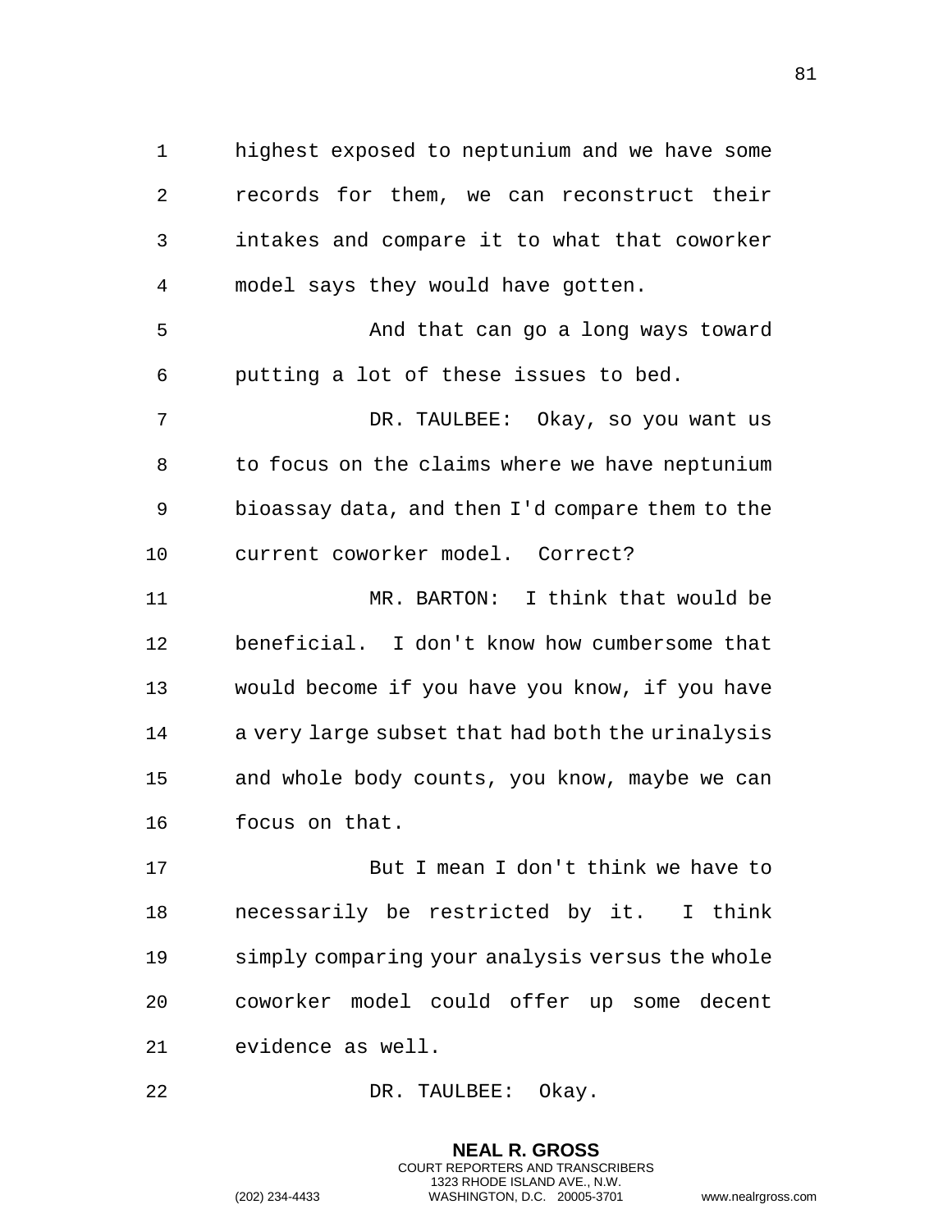highest exposed to neptunium and we have some records for them, we can reconstruct their intakes and compare it to what that coworker model says they would have gotten.

And that can go a long ways toward putting a lot of these issues to bed.

DR. TAULBEE: Okay, so you want us to focus on the claims where we have neptunium bioassay data, and then I'd compare them to the current coworker model. Correct?

MR. BARTON: I think that would be beneficial. I don't know how cumbersome that would become if you have you know, if you have a very large subset that had both the urinalysis and whole body counts, you know, maybe we can focus on that.

But I mean I don't think we have to necessarily be restricted by it. I think simply comparing your analysis versus the whole coworker model could offer up some decent evidence as well.

DR. TAULBEE: Okay.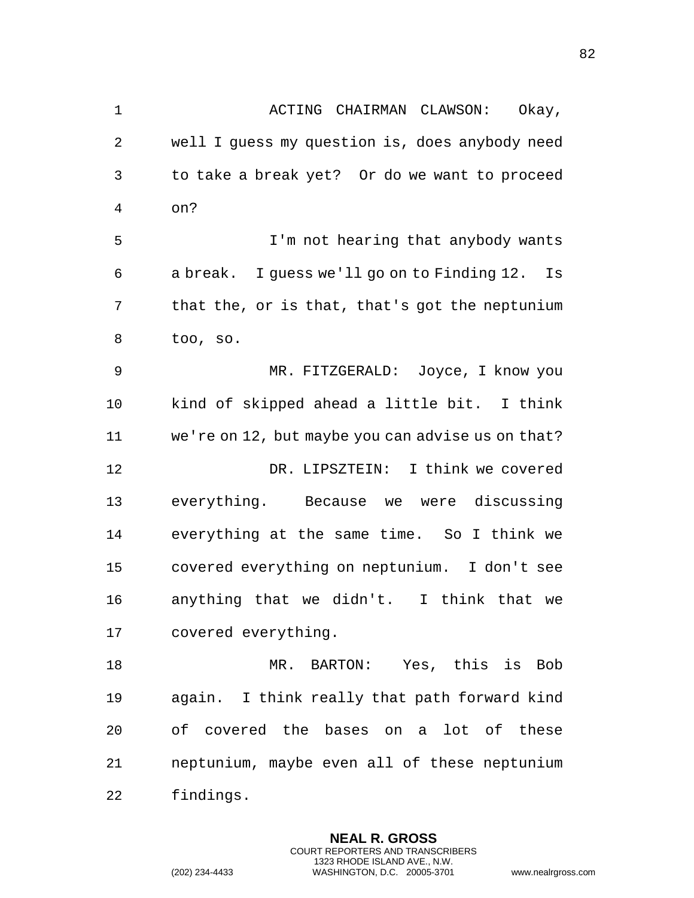ACTING CHAIRMAN CLAWSON: Okay, well I guess my question is, does anybody need to take a break yet? Or do we want to proceed on?

I'm not hearing that anybody wants a break. I guess we'll go on to Finding 12. Is that the, or is that, that's got the neptunium too, so.

MR. FITZGERALD: Joyce, I know you kind of skipped ahead a little bit. I think we're on 12, but maybe you can advise us on that?

DR. LIPSZTEIN: I think we covered everything. Because we were discussing everything at the same time. So I think we covered everything on neptunium. I don't see anything that we didn't. I think that we covered everything.

MR. BARTON: Yes, this is Bob again. I think really that path forward kind of covered the bases on a lot of these neptunium, maybe even all of these neptunium findings.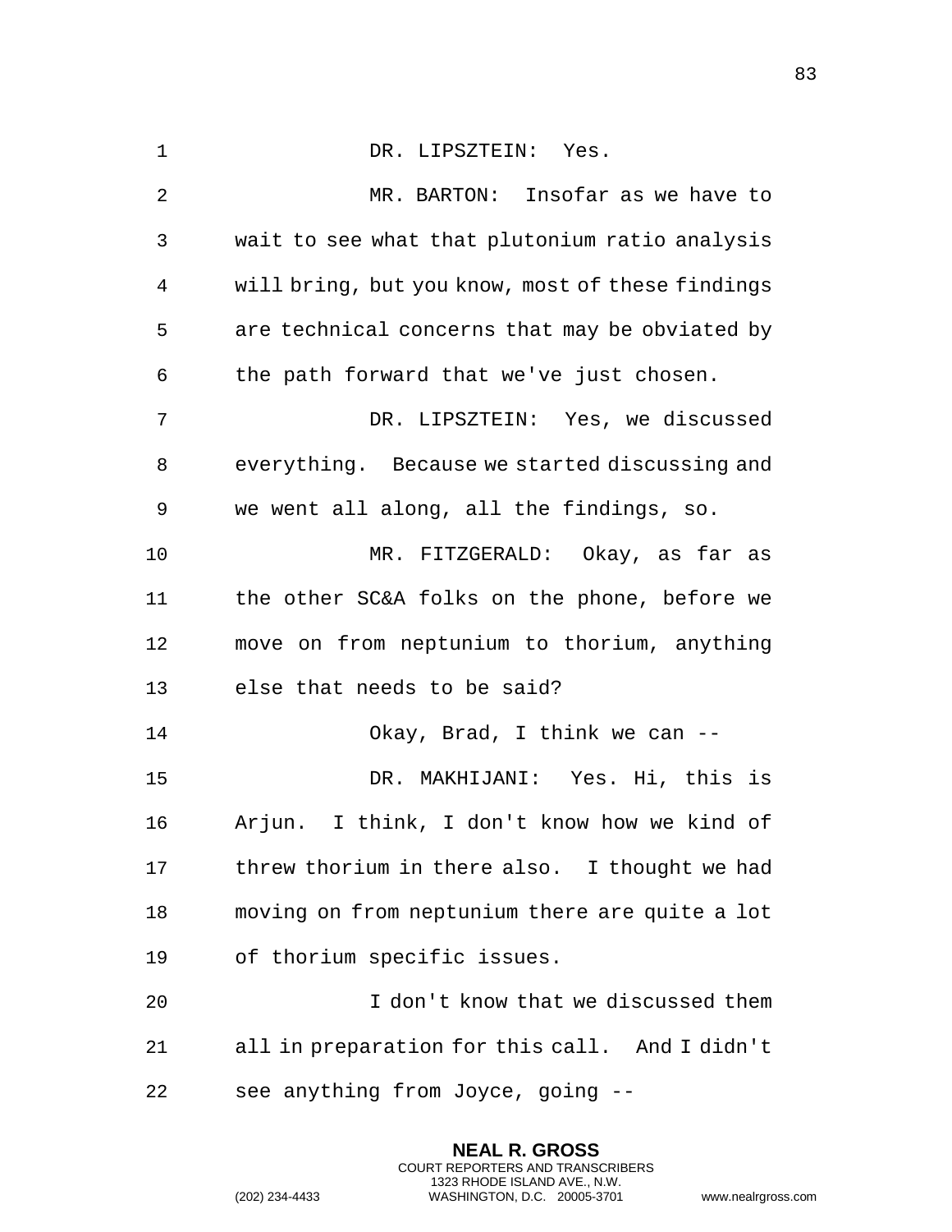DR. LIPSZTEIN: Yes.

MR. BARTON: Insofar as we have to wait to see what that plutonium ratio analysis will bring, but you know, most of these findings are technical concerns that may be obviated by the path forward that we've just chosen.

DR. LIPSZTEIN: Yes, we discussed everything. Because we started discussing and we went all along, all the findings, so.

MR. FITZGERALD: Okay, as far as the other SC&A folks on the phone, before we move on from neptunium to thorium, anything else that needs to be said?

Okay, Brad, I think we can --

DR. MAKHIJANI: Yes. Hi, this is Arjun. I think, I don't know how we kind of threw thorium in there also. I thought we had moving on from neptunium there are quite a lot of thorium specific issues.

I don't know that we discussed them all in preparation for this call. And I didn't see anything from Joyce, going --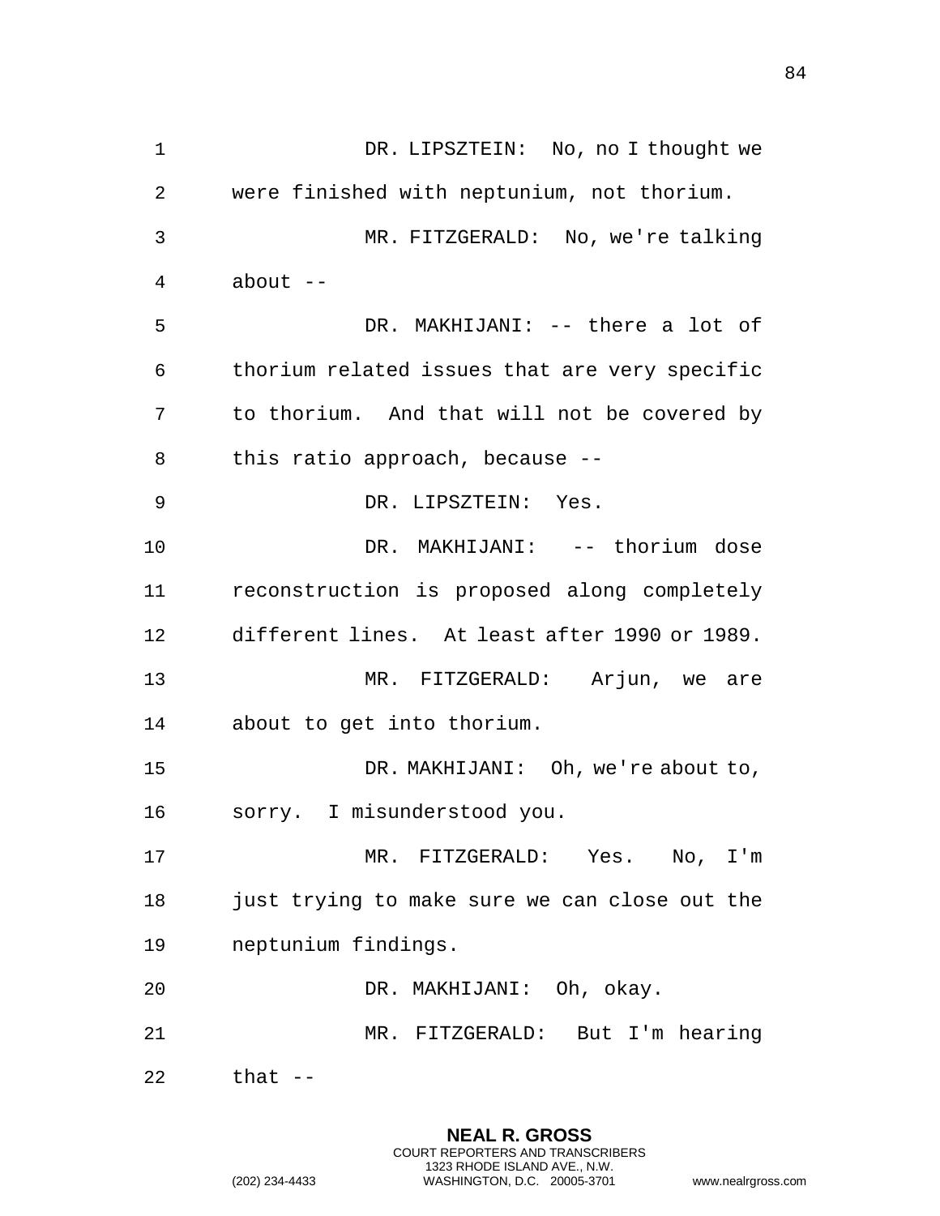DR. LIPSZTEIN: No, no I thought we were finished with neptunium, not thorium.

MR. FITZGERALD: No, we're talking about --

DR. MAKHIJANI: -- there a lot of thorium related issues that are very specific to thorium. And that will not be covered by this ratio approach, because --

DR. LIPSZTEIN: Yes.

DR. MAKHIJANI: -- thorium dose reconstruction is proposed along completely different lines. At least after 1990 or 1989.

MR. FITZGERALD: Arjun, we are about to get into thorium.

DR. MAKHIJANI: Oh, we're about to, sorry. I misunderstood you.

MR. FITZGERALD: Yes. No, I'm just trying to make sure we can close out the neptunium findings.

DR. MAKHIJANI: Oh, okay.

MR. FITZGERALD: But I'm hearing that --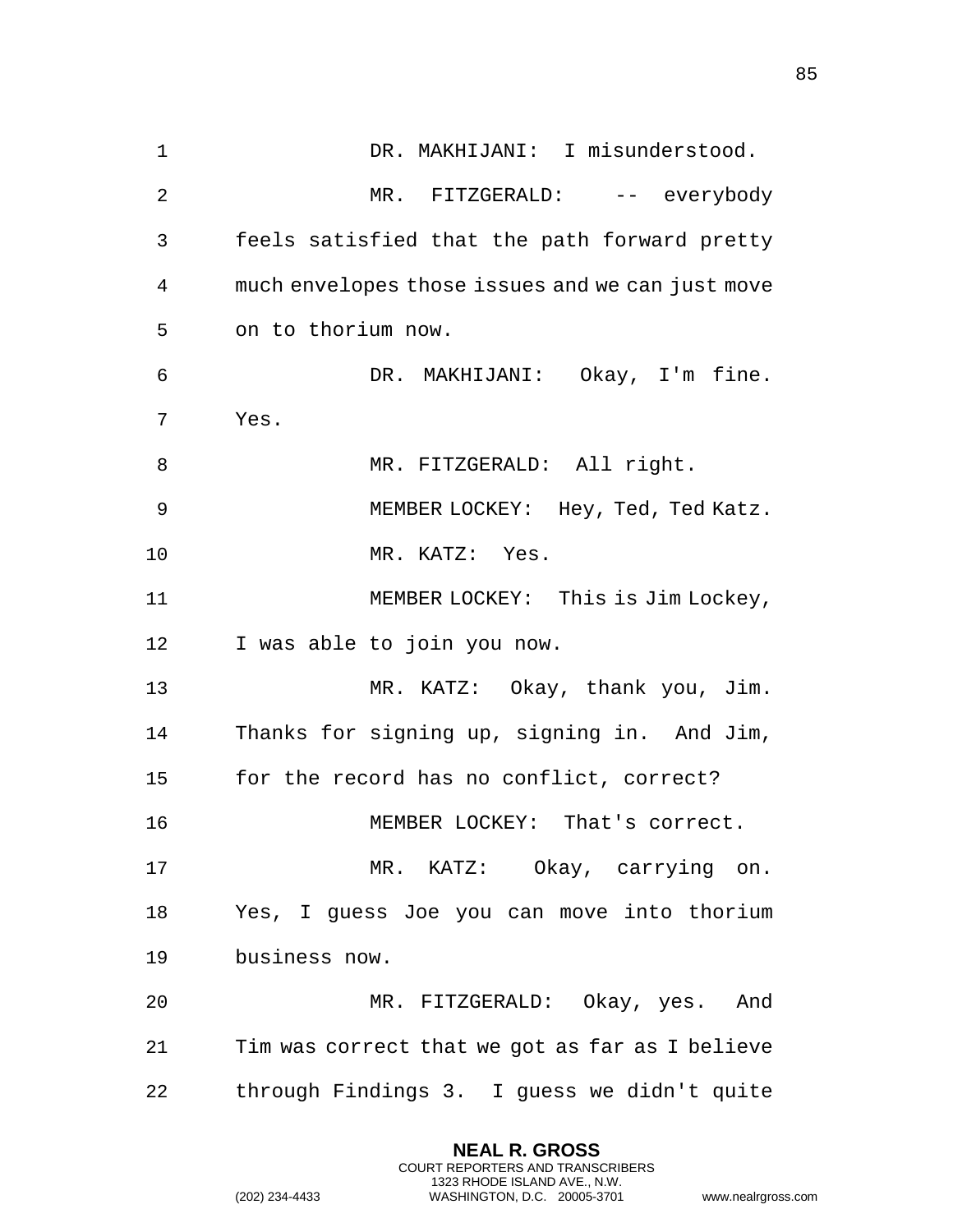DR. MAKHIJANI: I misunderstood.

MR. FITZGERALD: -- everybody feels satisfied that the path forward pretty much envelopes those issues and we can just move on to thorium now.

DR. MAKHIJANI: Okay, I'm fine. Yes.

MR. FITZGERALD: All right.

MEMBER LOCKEY: Hey, Ted, Ted Katz.

MR. KATZ: Yes.

MEMBER LOCKEY: This is Jim Lockey, I was able to join you now.

MR. KATZ: Okay, thank you, Jim. Thanks for signing up, signing in. And Jim, for the record has no conflict, correct?

MEMBER LOCKEY: That's correct.

MR. KATZ: Okay, carrying on. Yes, I guess Joe you can move into thorium business now.

MR. FITZGERALD: Okay, yes. And Tim was correct that we got as far as I believe through Findings 3. I guess we didn't quite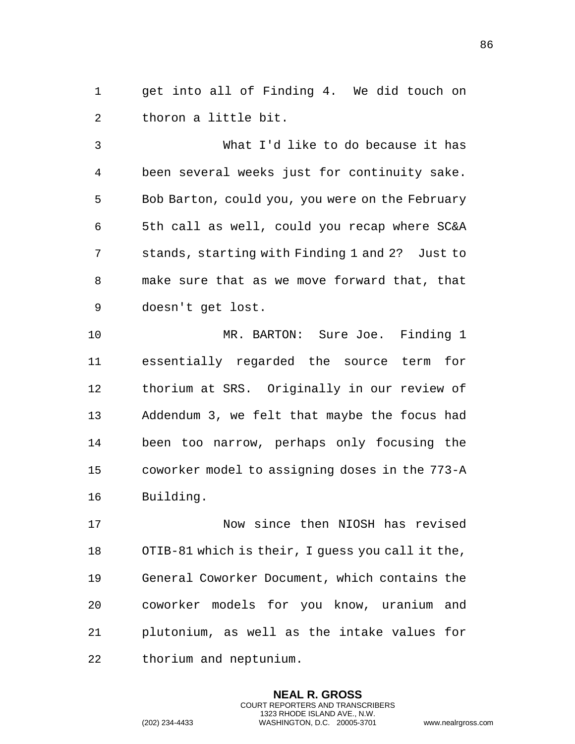get into all of Finding 4. We did touch on thoron a little bit.

What I'd like to do because it has been several weeks just for continuity sake. Bob Barton, could you, you were on the February 5th call as well, could you recap where SC&A stands, starting with Finding 1 and 2? Just to make sure that as we move forward that, that doesn't get lost.

MR. BARTON: Sure Joe. Finding 1 essentially regarded the source term for thorium at SRS. Originally in our review of Addendum 3, we felt that maybe the focus had been too narrow, perhaps only focusing the coworker model to assigning doses in the 773-A Building.

Now since then NIOSH has revised OTIB-81 which is their, I guess you call it the, General Coworker Document, which contains the coworker models for you know, uranium and plutonium, as well as the intake values for thorium and neptunium.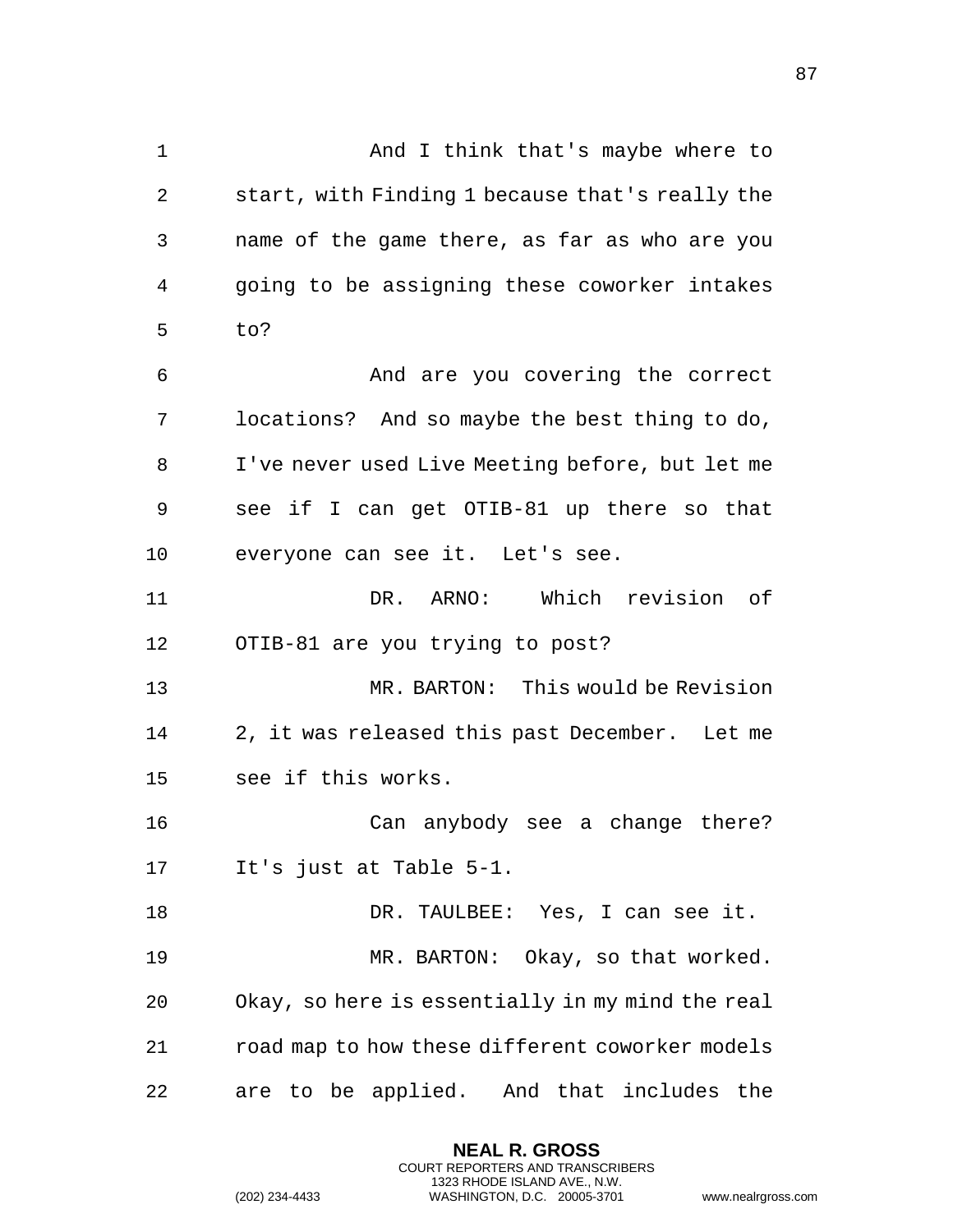And I think that's maybe where to start, with Finding 1 because that's really the name of the game there, as far as who are you going to be assigning these coworker intakes to?

And are you covering the correct locations? And so maybe the best thing to do, I've never used Live Meeting before, but let me see if I can get OTIB-81 up there so that everyone can see it. Let's see.

DR. ARNO: Which revision of OTIB-81 are you trying to post?

MR. BARTON: This would be Revision 2, it was released this past December. Let me see if this works.

Can anybody see a change there? It's just at Table 5-1.

DR. TAULBEE: Yes, I can see it.

MR. BARTON: Okay, so that worked. Okay, so here is essentially in my mind the real road map to how these different coworker models are to be applied. And that includes the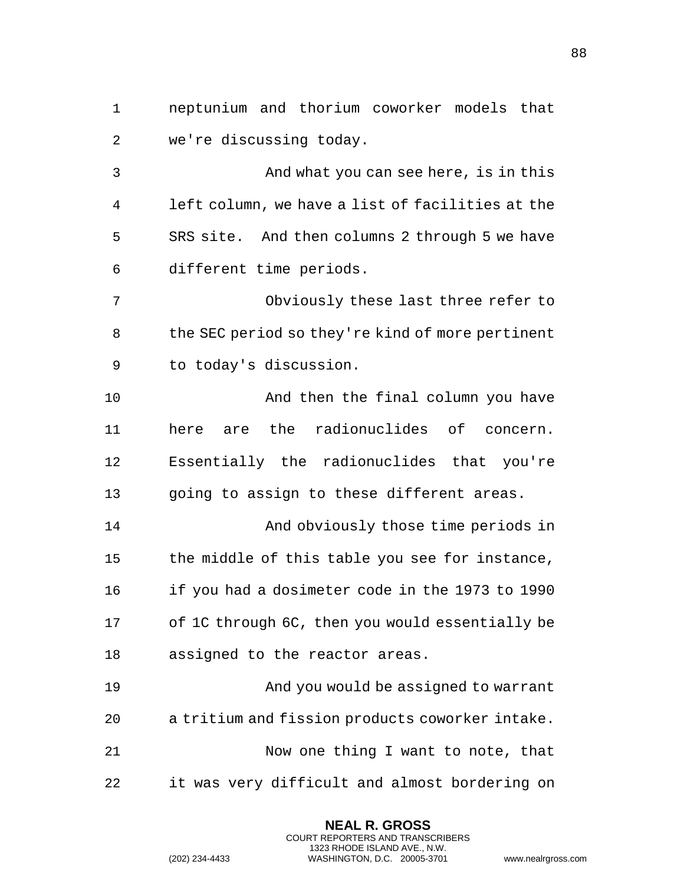neptunium and thorium coworker models that we're discussing today.

And what you can see here, is in this left column, we have a list of facilities at the SRS site. And then columns 2 through 5 we have different time periods.

Obviously these last three refer to the SEC period so they're kind of more pertinent to today's discussion.

And then the final column you have here are the radionuclides of concern. Essentially the radionuclides that you're going to assign to these different areas.

And obviously those time periods in the middle of this table you see for instance, if you had a dosimeter code in the 1973 to 1990 of 1C through 6C, then you would essentially be assigned to the reactor areas.

And you would be assigned to warrant a tritium and fission products coworker intake.

Now one thing I want to note, that it was very difficult and almost bordering on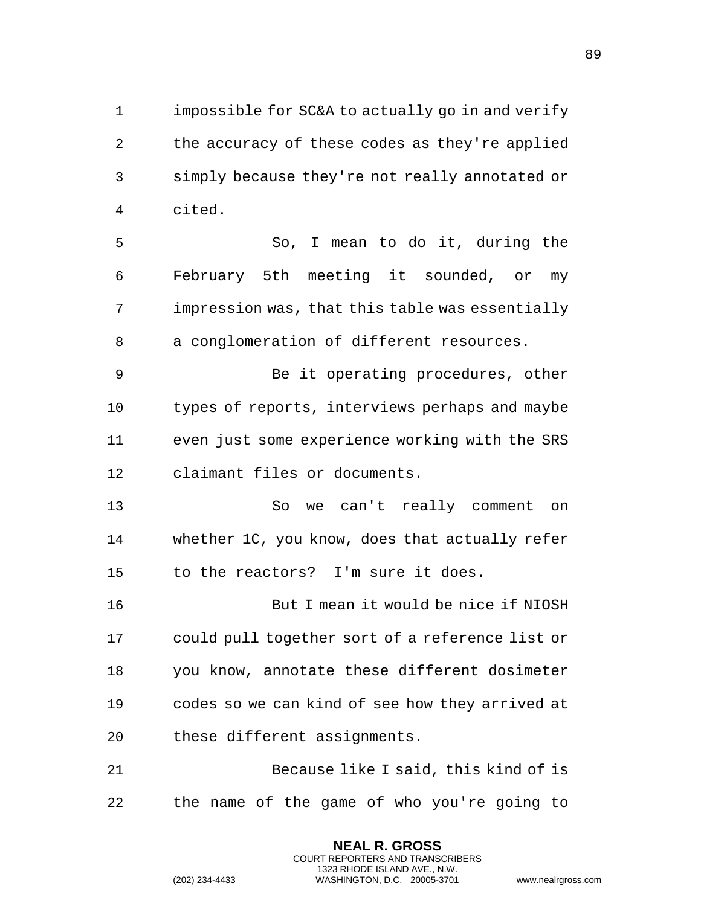impossible for SC&A to actually go in and verify the accuracy of these codes as they're applied simply because they're not really annotated or cited.

So, I mean to do it, during the February 5th meeting it sounded, or my impression was, that this table was essentially a conglomeration of different resources.

Be it operating procedures, other types of reports, interviews perhaps and maybe even just some experience working with the SRS claimant files or documents.

So we can't really comment on whether 1C, you know, does that actually refer to the reactors? I'm sure it does.

But I mean it would be nice if NIOSH could pull together sort of a reference list or you know, annotate these different dosimeter codes so we can kind of see how they arrived at these different assignments.

Because like I said, this kind of is the name of the game of who you're going to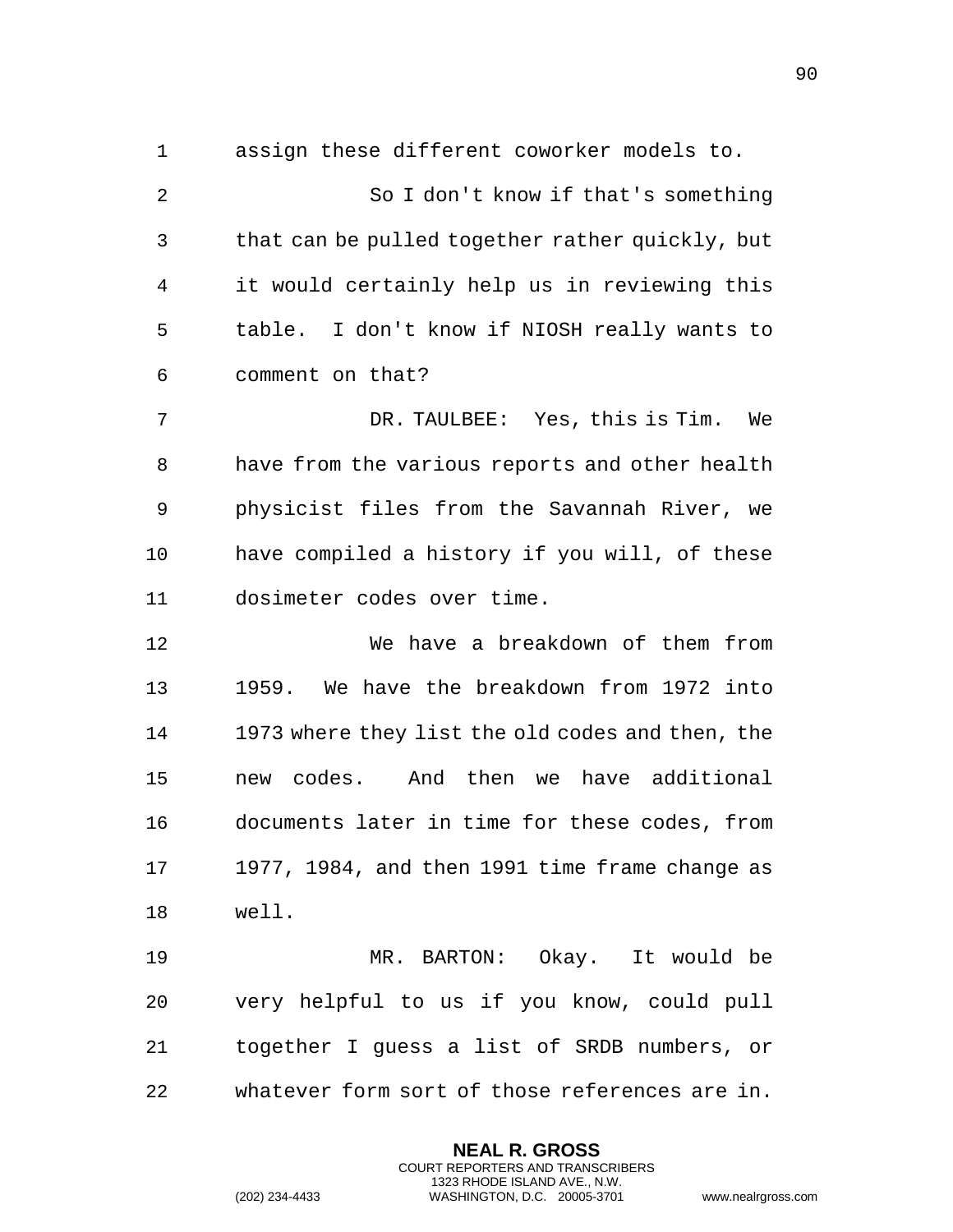assign these different coworker models to.

So I don't know if that's something that can be pulled together rather quickly, but it would certainly help us in reviewing this table. I don't know if NIOSH really wants to comment on that?

DR. TAULBEE: Yes, this is Tim. We have from the various reports and other health physicist files from the Savannah River, we have compiled a history if you will, of these dosimeter codes over time.

We have a breakdown of them from 1959. We have the breakdown from 1972 into 1973 where they list the old codes and then, the new codes. And then we have additional documents later in time for these codes, from 1977, 1984, and then 1991 time frame change as well.

MR. BARTON: Okay. It would be very helpful to us if you know, could pull together I guess a list of SRDB numbers, or whatever form sort of those references are in.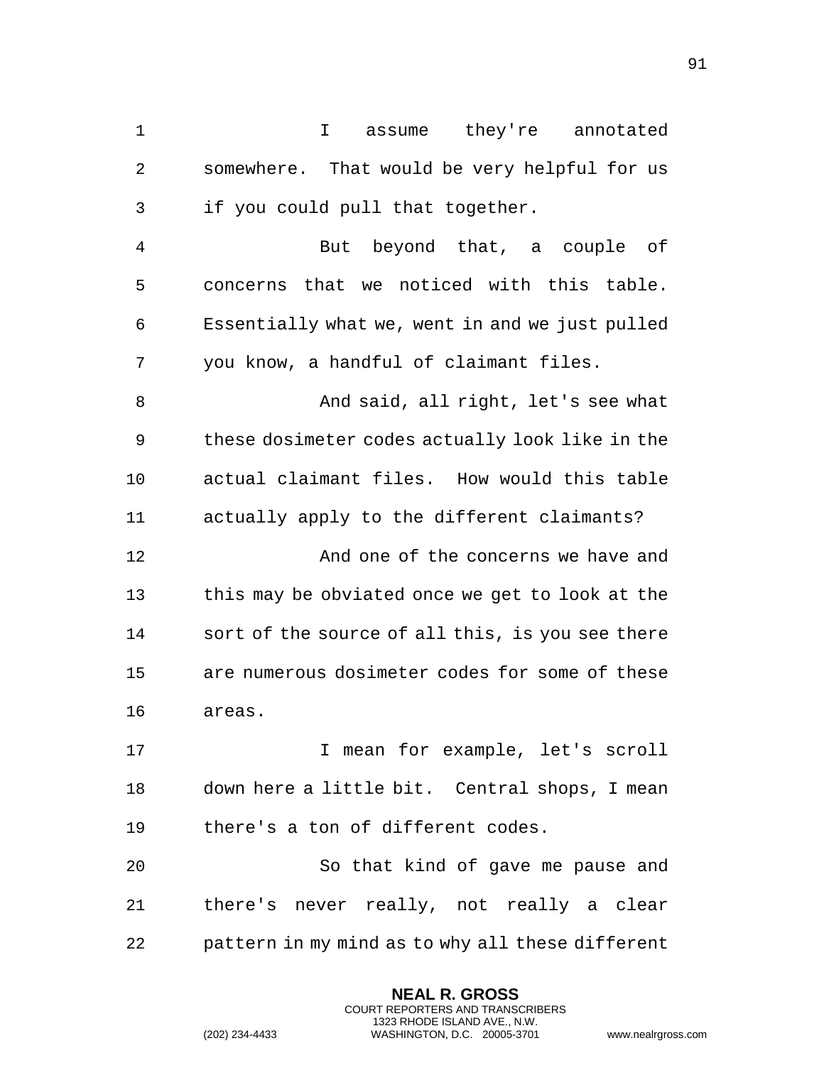I assume they're annotated somewhere. That would be very helpful for us if you could pull that together.

But beyond that, a couple of concerns that we noticed with this table. Essentially what we, went in and we just pulled you know, a handful of claimant files.

And said, all right, let's see what these dosimeter codes actually look like in the actual claimant files. How would this table actually apply to the different claimants?

And one of the concerns we have and this may be obviated once we get to look at the sort of the source of all this, is you see there are numerous dosimeter codes for some of these areas.

I mean for example, let's scroll down here a little bit. Central shops, I mean there's a ton of different codes.

So that kind of gave me pause and there's never really, not really a clear pattern in my mind as to why all these different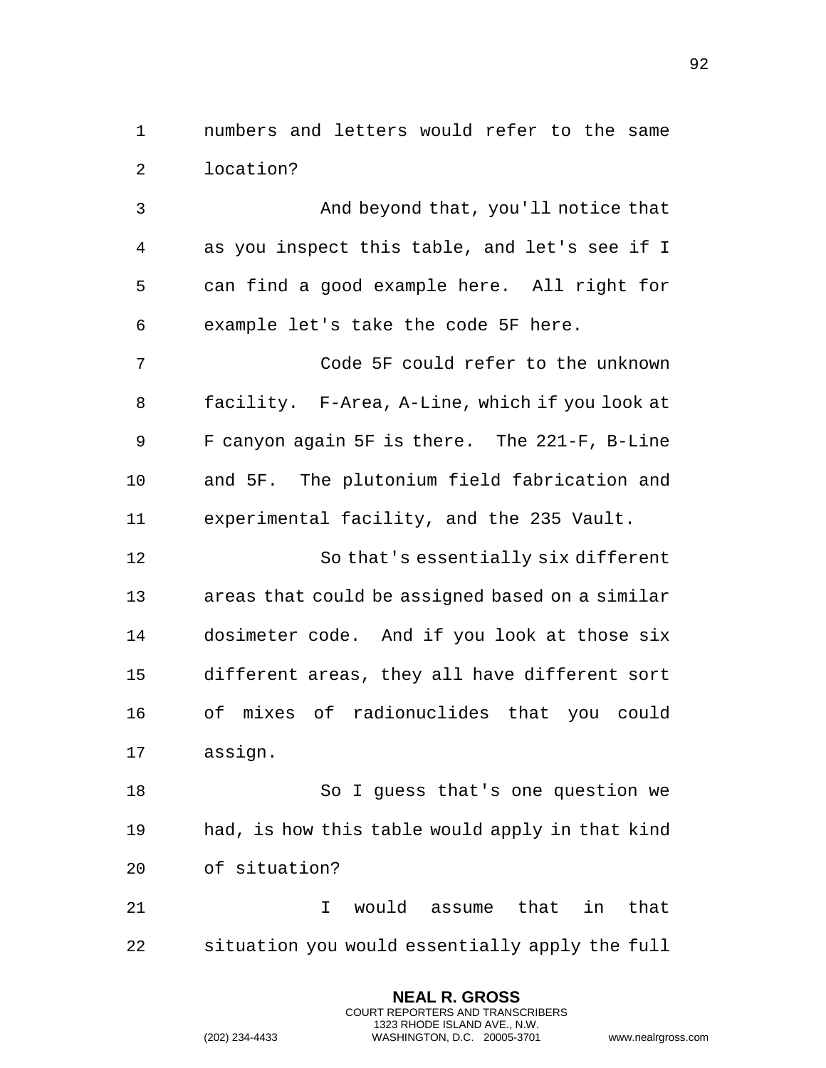numbers and letters would refer to the same location?

And beyond that, you'll notice that as you inspect this table, and let's see if I can find a good example here. All right for example let's take the code 5F here.

Code 5F could refer to the unknown facility. F-Area, A-Line, which if you look at F canyon again 5F is there. The 221-F, B-Line and 5F. The plutonium field fabrication and experimental facility, and the 235 Vault.

So that's essentially six different areas that could be assigned based on a similar dosimeter code. And if you look at those six different areas, they all have different sort of mixes of radionuclides that you could assign.

So I guess that's one question we had, is how this table would apply in that kind of situation?

I would assume that in that situation you would essentially apply the full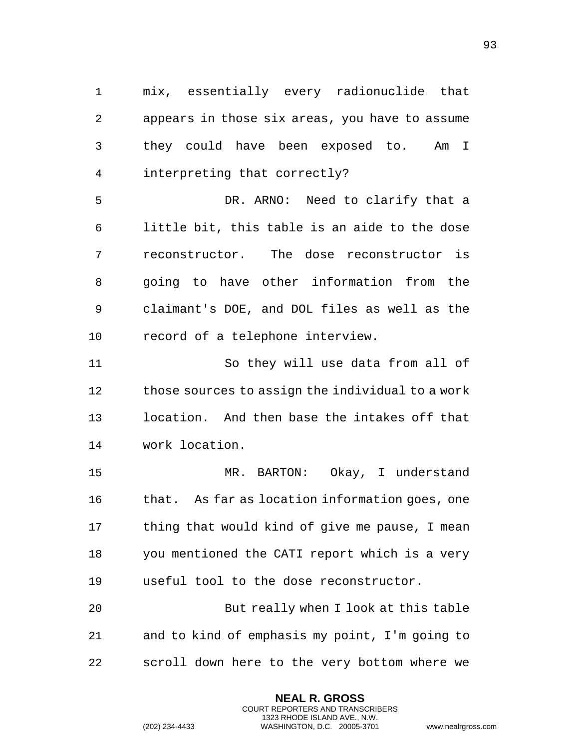mix, essentially every radionuclide that appears in those six areas, you have to assume they could have been exposed to. Am I interpreting that correctly?

DR. ARNO: Need to clarify that a little bit, this table is an aide to the dose reconstructor. The dose reconstructor is going to have other information from the claimant's DOE, and DOL files as well as the record of a telephone interview.

So they will use data from all of those sources to assign the individual to a work location. And then base the intakes off that work location.

MR. BARTON: Okay, I understand that. As far as location information goes, one thing that would kind of give me pause, I mean you mentioned the CATI report which is a very useful tool to the dose reconstructor.

But really when I look at this table and to kind of emphasis my point, I'm going to scroll down here to the very bottom where we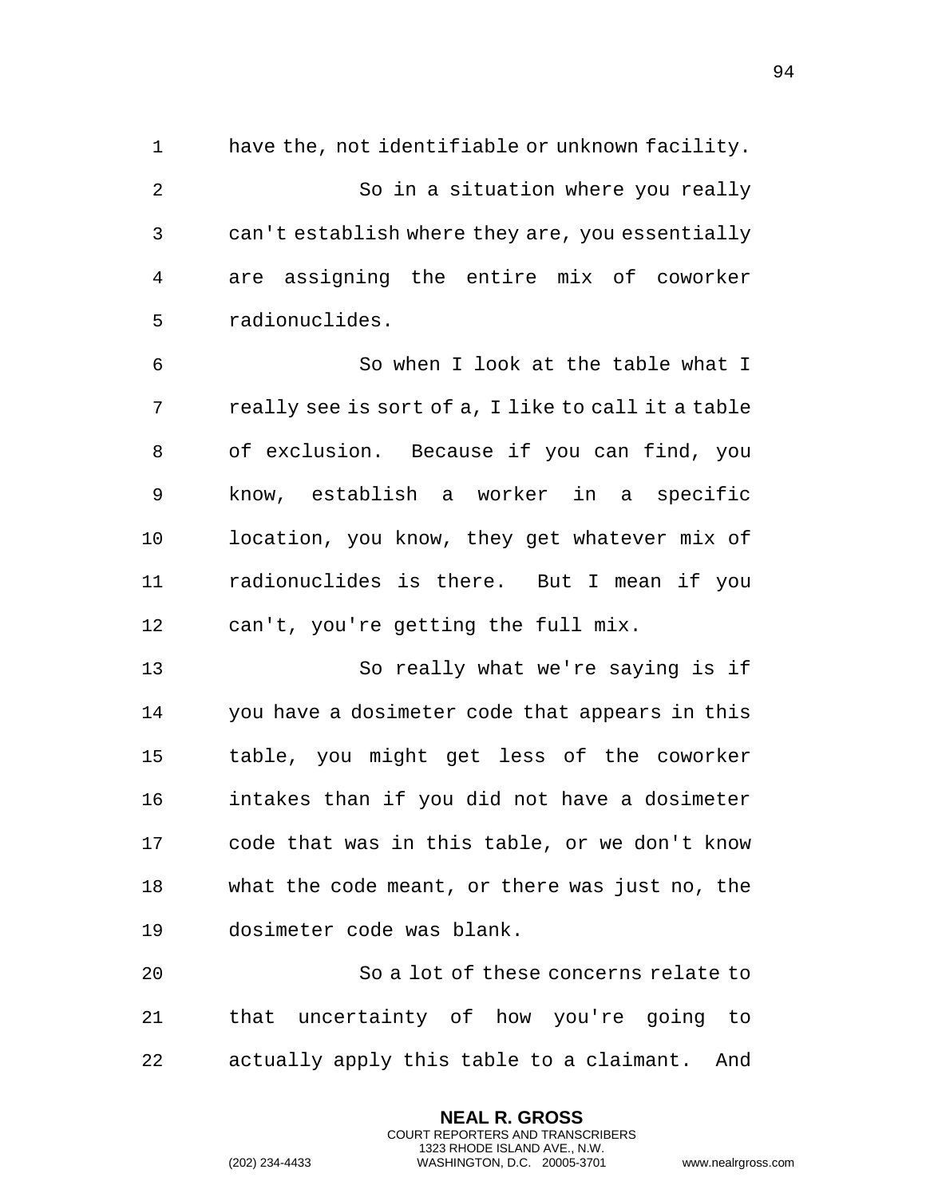have the, not identifiable or unknown facility.

So in a situation where you really can't establish where they are, you essentially are assigning the entire mix of coworker radionuclides.

So when I look at the table what I really see is sort of a, I like to call it a table of exclusion. Because if you can find, you know, establish a worker in a specific location, you know, they get whatever mix of radionuclides is there. But I mean if you can't, you're getting the full mix.

So really what we're saying is if you have a dosimeter code that appears in this table, you might get less of the coworker intakes than if you did not have a dosimeter code that was in this table, or we don't know what the code meant, or there was just no, the dosimeter code was blank.

So a lot of these concerns relate to that uncertainty of how you're going to actually apply this table to a claimant. And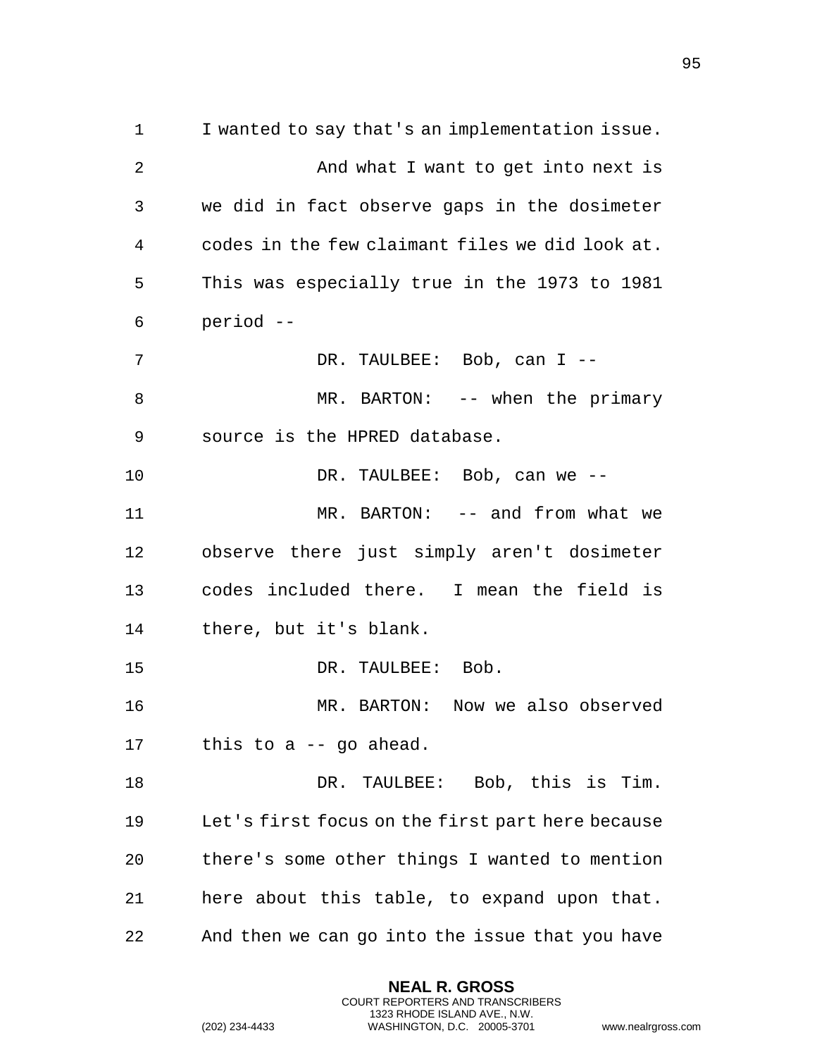I wanted to say that's an implementation issue.

And what I want to get into next is we did in fact observe gaps in the dosimeter codes in the few claimant files we did look at. This was especially true in the 1973 to 1981 period --

DR. TAULBEE: Bob, can I --

MR. BARTON: -- when the primary source is the HPRED database.

DR. TAULBEE: Bob, can we --

MR. BARTON: -- and from what we observe there just simply aren't dosimeter codes included there. I mean the field is there, but it's blank.

DR. TAULBEE: Bob.

MR. BARTON: Now we also observed this to a -- go ahead.

DR. TAULBEE: Bob, this is Tim. Let's first focus on the first part here because there's some other things I wanted to mention here about this table, to expand upon that. And then we can go into the issue that you have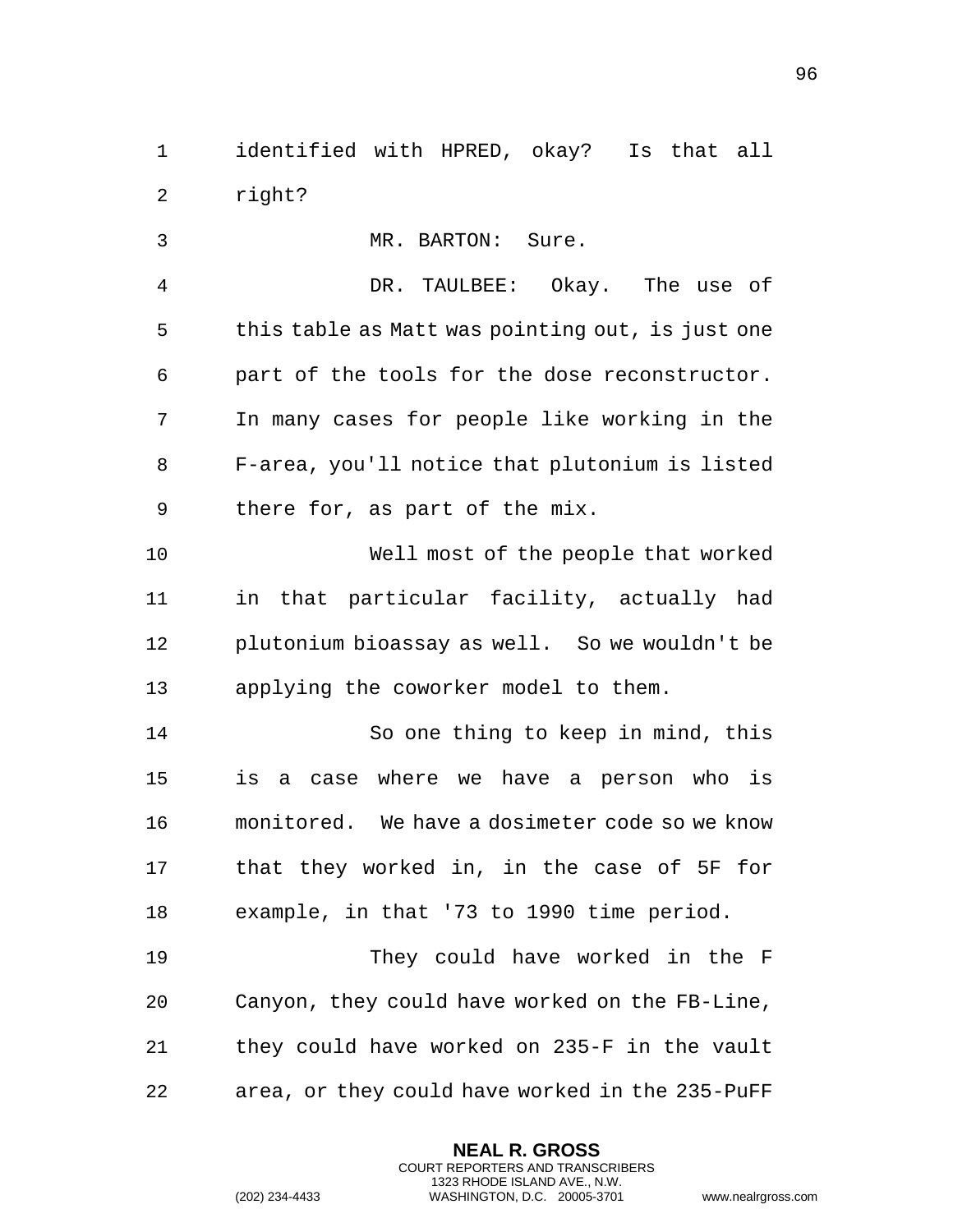identified with HPRED, okay? Is that all right?

MR. BARTON: Sure.

DR. TAULBEE: Okay. The use of this table as Matt was pointing out, is just one part of the tools for the dose reconstructor. In many cases for people like working in the F-area, you'll notice that plutonium is listed there for, as part of the mix.

Well most of the people that worked in that particular facility, actually had plutonium bioassay as well. So we wouldn't be applying the coworker model to them.

So one thing to keep in mind, this is a case where we have a person who is monitored. We have a dosimeter code so we know that they worked in, in the case of 5F for example, in that '73 to 1990 time period.

They could have worked in the F Canyon, they could have worked on the FB-Line, they could have worked on 235-F in the vault area, or they could have worked in the 235-PuFF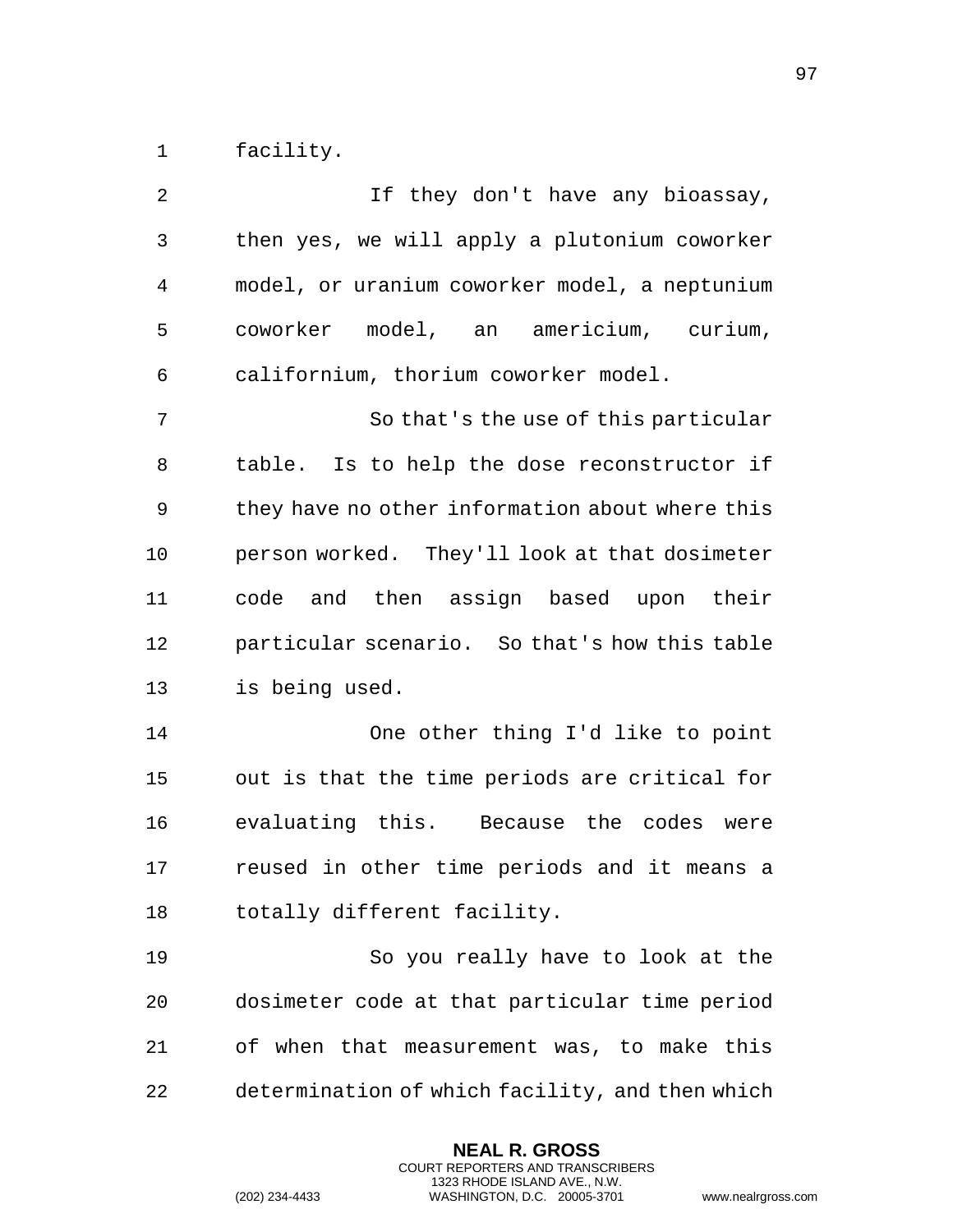facility.

If they don't have any bioassay, then yes, we will apply a plutonium coworker model, or uranium coworker model, a neptunium coworker model, an americium, curium, californium, thorium coworker model.

So that's the use of this particular table. Is to help the dose reconstructor if they have no other information about where this person worked. They'll look at that dosimeter code and then assign based upon their particular scenario. So that's how this table is being used.

One other thing I'd like to point out is that the time periods are critical for evaluating this. Because the codes were reused in other time periods and it means a totally different facility.

So you really have to look at the dosimeter code at that particular time period of when that measurement was, to make this determination of which facility, and then which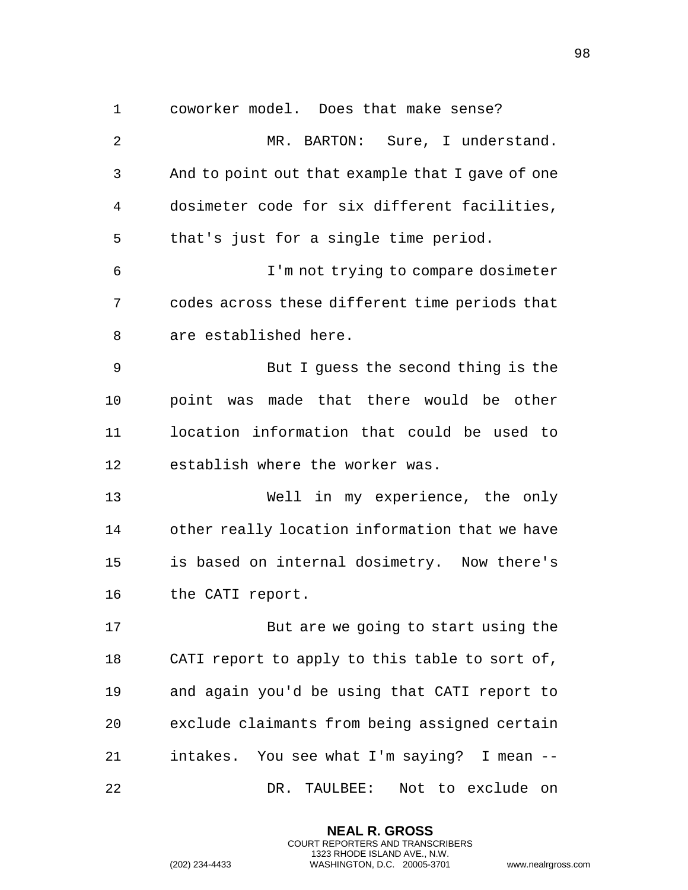coworker model. Does that make sense?

MR. BARTON: Sure, I understand. And to point out that example that I gave of one dosimeter code for six different facilities, that's just for a single time period.

I'm not trying to compare dosimeter codes across these different time periods that are established here.

But I guess the second thing is the point was made that there would be other location information that could be used to establish where the worker was.

Well in my experience, the only other really location information that we have is based on internal dosimetry. Now there's the CATI report.

But are we going to start using the CATI report to apply to this table to sort of, and again you'd be using that CATI report to exclude claimants from being assigned certain intakes. You see what I'm saying? I mean --

DR. TAULBEE: Not to exclude on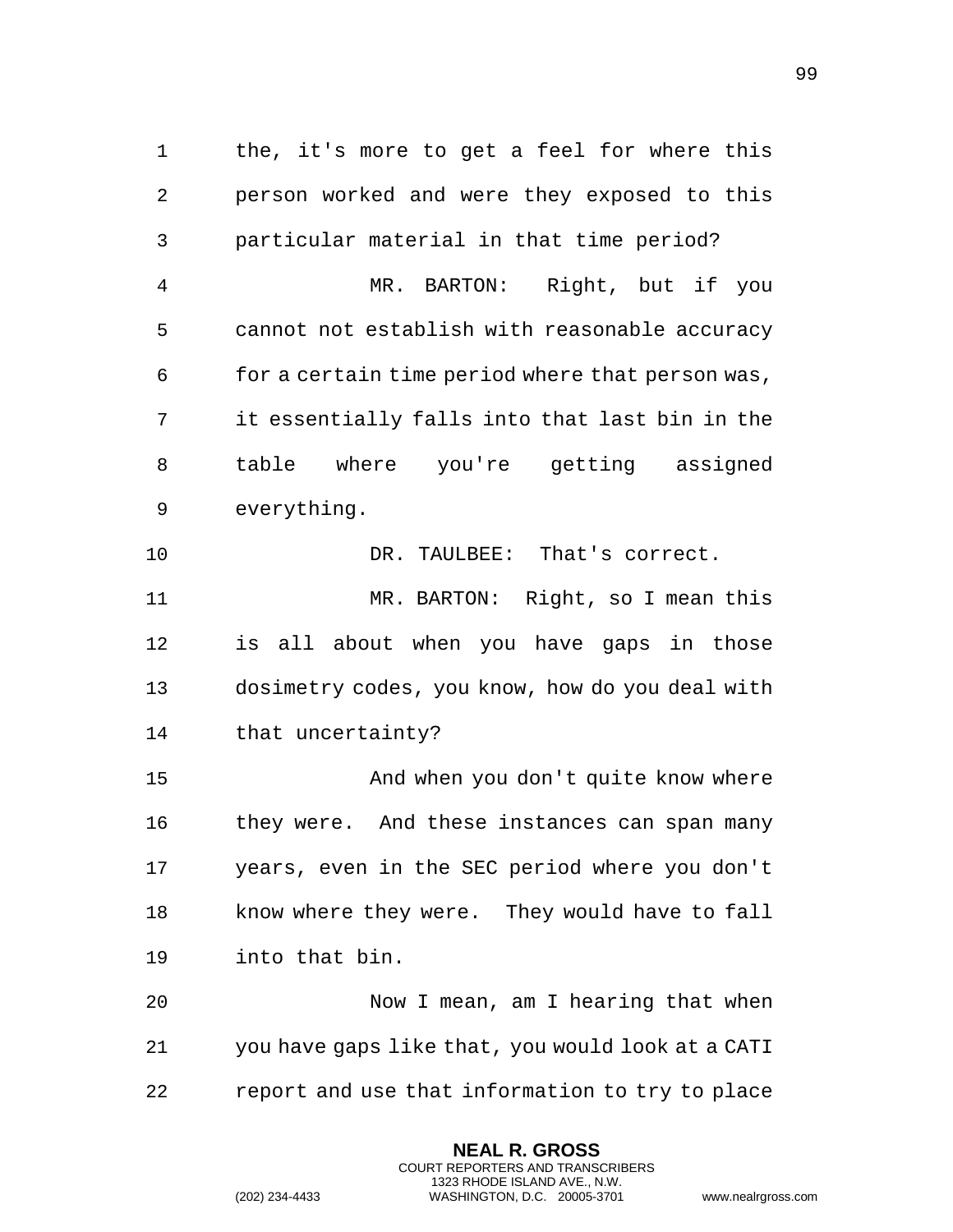the, it's more to get a feel for where this person worked and were they exposed to this particular material in that time period?

MR. BARTON: Right, but if you cannot not establish with reasonable accuracy for a certain time period where that person was, it essentially falls into that last bin in the table where you're getting assigned everything.

DR. TAULBEE: That's correct.

MR. BARTON: Right, so I mean this is all about when you have gaps in those dosimetry codes, you know, how do you deal with that uncertainty?

And when you don't quite know where they were. And these instances can span many years, even in the SEC period where you don't know where they were. They would have to fall into that bin.

Now I mean, am I hearing that when you have gaps like that, you would look at a CATI report and use that information to try to place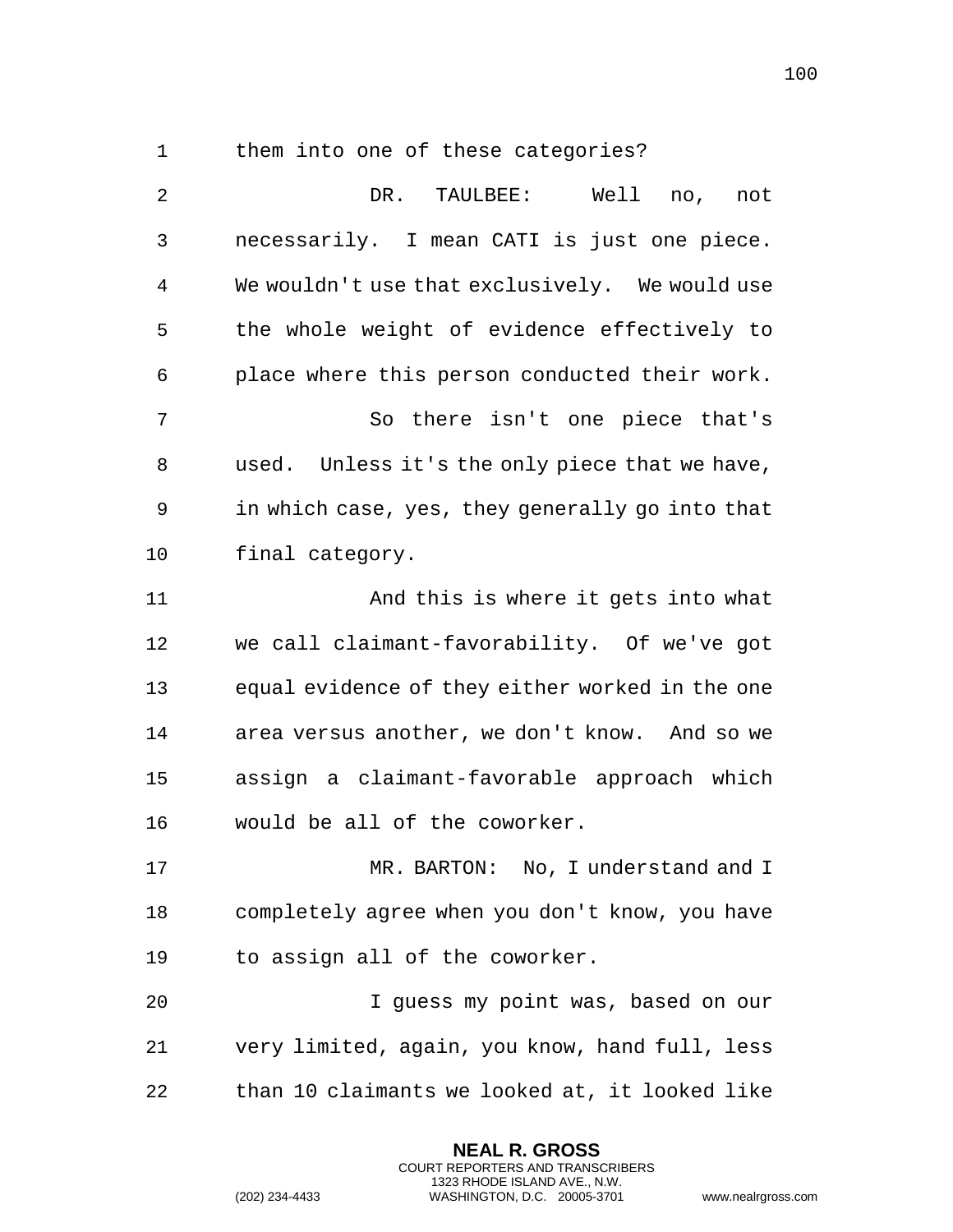them into one of these categories?

DR. TAULBEE: Well no, not necessarily. I mean CATI is just one piece. We wouldn't use that exclusively. We would use the whole weight of evidence effectively to place where this person conducted their work.

So there isn't one piece that's used. Unless it's the only piece that we have, in which case, yes, they generally go into that final category.

And this is where it gets into what we call claimant-favorability. Of we've got equal evidence of they either worked in the one area versus another, we don't know. And so we assign a claimant-favorable approach which would be all of the coworker.

MR. BARTON: No, I understand and I completely agree when you don't know, you have to assign all of the coworker.

I guess my point was, based on our very limited, again, you know, hand full, less than 10 claimants we looked at, it looked like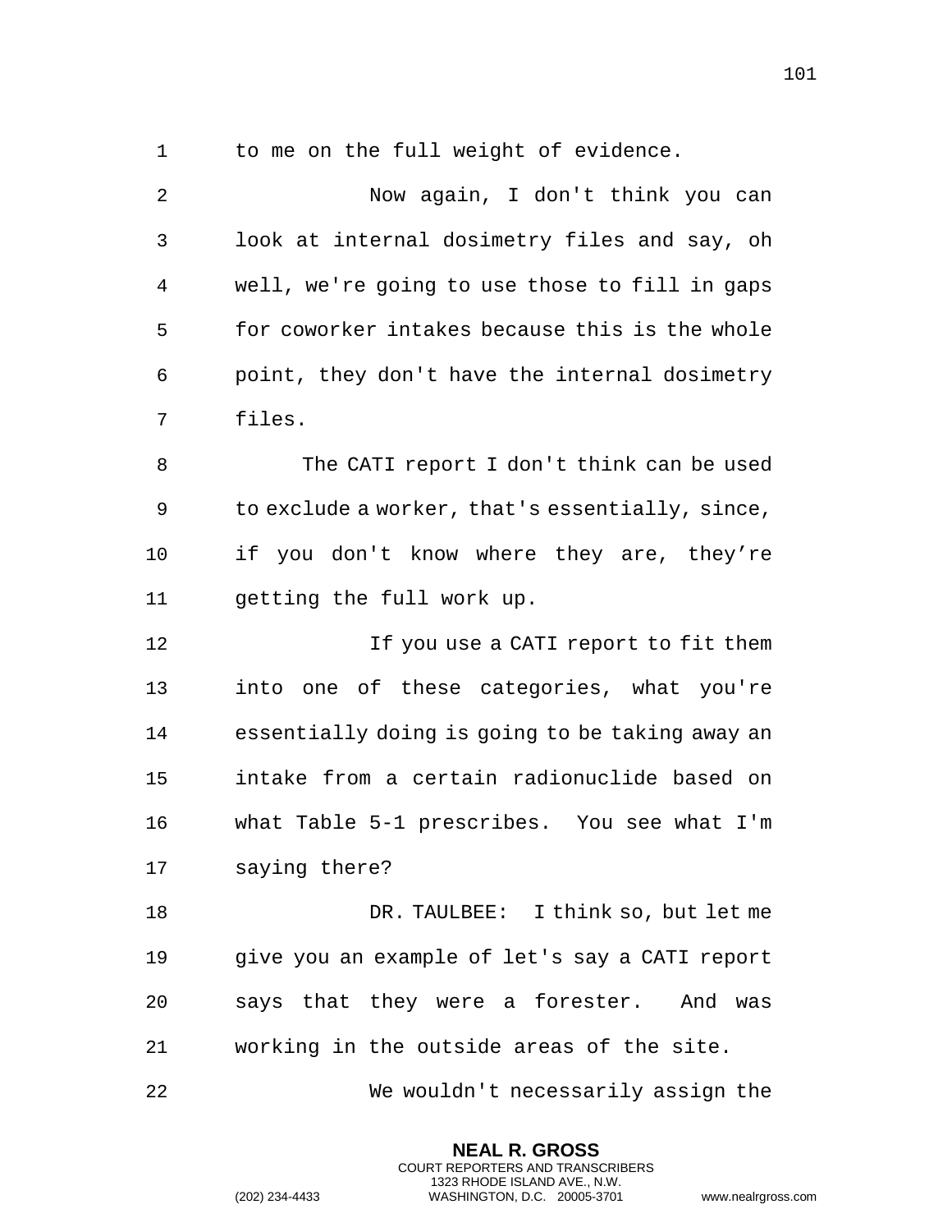to me on the full weight of evidence.

Now again, I don't think you can look at internal dosimetry files and say, oh well, we're going to use those to fill in gaps for coworker intakes because this is the whole point, they don't have the internal dosimetry files.

The CATI report I don't think can be used to exclude a worker, that's essentially, since, if you don't know where they are, they're getting the full work up.

If you use a CATI report to fit them into one of these categories, what you're essentially doing is going to be taking away an intake from a certain radionuclide based on what Table 5-1 prescribes. You see what I'm saying there?

DR. TAULBEE: I think so, but let me give you an example of let's say a CATI report says that they were a forester. And was working in the outside areas of the site.

We wouldn't necessarily assign the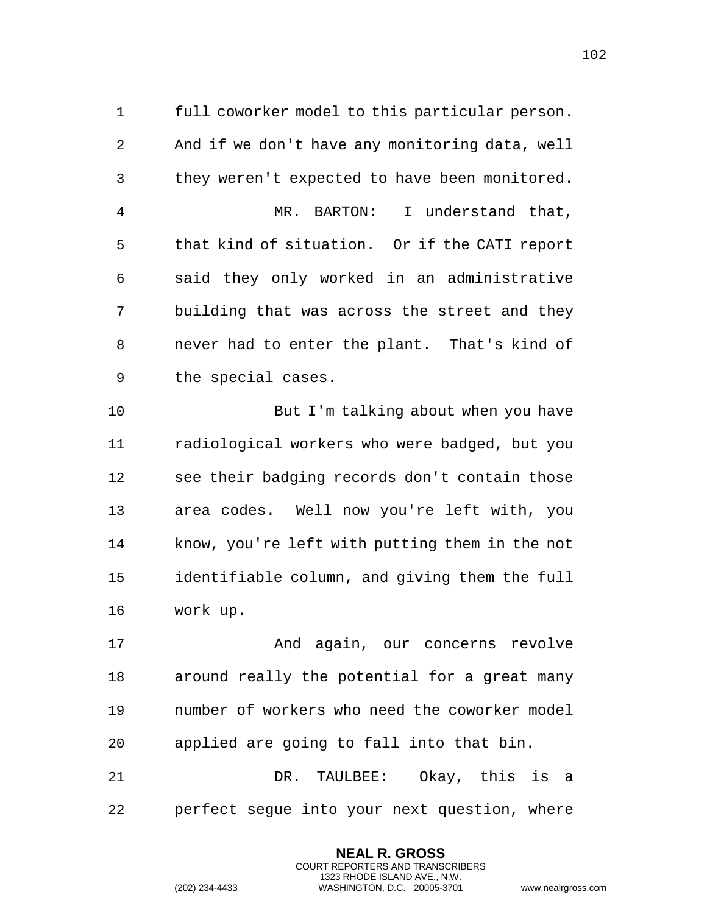full coworker model to this particular person. And if we don't have any monitoring data, well they weren't expected to have been monitored.

MR. BARTON: I understand that, that kind of situation. Or if the CATI report said they only worked in an administrative building that was across the street and they never had to enter the plant. That's kind of the special cases.

But I'm talking about when you have radiological workers who were badged, but you see their badging records don't contain those area codes. Well now you're left with, you know, you're left with putting them in the not identifiable column, and giving them the full work up.

And again, our concerns revolve around really the potential for a great many number of workers who need the coworker model applied are going to fall into that bin.

DR. TAULBEE: Okay, this is a perfect segue into your next question, where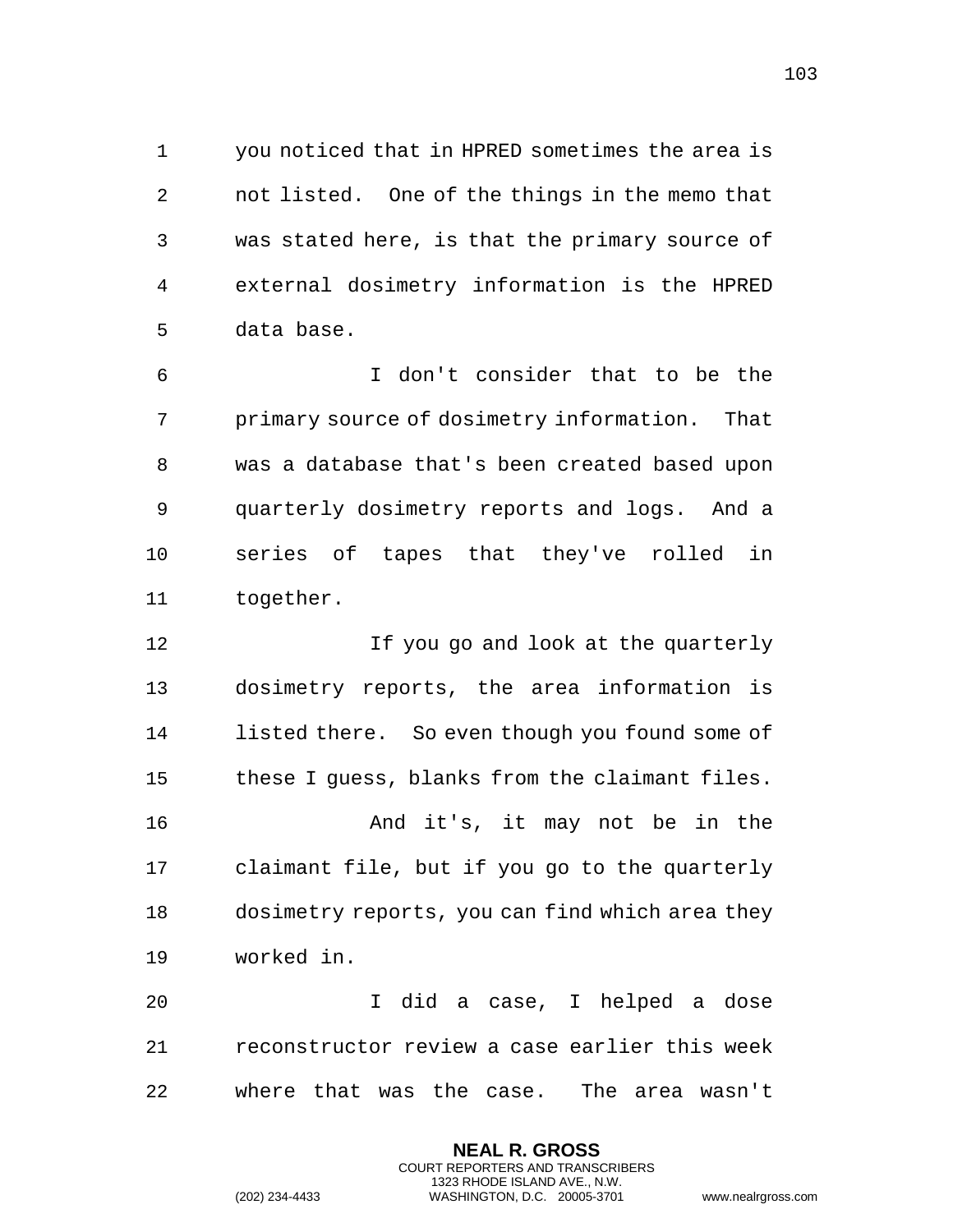you noticed that in HPRED sometimes the area is not listed. One of the things in the memo that was stated here, is that the primary source of external dosimetry information is the HPRED data base.

I don't consider that to be the primary source of dosimetry information. That was a database that's been created based upon quarterly dosimetry reports and logs. And a series of tapes that they've rolled in together.

If you go and look at the quarterly dosimetry reports, the area information is listed there. So even though you found some of these I guess, blanks from the claimant files.

And it's, it may not be in the claimant file, but if you go to the quarterly dosimetry reports, you can find which area they worked in.

I did a case, I helped a dose reconstructor review a case earlier this week where that was the case. The area wasn't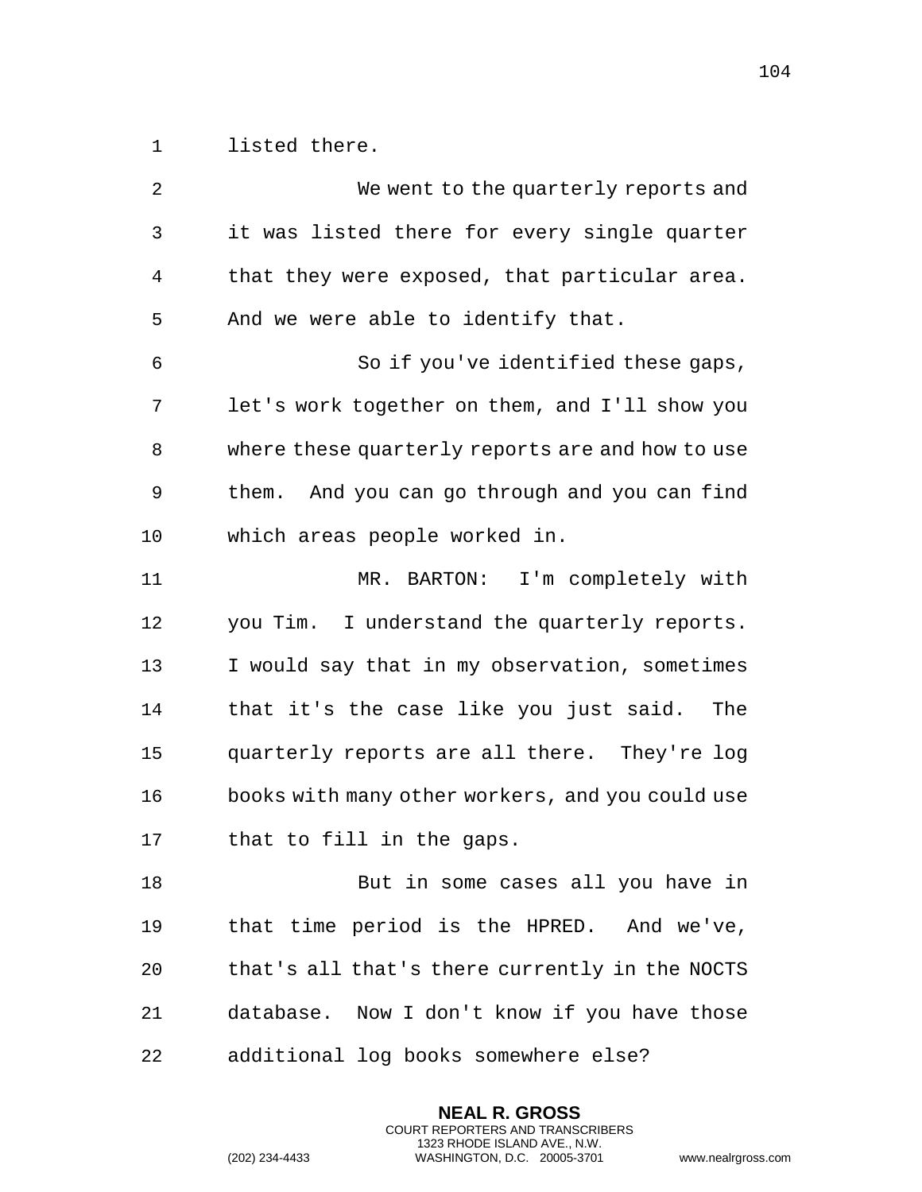listed there.

We went to the quarterly reports and it was listed there for every single quarter that they were exposed, that particular area. And we were able to identify that.

So if you've identified these gaps, let's work together on them, and I'll show you where these quarterly reports are and how to use them. And you can go through and you can find which areas people worked in.

MR. BARTON: I'm completely with you Tim. I understand the quarterly reports. I would say that in my observation, sometimes that it's the case like you just said. The quarterly reports are all there. They're log books with many other workers, and you could use that to fill in the gaps.

But in some cases all you have in that time period is the HPRED. And we've, that's all that's there currently in the NOCTS database. Now I don't know if you have those additional log books somewhere else?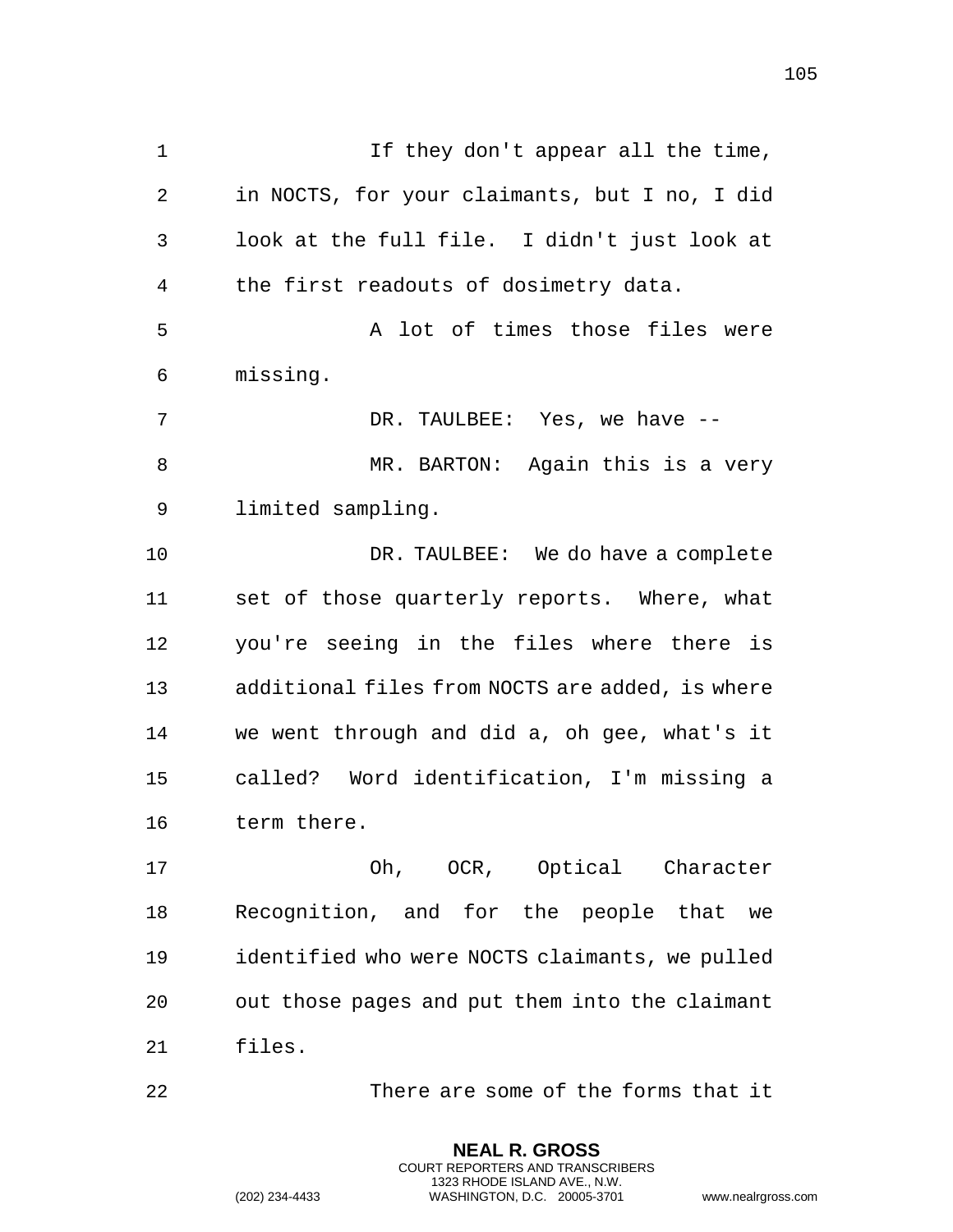If they don't appear all the time, in NOCTS, for your claimants, but I no, I did look at the full file. I didn't just look at the first readouts of dosimetry data.

A lot of times those files were missing.

DR. TAULBEE: Yes, we have --

MR. BARTON: Again this is a very limited sampling.

DR. TAULBEE: We do have a complete set of those quarterly reports. Where, what you're seeing in the files where there is additional files from NOCTS are added, is where we went through and did a, oh gee, what's it called? Word identification, I'm missing a term there.

Oh, OCR, Optical Character Recognition, and for the people that we identified who were NOCTS claimants, we pulled out those pages and put them into the claimant files.

There are some of the forms that it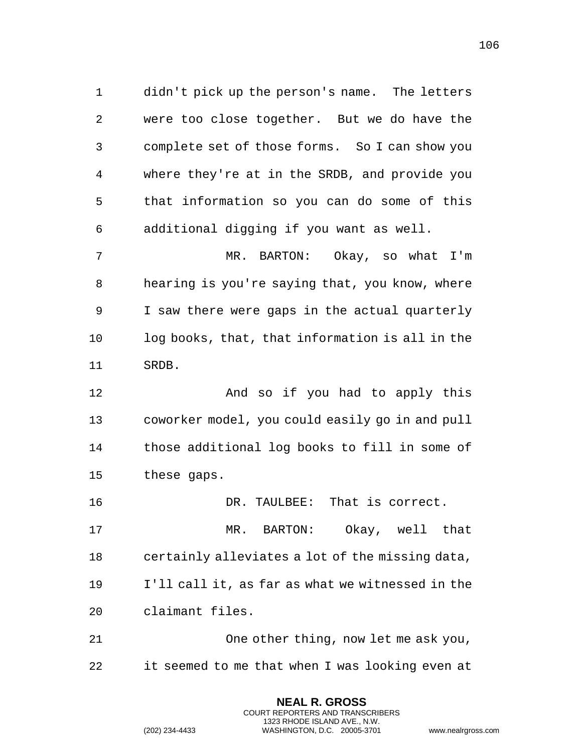didn't pick up the person's name. The letters were too close together. But we do have the complete set of those forms. So I can show you where they're at in the SRDB, and provide you that information so you can do some of this additional digging if you want as well.

MR. BARTON: Okay, so what I'm hearing is you're saying that, you know, where I saw there were gaps in the actual quarterly log books, that, that information is all in the SRDB.

And so if you had to apply this coworker model, you could easily go in and pull those additional log books to fill in some of these gaps.

DR. TAULBEE: That is correct.

MR. BARTON: Okay, well that certainly alleviates a lot of the missing data, I'll call it, as far as what we witnessed in the claimant files.

One other thing, now let me ask you, it seemed to me that when I was looking even at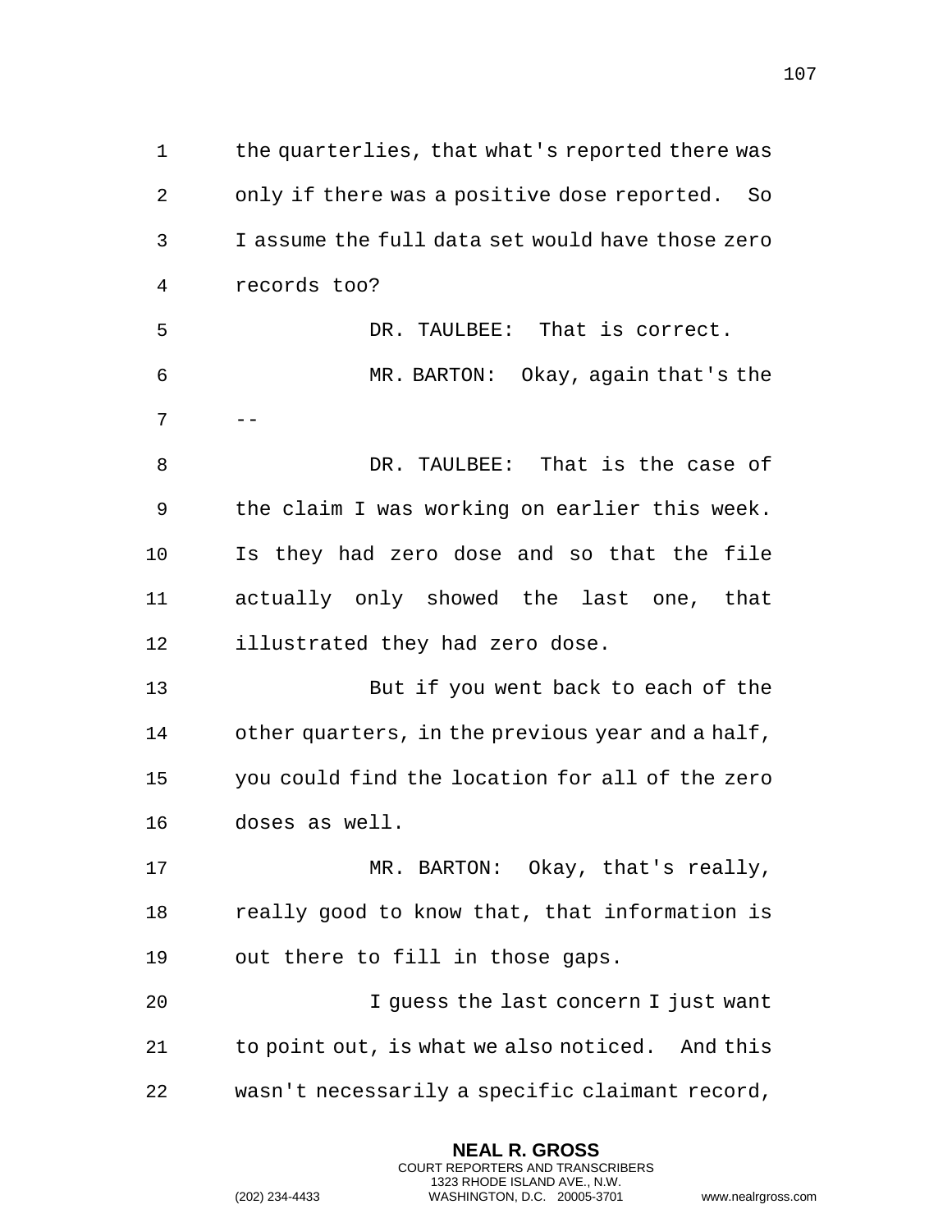the quarterlies, that what's reported there was only if there was a positive dose reported. So I assume the full data set would have those zero records too?

DR. TAULBEE: That is correct.

MR. BARTON: Okay, again that's the --

DR. TAULBEE: That is the case of the claim I was working on earlier this week. Is they had zero dose and so that the file actually only showed the last one, that illustrated they had zero dose.

But if you went back to each of the other quarters, in the previous year and a half, you could find the location for all of the zero doses as well.

MR. BARTON: Okay, that's really, really good to know that, that information is out there to fill in those gaps.

I guess the last concern I just want to point out, is what we also noticed. And this wasn't necessarily a specific claimant record,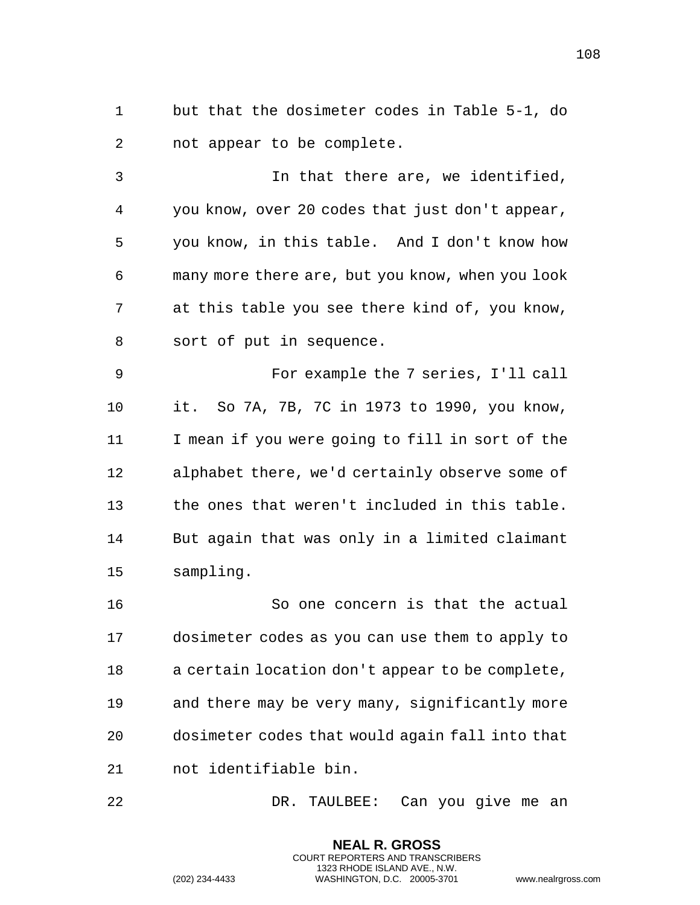but that the dosimeter codes in Table 5-1, do not appear to be complete.

In that there are, we identified, you know, over 20 codes that just don't appear, you know, in this table. And I don't know how many more there are, but you know, when you look at this table you see there kind of, you know, sort of put in sequence.

For example the 7 series, I'll call it. So 7A, 7B, 7C in 1973 to 1990, you know, I mean if you were going to fill in sort of the alphabet there, we'd certainly observe some of the ones that weren't included in this table. But again that was only in a limited claimant sampling.

So one concern is that the actual dosimeter codes as you can use them to apply to a certain location don't appear to be complete, and there may be very many, significantly more dosimeter codes that would again fall into that not identifiable bin.

DR. TAULBEE: Can you give me an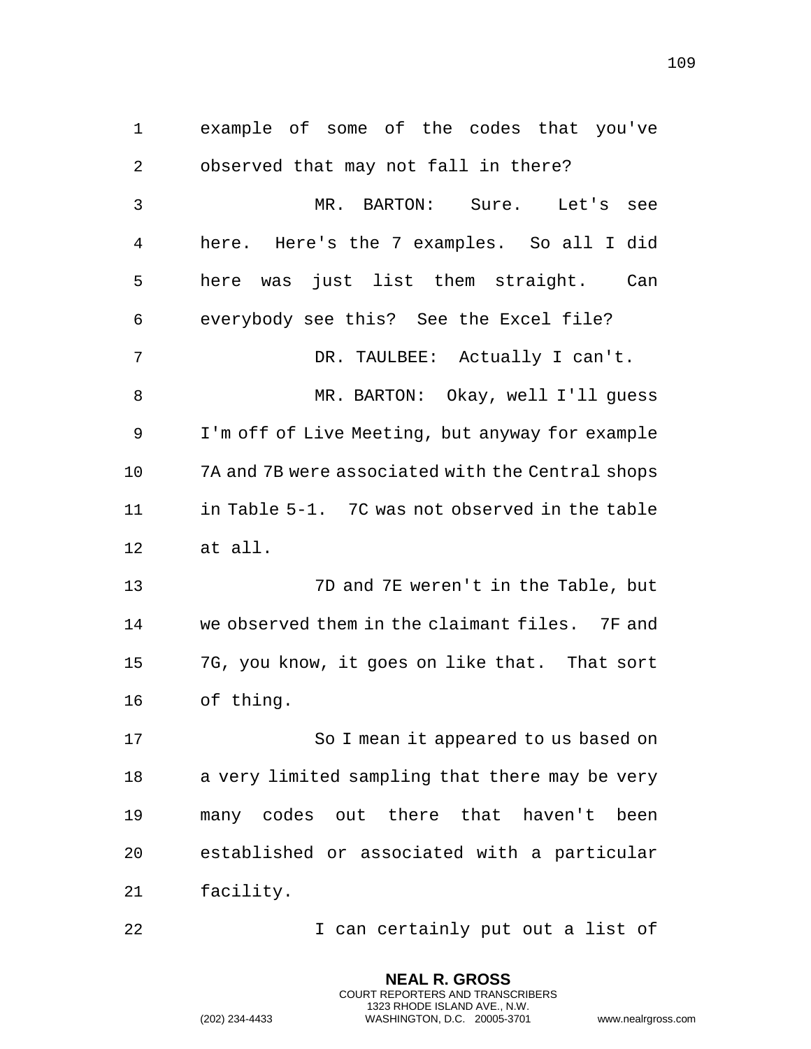example of some of the codes that you've observed that may not fall in there?

MR. BARTON: Sure. Let's see here. Here's the 7 examples. So all I did here was just list them straight. Can everybody see this? See the Excel file?

DR. TAULBEE: Actually I can't.

MR. BARTON: Okay, well I'll guess I'm off of Live Meeting, but anyway for example 7A and 7B were associated with the Central shops in Table 5-1. 7C was not observed in the table at all.

7D and 7E weren't in the Table, but we observed them in the claimant files. 7F and 7G, you know, it goes on like that. That sort of thing.

So I mean it appeared to us based on a very limited sampling that there may be very many codes out there that haven't been established or associated with a particular facility.

I can certainly put out a list of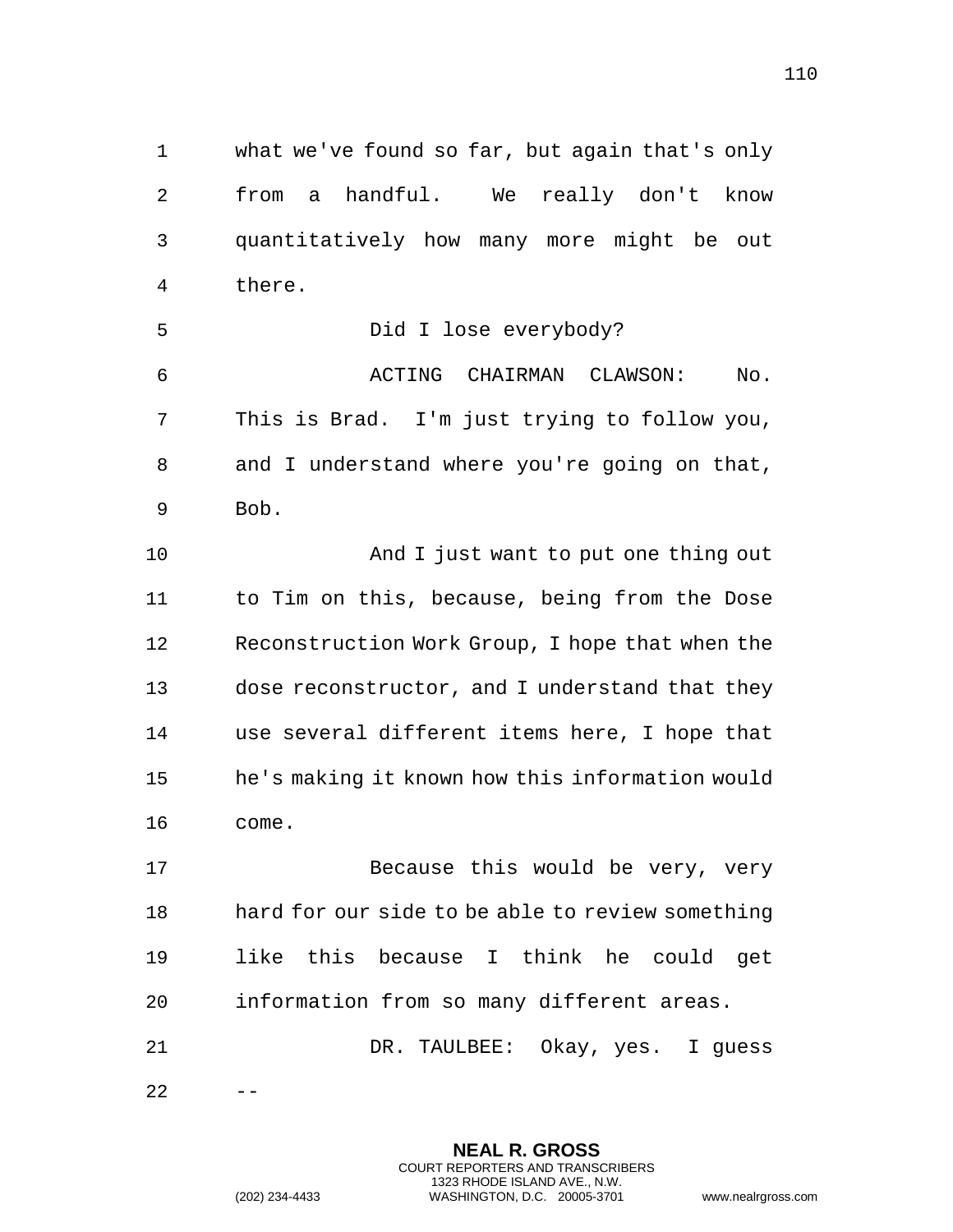what we've found so far, but again that's only from a handful. We really don't know quantitatively how many more might be out there.

Did I lose everybody?

ACTING CHAIRMAN CLAWSON: No. This is Brad. I'm just trying to follow you, and I understand where you're going on that, Bob.

And I just want to put one thing out to Tim on this, because, being from the Dose Reconstruction Work Group, I hope that when the dose reconstructor, and I understand that they use several different items here, I hope that he's making it known how this information would come.

Because this would be very, very hard for our side to be able to review something like this because I think he could get information from so many different areas.

DR. TAULBEE: Okay, yes. I guess --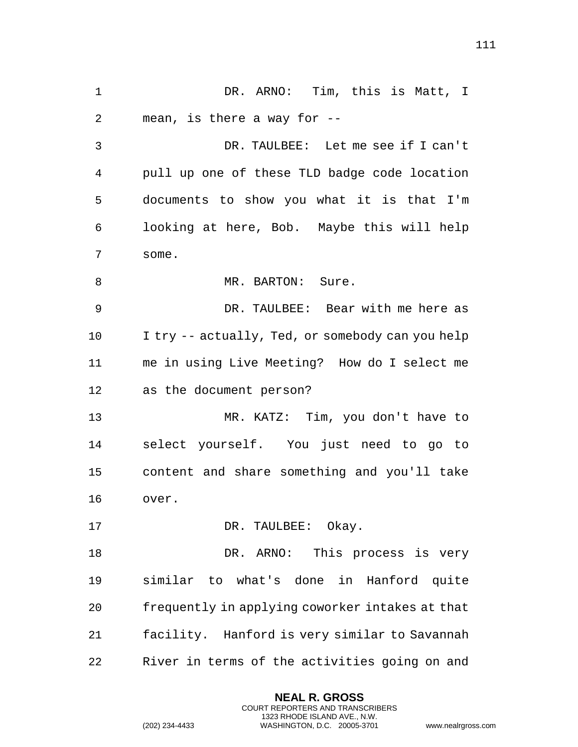DR. ARNO: Tim, this is Matt, I mean, is there a way for --

DR. TAULBEE: Let me see if I can't pull up one of these TLD badge code location documents to show you what it is that I'm looking at here, Bob. Maybe this will help some.

MR. BARTON: Sure.

DR. TAULBEE: Bear with me here as I try -- actually, Ted, or somebody can you help me in using Live Meeting? How do I select me as the document person?

MR. KATZ: Tim, you don't have to select yourself. You just need to go to content and share something and you'll take over.

DR. TAULBEE: Okay.

DR. ARNO: This process is very similar to what's done in Hanford quite frequently in applying coworker intakes at that facility. Hanford is very similar to Savannah River in terms of the activities going on and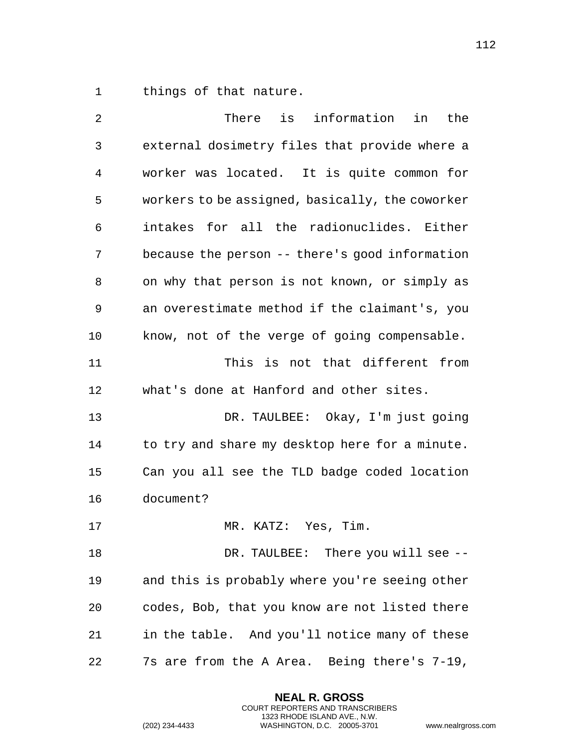things of that nature.

There is information in the external dosimetry files that provide where a worker was located. It is quite common for workers to be assigned, basically, the coworker intakes for all the radionuclides. Either because the person -- there's good information on why that person is not known, or simply as an overestimate method if the claimant's, you know, not of the verge of going compensable.

This is not that different from what's done at Hanford and other sites.

DR. TAULBEE: Okay, I'm just going to try and share my desktop here for a minute. Can you all see the TLD badge coded location document?

MR. KATZ: Yes, Tim.

DR. TAULBEE: There you will see -- and this is probably where you're seeing other codes, Bob, that you know are not listed there in the table. And you'll notice many of these 7s are from the A Area. Being there's 7-19,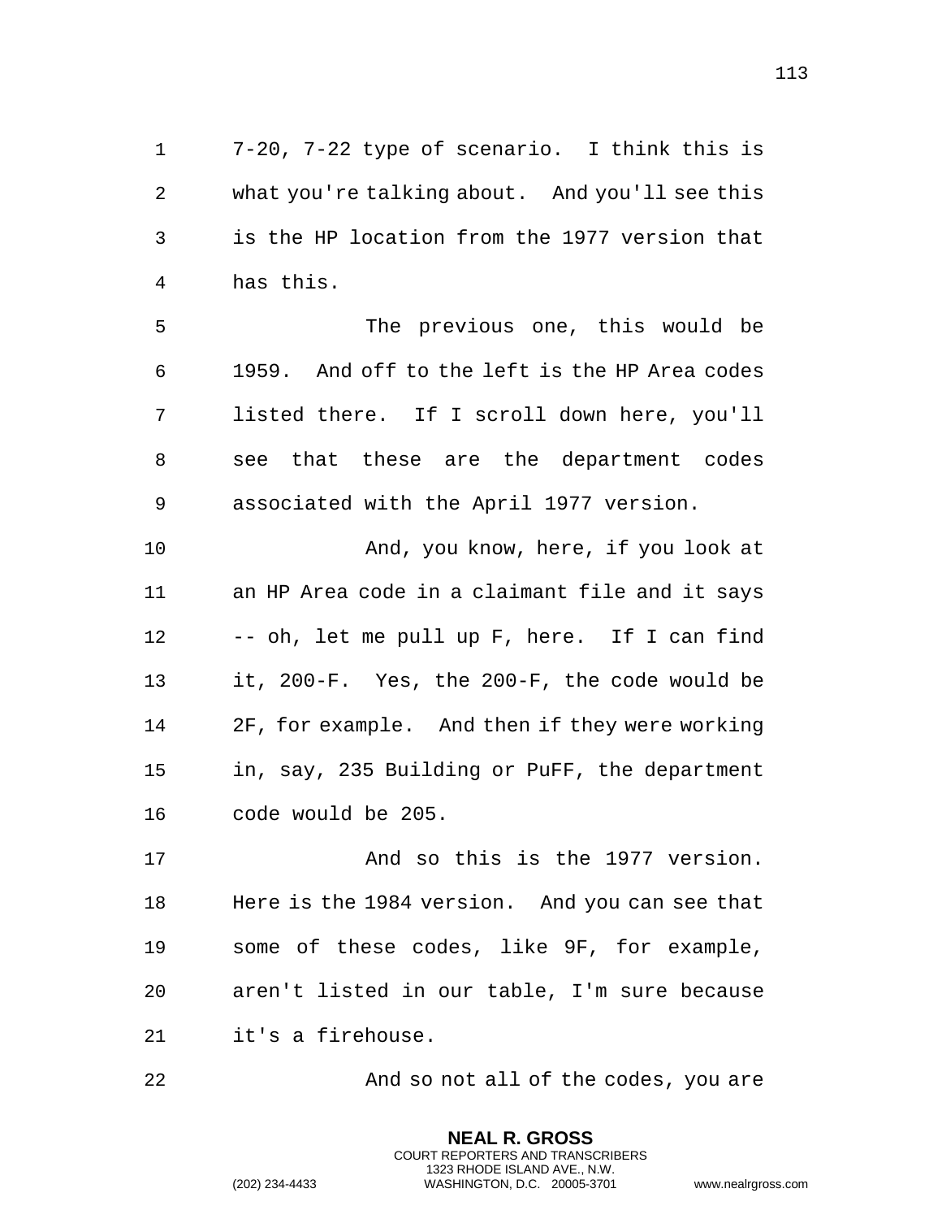7-20, 7-22 type of scenario. I think this is what you're talking about. And you'll see this is the HP location from the 1977 version that has this.

The previous one, this would be 1959. And off to the left is the HP Area codes listed there. If I scroll down here, you'll see that these are the department codes associated with the April 1977 version.

And, you know, here, if you look at an HP Area code in a claimant file and it says -- oh, let me pull up F, here. If I can find it, 200-F. Yes, the 200-F, the code would be 2F, for example. And then if they were working in, say, 235 Building or PuFF, the department code would be 205.

And so this is the 1977 version. Here is the 1984 version. And you can see that some of these codes, like 9F, for example, aren't listed in our table, I'm sure because it's a firehouse.

And so not all of the codes, you are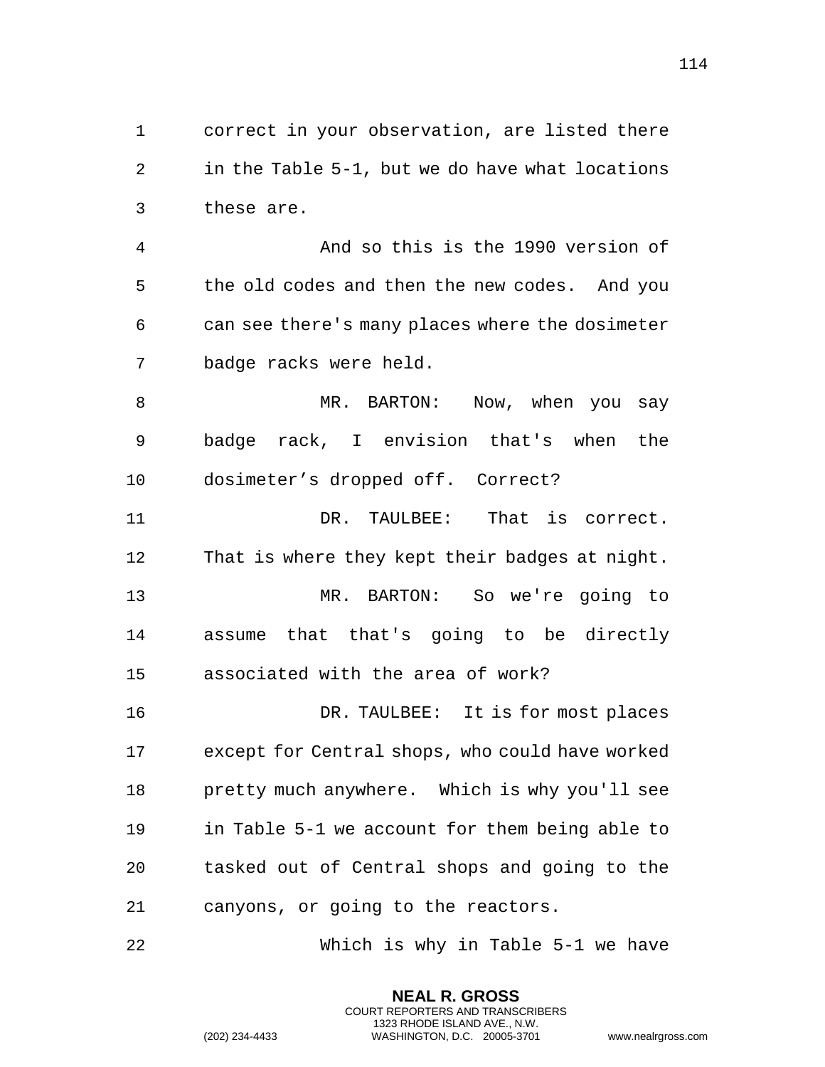correct in your observation, are listed there in the Table 5-1, but we do have what locations these are.

And so this is the 1990 version of the old codes and then the new codes. And you can see there's many places where the dosimeter badge racks were held.

MR. BARTON: Now, when you say badge rack, I envision that's when the dosimeter's dropped off. Correct?

DR. TAULBEE: That is correct. That is where they kept their badges at night.

MR. BARTON: So we're going to assume that that's going to be directly associated with the area of work?

DR. TAULBEE: It is for most places except for Central shops, who could have worked pretty much anywhere. Which is why you'll see in Table 5-1 we account for them being able to tasked out of Central shops and going to the canyons, or going to the reactors.

Which is why in Table 5-1 we have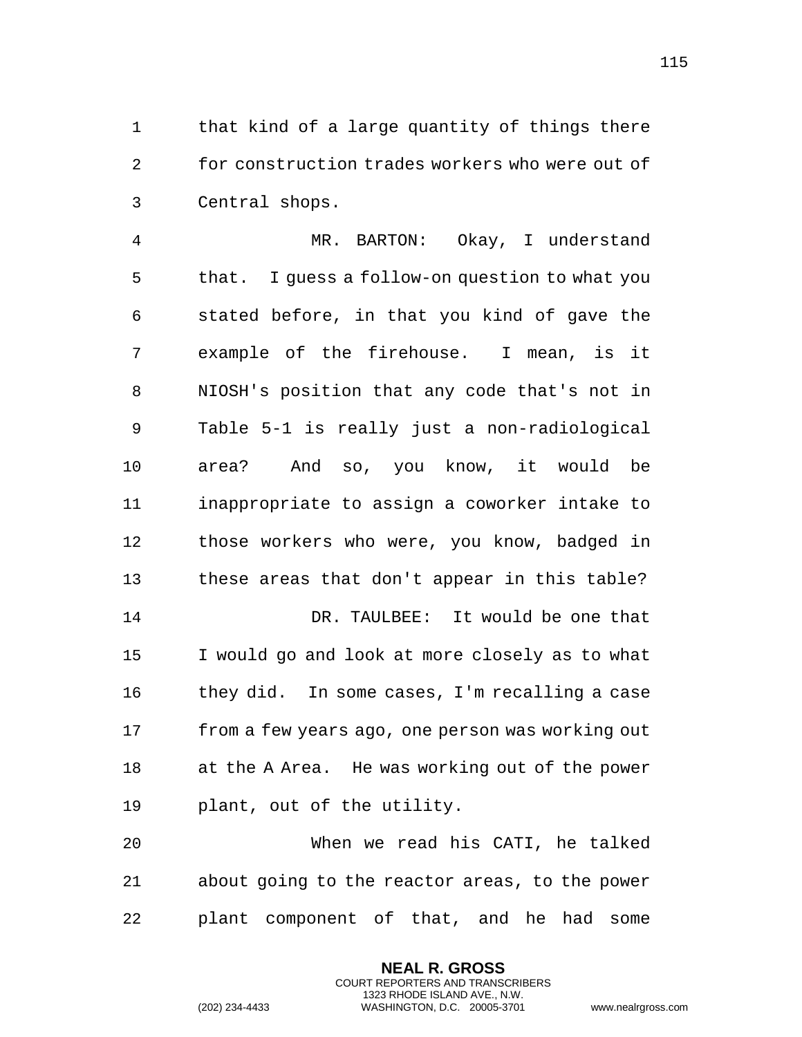that kind of a large quantity of things there for construction trades workers who were out of Central shops.

MR. BARTON: Okay, I understand that. I guess a follow-on question to what you stated before, in that you kind of gave the example of the firehouse. I mean, is it NIOSH's position that any code that's not in Table 5-1 is really just a non-radiological area? And so, you know, it would be inappropriate to assign a coworker intake to those workers who were, you know, badged in these areas that don't appear in this table?

DR. TAULBEE: It would be one that I would go and look at more closely as to what they did. In some cases, I'm recalling a case from a few years ago, one person was working out at the A Area. He was working out of the power plant, out of the utility.

When we read his CATI, he talked about going to the reactor areas, to the power plant component of that, and he had some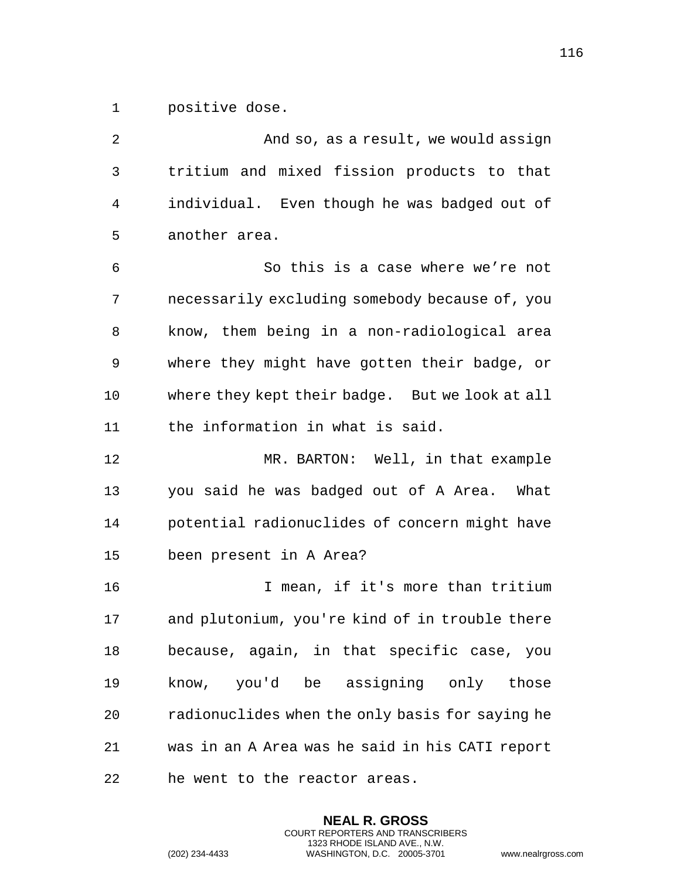positive dose.

And so, as a result, we would assign tritium and mixed fission products to that individual. Even though he was badged out of another area.

So this is a case where we're not necessarily excluding somebody because of, you know, them being in a non-radiological area where they might have gotten their badge, or where they kept their badge. But we look at all the information in what is said.

MR. BARTON: Well, in that example you said he was badged out of A Area. What potential radionuclides of concern might have been present in A Area?

I mean, if it's more than tritium and plutonium, you're kind of in trouble there because, again, in that specific case, you know, you'd be assigning only those radionuclides when the only basis for saying he was in an A Area was he said in his CATI report he went to the reactor areas.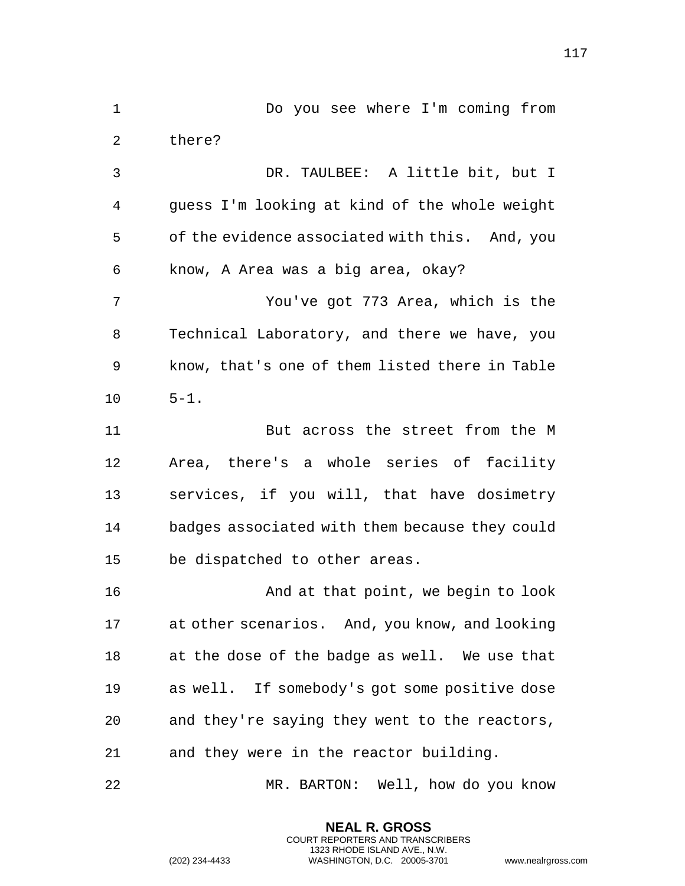Do you see where I'm coming from there?

DR. TAULBEE: A little bit, but I guess I'm looking at kind of the whole weight of the evidence associated with this. And, you know, A Area was a big area, okay?

You've got 773 Area, which is the Technical Laboratory, and there we have, you know, that's one of them listed there in Table 5-1.

But across the street from the M Area, there's a whole series of facility services, if you will, that have dosimetry badges associated with them because they could be dispatched to other areas.

And at that point, we begin to look at other scenarios. And, you know, and looking at the dose of the badge as well. We use that as well. If somebody's got some positive dose and they're saying they went to the reactors, and they were in the reactor building.

MR. BARTON: Well, how do you know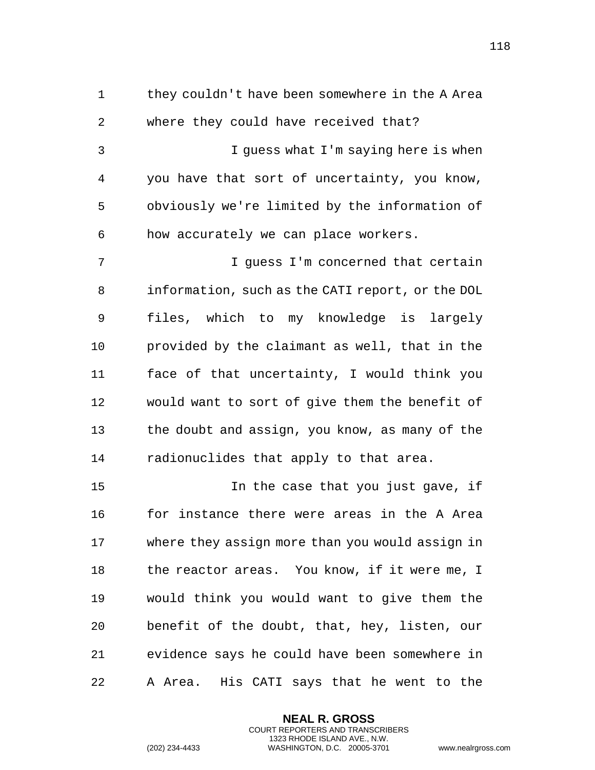they couldn't have been somewhere in the A Area where they could have received that?

I guess what I'm saying here is when you have that sort of uncertainty, you know, obviously we're limited by the information of how accurately we can place workers.

I guess I'm concerned that certain information, such as the CATI report, or the DOL files, which to my knowledge is largely provided by the claimant as well, that in the face of that uncertainty, I would think you would want to sort of give them the benefit of the doubt and assign, you know, as many of the radionuclides that apply to that area.

In the case that you just gave, if for instance there were areas in the A Area where they assign more than you would assign in the reactor areas. You know, if it were me, I would think you would want to give them the benefit of the doubt, that, hey, listen, our evidence says he could have been somewhere in A Area. His CATI says that he went to the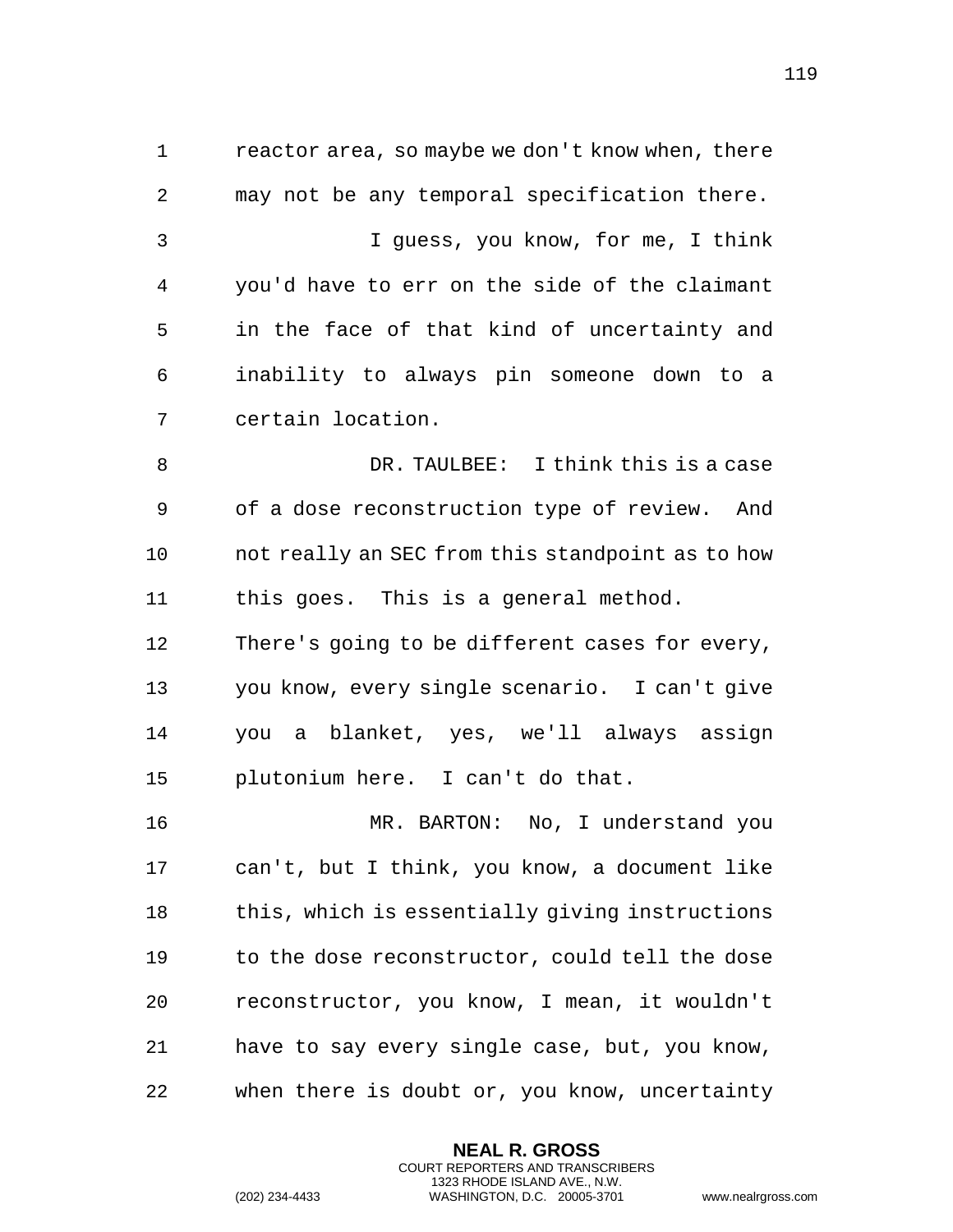reactor area, so maybe we don't know when, there may not be any temporal specification there.

I guess, you know, for me, I think you'd have to err on the side of the claimant in the face of that kind of uncertainty and inability to always pin someone down to a certain location.

DR. TAULBEE: I think this is a case of a dose reconstruction type of review. And not really an SEC from this standpoint as to how this goes. This is a general method. There's going to be different cases for every, you know, every single scenario. I can't give you a blanket, yes, we'll always assign plutonium here. I can't do that.

MR. BARTON: No, I understand you can't, but I think, you know, a document like this, which is essentially giving instructions to the dose reconstructor, could tell the dose reconstructor, you know, I mean, it wouldn't have to say every single case, but, you know, when there is doubt or, you know, uncertainty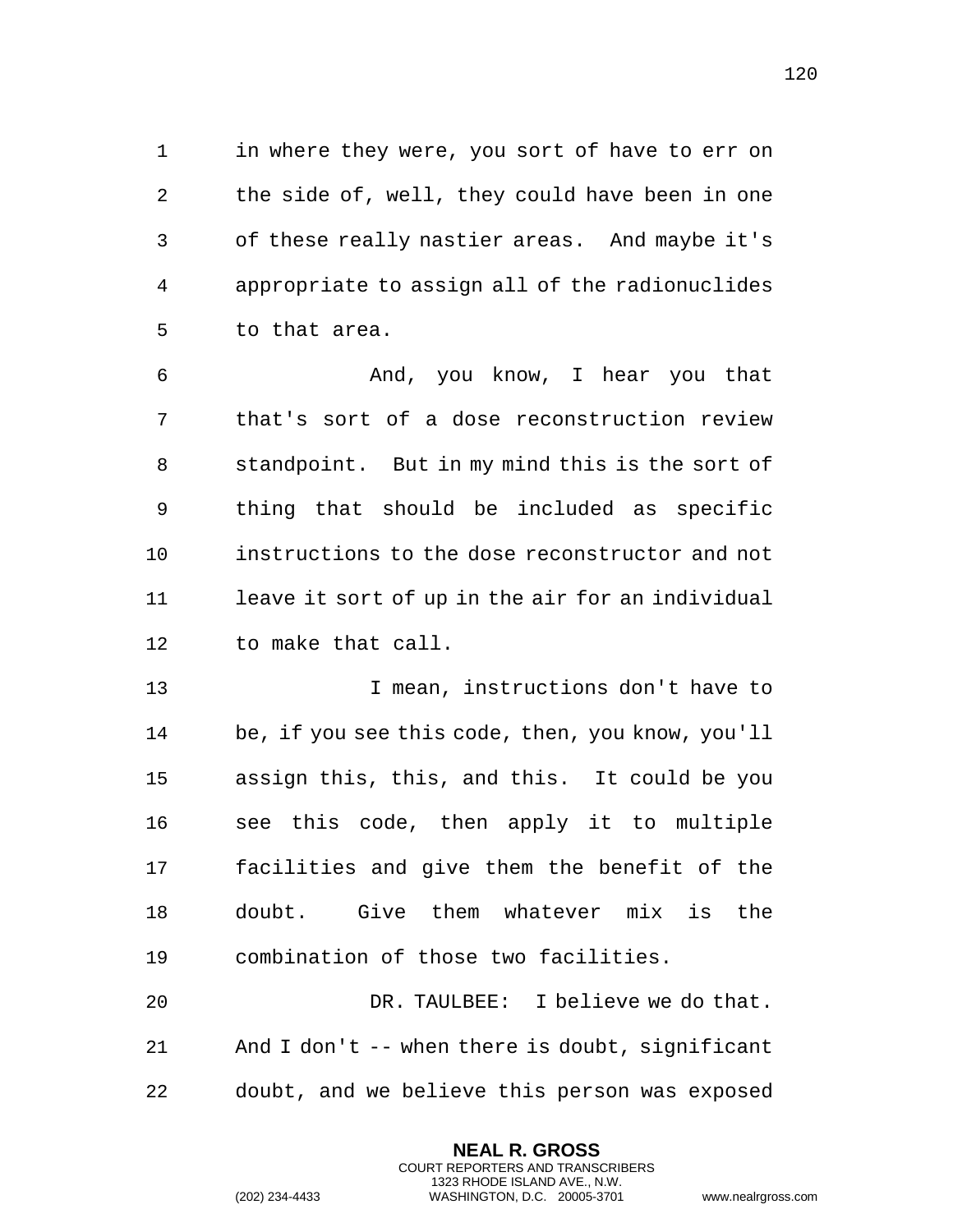in where they were, you sort of have to err on the side of, well, they could have been in one of these really nastier areas. And maybe it's appropriate to assign all of the radionuclides to that area.

And, you know, I hear you that that's sort of a dose reconstruction review standpoint. But in my mind this is the sort of thing that should be included as specific instructions to the dose reconstructor and not leave it sort of up in the air for an individual to make that call.

I mean, instructions don't have to be, if you see this code, then, you know, you'll assign this, this, and this. It could be you see this code, then apply it to multiple facilities and give them the benefit of the doubt. Give them whatever mix is the combination of those two facilities.

DR. TAULBEE: I believe we do that. And I don't -- when there is doubt, significant doubt, and we believe this person was exposed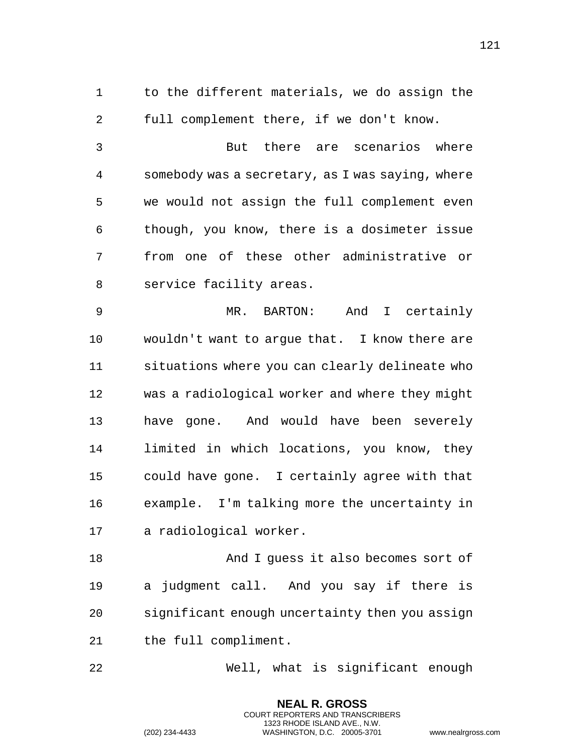to the different materials, we do assign the full complement there, if we don't know.

But there are scenarios where somebody was a secretary, as I was saying, where we would not assign the full complement even though, you know, there is a dosimeter issue from one of these other administrative or service facility areas.

MR. BARTON: And I certainly wouldn't want to argue that. I know there are situations where you can clearly delineate who was a radiological worker and where they might have gone. And would have been severely limited in which locations, you know, they could have gone. I certainly agree with that example. I'm talking more the uncertainty in a radiological worker.

And I guess it also becomes sort of a judgment call. And you say if there is significant enough uncertainty then you assign the full compliment.

Well, what is significant enough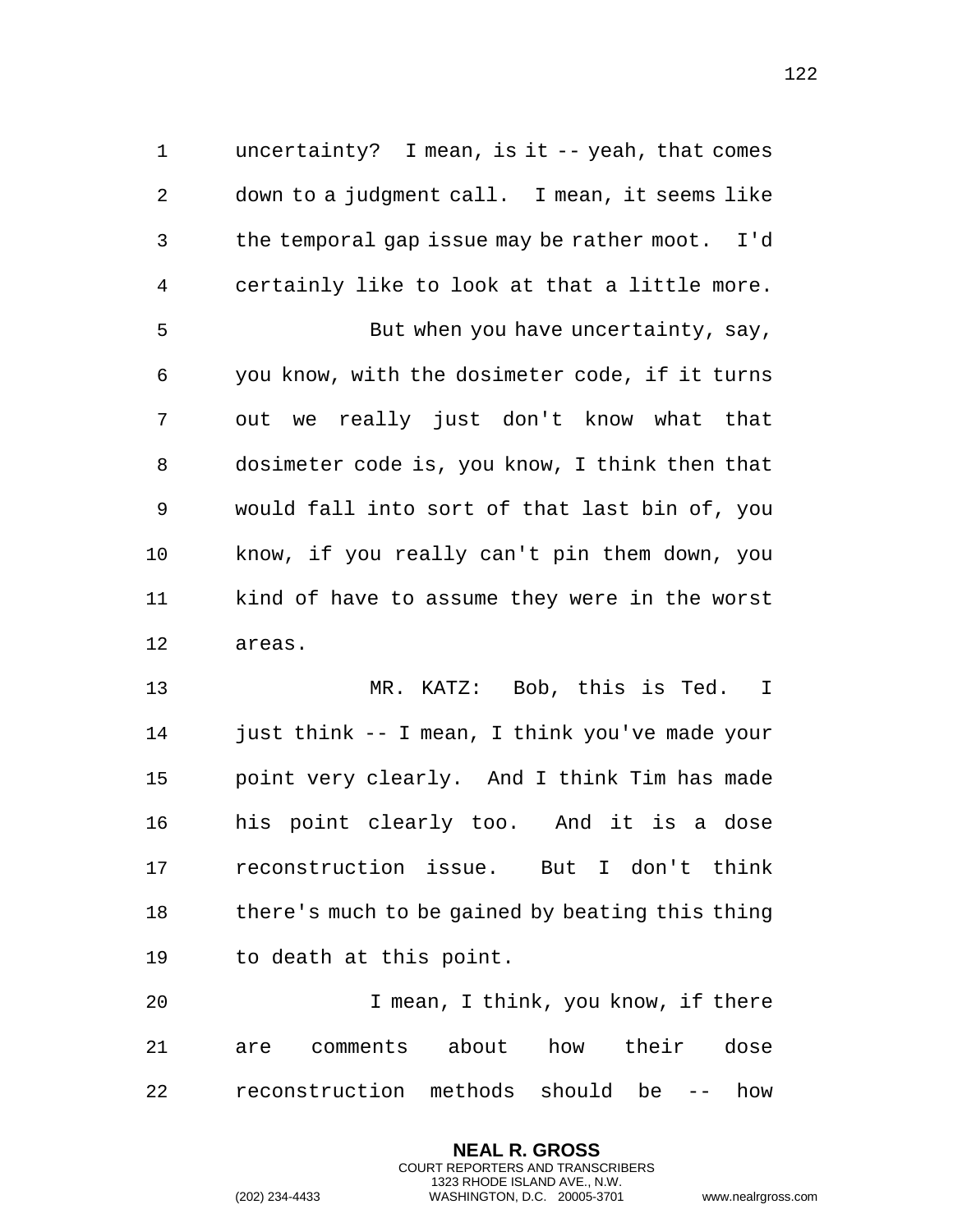uncertainty? I mean, is it -- yeah, that comes down to a judgment call. I mean, it seems like the temporal gap issue may be rather moot. I'd certainly like to look at that a little more.

But when you have uncertainty, say, you know, with the dosimeter code, if it turns out we really just don't know what that dosimeter code is, you know, I think then that would fall into sort of that last bin of, you know, if you really can't pin them down, you kind of have to assume they were in the worst areas.

MR. KATZ: Bob, this is Ted. I just think -- I mean, I think you've made your point very clearly. And I think Tim has made his point clearly too. And it is a dose reconstruction issue. But I don't think there's much to be gained by beating this thing to death at this point.

I mean, I think, you know, if there are comments about how their dose reconstruction methods should be -- how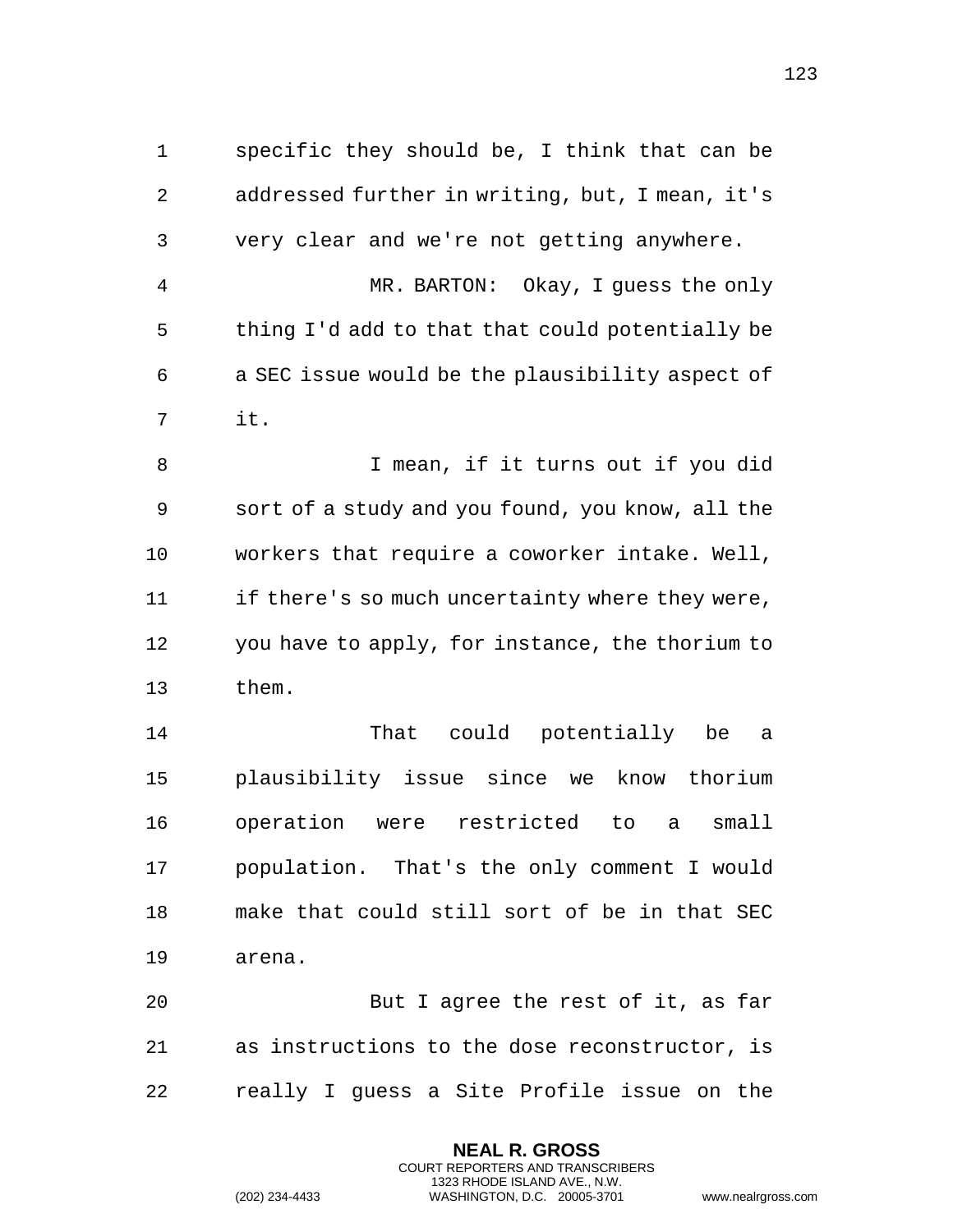specific they should be, I think that can be addressed further in writing, but, I mean, it's very clear and we're not getting anywhere.

MR. BARTON: Okay, I guess the only thing I'd add to that that could potentially be a SEC issue would be the plausibility aspect of it.

I mean, if it turns out if you did sort of a study and you found, you know, all the workers that require a coworker intake. Well, if there's so much uncertainty where they were, you have to apply, for instance, the thorium to them.

That could potentially be a plausibility issue since we know thorium operation were restricted to a small population. That's the only comment I would make that could still sort of be in that SEC arena.

But I agree the rest of it, as far as instructions to the dose reconstructor, is really I guess a Site Profile issue on the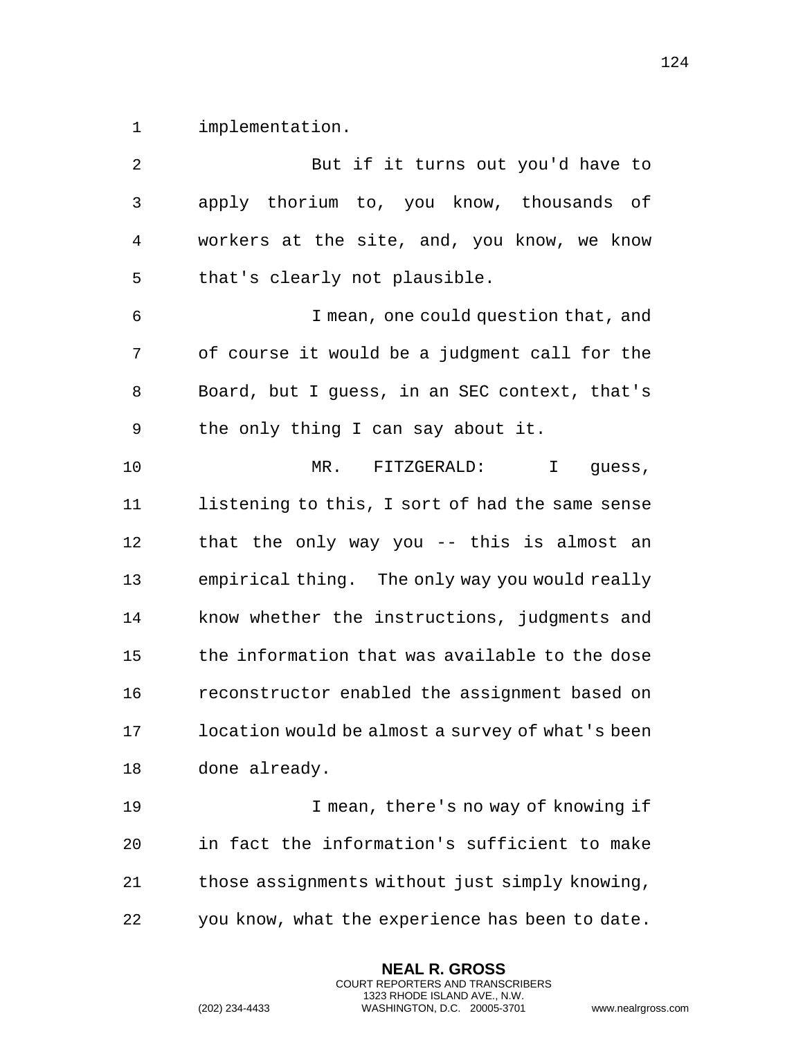implementation.

But if it turns out you'd have to apply thorium to, you know, thousands of workers at the site, and, you know, we know that's clearly not plausible.

I mean, one could question that, and of course it would be a judgment call for the Board, but I guess, in an SEC context, that's the only thing I can say about it.

MR. FITZGERALD: I guess, listening to this, I sort of had the same sense that the only way you -- this is almost an empirical thing. The only way you would really know whether the instructions, judgments and the information that was available to the dose reconstructor enabled the assignment based on location would be almost a survey of what's been done already.

I mean, there's no way of knowing if in fact the information's sufficient to make those assignments without just simply knowing, you know, what the experience has been to date.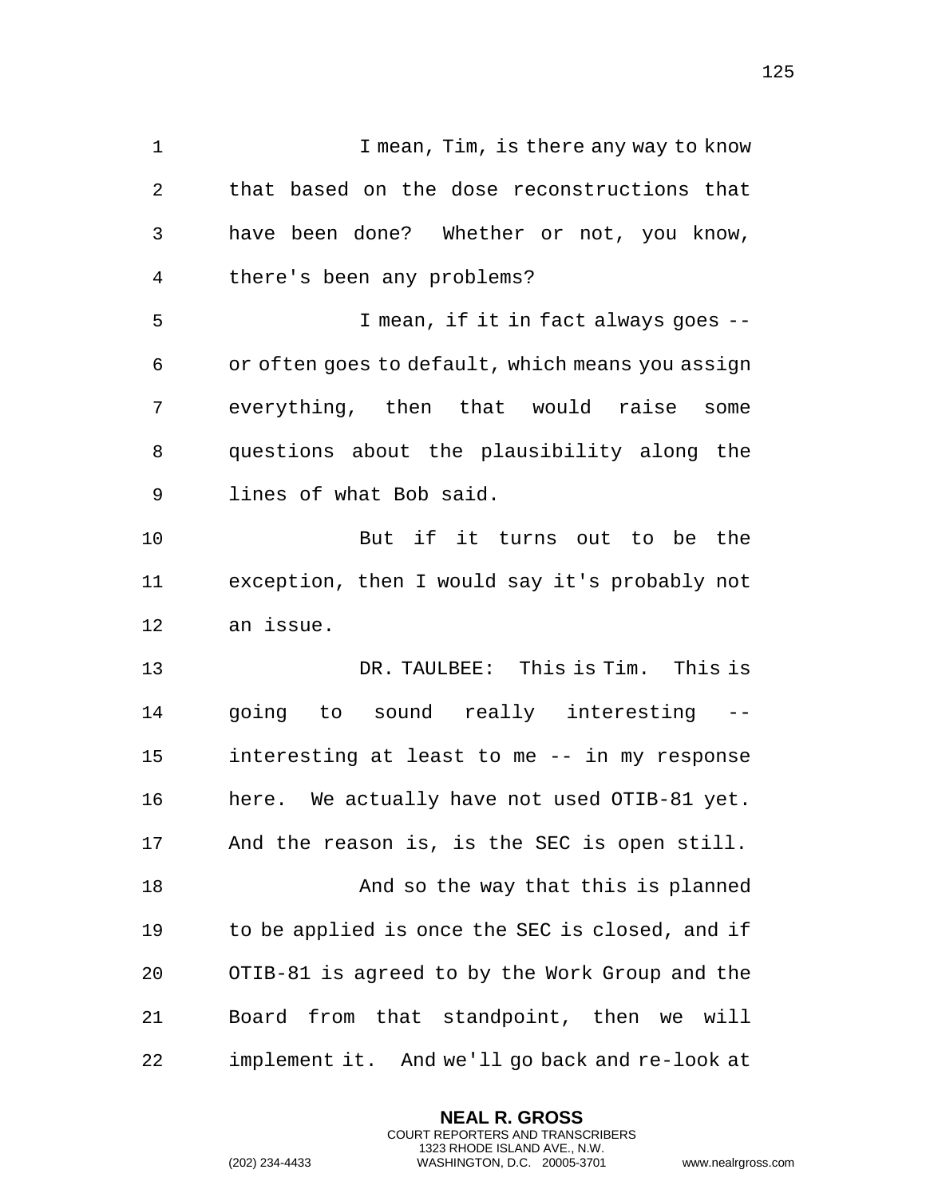I mean, Tim, is there any way to know that based on the dose reconstructions that have been done? Whether or not, you know, there's been any problems?

I mean, if it in fact always goes -- or often goes to default, which means you assign everything, then that would raise some questions about the plausibility along the lines of what Bob said.

But if it turns out to be the exception, then I would say it's probably not an issue.

DR. TAULBEE: This is Tim. This is going to sound really interesting -- interesting at least to me -- in my response here. We actually have not used OTIB-81 yet. And the reason is, is the SEC is open still.

And so the way that this is planned to be applied is once the SEC is closed, and if OTIB-81 is agreed to by the Work Group and the Board from that standpoint, then we will implement it. And we'll go back and re-look at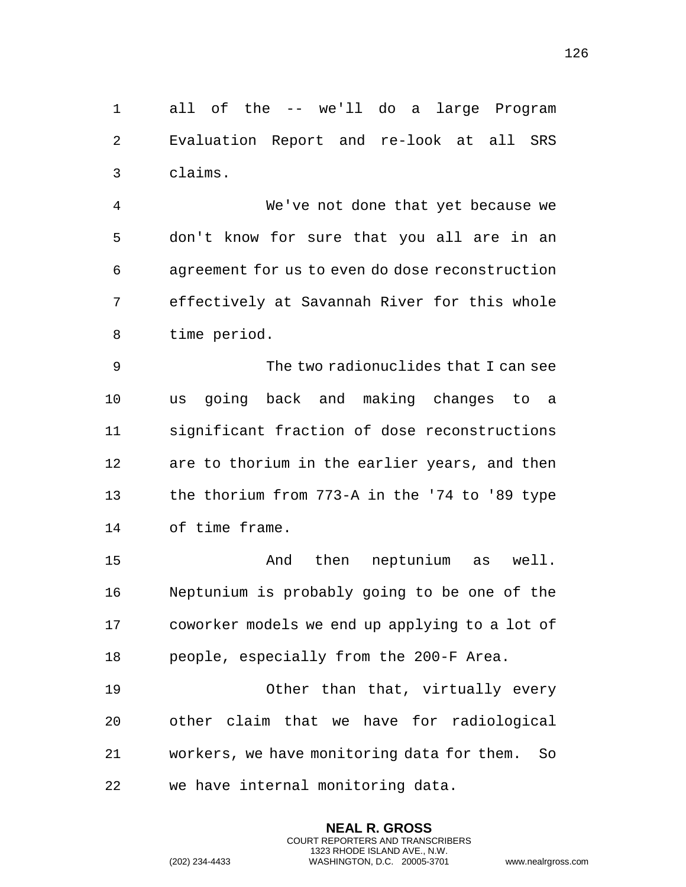all of the -- we'll do a large Program Evaluation Report and re-look at all SRS claims.

We've not done that yet because we don't know for sure that you all are in an agreement for us to even do dose reconstruction effectively at Savannah River for this whole time period.

The two radionuclides that I can see us going back and making changes to a significant fraction of dose reconstructions are to thorium in the earlier years, and then the thorium from 773-A in the '74 to '89 type of time frame.

And then neptunium as well. Neptunium is probably going to be one of the coworker models we end up applying to a lot of people, especially from the 200-F Area.

Other than that, virtually every other claim that we have for radiological workers, we have monitoring data for them. So we have internal monitoring data.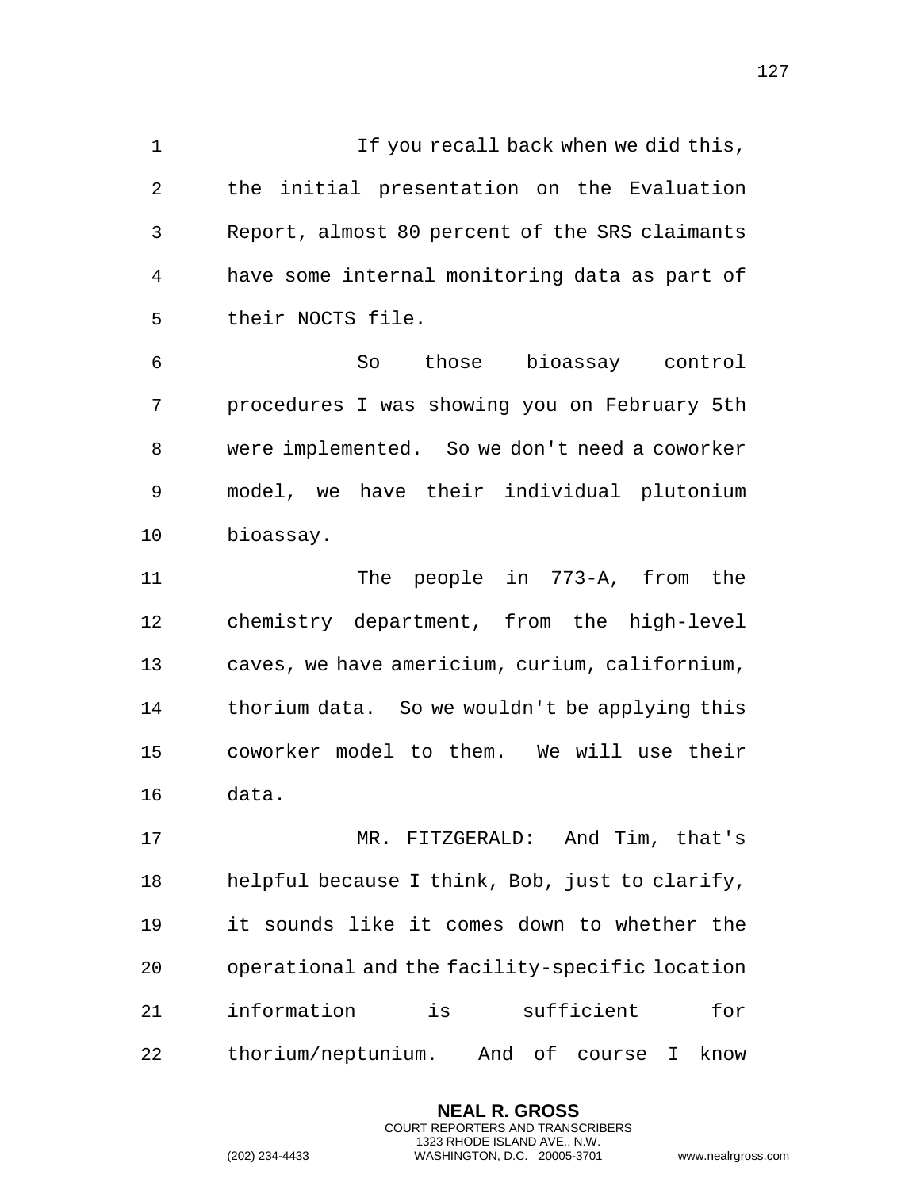If you recall back when we did this, the initial presentation on the Evaluation Report, almost 80 percent of the SRS claimants have some internal monitoring data as part of their NOCTS file.

So those bioassay control procedures I was showing you on February 5th were implemented. So we don't need a coworker model, we have their individual plutonium bioassay.

The people in 773-A, from the chemistry department, from the high-level caves, we have americium, curium, californium, thorium data. So we wouldn't be applying this coworker model to them. We will use their data.

MR. FITZGERALD: And Tim, that's helpful because I think, Bob, just to clarify, it sounds like it comes down to whether the operational and the facility-specific location information is sufficient for thorium/neptunium. And of course I know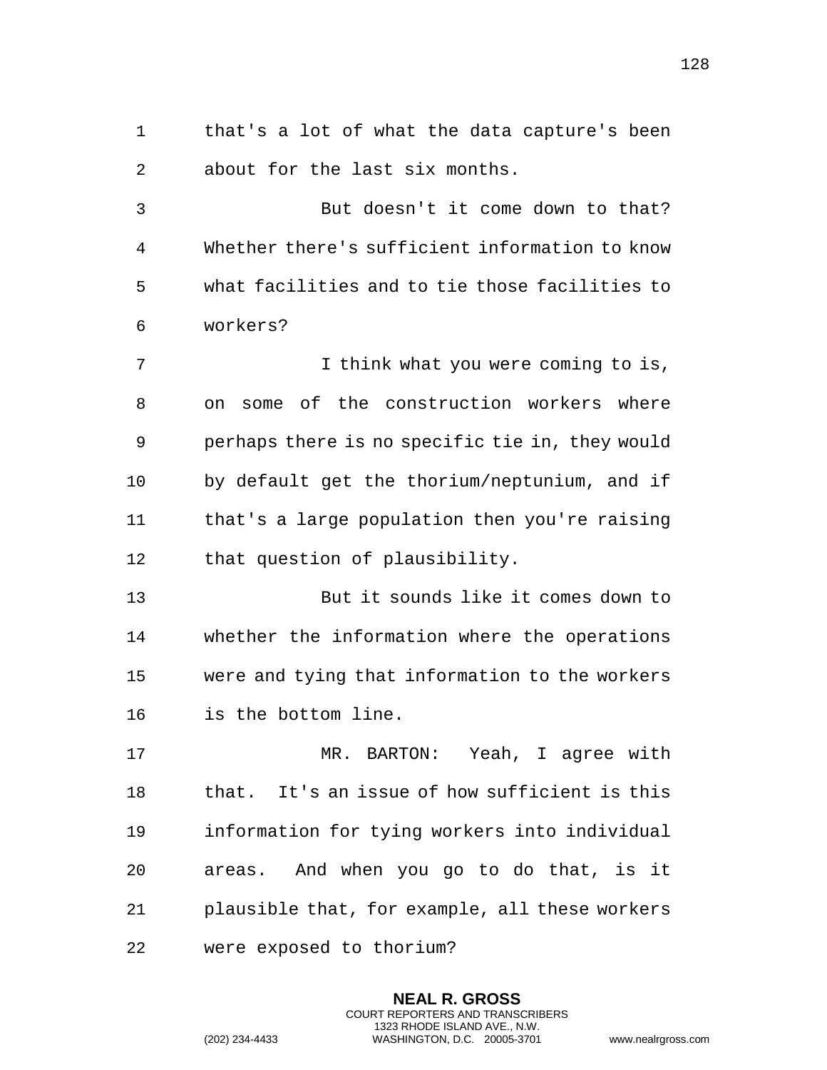that's a lot of what the data capture's been about for the last six months.

But doesn't it come down to that? Whether there's sufficient information to know what facilities and to tie those facilities to workers?

I think what you were coming to is, on some of the construction workers where perhaps there is no specific tie in, they would by default get the thorium/neptunium, and if that's a large population then you're raising that question of plausibility.

But it sounds like it comes down to whether the information where the operations were and tying that information to the workers is the bottom line.

MR. BARTON: Yeah, I agree with that. It's an issue of how sufficient is this information for tying workers into individual areas. And when you go to do that, is it plausible that, for example, all these workers were exposed to thorium?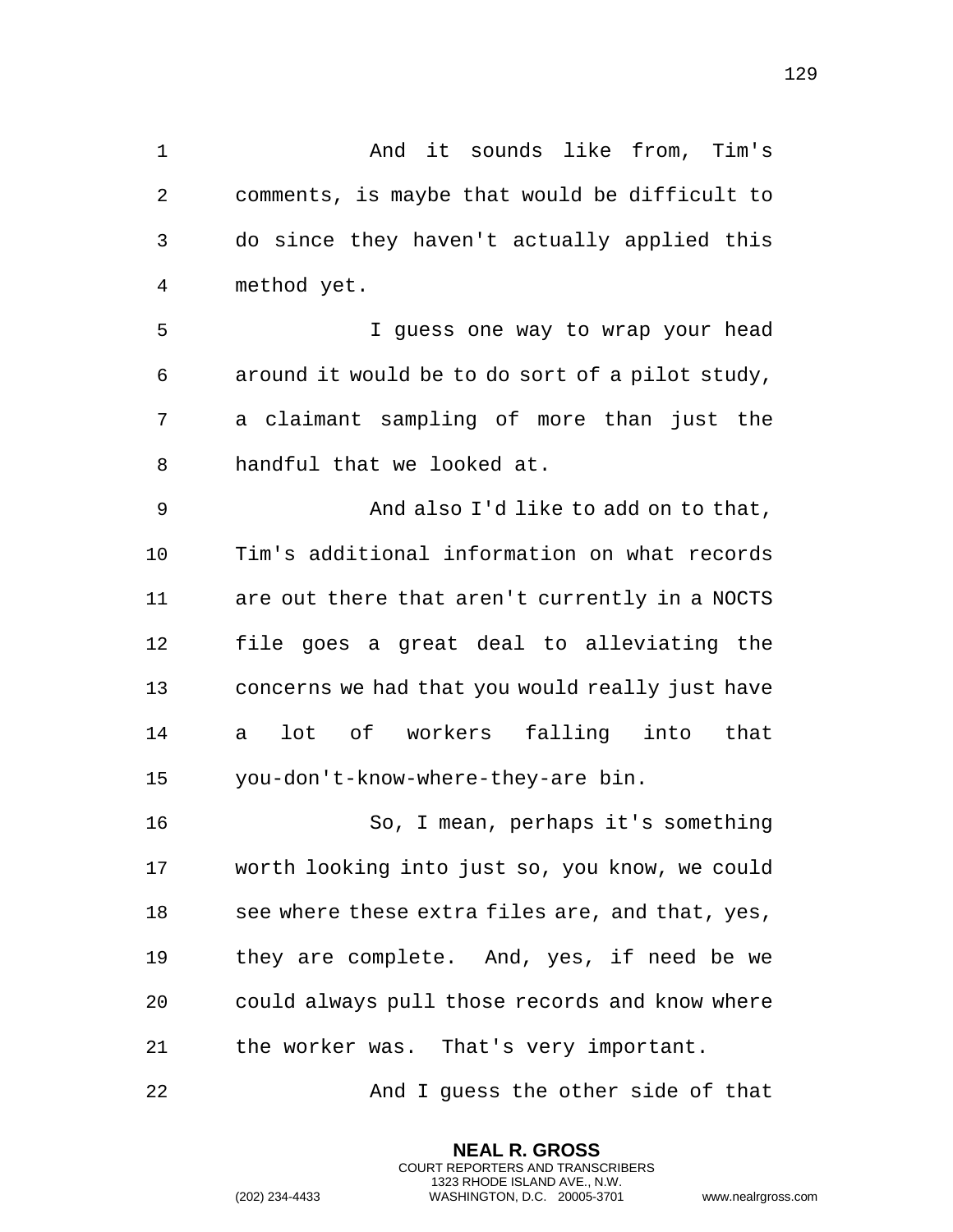And it sounds like from, Tim's comments, is maybe that would be difficult to do since they haven't actually applied this method yet.

I guess one way to wrap your head around it would be to do sort of a pilot study, a claimant sampling of more than just the handful that we looked at.

And also I'd like to add on to that, Tim's additional information on what records are out there that aren't currently in a NOCTS file goes a great deal to alleviating the concerns we had that you would really just have a lot of workers falling into that you-don't-know-where-they-are bin.

So, I mean, perhaps it's something worth looking into just so, you know, we could see where these extra files are, and that, yes, they are complete. And, yes, if need be we could always pull those records and know where the worker was. That's very important.

And I guess the other side of that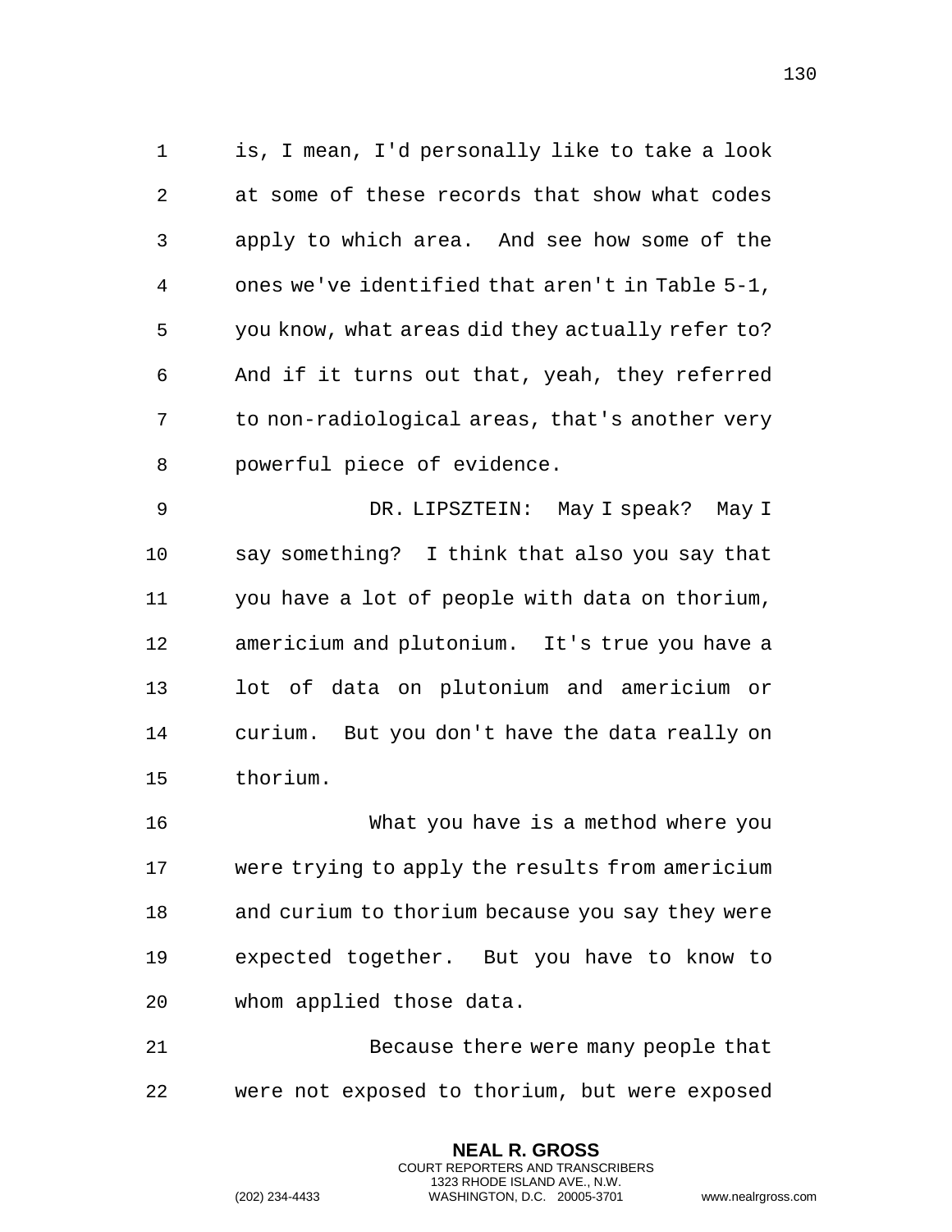is, I mean, I'd personally like to take a look at some of these records that show what codes apply to which area. And see how some of the ones we've identified that aren't in Table 5-1, you know, what areas did they actually refer to? And if it turns out that, yeah, they referred to non-radiological areas, that's another very powerful piece of evidence.

DR. LIPSZTEIN: May I speak? May I say something? I think that also you say that you have a lot of people with data on thorium, americium and plutonium. It's true you have a lot of data on plutonium and americium or curium. But you don't have the data really on thorium.

What you have is a method where you were trying to apply the results from americium and curium to thorium because you say they were expected together. But you have to know to whom applied those data.

Because there were many people that were not exposed to thorium, but were exposed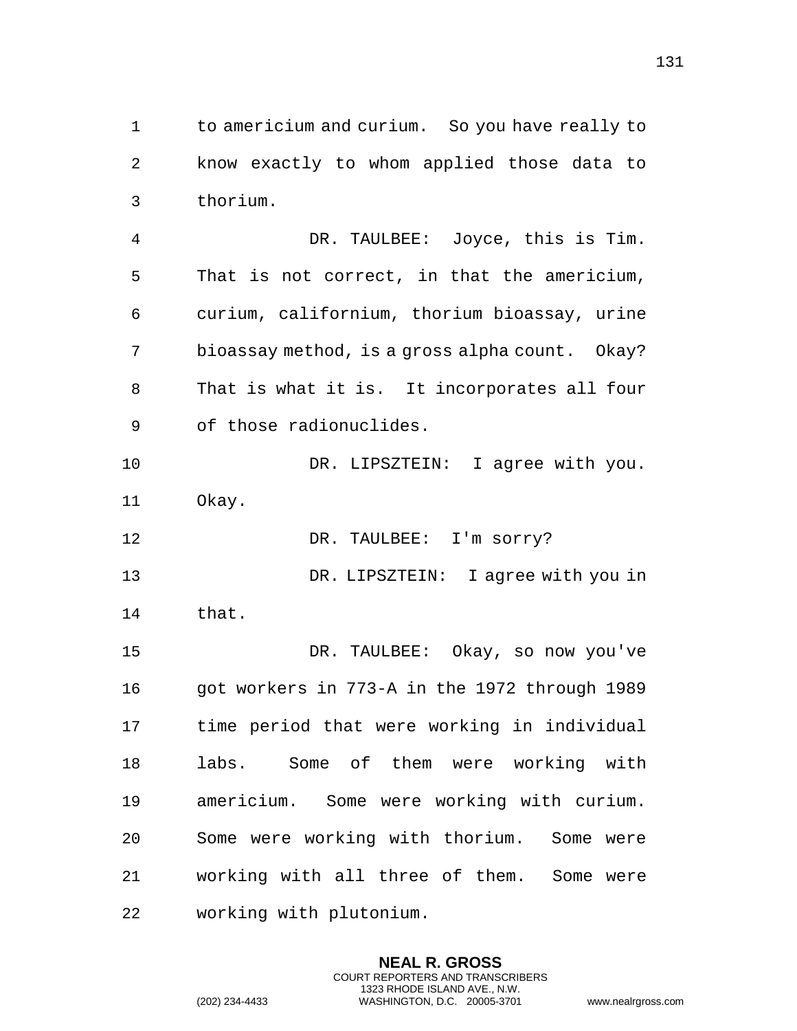to americium and curium.  So you have really to know exactly to whom applied those data to thorium.

DR. TAULBEE:  Joyce, this is Tim.  That is not correct, in that the americium, curium, californium, thorium bioassay, urine bioassay method, is a gross alpha count.  Okay?  That is what it is.  It incorporates all four of those radionuclides.

DR. LIPSZTEIN:  I agree with you.  Okay.

DR. TAULBEE:  I'm sorry?

DR. LIPSZTEIN:  I agree with you in that.

DR. TAULBEE:  Okay, so now you've got workers in 773-A in the 1972 through 1989 time period that were working in individual labs.  Some of them were working with americium.  Some were working with curium.  Some were working with thorium.  Some were working with all three of them.  Some were working with plutonium.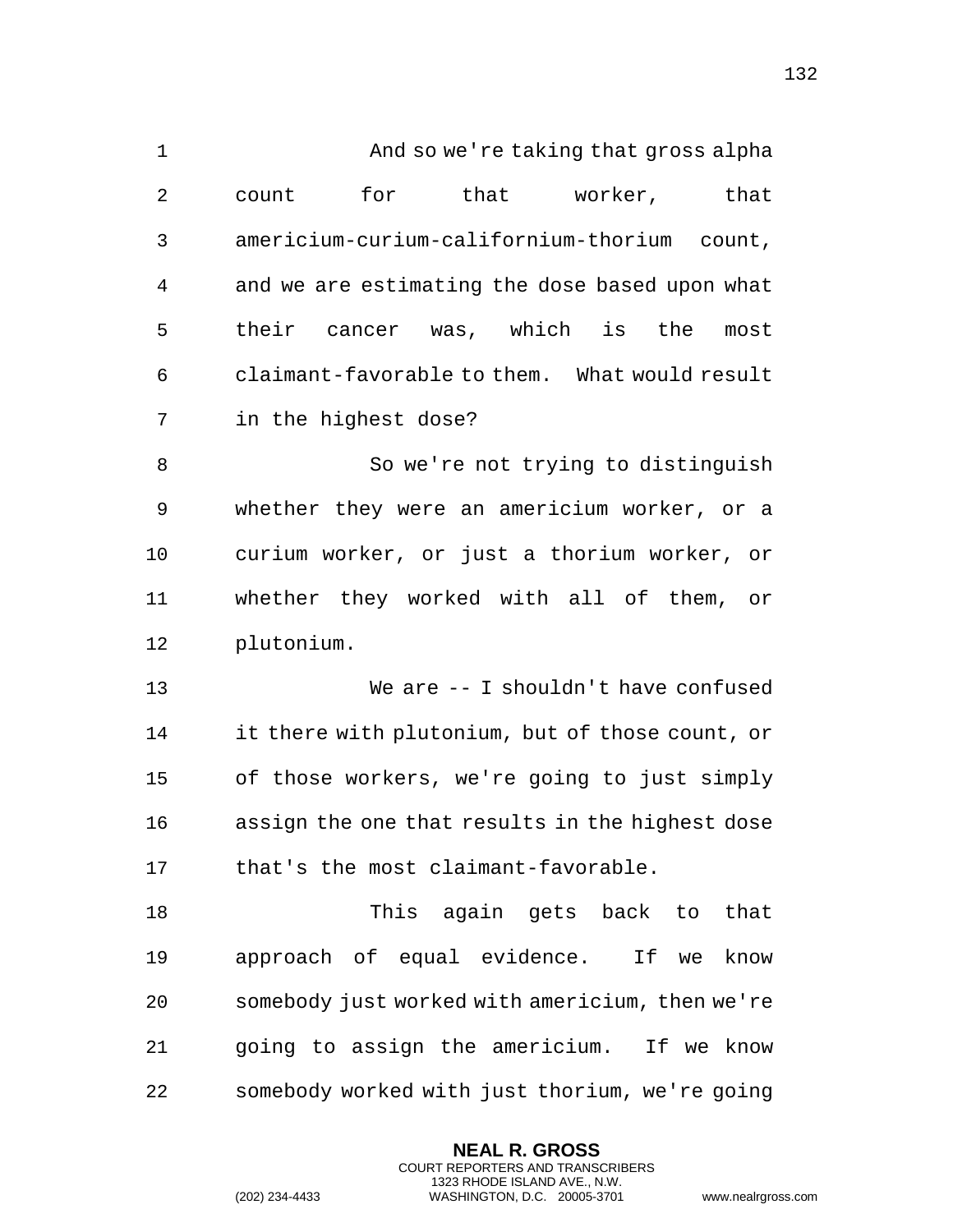And so we're taking that gross alpha count for that worker, that americium-curium-californium-thorium count, and we are estimating the dose based upon what their cancer was, which is the most claimant-favorable to them. What would result in the highest dose?

So we're not trying to distinguish whether they were an americium worker, or a curium worker, or just a thorium worker, or whether they worked with all of them, or plutonium.

We are -- I shouldn't have confused it there with plutonium, but of those count, or of those workers, we're going to just simply assign the one that results in the highest dose that's the most claimant-favorable.

This again gets back to that approach of equal evidence. If we know somebody just worked with americium, then we're going to assign the americium. If we know somebody worked with just thorium, we're going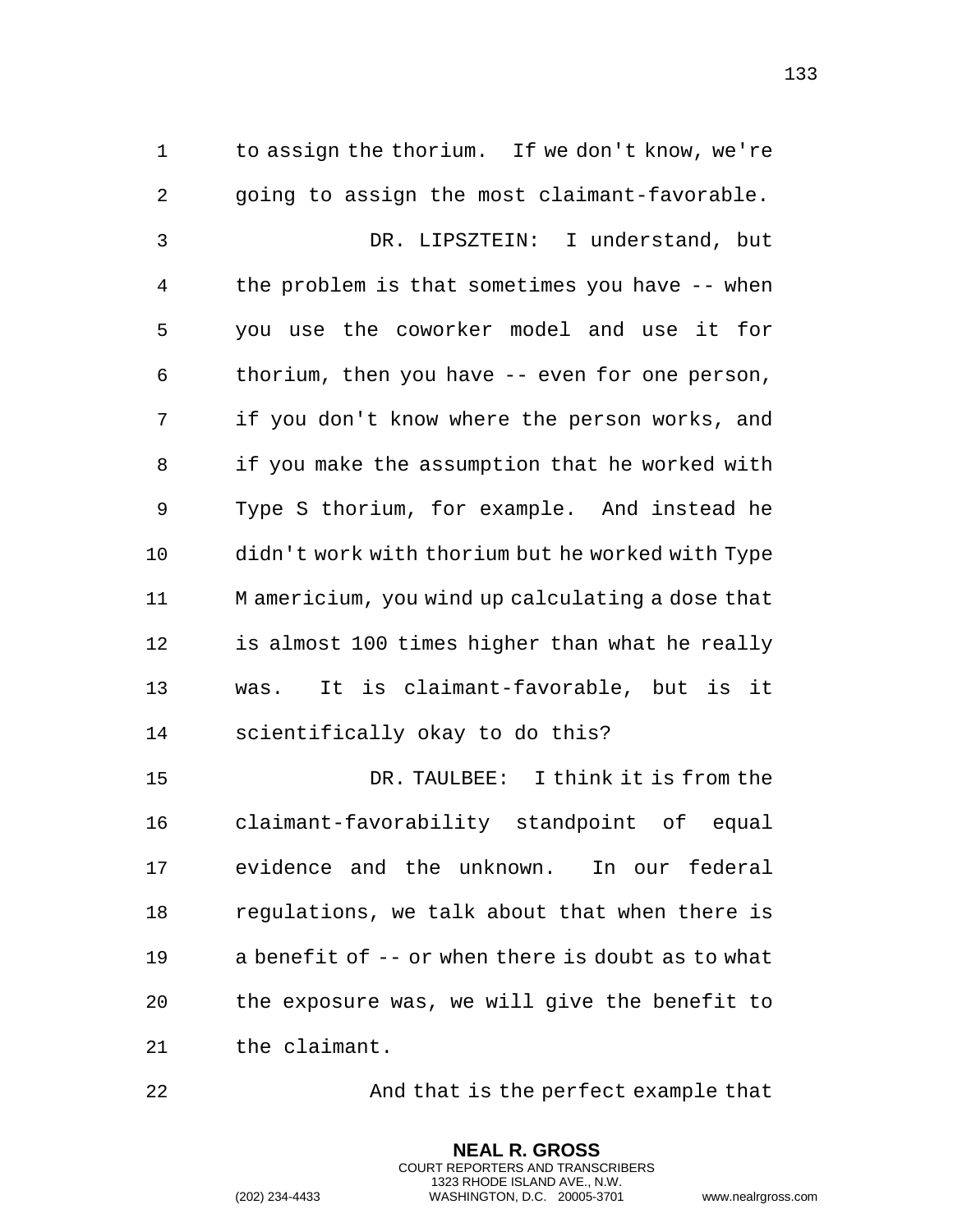to assign the thorium. If we don't know, we're going to assign the most claimant-favorable.

DR. LIPSZTEIN: I understand, but the problem is that sometimes you have -- when you use the coworker model and use it for thorium, then you have -- even for one person, if you don't know where the person works, and if you make the assumption that he worked with Type S thorium, for example. And instead he didn't work with thorium but he worked with Type M americium, you wind up calculating a dose that is almost 100 times higher than what he really was. It is claimant-favorable, but is it scientifically okay to do this?

DR. TAULBEE: I think it is from the claimant-favorability standpoint of equal evidence and the unknown. In our federal regulations, we talk about that when there is a benefit of -- or when there is doubt as to what the exposure was, we will give the benefit to the claimant.

And that is the perfect example that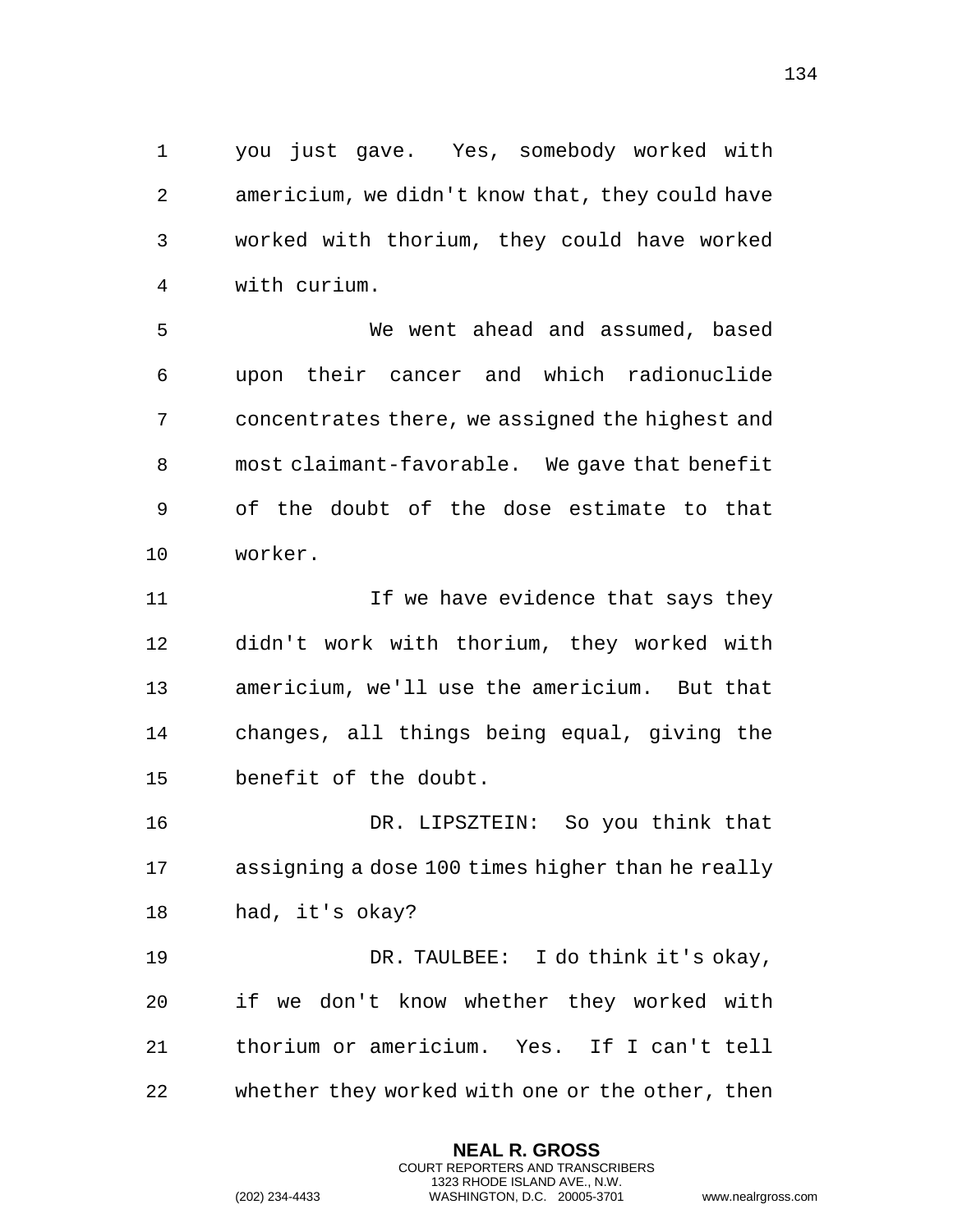you just gave. Yes, somebody worked with americium, we didn't know that, they could have worked with thorium, they could have worked with curium.

We went ahead and assumed, based upon their cancer and which radionuclide concentrates there, we assigned the highest and most claimant-favorable. We gave that benefit of the doubt of the dose estimate to that worker.

If we have evidence that says they didn't work with thorium, they worked with americium, we'll use the americium. But that changes, all things being equal, giving the benefit of the doubt.

DR. LIPSZTEIN: So you think that assigning a dose 100 times higher than he really had, it's okay?

DR. TAULBEE: I do think it's okay, if we don't know whether they worked with thorium or americium. Yes. If I can't tell whether they worked with one or the other, then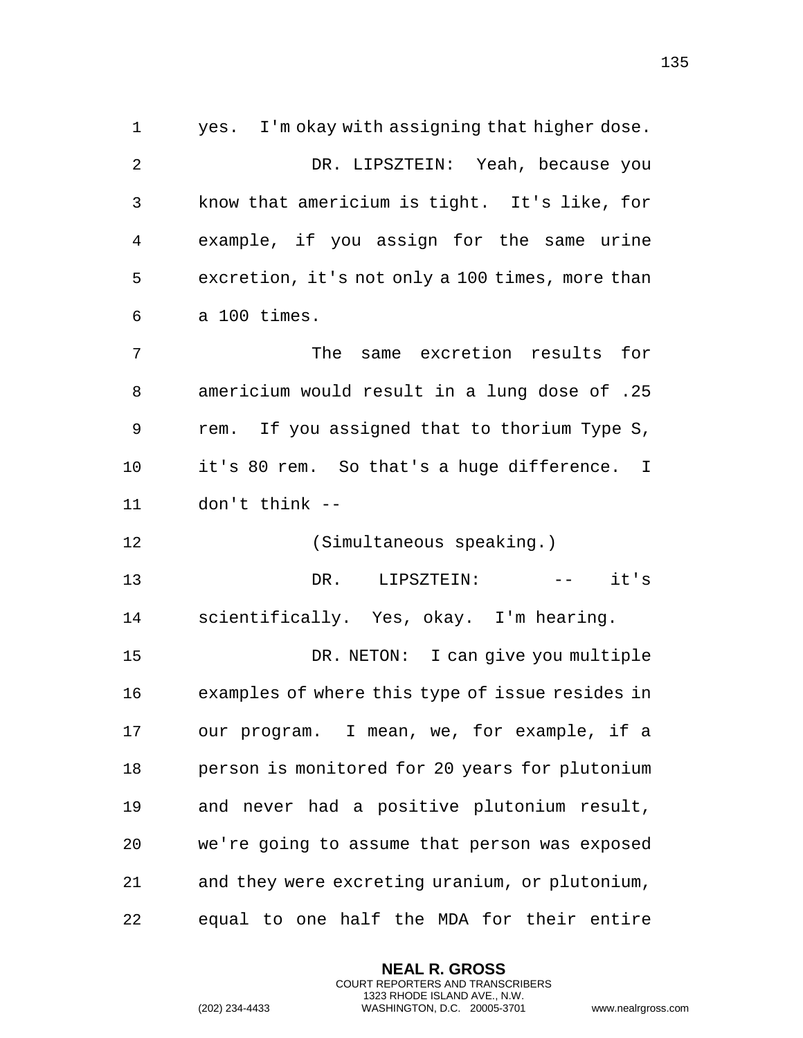yes. I'm okay with assigning that higher dose.

DR. LIPSZTEIN: Yeah, because you know that americium is tight. It's like, for example, if you assign for the same urine excretion, it's not only a 100 times, more than a 100 times.

The same excretion results for americium would result in a lung dose of .25 rem. If you assigned that to thorium Type S, it's 80 rem. So that's a huge difference. I don't think --

(Simultaneous speaking.)

DR. LIPSZTEIN: -- it's scientifically. Yes, okay. I'm hearing.

DR. NETON: I can give you multiple examples of where this type of issue resides in our program. I mean, we, for example, if a person is monitored for 20 years for plutonium and never had a positive plutonium result, we're going to assume that person was exposed and they were excreting uranium, or plutonium, equal to one half the MDA for their entire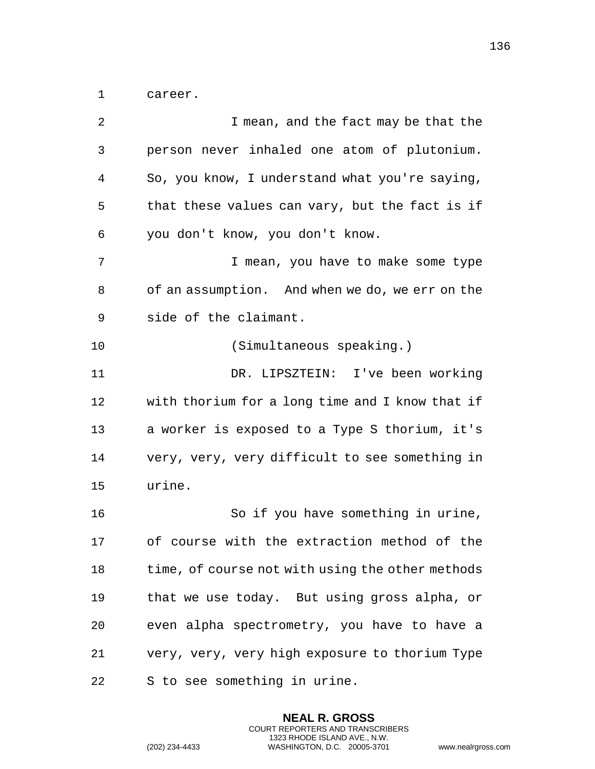career.

I mean, and the fact may be that the person never inhaled one atom of plutonium. So, you know, I understand what you're saying, that these values can vary, but the fact is if you don't know, you don't know.

I mean, you have to make some type of an assumption. And when we do, we err on the side of the claimant.

(Simultaneous speaking.)

DR. LIPSZTEIN: I've been working with thorium for a long time and I know that if a worker is exposed to a Type S thorium, it's very, very, very difficult to see something in urine.

So if you have something in urine, of course with the extraction method of the time, of course not with using the other methods that we use today. But using gross alpha, or even alpha spectrometry, you have to have a very, very, very high exposure to thorium Type S to see something in urine.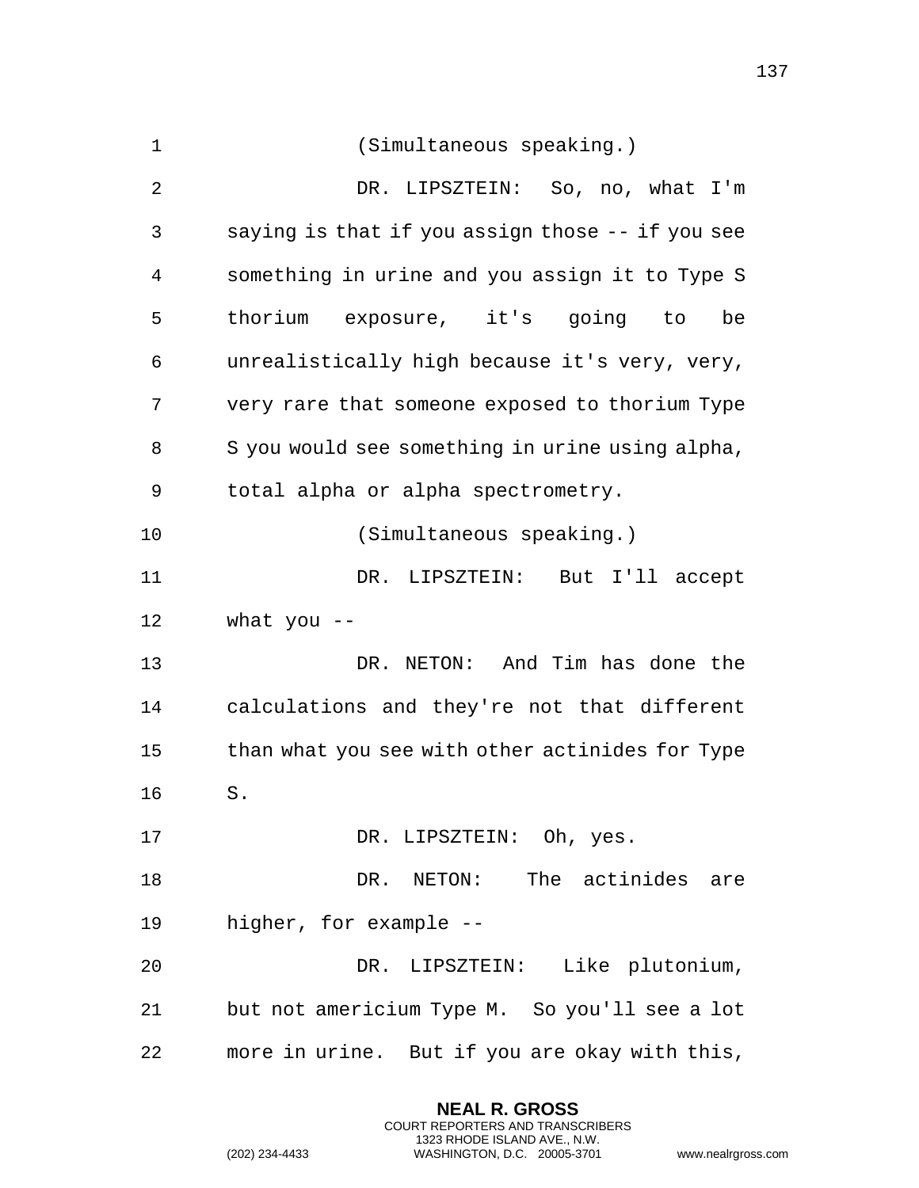(Simultaneous speaking.)

DR. LIPSZTEIN: So, no, what I'm saying is that if you assign those -- if you see something in urine and you assign it to Type S thorium exposure, it's going to be unrealistically high because it's very, very, very rare that someone exposed to thorium Type S you would see something in urine using alpha, total alpha or alpha spectrometry.

(Simultaneous speaking.)

DR. LIPSZTEIN: But I'll accept what you --

DR. NETON: And Tim has done the calculations and they're not that different than what you see with other actinides for Type S.

DR. LIPSZTEIN: Oh, yes.

DR. NETON: The actinides are higher, for example --

DR. LIPSZTEIN: Like plutonium, but not americium Type M. So you'll see a lot more in urine. But if you are okay with this,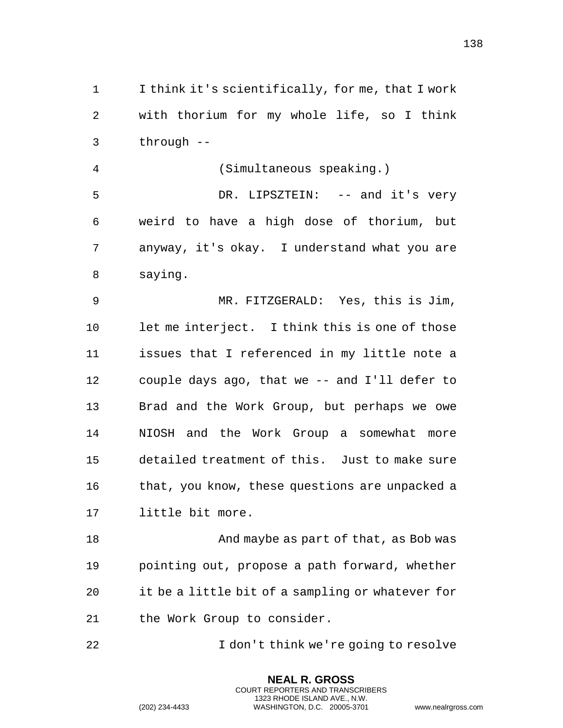I think it's scientifically, for me, that I work with thorium for my whole life, so I think through --

(Simultaneous speaking.)

DR. LIPSZTEIN: -- and it's very weird to have a high dose of thorium, but anyway, it's okay. I understand what you are saying.

MR. FITZGERALD: Yes, this is Jim, let me interject. I think this is one of those issues that I referenced in my little note a couple days ago, that we -- and I'll defer to Brad and the Work Group, but perhaps we owe NIOSH and the Work Group a somewhat more detailed treatment of this. Just to make sure that, you know, these questions are unpacked a little bit more.

And maybe as part of that, as Bob was pointing out, propose a path forward, whether it be a little bit of a sampling or whatever for the Work Group to consider.

I don't think we're going to resolve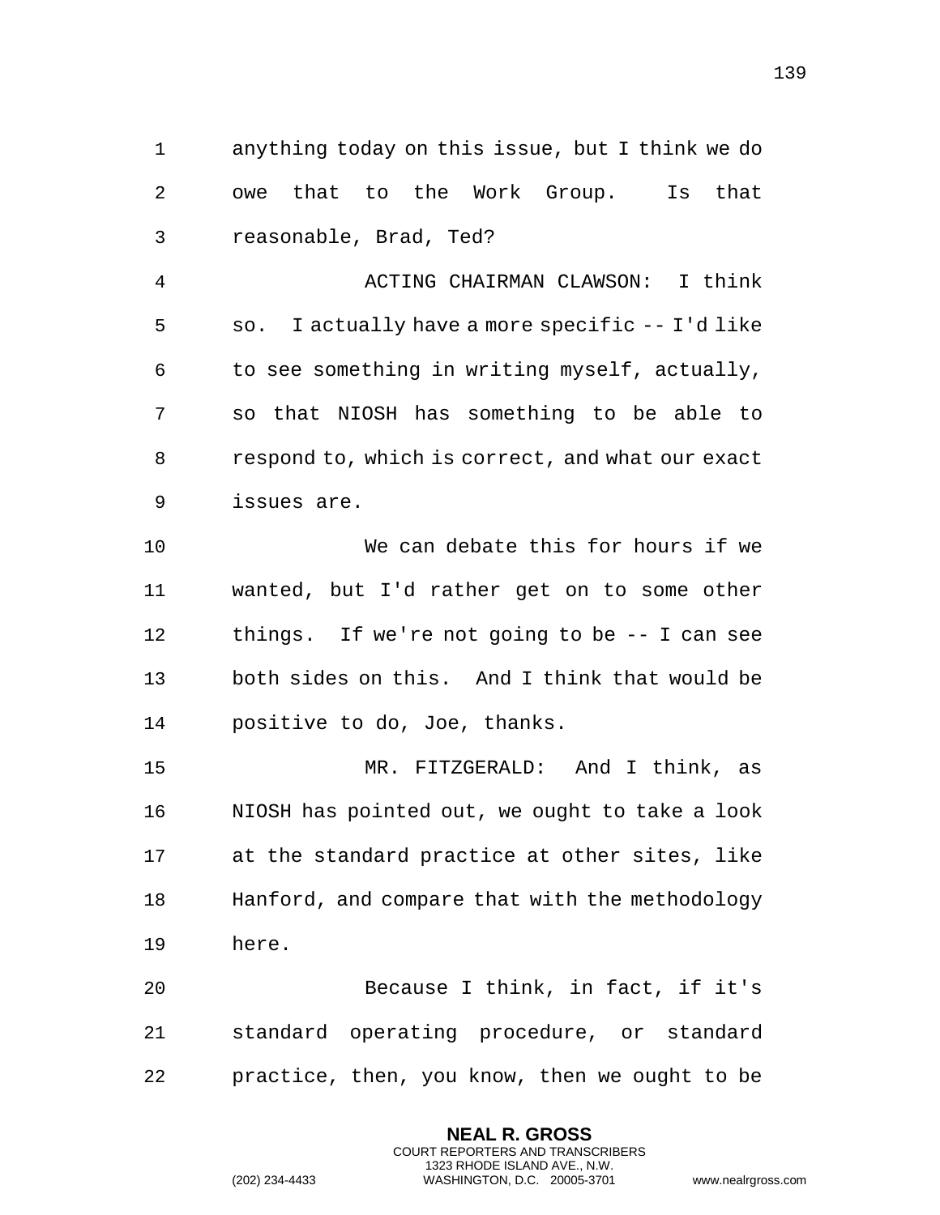anything today on this issue, but I think we do owe that to the Work Group. Is that reasonable, Brad, Ted?

ACTING CHAIRMAN CLAWSON: I think so. I actually have a more specific -- I'd like to see something in writing myself, actually, so that NIOSH has something to be able to respond to, which is correct, and what our exact issues are.

We can debate this for hours if we wanted, but I'd rather get on to some other things. If we're not going to be -- I can see both sides on this. And I think that would be positive to do, Joe, thanks.

MR. FITZGERALD: And I think, as NIOSH has pointed out, we ought to take a look at the standard practice at other sites, like Hanford, and compare that with the methodology here.

Because I think, in fact, if it's standard operating procedure, or standard practice, then, you know, then we ought to be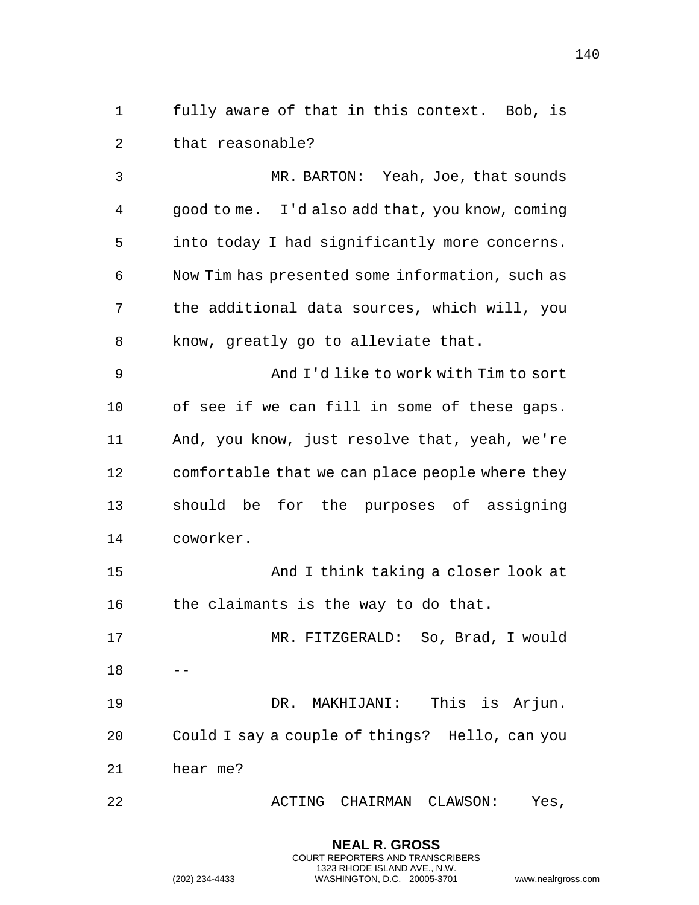fully aware of that in this context. Bob, is that reasonable?

MR. BARTON: Yeah, Joe, that sounds good to me. I'd also add that, you know, coming into today I had significantly more concerns. Now Tim has presented some information, such as the additional data sources, which will, you know, greatly go to alleviate that.

And I'd like to work with Tim to sort of see if we can fill in some of these gaps. And, you know, just resolve that, yeah, we're comfortable that we can place people where they should be for the purposes of assigning coworker.

And I think taking a closer look at the claimants is the way to do that.

MR. FITZGERALD: So, Brad, I would --

DR. MAKHIJANI: This is Arjun. Could I say a couple of things? Hello, can you hear me?

ACTING CHAIRMAN CLAWSON: Yes,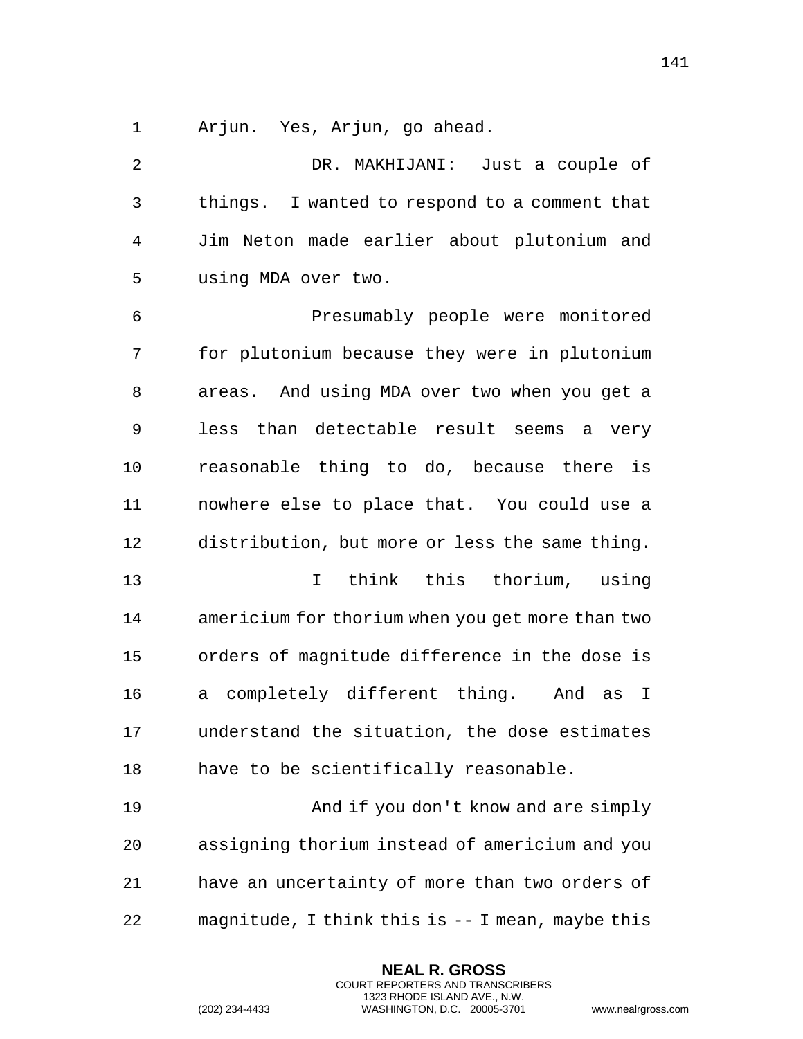Arjun. Yes, Arjun, go ahead.

DR. MAKHIJANI: Just a couple of things. I wanted to respond to a comment that Jim Neton made earlier about plutonium and using MDA over two.

Presumably people were monitored for plutonium because they were in plutonium areas. And using MDA over two when you get a less than detectable result seems a very reasonable thing to do, because there is nowhere else to place that. You could use a distribution, but more or less the same thing.

I think this thorium, using americium for thorium when you get more than two orders of magnitude difference in the dose is a completely different thing. And as I understand the situation, the dose estimates have to be scientifically reasonable.

And if you don't know and are simply assigning thorium instead of americium and you have an uncertainty of more than two orders of magnitude, I think this is -- I mean, maybe this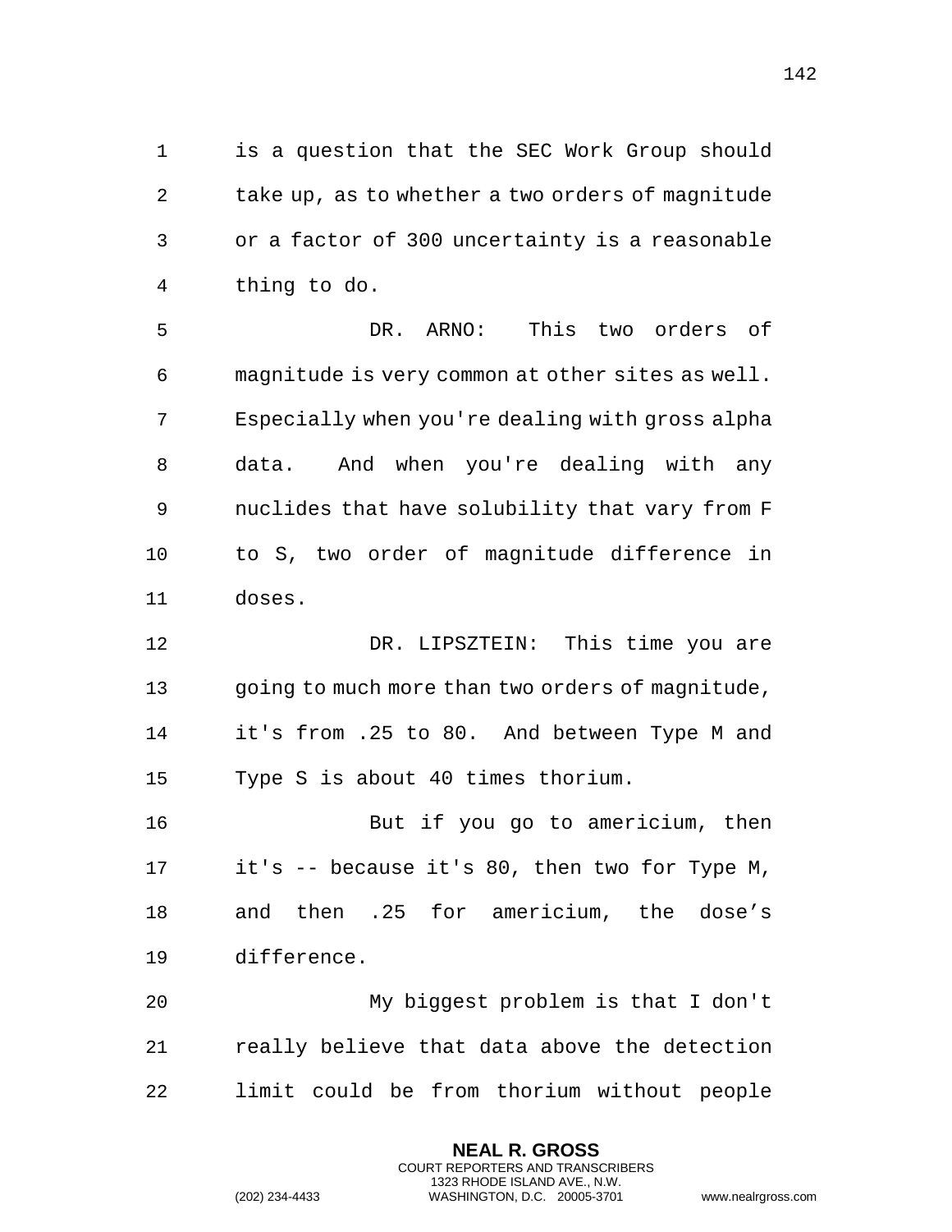is a question that the SEC Work Group should take up, as to whether a two orders of magnitude or a factor of 300 uncertainty is a reasonable thing to do.

DR. ARNO: This two orders of magnitude is very common at other sites as well. Especially when you're dealing with gross alpha data. And when you're dealing with any nuclides that have solubility that vary from F to S, two order of magnitude difference in doses.

DR. LIPSZTEIN: This time you are going to much more than two orders of magnitude, it's from .25 to 80. And between Type M and Type S is about 40 times thorium.

But if you go to americium, then it's -- because it's 80, then two for Type M, and then .25 for americium, the dose's difference.

My biggest problem is that I don't really believe that data above the detection limit could be from thorium without people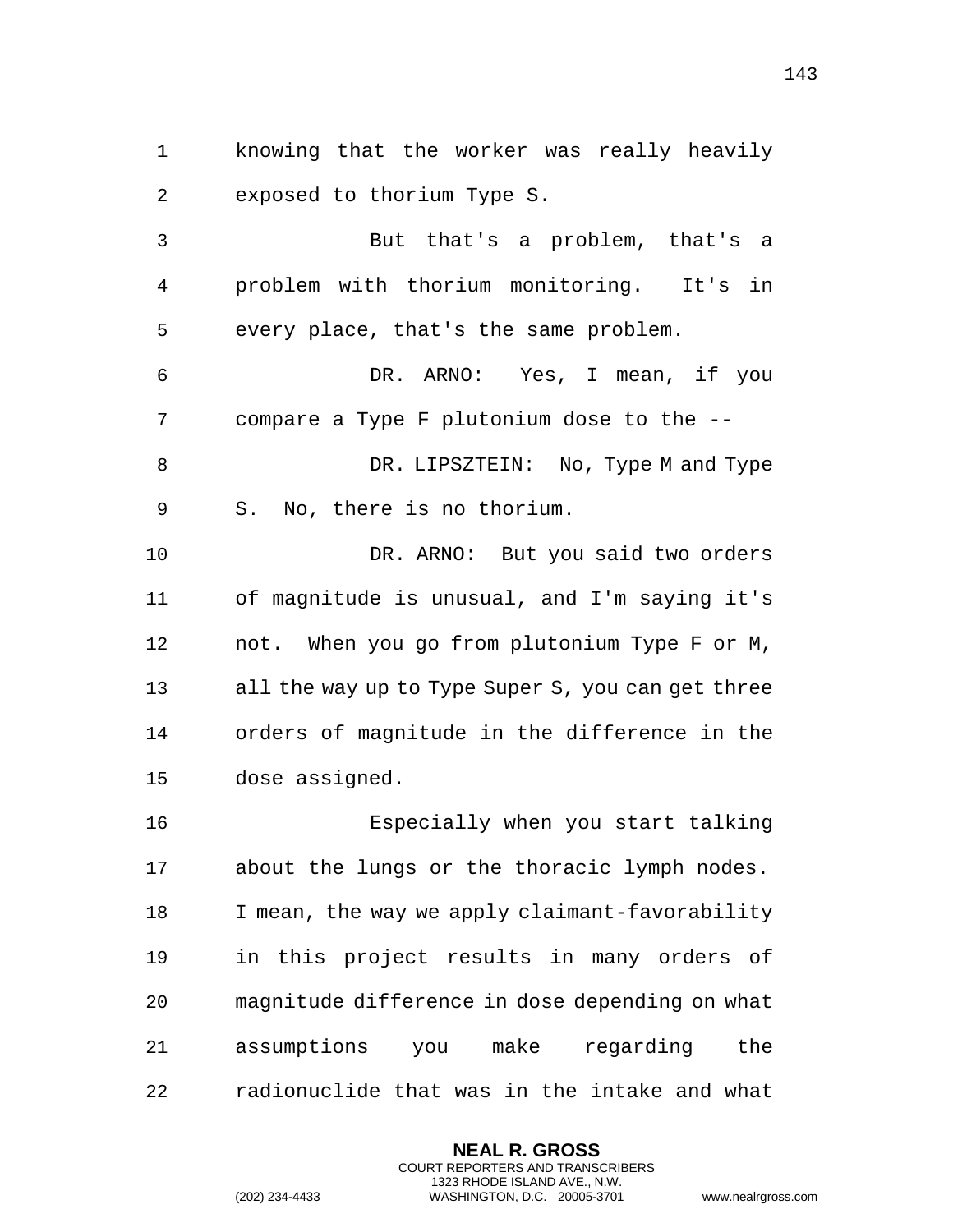knowing that the worker was really heavily exposed to thorium Type S.

But that's a problem, that's a problem with thorium monitoring. It's in every place, that's the same problem.

DR. ARNO: Yes, I mean, if you compare a Type F plutonium dose to the --

DR. LIPSZTEIN: No, Type M and Type S. No, there is no thorium.

DR. ARNO: But you said two orders of magnitude is unusual, and I'm saying it's not. When you go from plutonium Type F or M, all the way up to Type Super S, you can get three orders of magnitude in the difference in the dose assigned.

Especially when you start talking about the lungs or the thoracic lymph nodes. I mean, the way we apply claimant-favorability in this project results in many orders of magnitude difference in dose depending on what assumptions you make regarding the radionuclide that was in the intake and what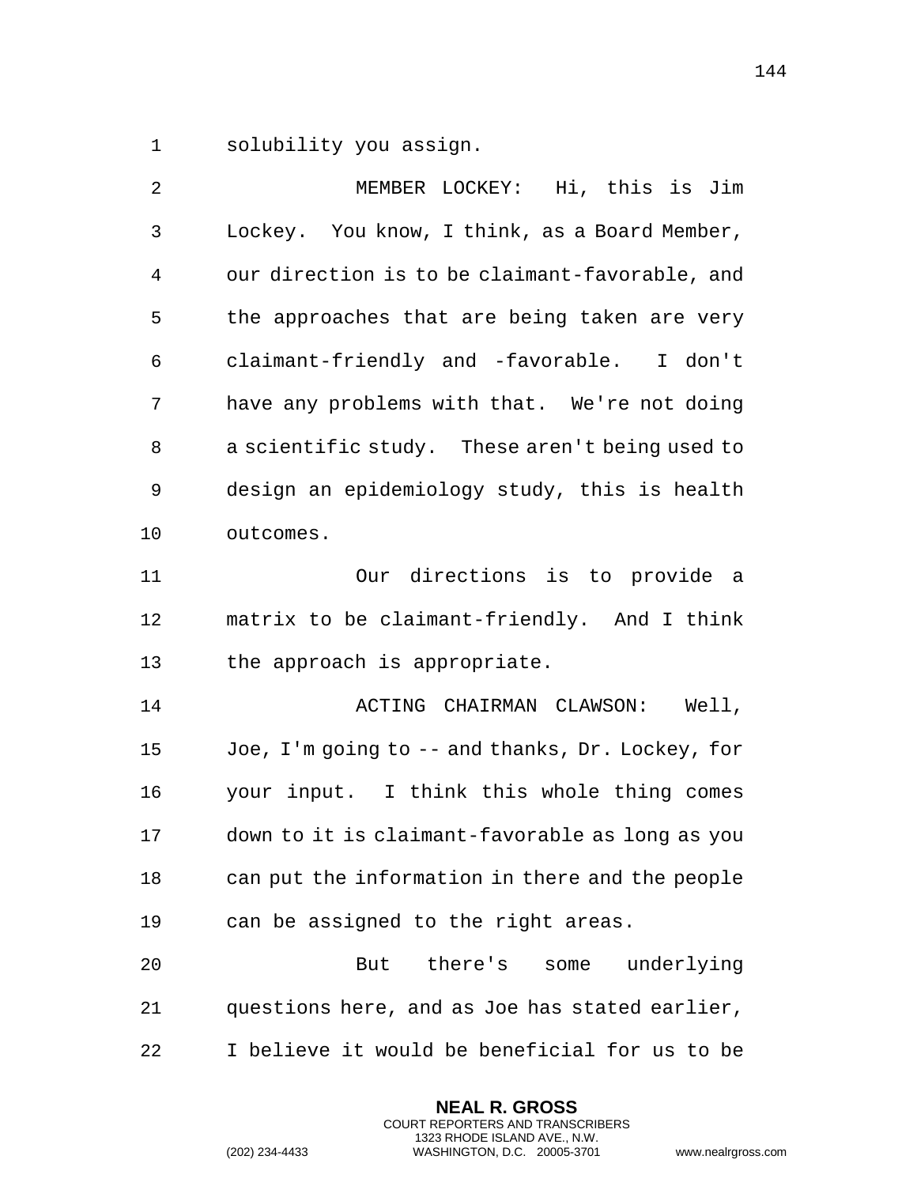solubility you assign.

MEMBER LOCKEY: Hi, this is Jim Lockey. You know, I think, as a Board Member, our direction is to be claimant-favorable, and the approaches that are being taken are very claimant-friendly and -favorable. I don't have any problems with that. We're not doing a scientific study. These aren't being used to design an epidemiology study, this is health outcomes.

Our directions is to provide a matrix to be claimant-friendly. And I think the approach is appropriate.

ACTING CHAIRMAN CLAWSON: Well, Joe, I'm going to -- and thanks, Dr. Lockey, for your input. I think this whole thing comes down to it is claimant-favorable as long as you can put the information in there and the people can be assigned to the right areas.

But there's some underlying questions here, and as Joe has stated earlier, I believe it would be beneficial for us to be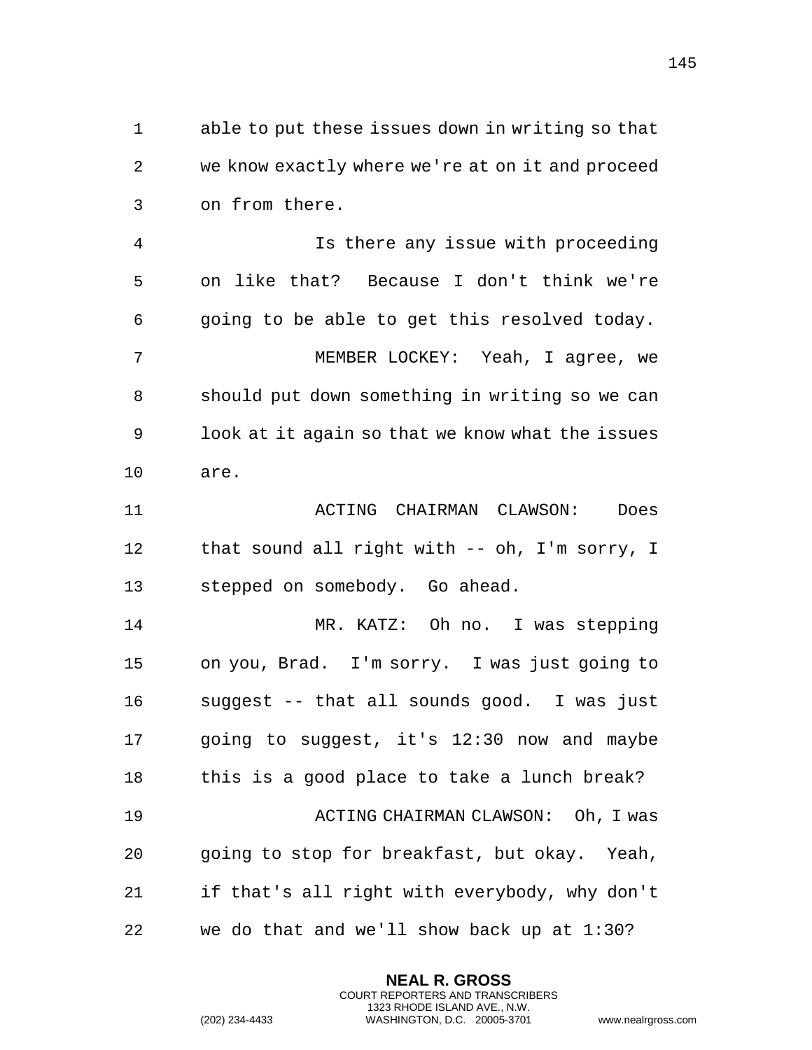able to put these issues down in writing so that we know exactly where we're at on it and proceed on from there.

Is there any issue with proceeding on like that? Because I don't think we're going to be able to get this resolved today.

MEMBER LOCKEY: Yeah, I agree, we should put down something in writing so we can look at it again so that we know what the issues are.

ACTING CHAIRMAN CLAWSON: Does that sound all right with -- oh, I'm sorry, I stepped on somebody. Go ahead.

MR. KATZ: Oh no. I was stepping on you, Brad. I'm sorry. I was just going to suggest -- that all sounds good. I was just going to suggest, it's 12:30 now and maybe this is a good place to take a lunch break?

ACTING CHAIRMAN CLAWSON: Oh, I was going to stop for breakfast, but okay. Yeah, if that's all right with everybody, why don't we do that and we'll show back up at 1:30?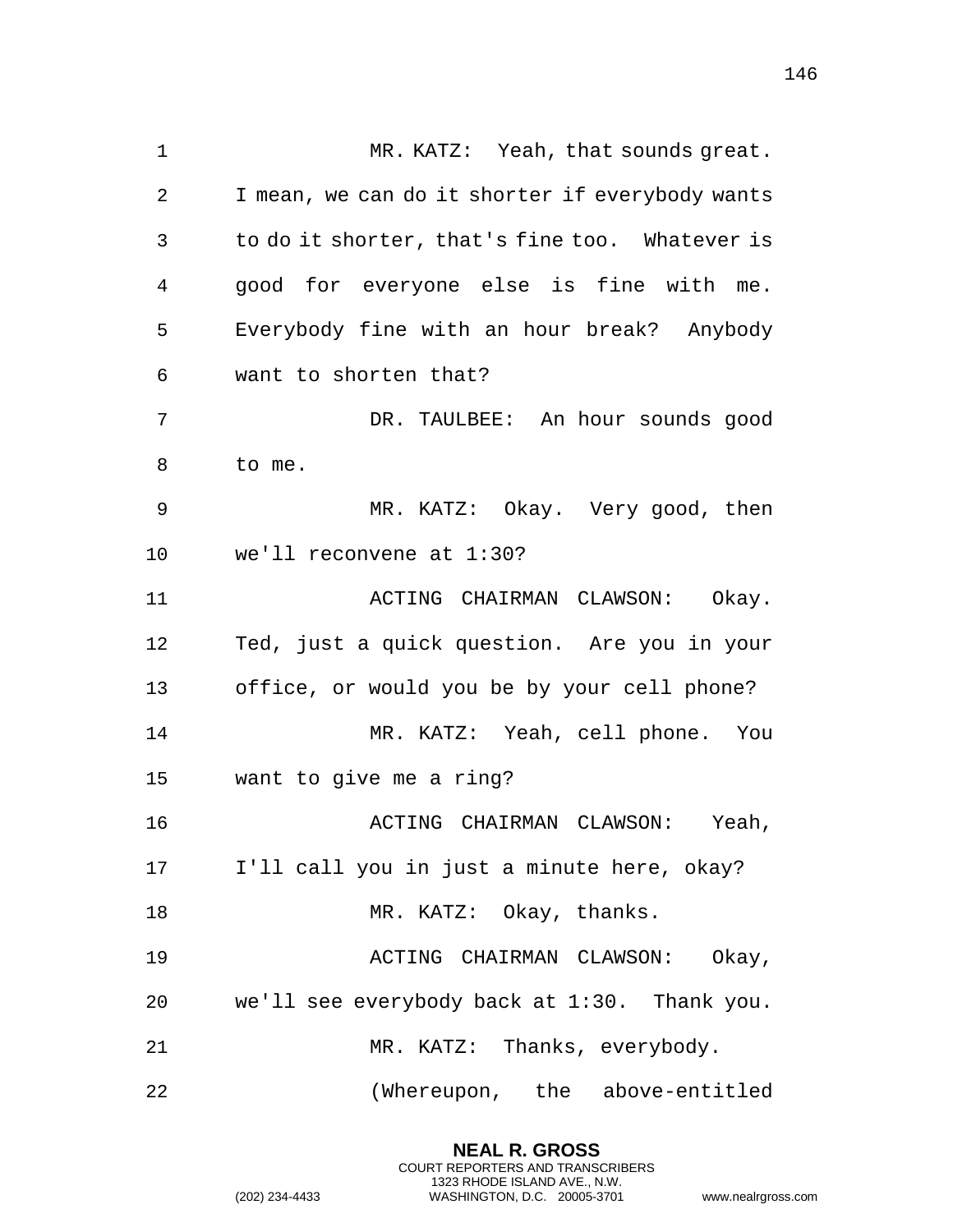MR. KATZ: Yeah, that sounds great. I mean, we can do it shorter if everybody wants to do it shorter, that's fine too. Whatever is good for everyone else is fine with me. Everybody fine with an hour break? Anybody want to shorten that?

DR. TAULBEE: An hour sounds good to me.

MR. KATZ: Okay. Very good, then we'll reconvene at 1:30?

ACTING CHAIRMAN CLAWSON: Okay. Ted, just a quick question. Are you in your office, or would you be by your cell phone?

MR. KATZ: Yeah, cell phone. You want to give me a ring?

ACTING CHAIRMAN CLAWSON: Yeah, I'll call you in just a minute here, okay?

MR. KATZ: Okay, thanks.

ACTING CHAIRMAN CLAWSON: Okay, we'll see everybody back at 1:30. Thank you.

MR. KATZ: Thanks, everybody.

(Whereupon, the above-entitled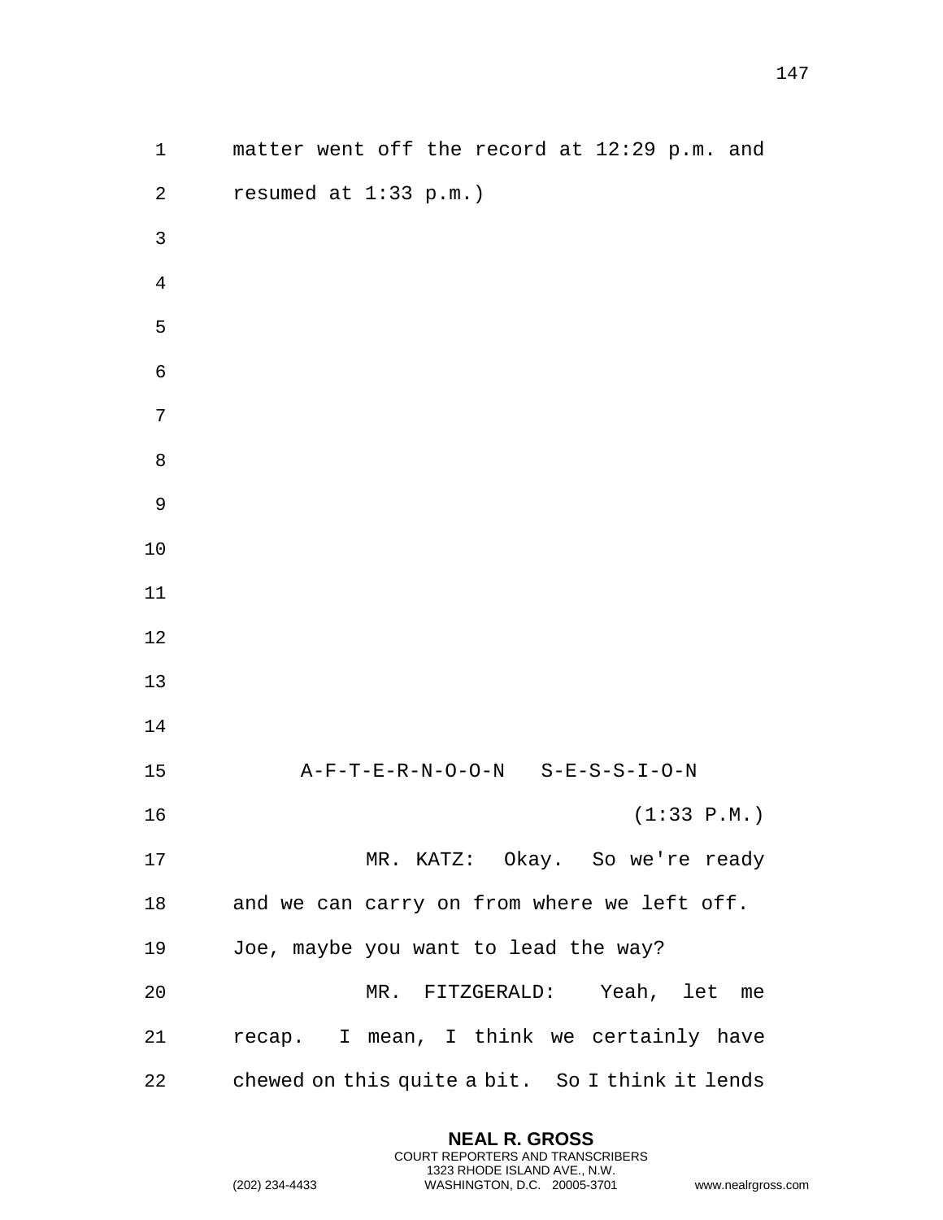matter went off the record at 12:29 p.m. and resumed at 1:33 p.m.)

A-F-T-E-R-N-O-O-N S-E-S-S-I-O-N

(1:33 P.M.)

MR. KATZ: Okay. So we're ready and we can carry on from where we left off. Joe, maybe you want to lead the way?

MR. FITZGERALD: Yeah, let me recap. I mean, I think we certainly have chewed on this quite a bit. So I think it lends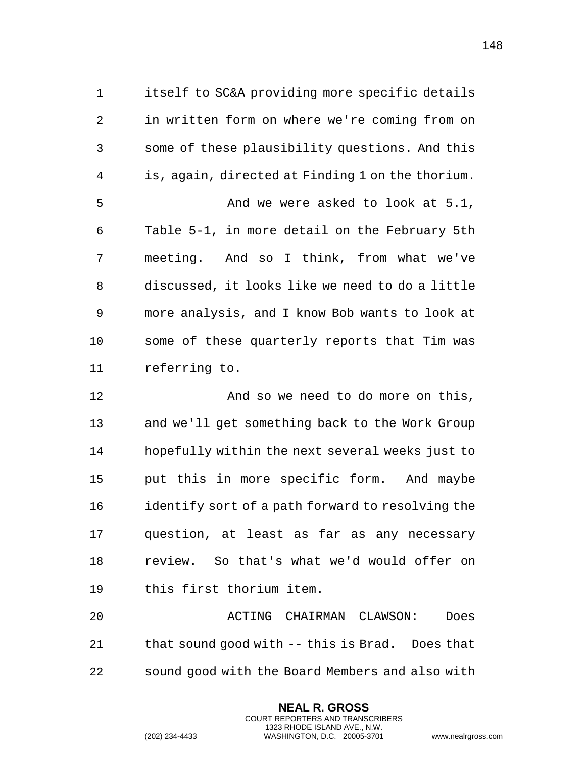itself to SC&A providing more specific details in written form on where we're coming from on some of these plausibility questions. And this is, again, directed at Finding 1 on the thorium.

And we were asked to look at 5.1, Table 5-1, in more detail on the February 5th meeting. And so I think, from what we've discussed, it looks like we need to do a little more analysis, and I know Bob wants to look at some of these quarterly reports that Tim was referring to.

And so we need to do more on this, and we'll get something back to the Work Group hopefully within the next several weeks just to put this in more specific form. And maybe identify sort of a path forward to resolving the question, at least as far as any necessary review. So that's what we'd would offer on this first thorium item.

ACTING CHAIRMAN CLAWSON: Does that sound good with -- this is Brad. Does that sound good with the Board Members and also with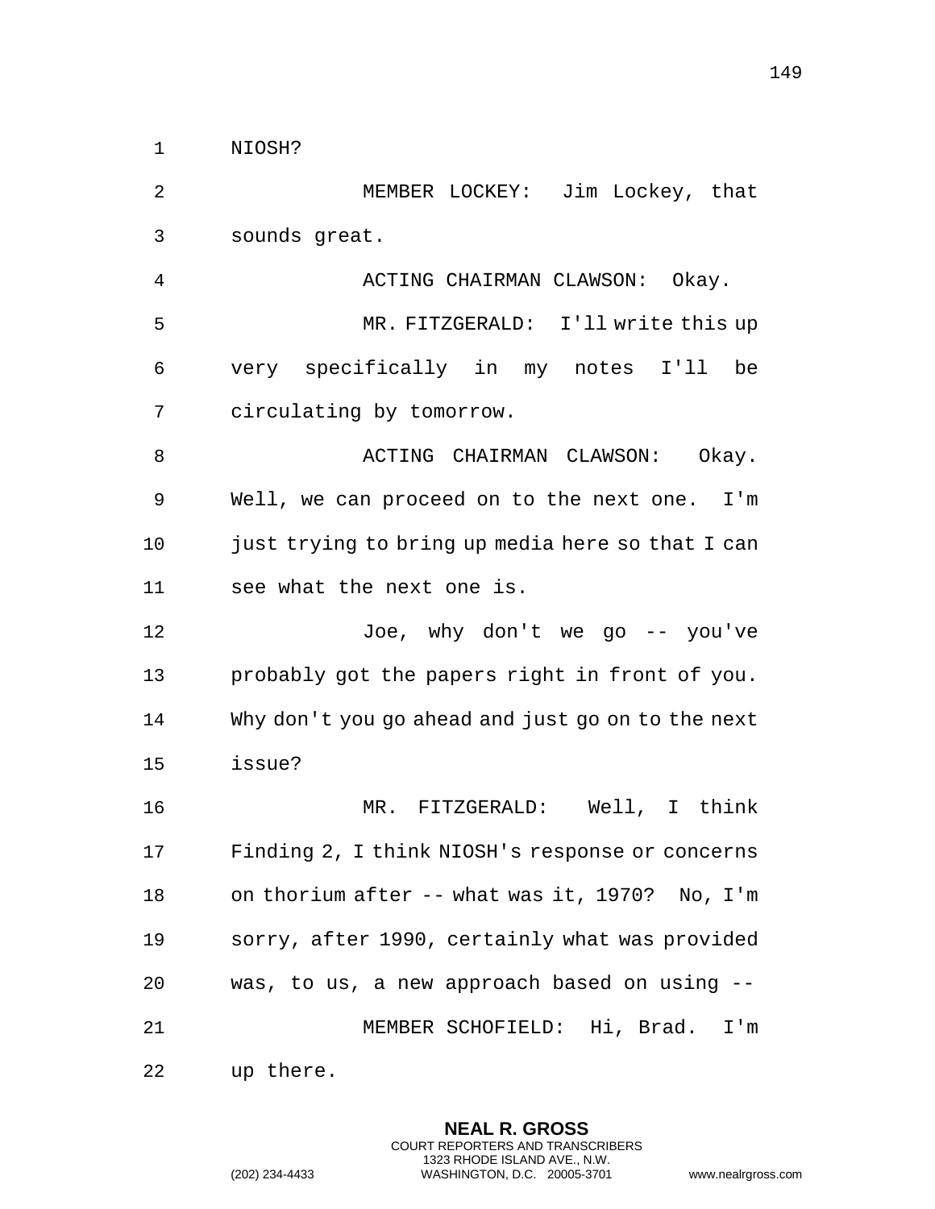NIOSH?

MEMBER LOCKEY: Jim Lockey, that sounds great.

ACTING CHAIRMAN CLAWSON: Okay.

MR. FITZGERALD: I'll write this up very specifically in my notes I'll be circulating by tomorrow.

ACTING CHAIRMAN CLAWSON: Okay. Well, we can proceed on to the next one. I'm just trying to bring up media here so that I can see what the next one is.

Joe, why don't we go -- you've probably got the papers right in front of you. Why don't you go ahead and just go on to the next issue?

MR. FITZGERALD: Well, I think Finding 2, I think NIOSH's response or concerns on thorium after -- what was it, 1970? No, I'm sorry, after 1990, certainly what was provided was, to us, a new approach based on using --

MEMBER SCHOFIELD: Hi, Brad. I'm up there.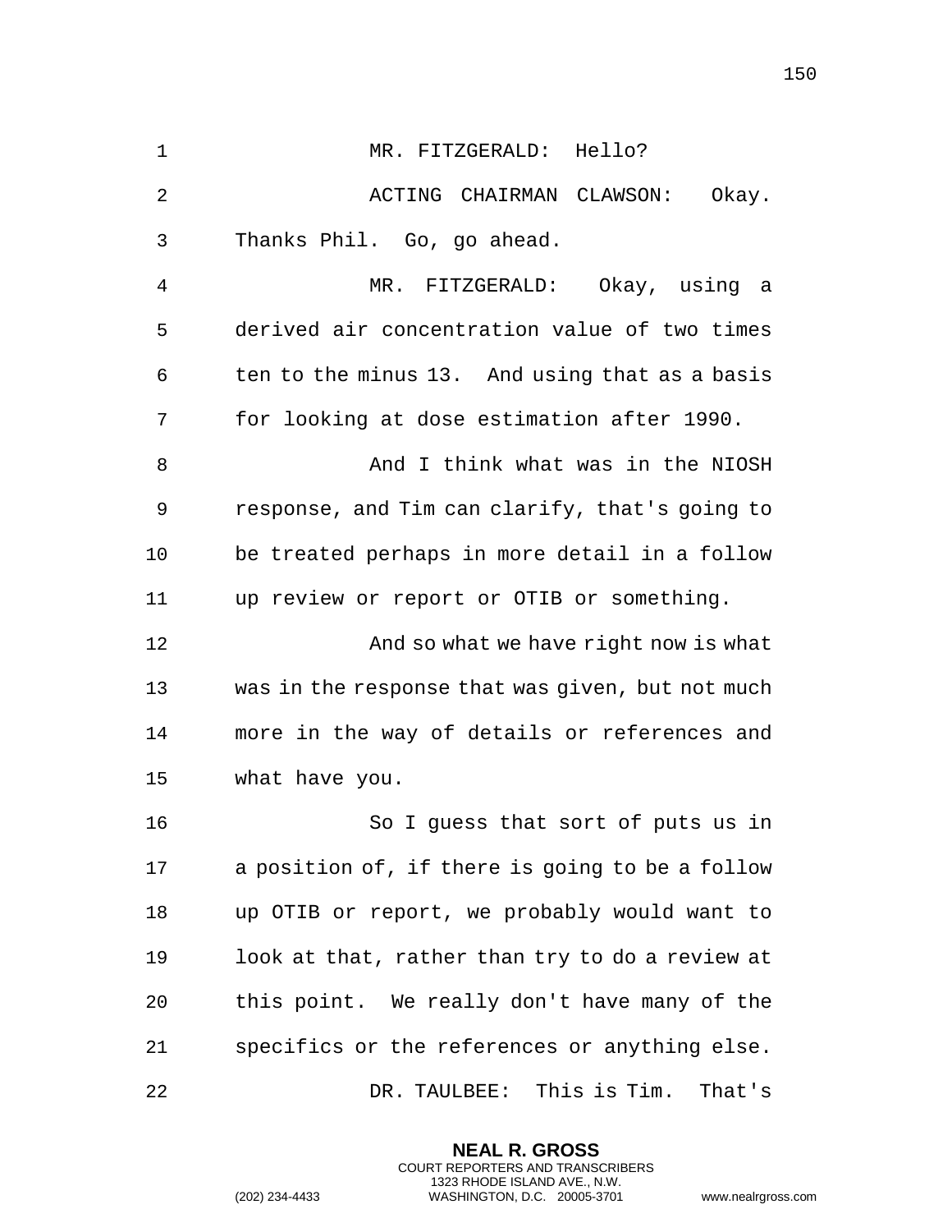MR. FITZGERALD: Hello?

ACTING CHAIRMAN CLAWSON: Okay. Thanks Phil. Go, go ahead.

MR. FITZGERALD: Okay, using a derived air concentration value of two times ten to the minus 13. And using that as a basis for looking at dose estimation after 1990.

And I think what was in the NIOSH response, and Tim can clarify, that's going to be treated perhaps in more detail in a follow up review or report or OTIB or something.

And so what we have right now is what was in the response that was given, but not much more in the way of details or references and what have you.

So I guess that sort of puts us in a position of, if there is going to be a follow up OTIB or report, we probably would want to look at that, rather than try to do a review at this point. We really don't have many of the specifics or the references or anything else.

DR. TAULBEE: This is Tim. That's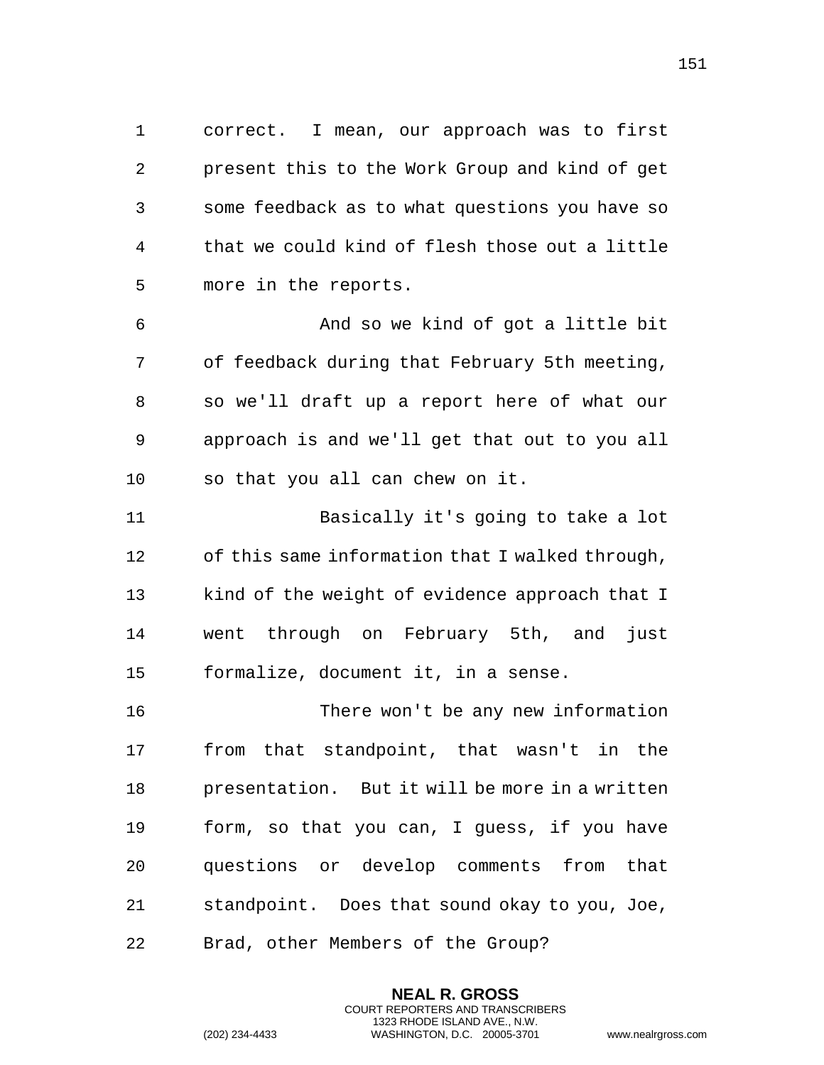correct. I mean, our approach was to first present this to the Work Group and kind of get some feedback as to what questions you have so that we could kind of flesh those out a little more in the reports.

And so we kind of got a little bit of feedback during that February 5th meeting, so we'll draft up a report here of what our approach is and we'll get that out to you all so that you all can chew on it.

Basically it's going to take a lot of this same information that I walked through, kind of the weight of evidence approach that I went through on February 5th, and just formalize, document it, in a sense.

There won't be any new information from that standpoint, that wasn't in the presentation. But it will be more in a written form, so that you can, I guess, if you have questions or develop comments from that standpoint. Does that sound okay to you, Joe, Brad, other Members of the Group?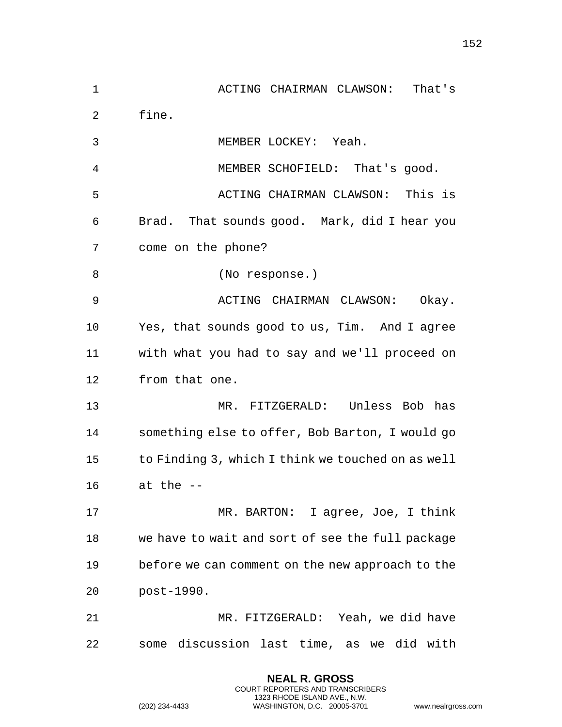ACTING CHAIRMAN CLAWSON: That's fine.

MEMBER LOCKEY: Yeah.

MEMBER SCHOFIELD: That's good.

ACTING CHAIRMAN CLAWSON: This is Brad. That sounds good. Mark, did I hear you come on the phone?

(No response.)

ACTING CHAIRMAN CLAWSON: Okay. Yes, that sounds good to us, Tim. And I agree with what you had to say and we'll proceed on from that one.

MR. FITZGERALD: Unless Bob has something else to offer, Bob Barton, I would go to Finding 3, which I think we touched on as well at the --

MR. BARTON: I agree, Joe, I think we have to wait and sort of see the full package before we can comment on the new approach to the post-1990.

MR. FITZGERALD: Yeah, we did have some discussion last time, as we did with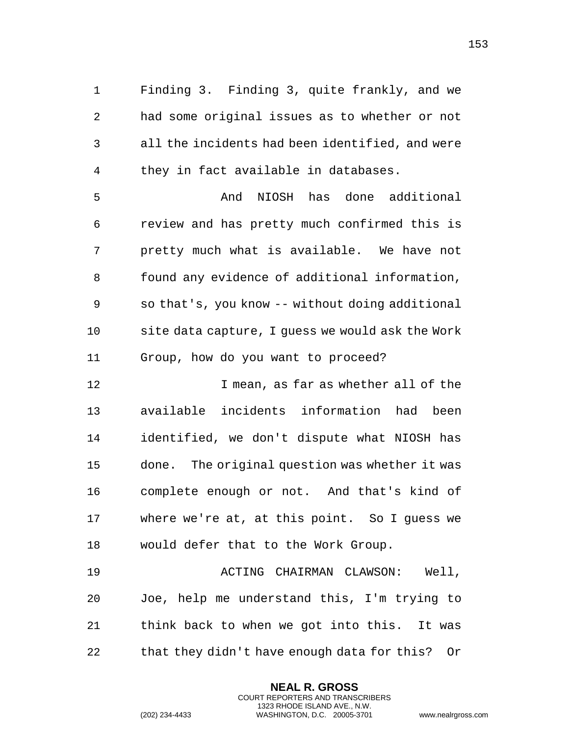Finding 3. Finding 3, quite frankly, and we had some original issues as to whether or not all the incidents had been identified, and were they in fact available in databases.

And NIOSH has done additional review and has pretty much confirmed this is pretty much what is available. We have not found any evidence of additional information, so that's, you know -- without doing additional site data capture, I guess we would ask the Work Group, how do you want to proceed?

I mean, as far as whether all of the available incidents information had been identified, we don't dispute what NIOSH has done. The original question was whether it was complete enough or not. And that's kind of where we're at, at this point. So I guess we would defer that to the Work Group.

ACTING CHAIRMAN CLAWSON: Well, Joe, help me understand this, I'm trying to think back to when we got into this. It was that they didn't have enough data for this? Or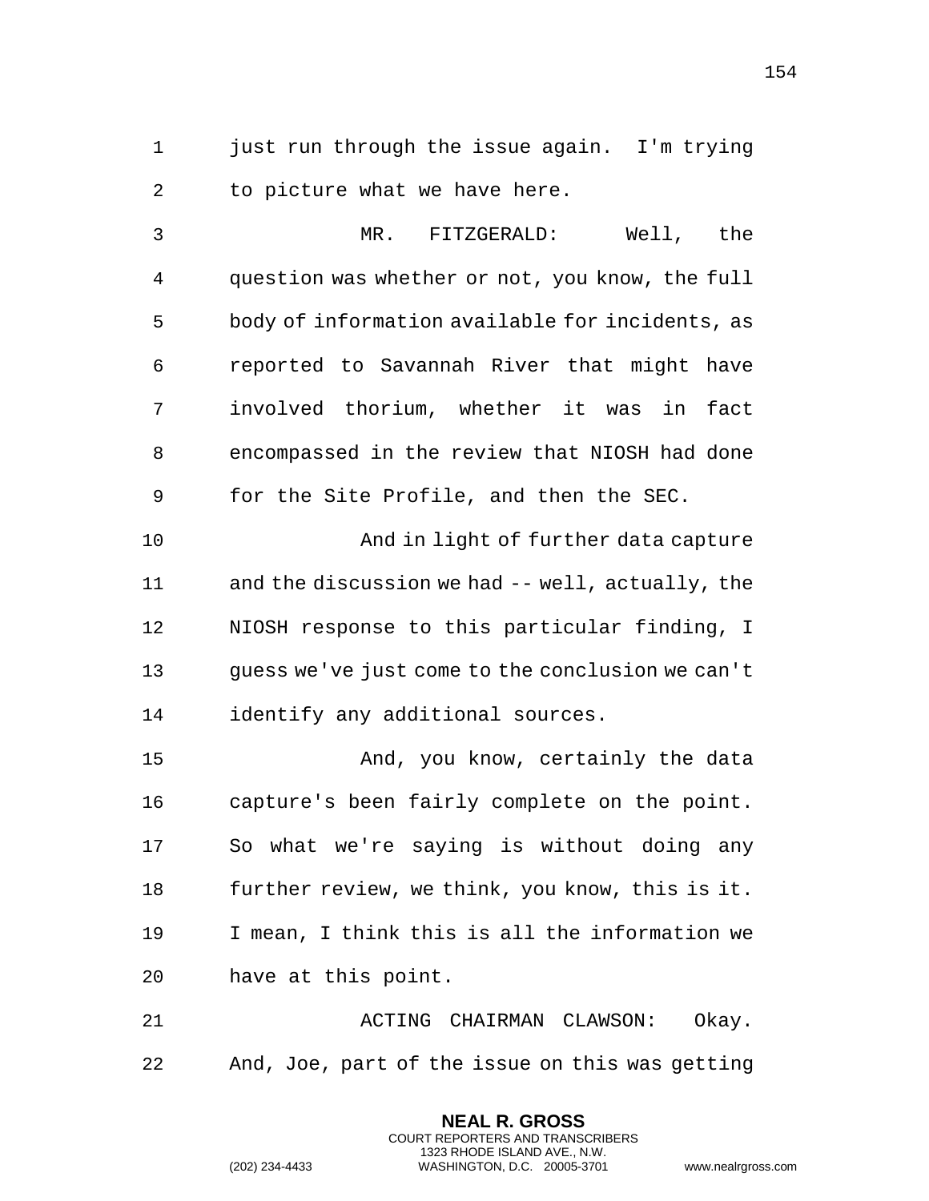just run through the issue again. I'm trying to picture what we have here.

MR. FITZGERALD: Well, the question was whether or not, you know, the full body of information available for incidents, as reported to Savannah River that might have involved thorium, whether it was in fact encompassed in the review that NIOSH had done for the Site Profile, and then the SEC.

And in light of further data capture and the discussion we had -- well, actually, the NIOSH response to this particular finding, I guess we've just come to the conclusion we can't identify any additional sources.

And, you know, certainly the data capture's been fairly complete on the point. So what we're saying is without doing any further review, we think, you know, this is it. I mean, I think this is all the information we have at this point.

ACTING CHAIRMAN CLAWSON: Okay. And, Joe, part of the issue on this was getting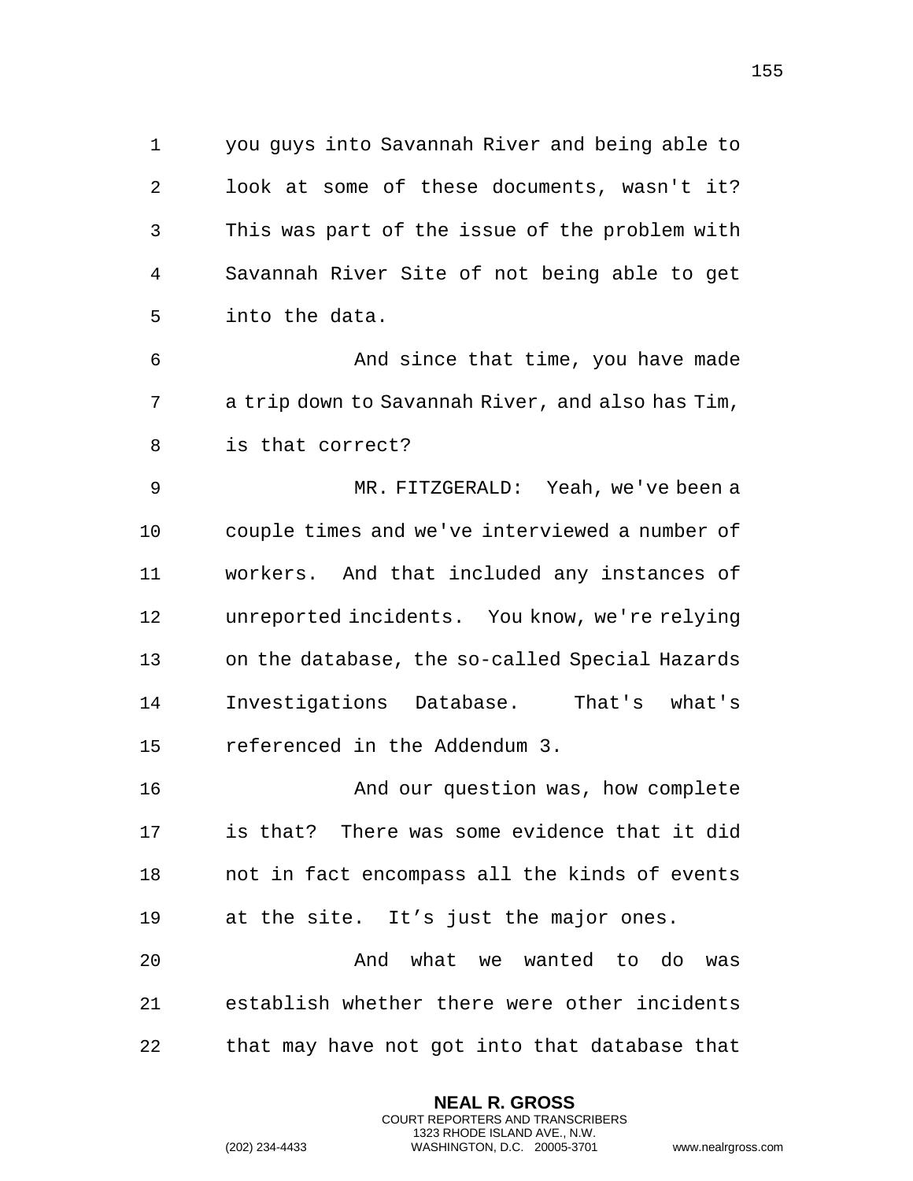you guys into Savannah River and being able to look at some of these documents, wasn't it? This was part of the issue of the problem with Savannah River Site of not being able to get into the data.

And since that time, you have made a trip down to Savannah River, and also has Tim, is that correct?

MR. FITZGERALD: Yeah, we've been a couple times and we've interviewed a number of workers. And that included any instances of unreported incidents. You know, we're relying on the database, the so-called Special Hazards Investigations Database. That's what's referenced in the Addendum 3.

And our question was, how complete is that? There was some evidence that it did not in fact encompass all the kinds of events at the site. It’s just the major ones.

And what we wanted to do was establish whether there were other incidents that may have not got into that database that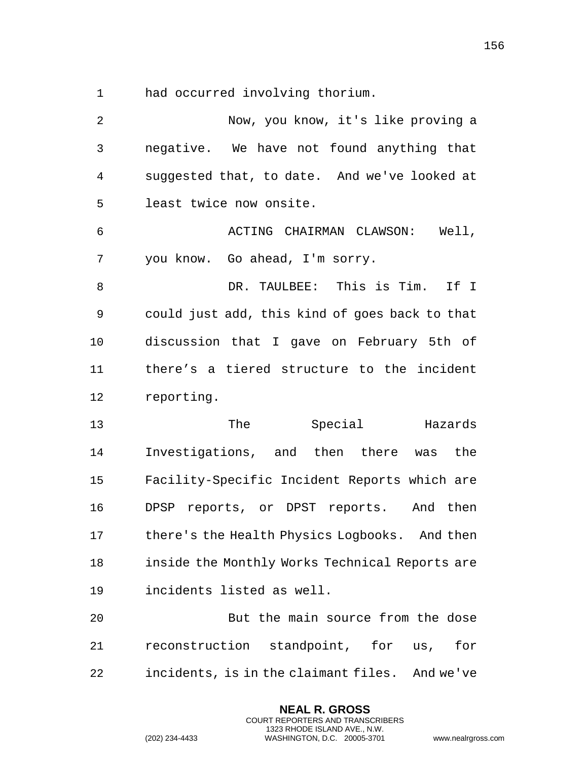had occurred involving thorium.

Now, you know, it's like proving a negative. We have not found anything that suggested that, to date. And we've looked at least twice now onsite.

ACTING CHAIRMAN CLAWSON: Well, you know. Go ahead, I'm sorry.

DR. TAULBEE: This is Tim. If I could just add, this kind of goes back to that discussion that I gave on February 5th of there’s a tiered structure to the incident reporting.

The Special Hazards Investigations, and then there was the Facility-Specific Incident Reports which are DPSP reports, or DPST reports. And then there's the Health Physics Logbooks. And then inside the Monthly Works Technical Reports are incidents listed as well.

But the main source from the dose reconstruction standpoint, for us, for incidents, is in the claimant files. And we've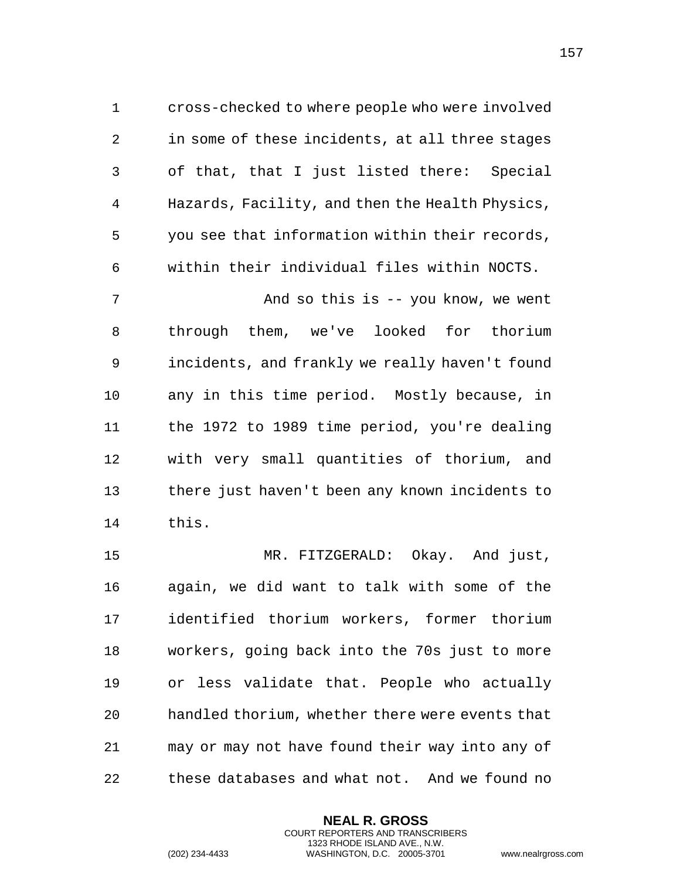cross-checked to where people who were involved in some of these incidents, at all three stages of that, that I just listed there: Special Hazards, Facility, and then the Health Physics, you see that information within their records, within their individual files within NOCTS.

And so this is -- you know, we went through them, we've looked for thorium incidents, and frankly we really haven't found any in this time period. Mostly because, in the 1972 to 1989 time period, you're dealing with very small quantities of thorium, and there just haven't been any known incidents to this.

MR. FITZGERALD: Okay. And just, again, we did want to talk with some of the identified thorium workers, former thorium workers, going back into the 70s just to more or less validate that. People who actually handled thorium, whether there were events that may or may not have found their way into any of these databases and what not. And we found no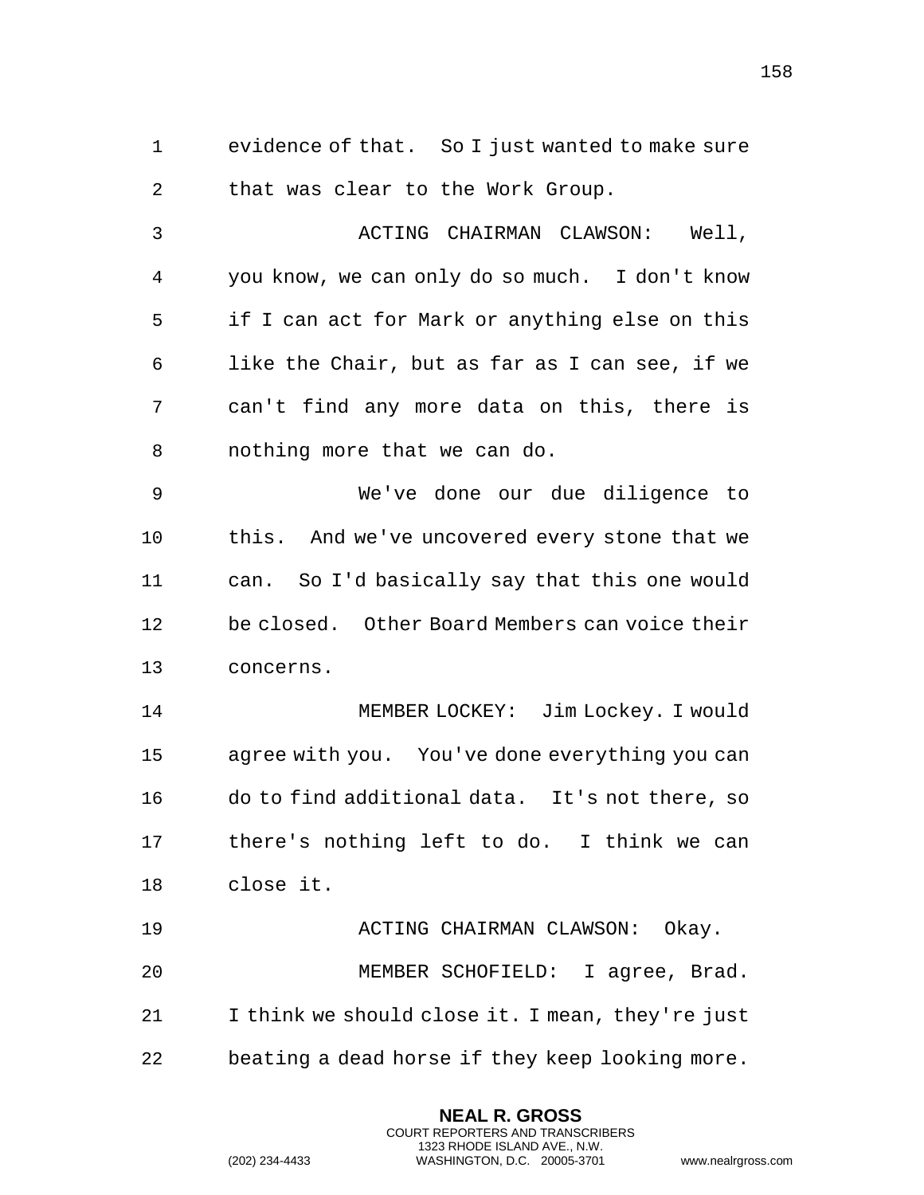evidence of that. So I just wanted to make sure that was clear to the Work Group.

ACTING CHAIRMAN CLAWSON: Well, you know, we can only do so much. I don't know if I can act for Mark or anything else on this like the Chair, but as far as I can see, if we can't find any more data on this, there is nothing more that we can do.

We've done our due diligence to this. And we've uncovered every stone that we can. So I'd basically say that this one would be closed. Other Board Members can voice their concerns.

MEMBER LOCKEY: Jim Lockey. I would agree with you. You've done everything you can do to find additional data. It's not there, so there's nothing left to do. I think we can close it.

ACTING CHAIRMAN CLAWSON: Okay.

MEMBER SCHOFIELD: I agree, Brad. I think we should close it. I mean, they're just beating a dead horse if they keep looking more.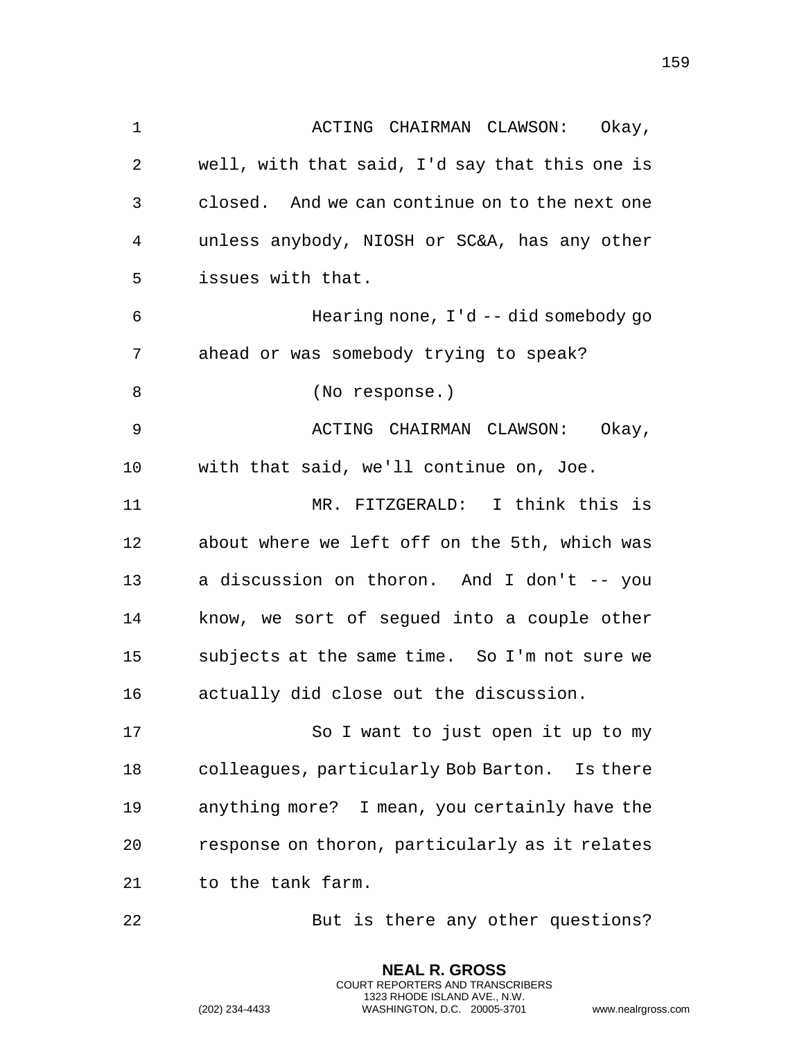ACTING CHAIRMAN CLAWSON: Okay, well, with that said, I'd say that this one is closed. And we can continue on to the next one unless anybody, NIOSH or SC&A, has any other issues with that.

Hearing none, I'd -- did somebody go ahead or was somebody trying to speak?

(No response.)

ACTING CHAIRMAN CLAWSON: Okay, with that said, we'll continue on, Joe.

MR. FITZGERALD: I think this is about where we left off on the 5th, which was a discussion on thoron. And I don't -- you know, we sort of segued into a couple other subjects at the same time. So I'm not sure we actually did close out the discussion.

So I want to just open it up to my colleagues, particularly Bob Barton. Is there anything more? I mean, you certainly have the response on thoron, particularly as it relates to the tank farm.

But is there any other questions?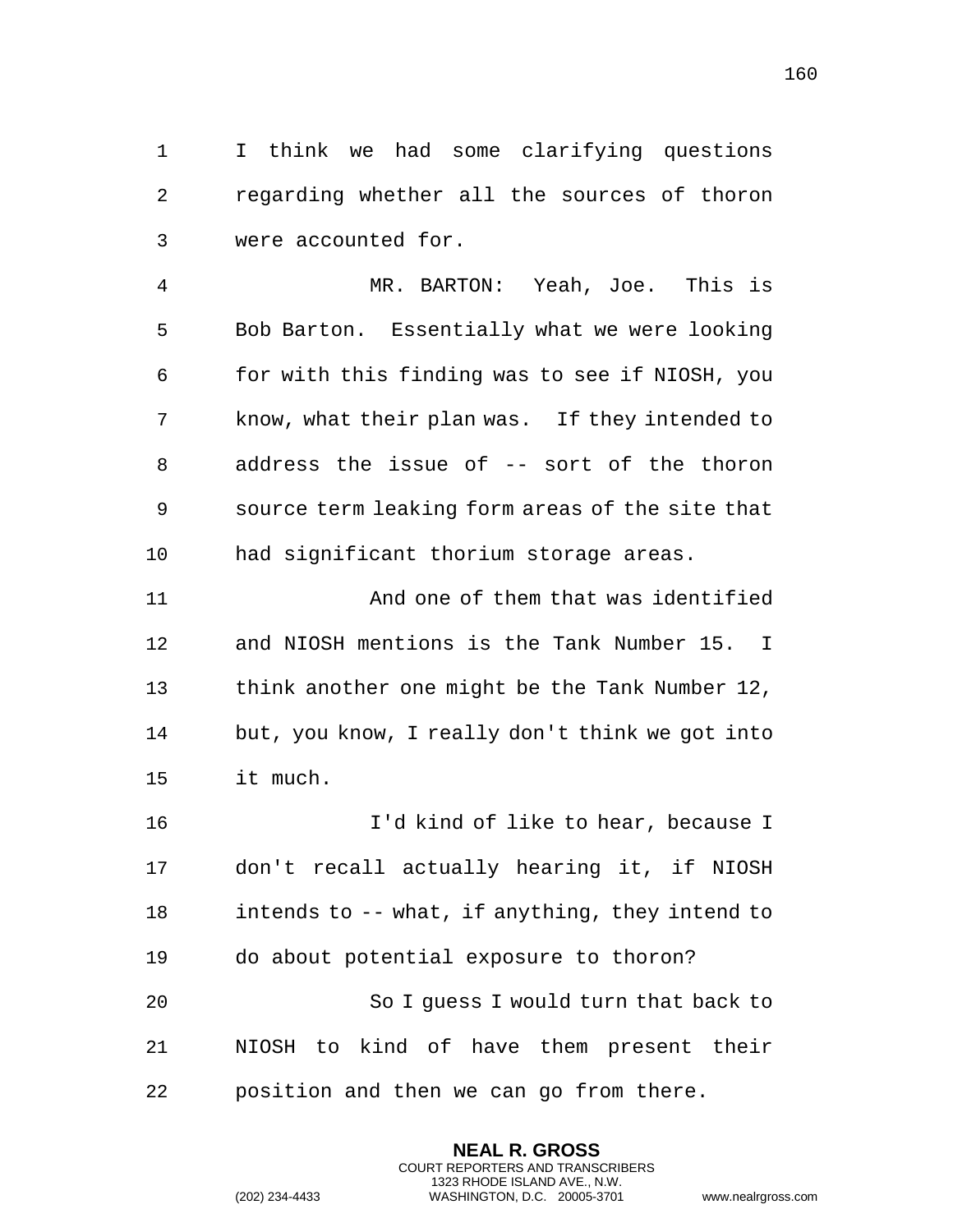I think we had some clarifying questions regarding whether all the sources of thoron were accounted for.

MR. BARTON: Yeah, Joe. This is Bob Barton. Essentially what we were looking for with this finding was to see if NIOSH, you know, what their plan was. If they intended to address the issue of -- sort of the thoron source term leaking form areas of the site that had significant thorium storage areas.

And one of them that was identified and NIOSH mentions is the Tank Number 15. I think another one might be the Tank Number 12, but, you know, I really don't think we got into it much.

I'd kind of like to hear, because I don't recall actually hearing it, if NIOSH intends to -- what, if anything, they intend to do about potential exposure to thoron?

So I guess I would turn that back to NIOSH to kind of have them present their position and then we can go from there.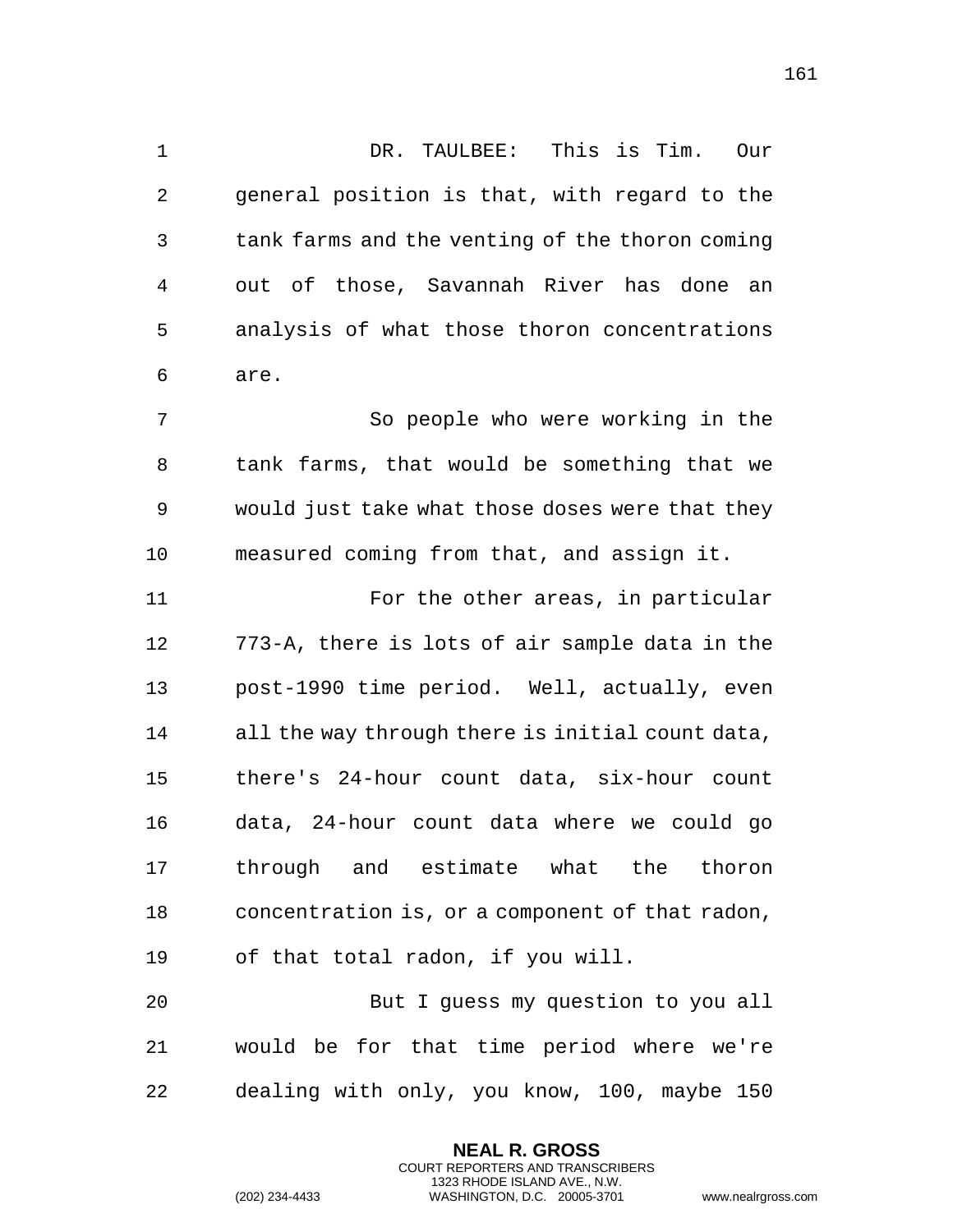DR. TAULBEE: This is Tim. Our general position is that, with regard to the tank farms and the venting of the thoron coming out of those, Savannah River has done an analysis of what those thoron concentrations are.

So people who were working in the tank farms, that would be something that we would just take what those doses were that they measured coming from that, and assign it.

For the other areas, in particular 773-A, there is lots of air sample data in the post-1990 time period. Well, actually, even all the way through there is initial count data, there's 24-hour count data, six-hour count data, 24-hour count data where we could go through and estimate what the thoron concentration is, or a component of that radon, of that total radon, if you will.

But I guess my question to you all would be for that time period where we're dealing with only, you know, 100, maybe 150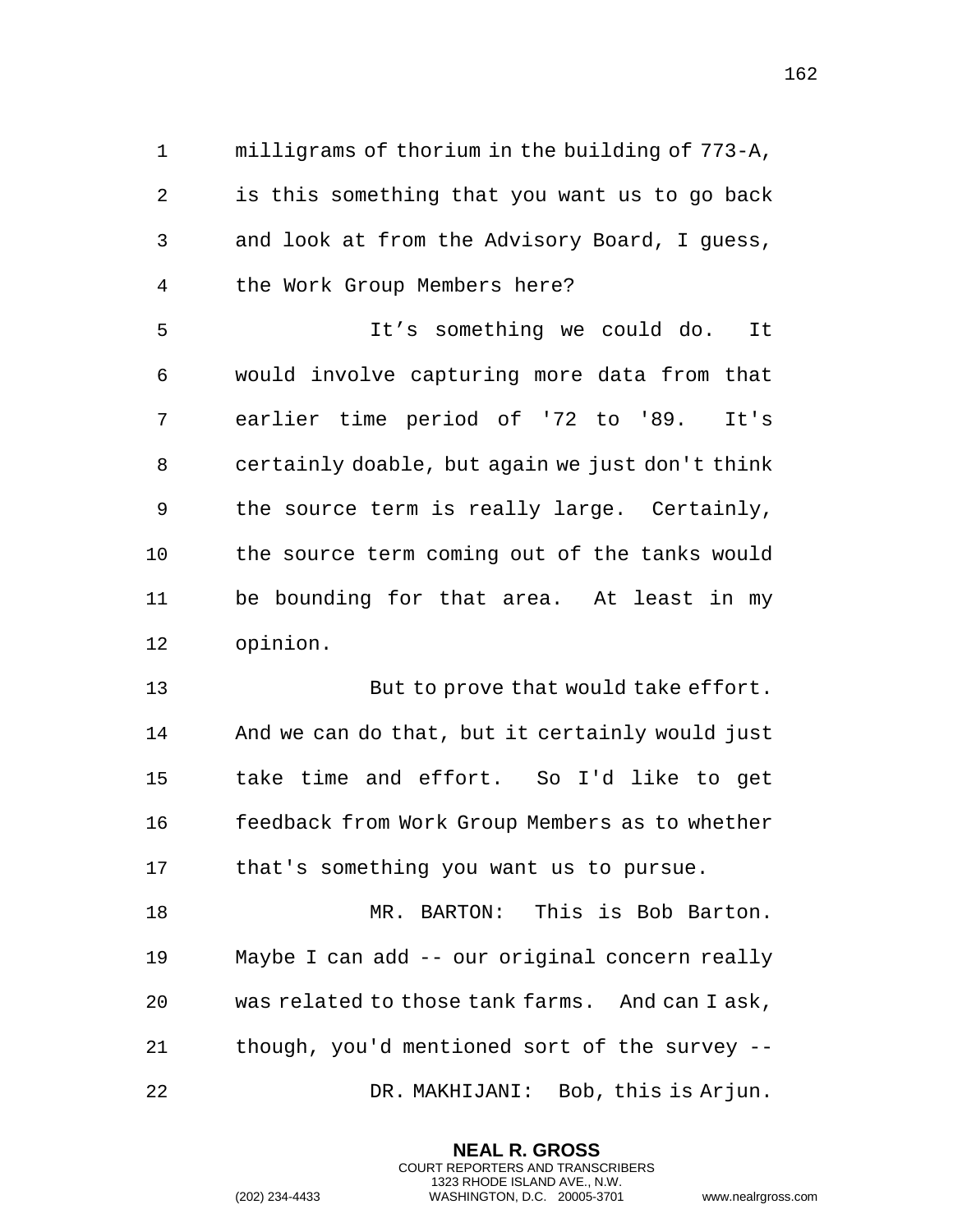milligrams of thorium in the building of 773-A, is this something that you want us to go back and look at from the Advisory Board, I guess, the Work Group Members here?

It's something we could do. It would involve capturing more data from that earlier time period of '72 to '89. It's certainly doable, but again we just don't think the source term is really large. Certainly, the source term coming out of the tanks would be bounding for that area. At least in my opinion.

But to prove that would take effort. And we can do that, but it certainly would just take time and effort. So I'd like to get feedback from Work Group Members as to whether that's something you want us to pursue.

MR. BARTON: This is Bob Barton. Maybe I can add -- our original concern really was related to those tank farms. And can I ask, though, you'd mentioned sort of the survey --

DR. MAKHIJANI: Bob, this is Arjun.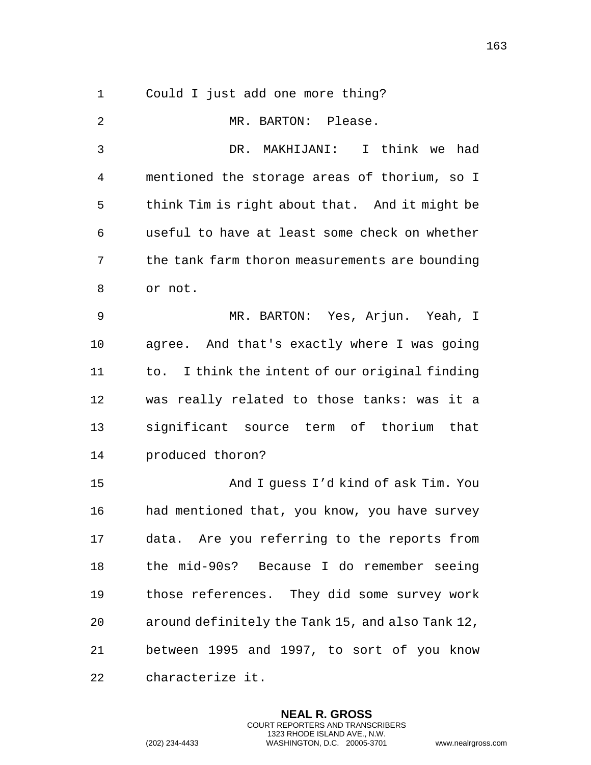Could I just add one more thing?

MR. BARTON: Please.

DR. MAKHIJANI: I think we had mentioned the storage areas of thorium, so I think Tim is right about that. And it might be useful to have at least some check on whether the tank farm thoron measurements are bounding or not.

MR. BARTON: Yes, Arjun. Yeah, I agree. And that's exactly where I was going to. I think the intent of our original finding was really related to those tanks: was it a significant source term of thorium that produced thoron?

And I guess I'd kind of ask Tim. You had mentioned that, you know, you have survey data. Are you referring to the reports from the mid-90s? Because I do remember seeing those references. They did some survey work around definitely the Tank 15, and also Tank 12, between 1995 and 1997, to sort of you know characterize it.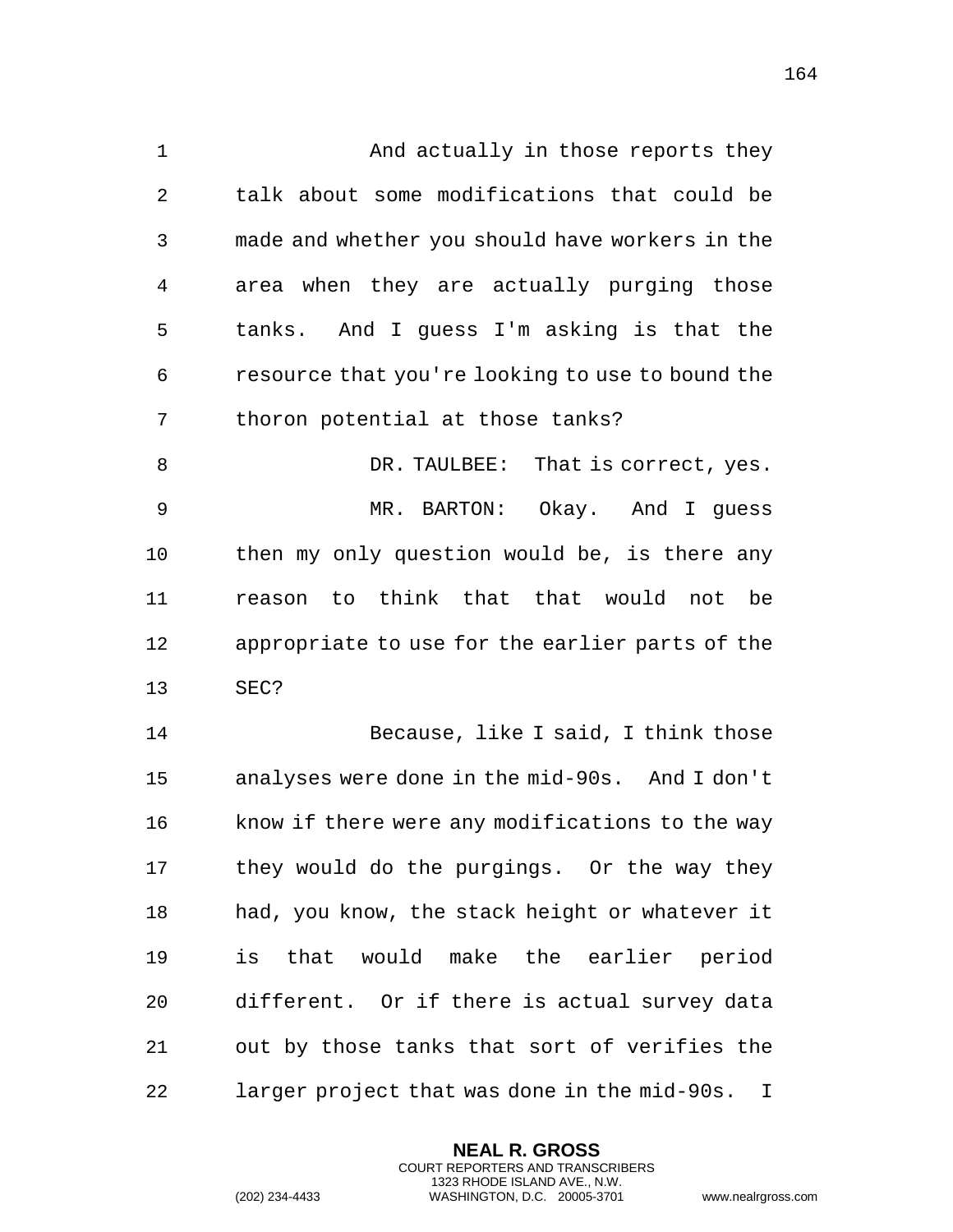And actually in those reports they talk about some modifications that could be made and whether you should have workers in the area when they are actually purging those tanks. And I guess I'm asking is that the resource that you're looking to use to bound the thoron potential at those tanks?

DR. TAULBEE: That is correct, yes.

MR. BARTON: Okay. And I guess then my only question would be, is there any reason to think that that would not be appropriate to use for the earlier parts of the SEC?

Because, like I said, I think those analyses were done in the mid-90s. And I don't know if there were any modifications to the way they would do the purgings. Or the way they had, you know, the stack height or whatever it is that would make the earlier period different. Or if there is actual survey data out by those tanks that sort of verifies the larger project that was done in the mid-90s. I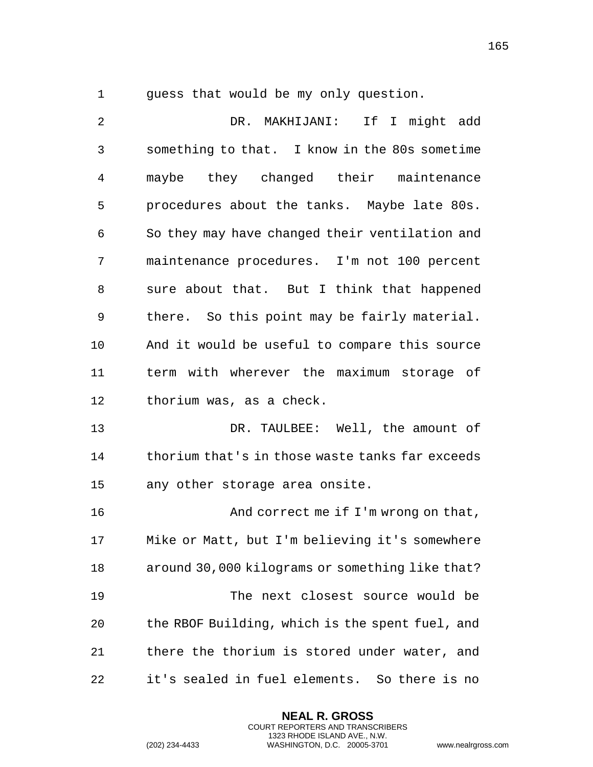guess that would be my only question.

DR. MAKHIJANI: If I might add something to that. I know in the 80s sometime maybe they changed their maintenance procedures about the tanks. Maybe late 80s. So they may have changed their ventilation and maintenance procedures. I'm not 100 percent sure about that. But I think that happened there. So this point may be fairly material. And it would be useful to compare this source term with wherever the maximum storage of thorium was, as a check.

DR. TAULBEE: Well, the amount of thorium that's in those waste tanks far exceeds any other storage area onsite.

And correct me if I'm wrong on that, Mike or Matt, but I'm believing it's somewhere around 30,000 kilograms or something like that?

The next closest source would be the RBOF Building, which is the spent fuel, and there the thorium is stored under water, and it's sealed in fuel elements. So there is no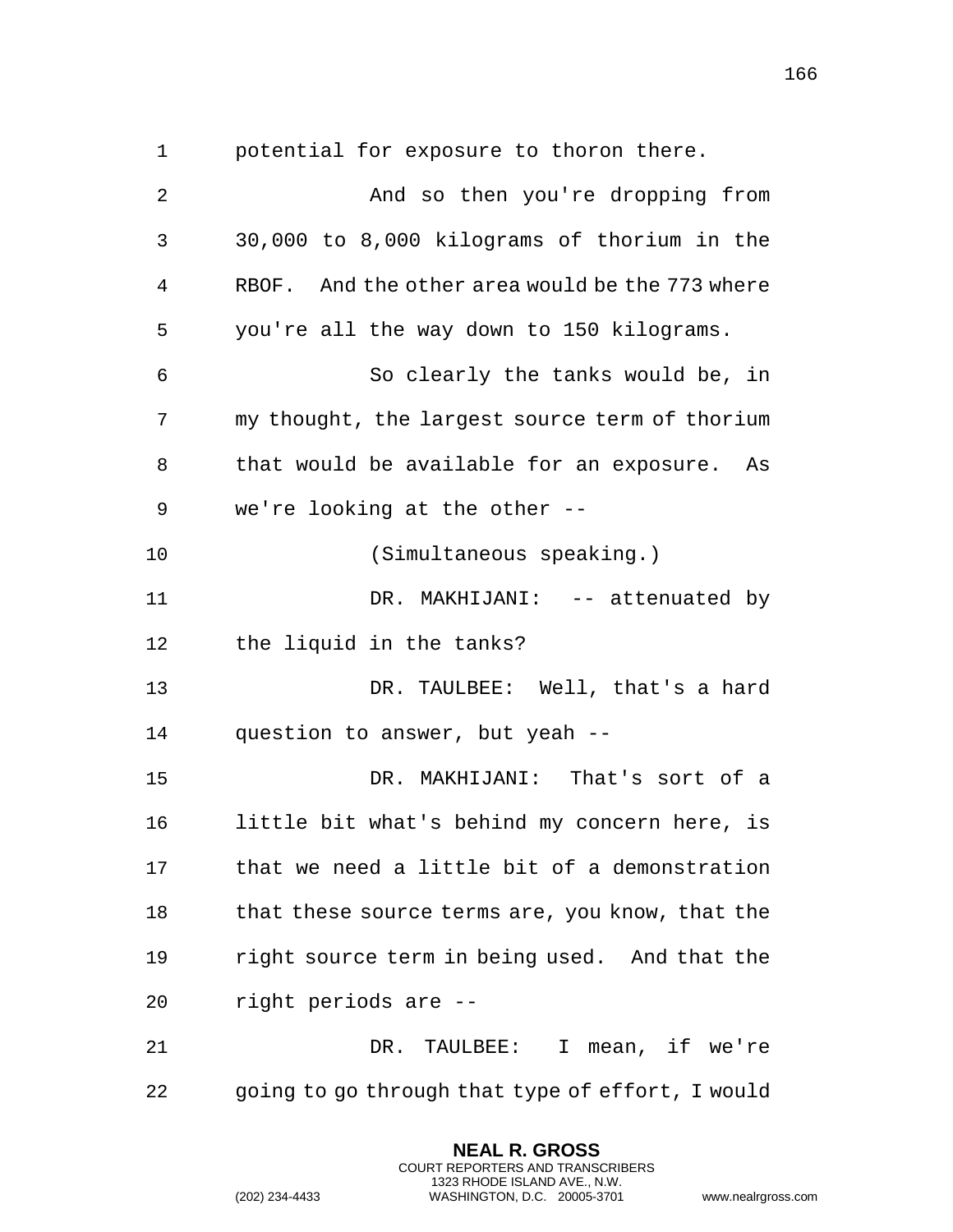potential for exposure to thoron there.

And so then you're dropping from 30,000 to 8,000 kilograms of thorium in the RBOF. And the other area would be the 773 where you're all the way down to 150 kilograms.

So clearly the tanks would be, in my thought, the largest source term of thorium that would be available for an exposure. As we're looking at the other --

(Simultaneous speaking.)

DR. MAKHIJANI: -- attenuated by the liquid in the tanks?

DR. TAULBEE: Well, that's a hard question to answer, but yeah --

DR. MAKHIJANI: That's sort of a little bit what's behind my concern here, is that we need a little bit of a demonstration that these source terms are, you know, that the right source term in being used. And that the right periods are --

DR. TAULBEE: I mean, if we're going to go through that type of effort, I would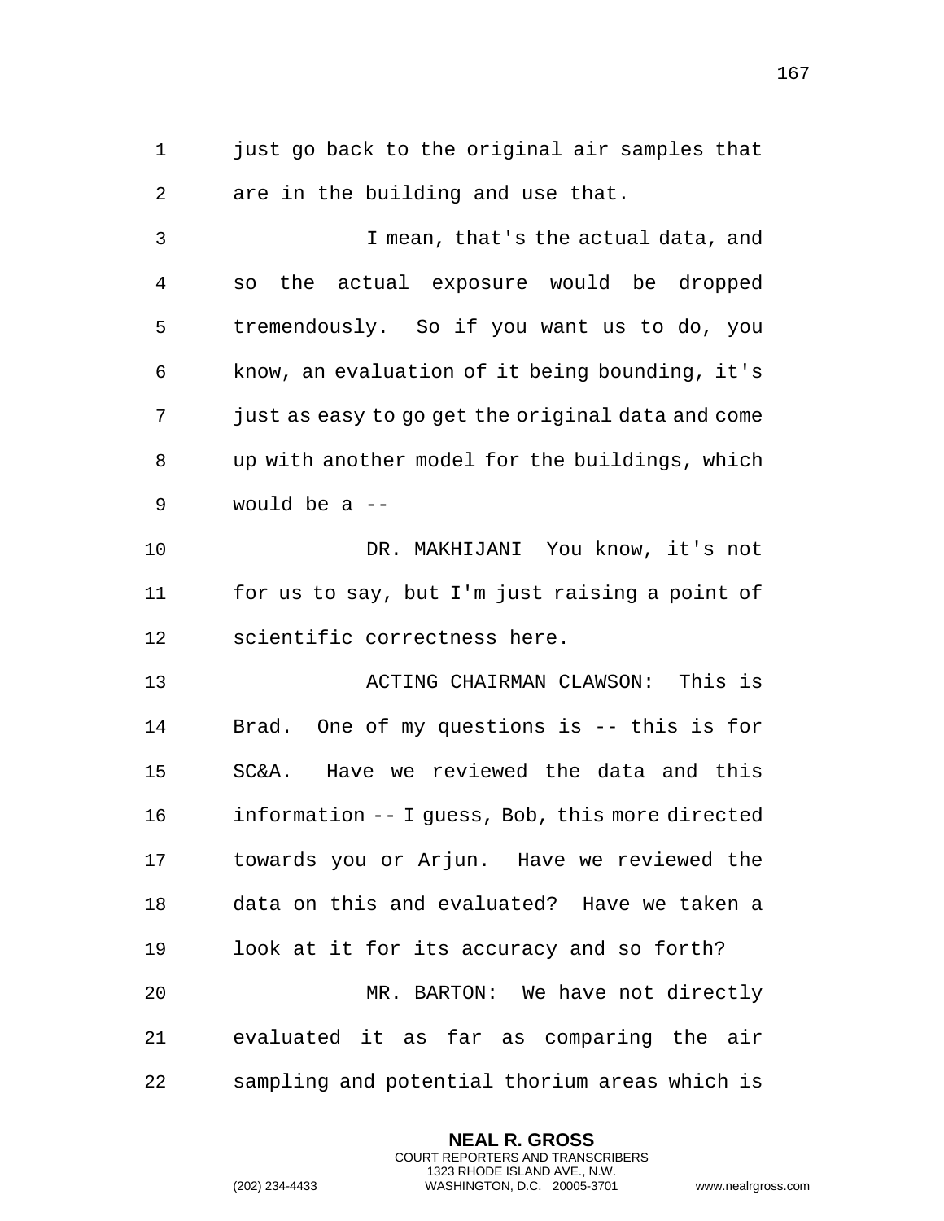just go back to the original air samples that are in the building and use that.

I mean, that's the actual data, and so the actual exposure would be dropped tremendously. So if you want us to do, you know, an evaluation of it being bounding, it's just as easy to go get the original data and come up with another model for the buildings, which would be a --

DR. MAKHIJANI You know, it's not for us to say, but I'm just raising a point of scientific correctness here.

ACTING CHAIRMAN CLAWSON: This is Brad. One of my questions is -- this is for SC&A. Have we reviewed the data and this information -- I guess, Bob, this more directed towards you or Arjun. Have we reviewed the data on this and evaluated? Have we taken a look at it for its accuracy and so forth?

MR. BARTON: We have not directly evaluated it as far as comparing the air sampling and potential thorium areas which is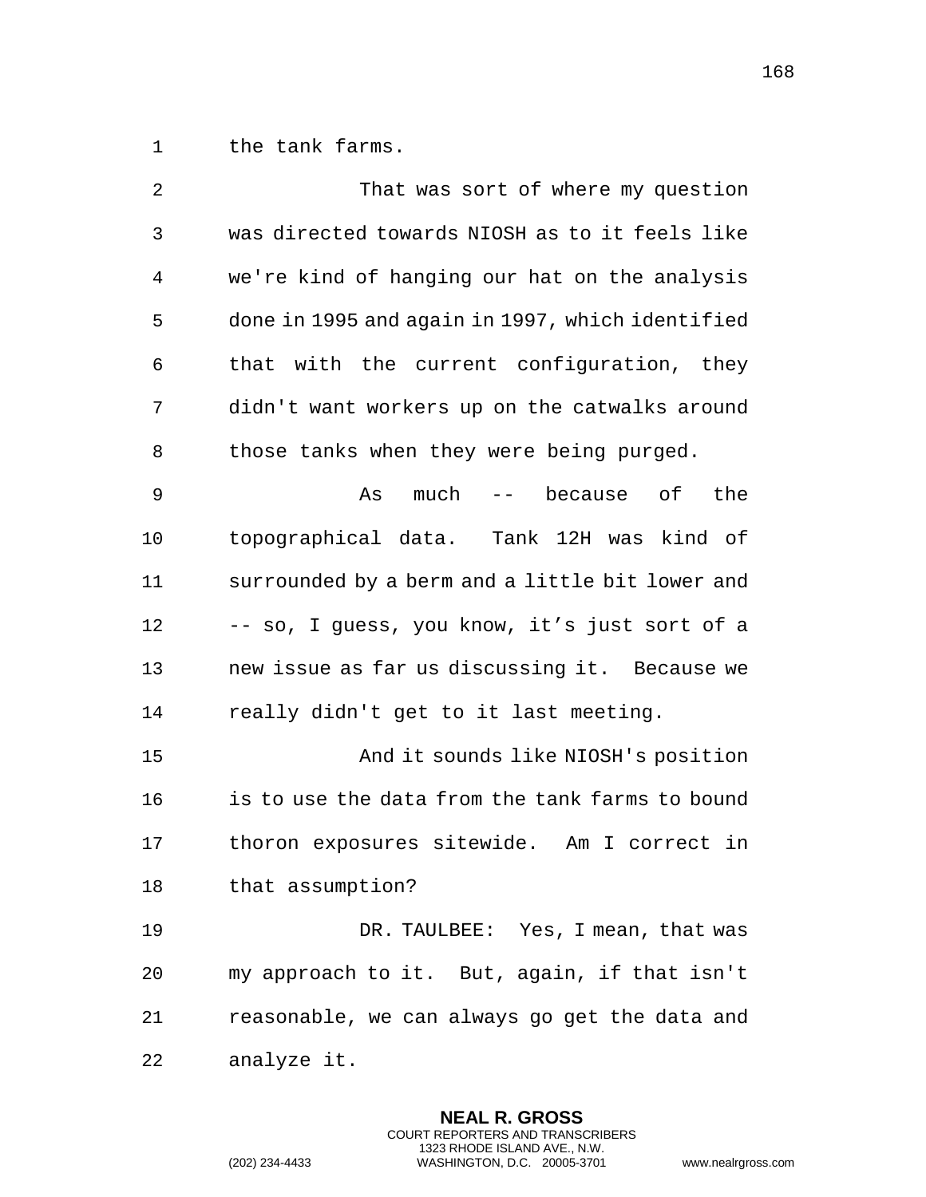the tank farms.

That was sort of where my question was directed towards NIOSH as to it feels like we're kind of hanging our hat on the analysis done in 1995 and again in 1997, which identified that with the current configuration, they didn't want workers up on the catwalks around those tanks when they were being purged.

As much -- because of the topographical data. Tank 12H was kind of surrounded by a berm and a little bit lower and -- so, I guess, you know, it’s just sort of a new issue as far us discussing it. Because we really didn't get to it last meeting.

And it sounds like NIOSH's position is to use the data from the tank farms to bound thoron exposures sitewide. Am I correct in that assumption?

DR. TAULBEE: Yes, I mean, that was my approach to it. But, again, if that isn't reasonable, we can always go get the data and analyze it.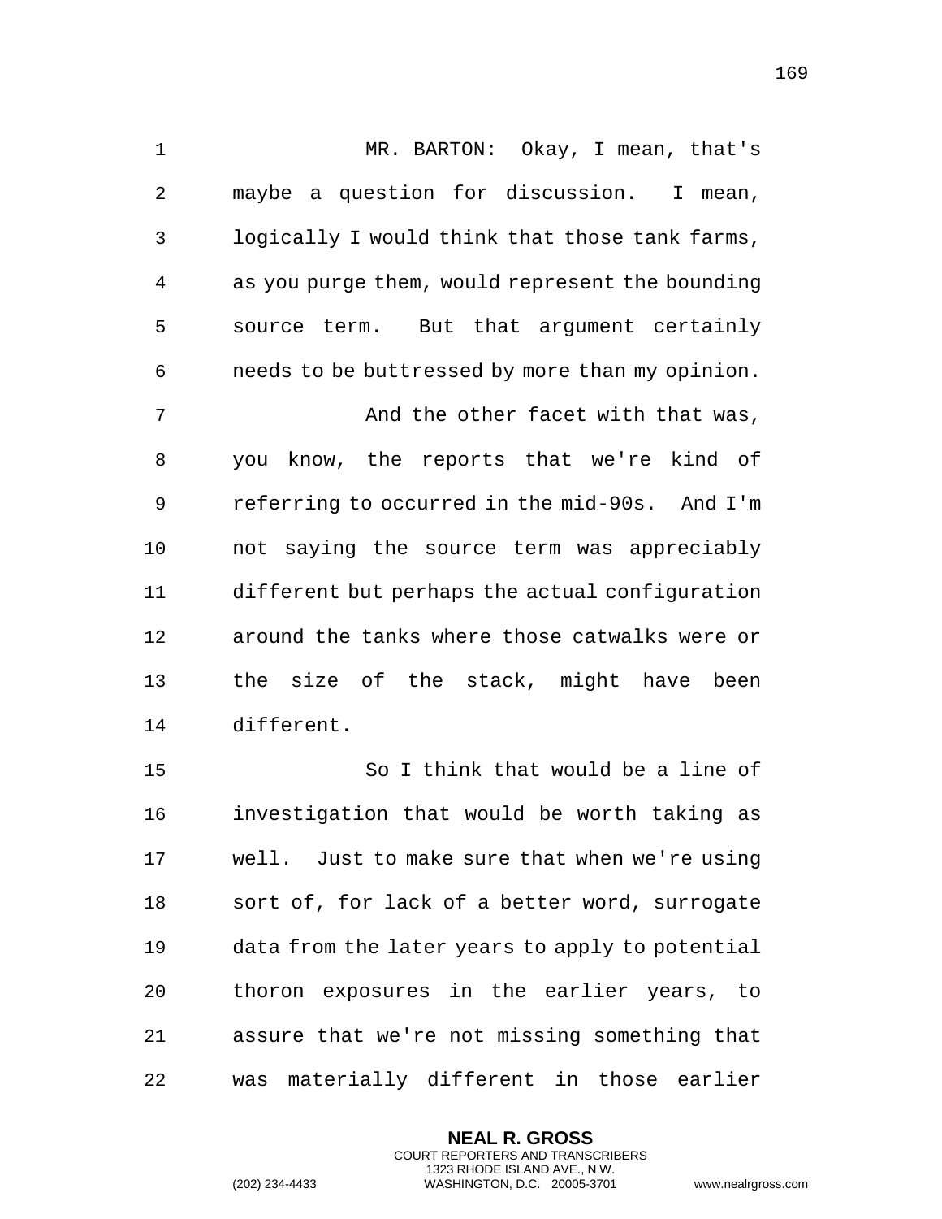MR. BARTON: Okay, I mean, that's maybe a question for discussion. I mean, logically I would think that those tank farms, as you purge them, would represent the bounding source term. But that argument certainly needs to be buttressed by more than my opinion.

And the other facet with that was, you know, the reports that we're kind of referring to occurred in the mid-90s. And I'm not saying the source term was appreciably different but perhaps the actual configuration around the tanks where those catwalks were or the size of the stack, might have been different.

So I think that would be a line of investigation that would be worth taking as well. Just to make sure that when we're using sort of, for lack of a better word, surrogate data from the later years to apply to potential thoron exposures in the earlier years, to assure that we're not missing something that was materially different in those earlier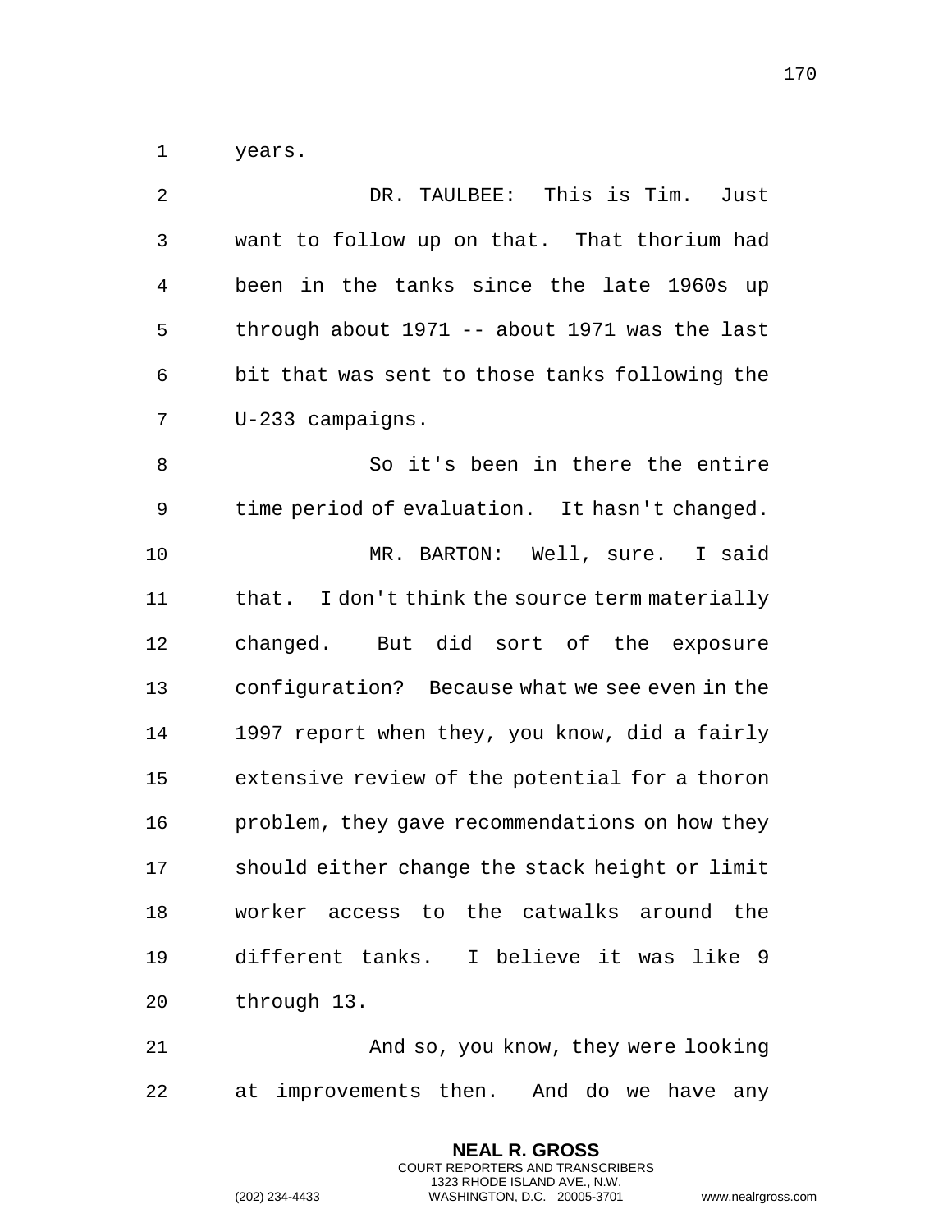years.

DR. TAULBEE: This is Tim. Just want to follow up on that. That thorium had been in the tanks since the late 1960s up through about 1971 -- about 1971 was the last bit that was sent to those tanks following the U-233 campaigns.

So it's been in there the entire time period of evaluation. It hasn't changed.

MR. BARTON: Well, sure. I said that. I don't think the source term materially changed. But did sort of the exposure configuration? Because what we see even in the 1997 report when they, you know, did a fairly extensive review of the potential for a thoron problem, they gave recommendations on how they should either change the stack height or limit worker access to the catwalks around the different tanks. I believe it was like 9 through 13.

And so, you know, they were looking at improvements then. And do we have any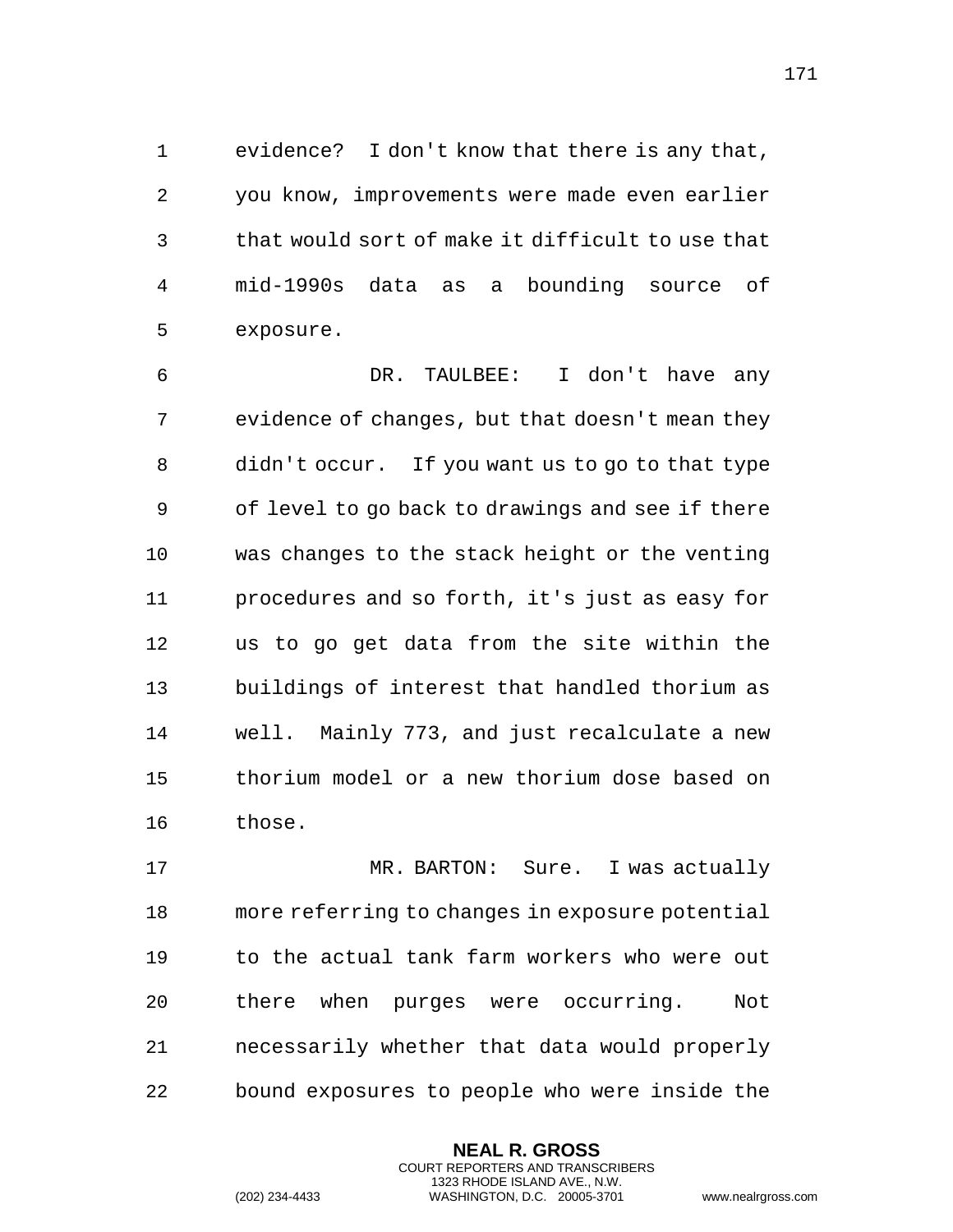evidence? I don't know that there is any that, you know, improvements were made even earlier that would sort of make it difficult to use that mid-1990s data as a bounding source of exposure.

DR. TAULBEE: I don't have any evidence of changes, but that doesn't mean they didn't occur. If you want us to go to that type of level to go back to drawings and see if there was changes to the stack height or the venting procedures and so forth, it's just as easy for us to go get data from the site within the buildings of interest that handled thorium as well. Mainly 773, and just recalculate a new thorium model or a new thorium dose based on those.

MR. BARTON: Sure. I was actually more referring to changes in exposure potential to the actual tank farm workers who were out there when purges were occurring. Not necessarily whether that data would properly bound exposures to people who were inside the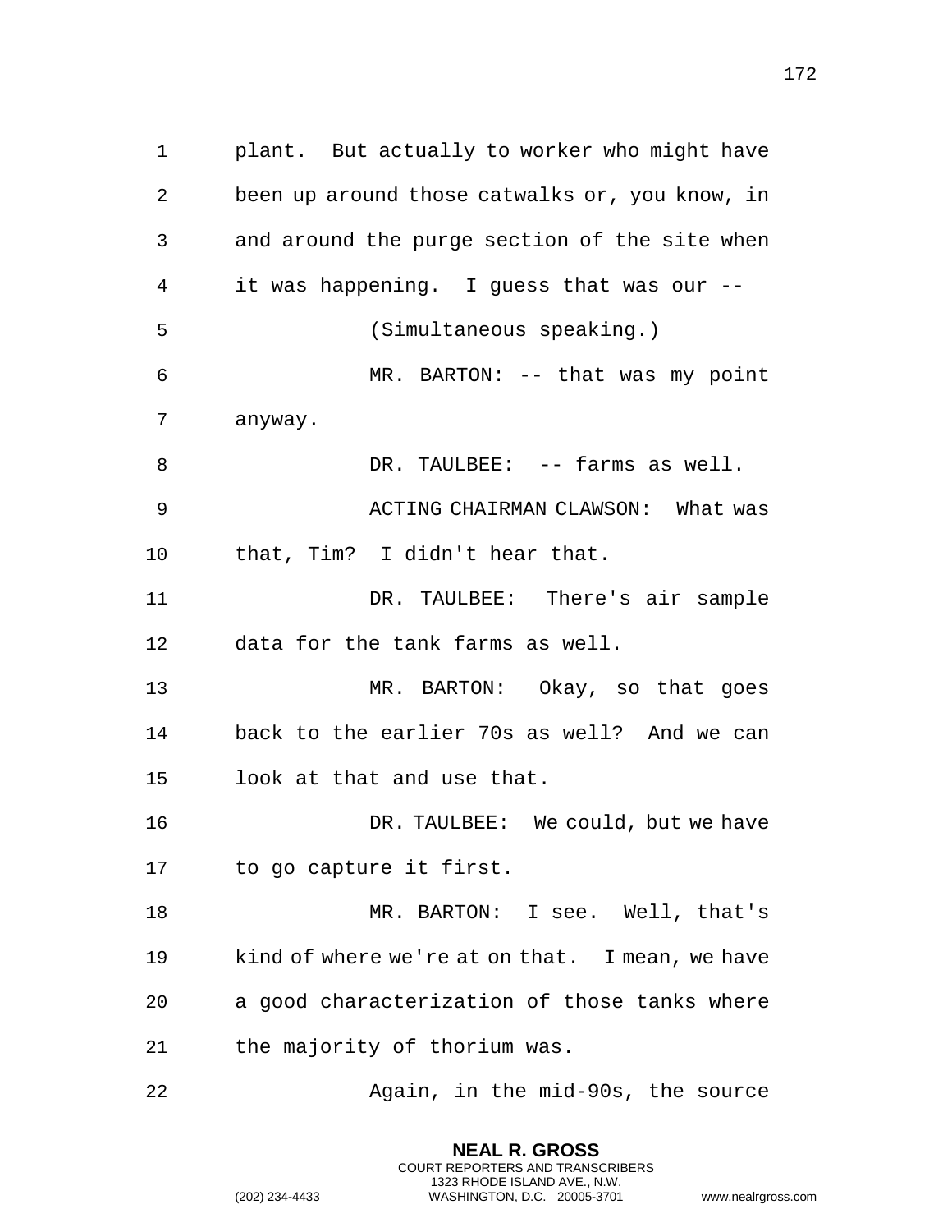plant. But actually to worker who might have been up around those catwalks or, you know, in and around the purge section of the site when it was happening. I guess that was our --

(Simultaneous speaking.)

MR. BARTON: -- that was my point anyway.

DR. TAULBEE: -- farms as well.

ACTING CHAIRMAN CLAWSON: What was that, Tim? I didn't hear that.

DR. TAULBEE: There's air sample data for the tank farms as well.

MR. BARTON: Okay, so that goes back to the earlier 70s as well? And we can look at that and use that.

DR. TAULBEE: We could, but we have to go capture it first.

MR. BARTON: I see. Well, that's kind of where we're at on that. I mean, we have a good characterization of those tanks where the majority of thorium was.

Again, in the mid-90s, the source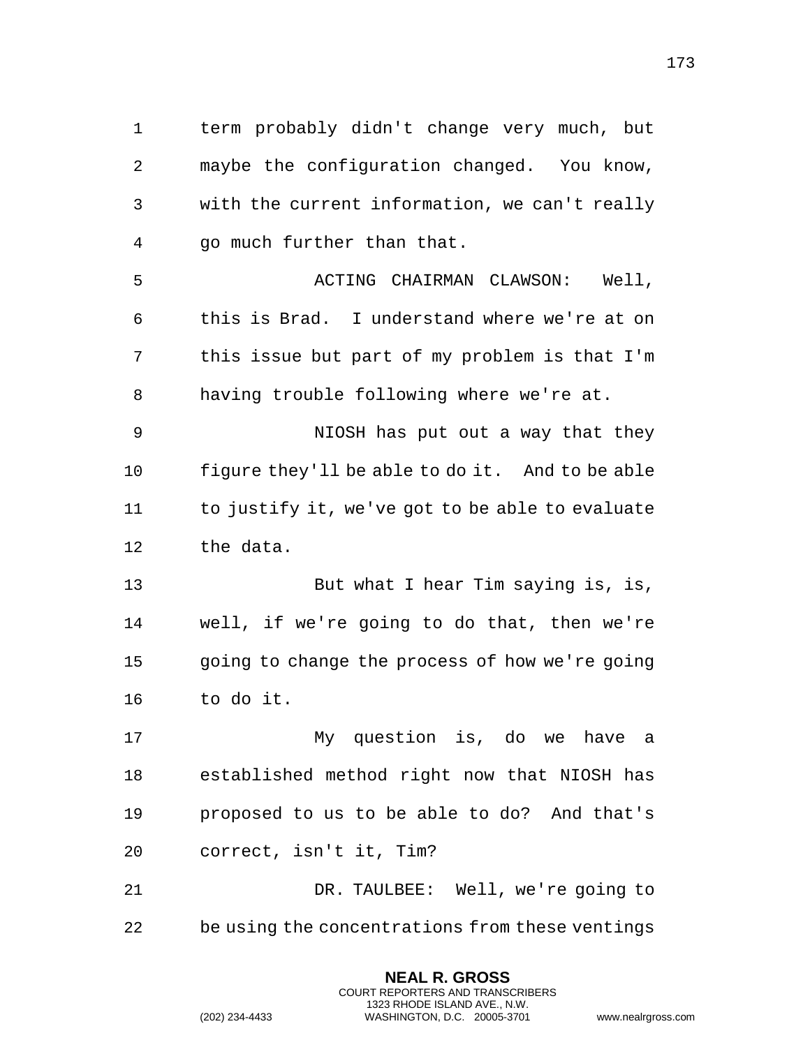term probably didn't change very much, but maybe the configuration changed. You know, with the current information, we can't really go much further than that.

ACTING CHAIRMAN CLAWSON: Well, this is Brad. I understand where we're at on this issue but part of my problem is that I'm having trouble following where we're at.

NIOSH has put out a way that they figure they'll be able to do it. And to be able to justify it, we've got to be able to evaluate the data.

But what I hear Tim saying is, is, well, if we're going to do that, then we're going to change the process of how we're going to do it.

My question is, do we have a established method right now that NIOSH has proposed to us to be able to do? And that's correct, isn't it, Tim?

DR. TAULBEE: Well, we're going to be using the concentrations from these ventings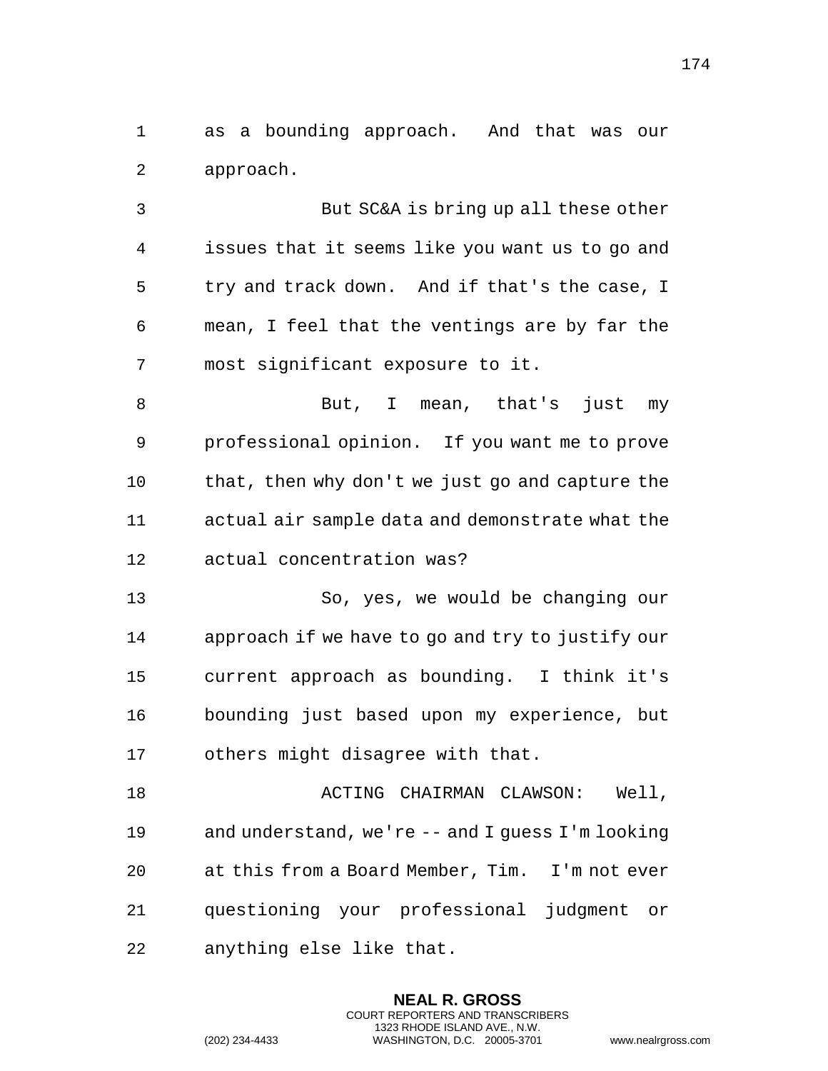as a bounding approach. And that was our approach.

But SC&A is bring up all these other issues that it seems like you want us to go and try and track down. And if that's the case, I mean, I feel that the ventings are by far the most significant exposure to it.

But, I mean, that's just my professional opinion. If you want me to prove that, then why don't we just go and capture the actual air sample data and demonstrate what the actual concentration was?

So, yes, we would be changing our approach if we have to go and try to justify our current approach as bounding. I think it's bounding just based upon my experience, but others might disagree with that.

ACTING CHAIRMAN CLAWSON: Well, and understand, we're -- and I guess I'm looking at this from a Board Member, Tim. I'm not ever questioning your professional judgment or anything else like that.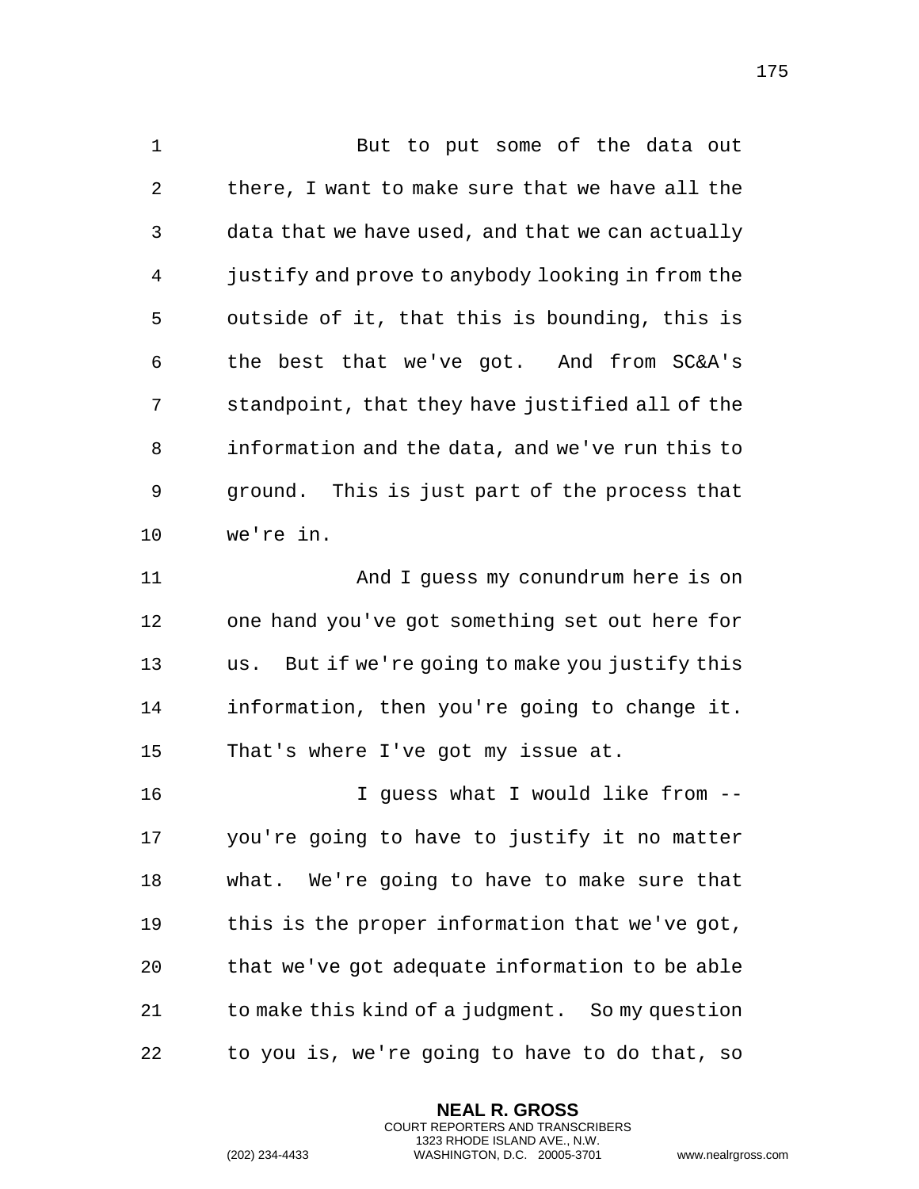But to put some of the data out there, I want to make sure that we have all the data that we have used, and that we can actually justify and prove to anybody looking in from the outside of it, that this is bounding, this is the best that we've got. And from SC&A's standpoint, that they have justified all of the information and the data, and we've run this to ground. This is just part of the process that we're in.

And I guess my conundrum here is on one hand you've got something set out here for us. But if we're going to make you justify this information, then you're going to change it. That's where I've got my issue at.

I guess what I would like from -- you're going to have to justify it no matter what. We're going to have to make sure that this is the proper information that we've got, that we've got adequate information to be able to make this kind of a judgment. So my question to you is, we're going to have to do that, so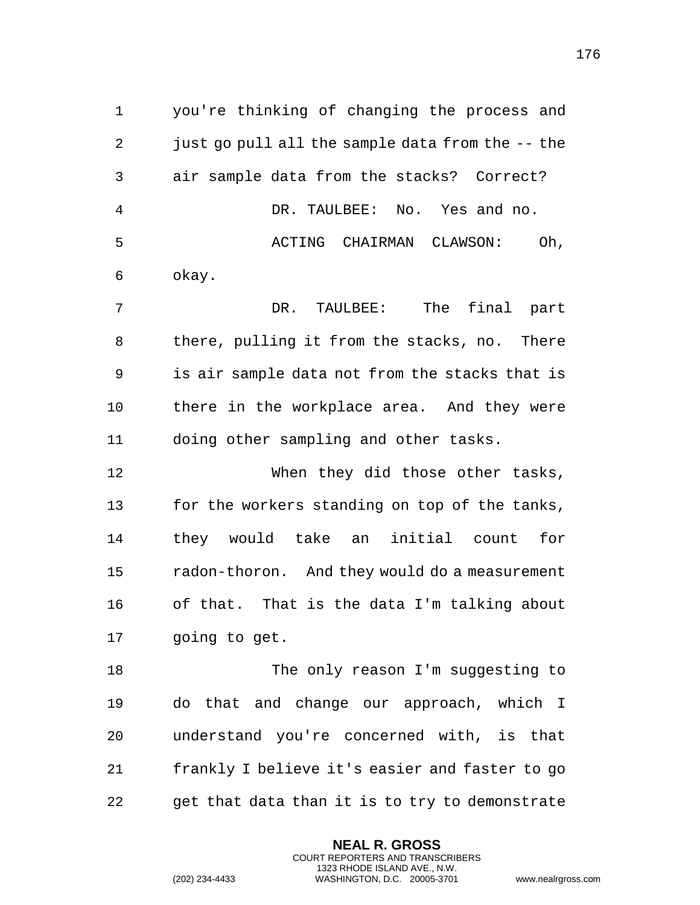you're thinking of changing the process and just go pull all the sample data from the -- the air sample data from the stacks? Correct?

DR. TAULBEE: No. Yes and no.

ACTING CHAIRMAN CLAWSON: Oh, okay.

DR. TAULBEE: The final part there, pulling it from the stacks, no. There is air sample data not from the stacks that is there in the workplace area. And they were doing other sampling and other tasks.

When they did those other tasks, for the workers standing on top of the tanks, they would take an initial count for radon-thoron. And they would do a measurement of that. That is the data I'm talking about going to get.

The only reason I'm suggesting to do that and change our approach, which I understand you're concerned with, is that frankly I believe it's easier and faster to go get that data than it is to try to demonstrate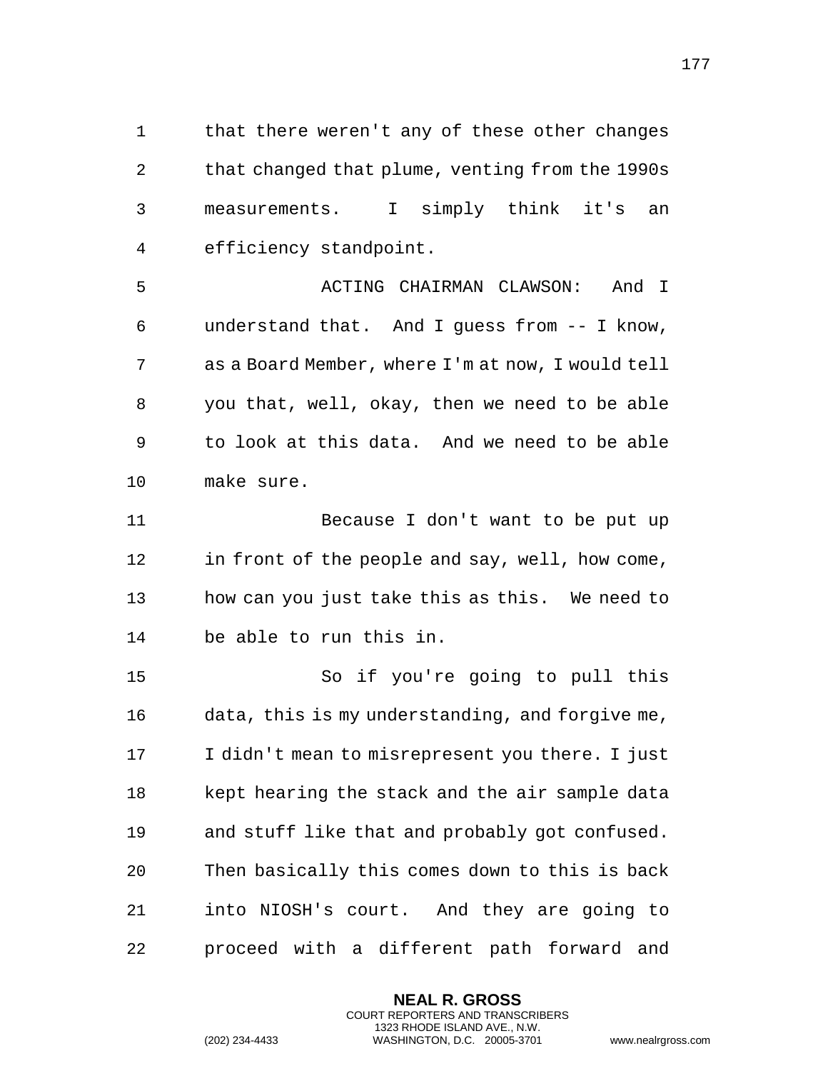that there weren't any of these other changes that changed that plume, venting from the 1990s measurements. I simply think it's an efficiency standpoint.

ACTING CHAIRMAN CLAWSON: And I understand that. And I guess from -- I know, as a Board Member, where I'm at now, I would tell you that, well, okay, then we need to be able to look at this data. And we need to be able make sure.

Because I don't want to be put up in front of the people and say, well, how come, how can you just take this as this. We need to be able to run this in.

So if you're going to pull this data, this is my understanding, and forgive me, I didn't mean to misrepresent you there. I just kept hearing the stack and the air sample data and stuff like that and probably got confused. Then basically this comes down to this is back into NIOSH's court. And they are going to proceed with a different path forward and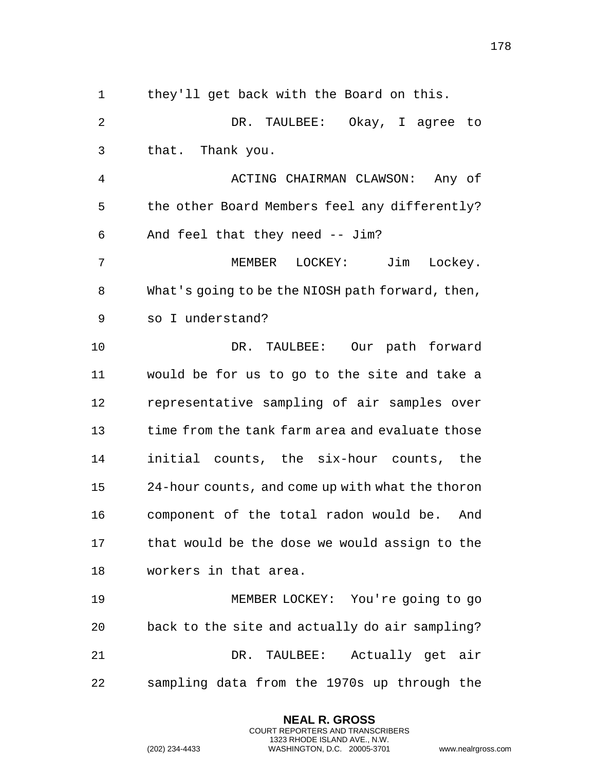they'll get back with the Board on this.

DR. TAULBEE: Okay, I agree to that. Thank you.

ACTING CHAIRMAN CLAWSON: Any of the other Board Members feel any differently? And feel that they need -- Jim?

MEMBER LOCKEY: Jim Lockey. What's going to be the NIOSH path forward, then, so I understand?

DR. TAULBEE: Our path forward would be for us to go to the site and take a representative sampling of air samples over time from the tank farm area and evaluate those initial counts, the six-hour counts, the 24-hour counts, and come up with what the thoron component of the total radon would be. And that would be the dose we would assign to the workers in that area.

MEMBER LOCKEY: You're going to go back to the site and actually do air sampling?

DR. TAULBEE: Actually get air sampling data from the 1970s up through the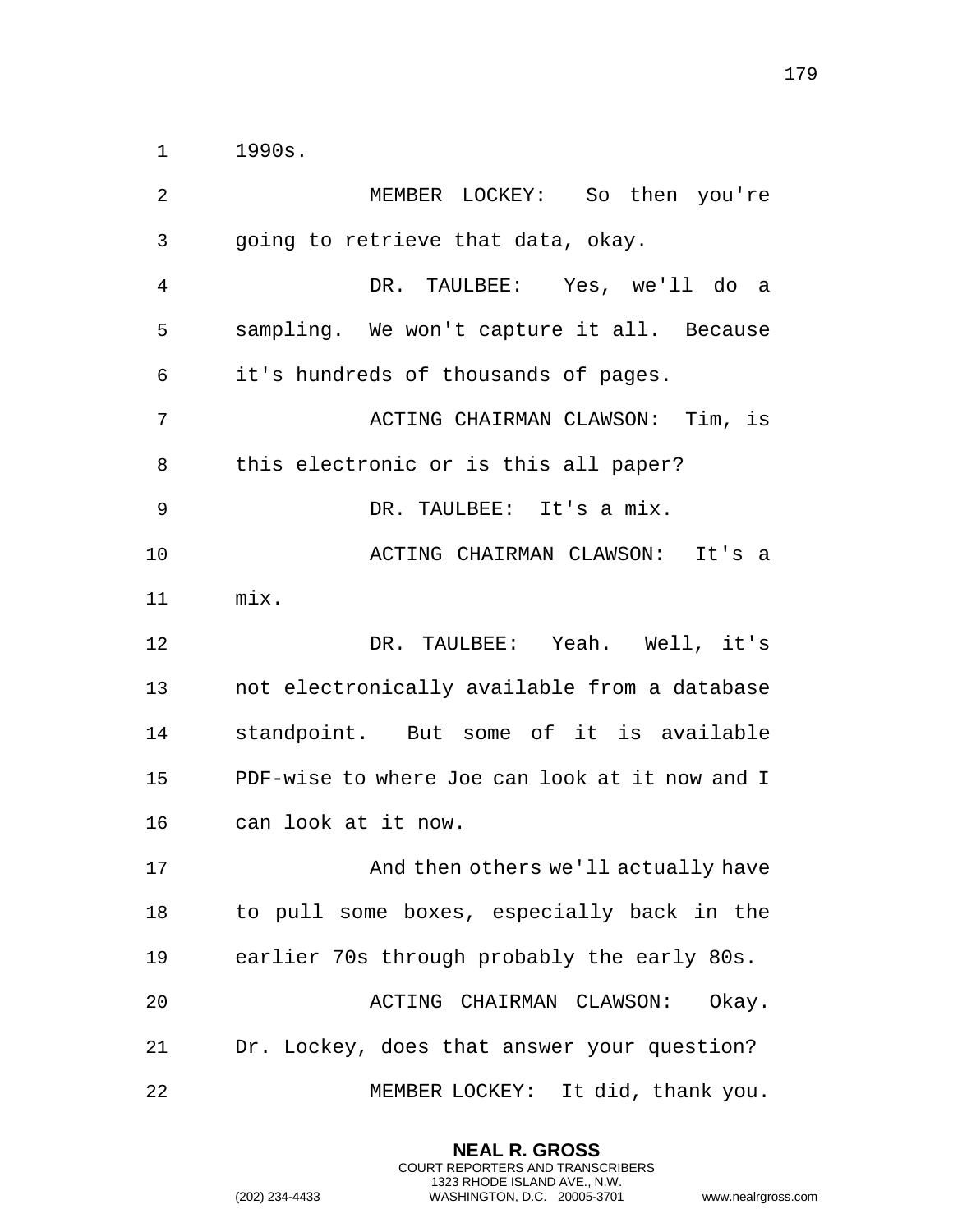1990s.

MEMBER LOCKEY: So then you're going to retrieve that data, okay.

DR. TAULBEE: Yes, we'll do a sampling. We won't capture it all. Because it's hundreds of thousands of pages.

ACTING CHAIRMAN CLAWSON: Tim, is this electronic or is this all paper?

DR. TAULBEE: It's a mix.

ACTING CHAIRMAN CLAWSON: It's a mix.

DR. TAULBEE: Yeah. Well, it's not electronically available from a database standpoint. But some of it is available PDF-wise to where Joe can look at it now and I can look at it now.

And then others we'll actually have to pull some boxes, especially back in the earlier 70s through probably the early 80s.

ACTING CHAIRMAN CLAWSON: Okay. Dr. Lockey, does that answer your question?

MEMBER LOCKEY: It did, thank you.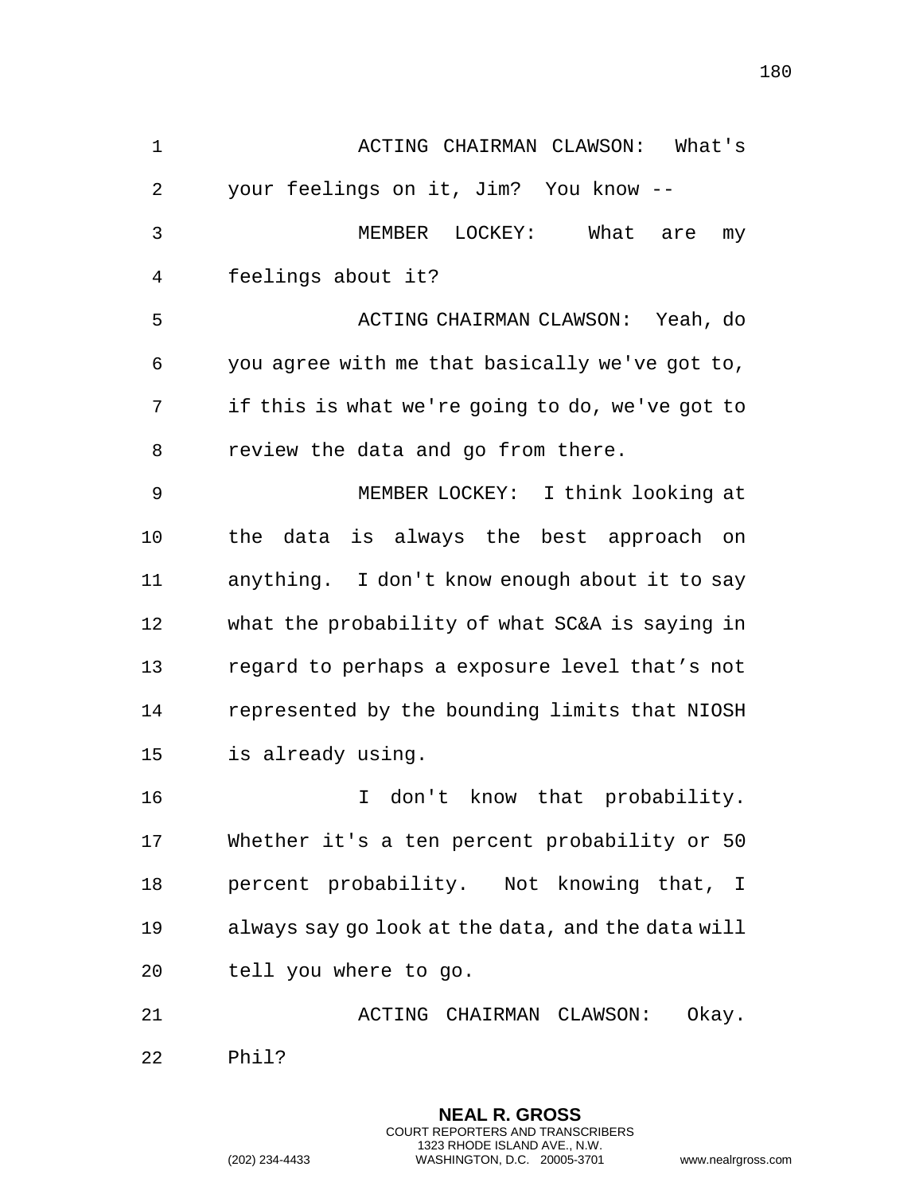ACTING CHAIRMAN CLAWSON: What's your feelings on it, Jim? You know --

MEMBER LOCKEY: What are my feelings about it?

ACTING CHAIRMAN CLAWSON: Yeah, do you agree with me that basically we've got to, if this is what we're going to do, we've got to review the data and go from there.

MEMBER LOCKEY: I think looking at the data is always the best approach on anything. I don't know enough about it to say what the probability of what SC&A is saying in regard to perhaps a exposure level that's not represented by the bounding limits that NIOSH is already using.

I don't know that probability. Whether it's a ten percent probability or 50 percent probability. Not knowing that, I always say go look at the data, and the data will tell you where to go.

ACTING CHAIRMAN CLAWSON: Okay. Phil?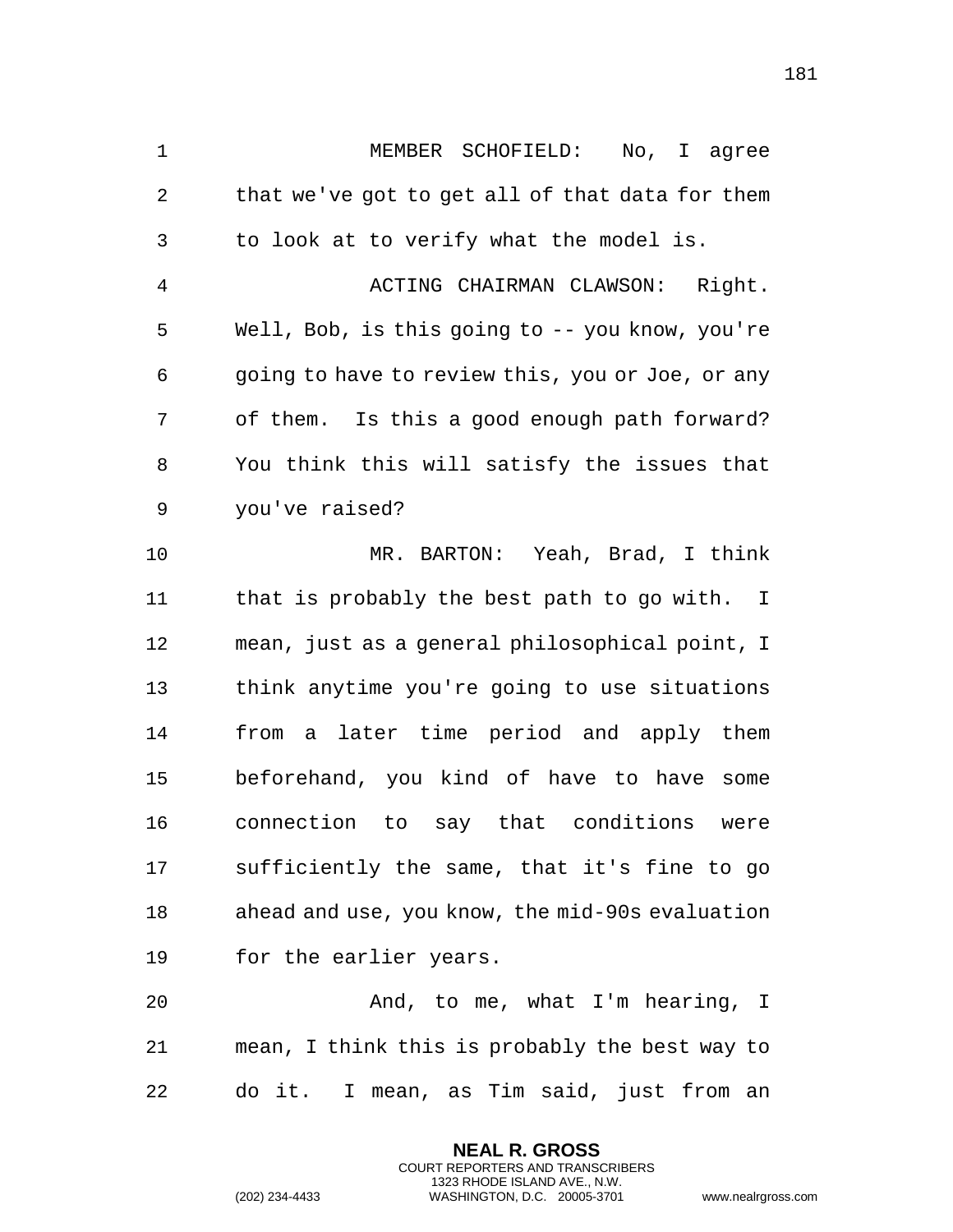MEMBER SCHOFIELD: No, I agree that we've got to get all of that data for them to look at to verify what the model is.

ACTING CHAIRMAN CLAWSON: Right. Well, Bob, is this going to -- you know, you're going to have to review this, you or Joe, or any of them. Is this a good enough path forward? You think this will satisfy the issues that you've raised?

MR. BARTON: Yeah, Brad, I think that is probably the best path to go with. I mean, just as a general philosophical point, I think anytime you're going to use situations from a later time period and apply them beforehand, you kind of have to have some connection to say that conditions were sufficiently the same, that it's fine to go ahead and use, you know, the mid-90s evaluation for the earlier years.

And, to me, what I'm hearing, I mean, I think this is probably the best way to do it. I mean, as Tim said, just from an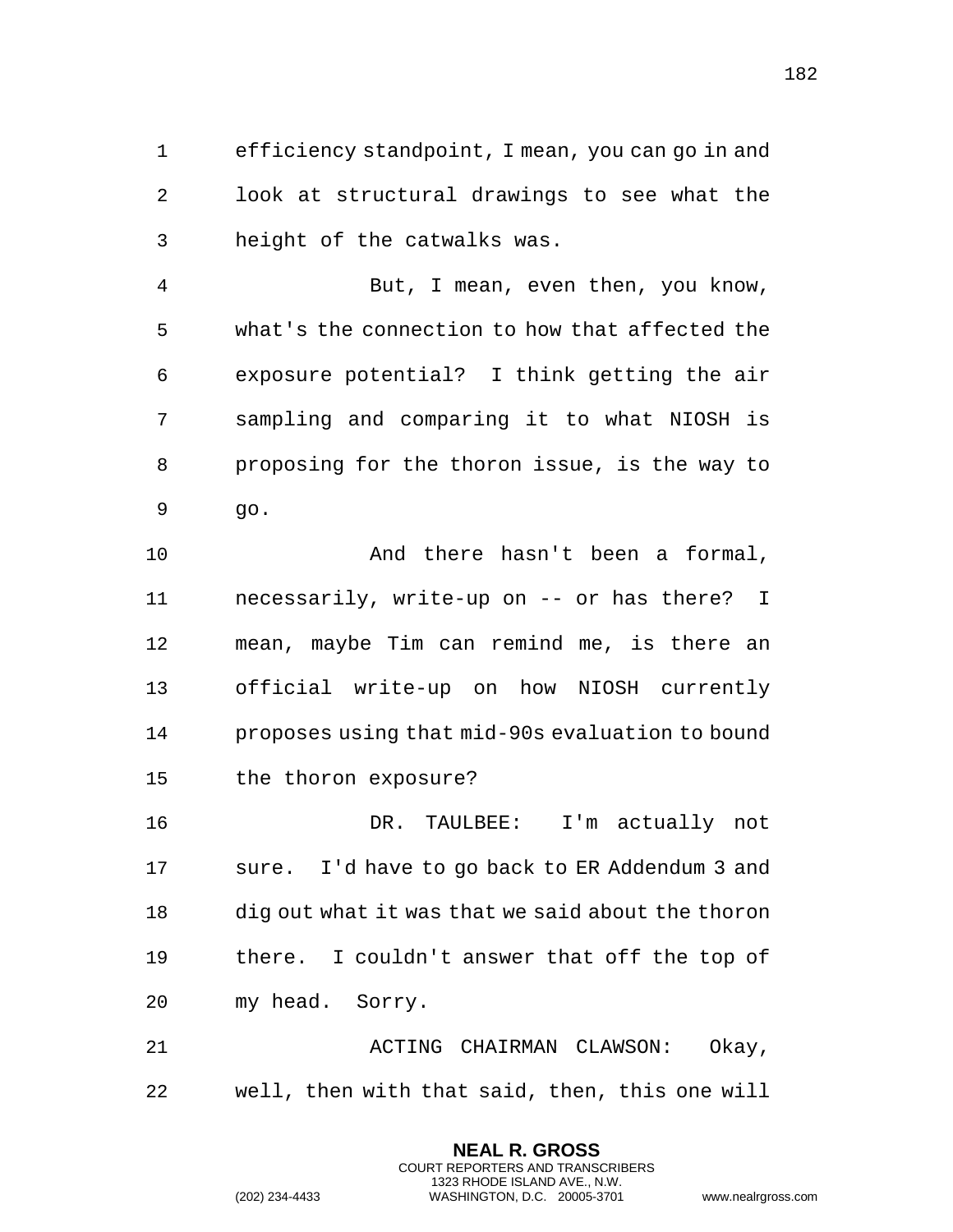efficiency standpoint, I mean, you can go in and look at structural drawings to see what the height of the catwalks was.

But, I mean, even then, you know, what's the connection to how that affected the exposure potential? I think getting the air sampling and comparing it to what NIOSH is proposing for the thoron issue, is the way to go.

And there hasn't been a formal, necessarily, write-up on -- or has there? I mean, maybe Tim can remind me, is there an official write-up on how NIOSH currently proposes using that mid-90s evaluation to bound the thoron exposure?

DR. TAULBEE: I'm actually not sure. I'd have to go back to ER Addendum 3 and dig out what it was that we said about the thoron there. I couldn't answer that off the top of my head. Sorry.

ACTING CHAIRMAN CLAWSON: Okay, well, then with that said, then, this one will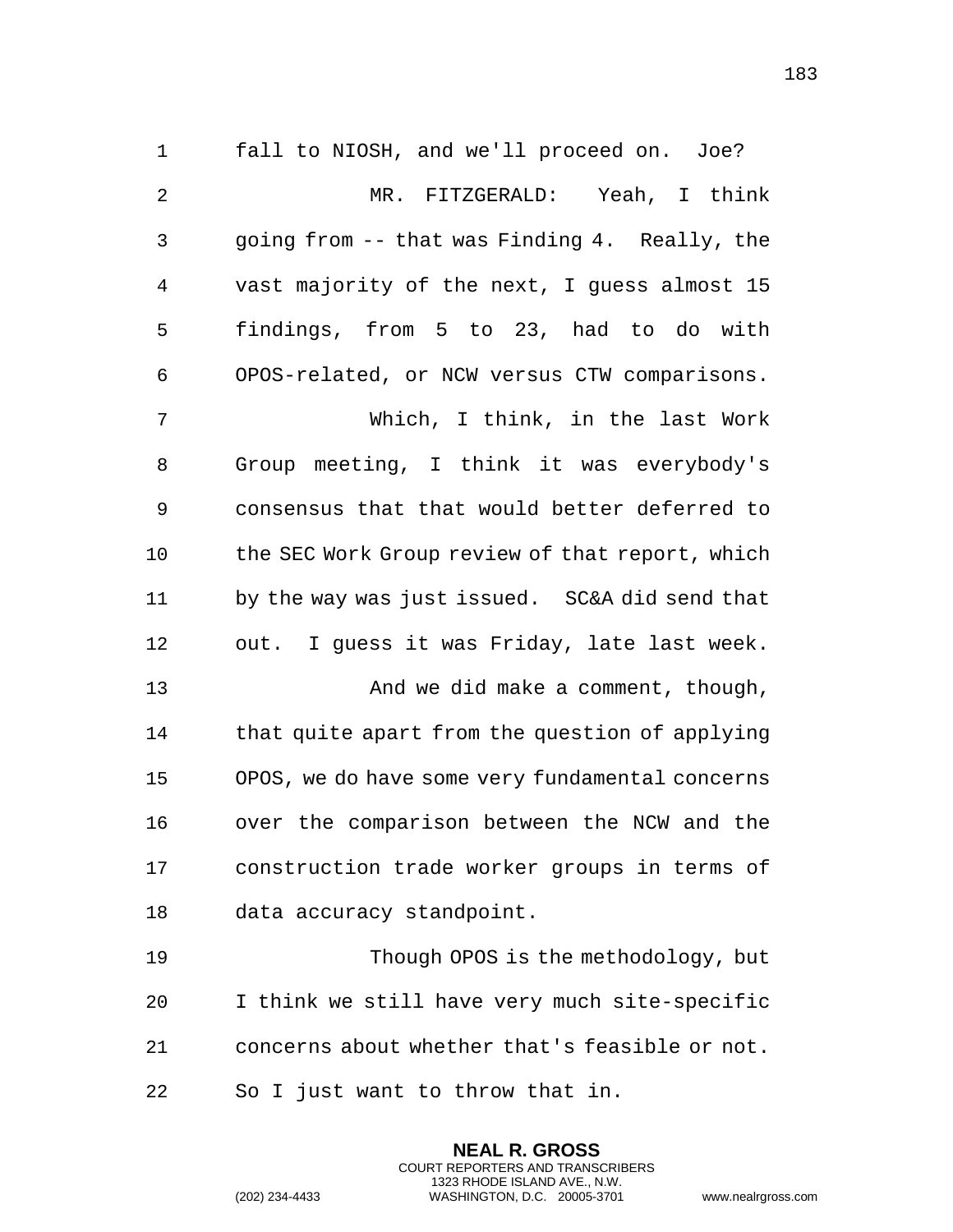fall to NIOSH, and we'll proceed on. Joe?

MR. FITZGERALD: Yeah, I think going from -- that was Finding 4. Really, the vast majority of the next, I guess almost 15 findings, from 5 to 23, had to do with OPOS-related, or NCW versus CTW comparisons.

Which, I think, in the last Work Group meeting, I think it was everybody's consensus that that would better deferred to the SEC Work Group review of that report, which by the way was just issued. SC&A did send that out. I guess it was Friday, late last week.

And we did make a comment, though, that quite apart from the question of applying OPOS, we do have some very fundamental concerns over the comparison between the NCW and the construction trade worker groups in terms of data accuracy standpoint.

Though OPOS is the methodology, but I think we still have very much site-specific concerns about whether that's feasible or not. So I just want to throw that in.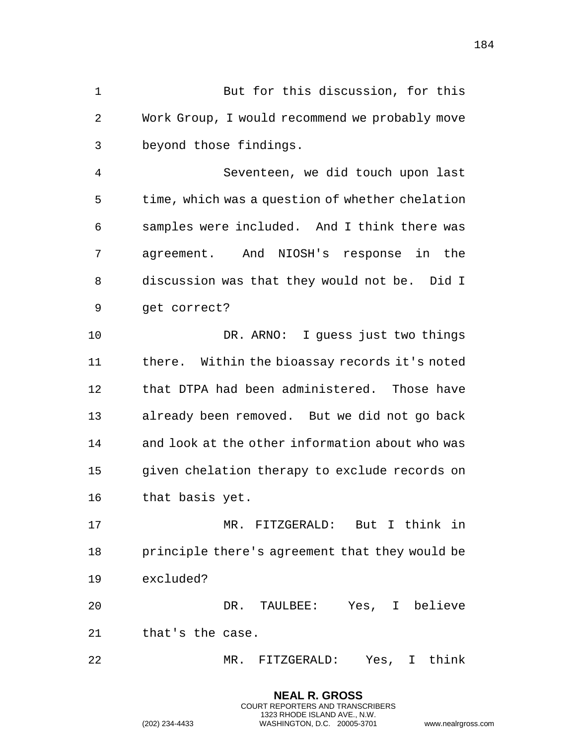But for this discussion, for this Work Group, I would recommend we probably move beyond those findings.

Seventeen, we did touch upon last time, which was a question of whether chelation samples were included. And I think there was agreement. And NIOSH's response in the discussion was that they would not be. Did I get correct?

DR. ARNO: I guess just two things there. Within the bioassay records it's noted that DTPA had been administered. Those have already been removed. But we did not go back and look at the other information about who was given chelation therapy to exclude records on that basis yet.

MR. FITZGERALD: But I think in principle there's agreement that they would be excluded?

DR. TAULBEE: Yes, I believe that's the case.

MR. FITZGERALD: Yes, I think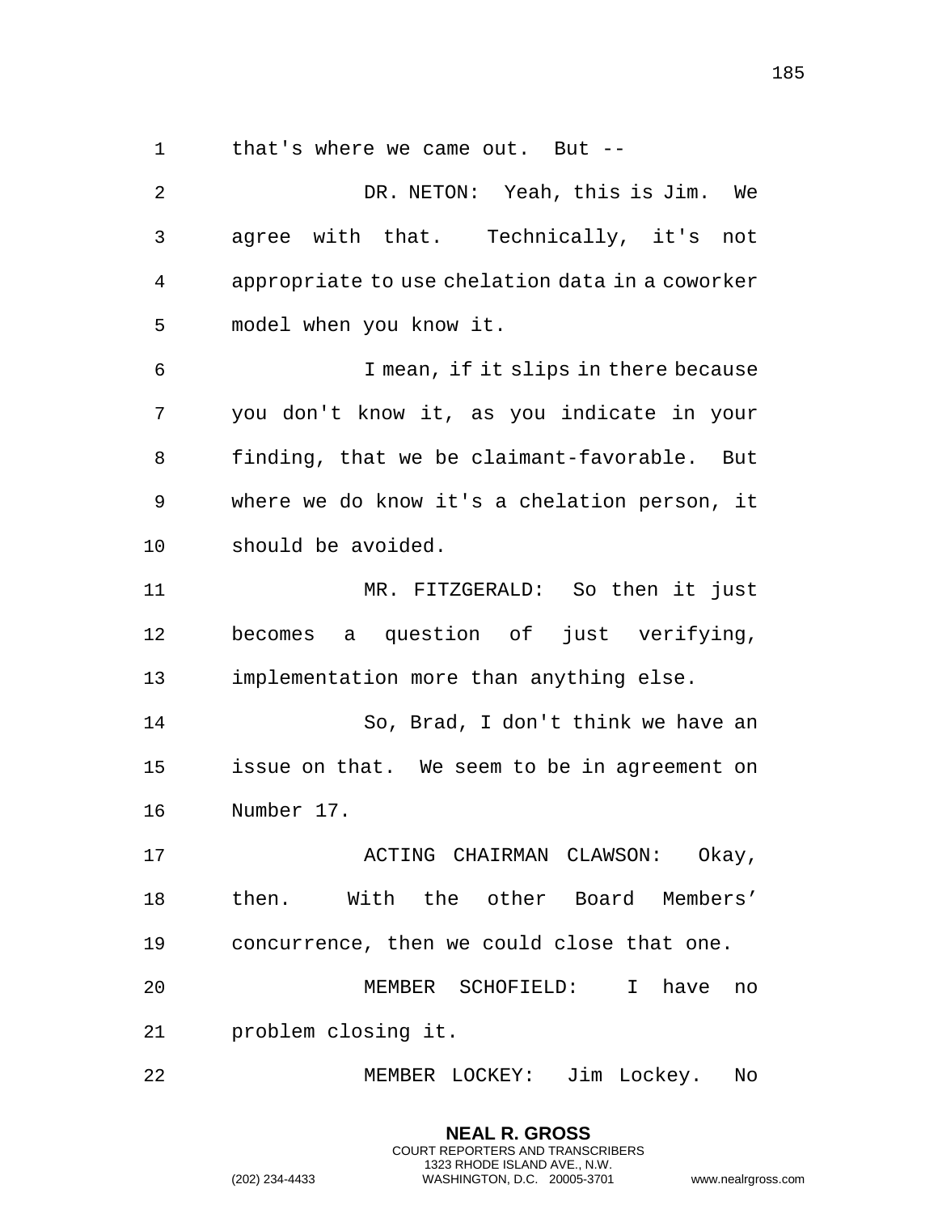that's where we came out. But --

DR. NETON: Yeah, this is Jim. We agree with that. Technically, it's not appropriate to use chelation data in a coworker model when you know it.

I mean, if it slips in there because you don't know it, as you indicate in your finding, that we be claimant-favorable. But where we do know it's a chelation person, it should be avoided.

MR. FITZGERALD: So then it just becomes a question of just verifying, implementation more than anything else.

So, Brad, I don't think we have an issue on that. We seem to be in agreement on Number 17.

ACTING CHAIRMAN CLAWSON: Okay, then. With the other Board Members' concurrence, then we could close that one.

MEMBER SCHOFIELD: I have no problem closing it.

MEMBER LOCKEY: Jim Lockey. No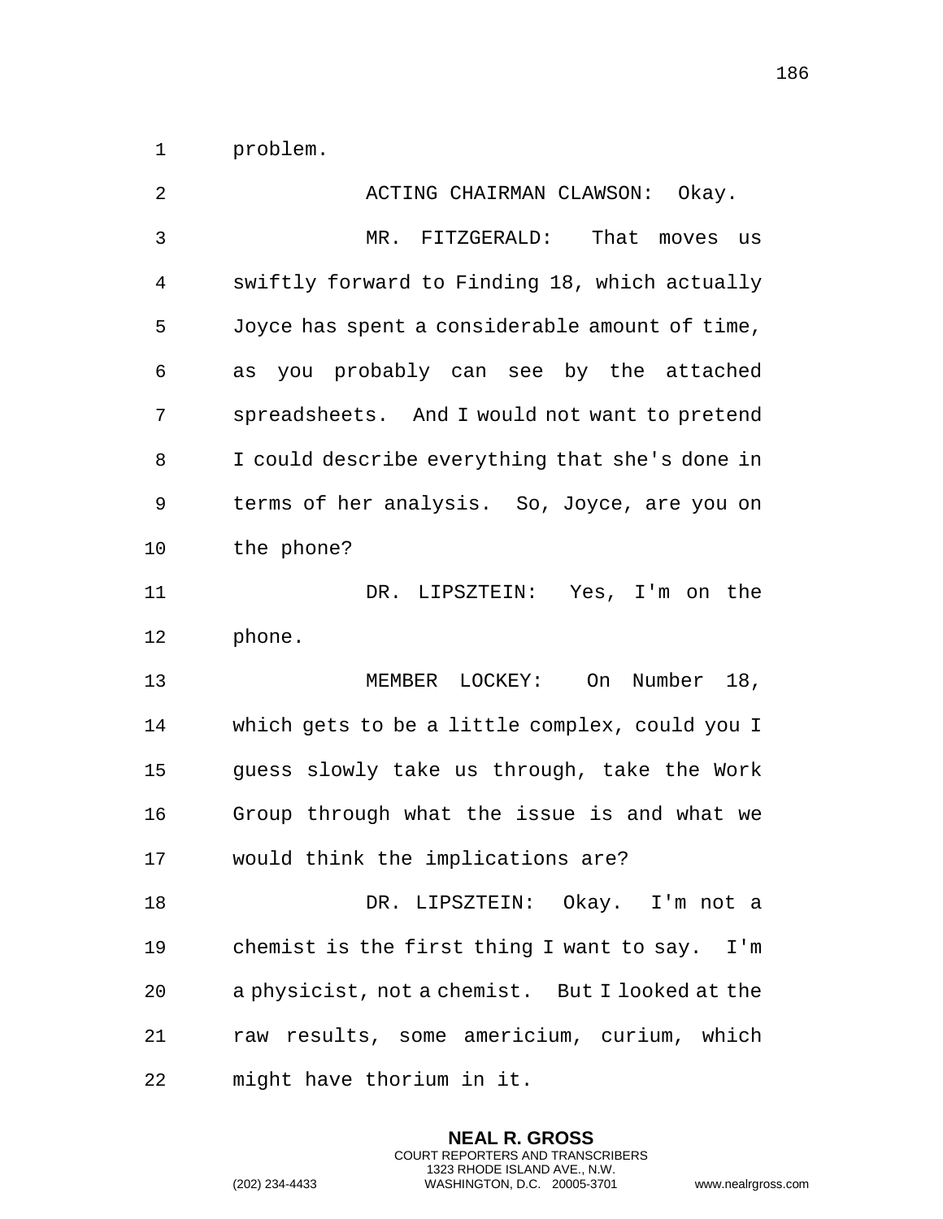problem.

ACTING CHAIRMAN CLAWSON: Okay.

MR. FITZGERALD: That moves us swiftly forward to Finding 18, which actually Joyce has spent a considerable amount of time, as you probably can see by the attached spreadsheets. And I would not want to pretend I could describe everything that she's done in terms of her analysis. So, Joyce, are you on the phone?

DR. LIPSZTEIN: Yes, I'm on the phone.

MEMBER LOCKEY: On Number 18, which gets to be a little complex, could you I guess slowly take us through, take the Work Group through what the issue is and what we would think the implications are?

DR. LIPSZTEIN: Okay. I'm not a chemist is the first thing I want to say. I'm a physicist, not a chemist. But I looked at the raw results, some americium, curium, which might have thorium in it.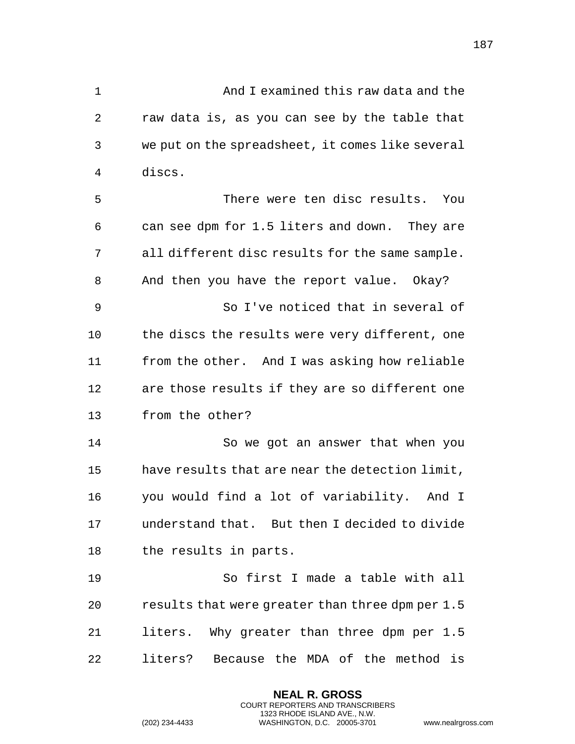And I examined this raw data and the raw data is, as you can see by the table that we put on the spreadsheet, it comes like several discs.

There were ten disc results. You can see dpm for 1.5 liters and down. They are all different disc results for the same sample. And then you have the report value. Okay?

So I've noticed that in several of the discs the results were very different, one from the other. And I was asking how reliable are those results if they are so different one from the other?

So we got an answer that when you have results that are near the detection limit, you would find a lot of variability. And I understand that. But then I decided to divide the results in parts.

So first I made a table with all results that were greater than three dpm per 1.5 liters. Why greater than three dpm per 1.5 liters? Because the MDA of the method is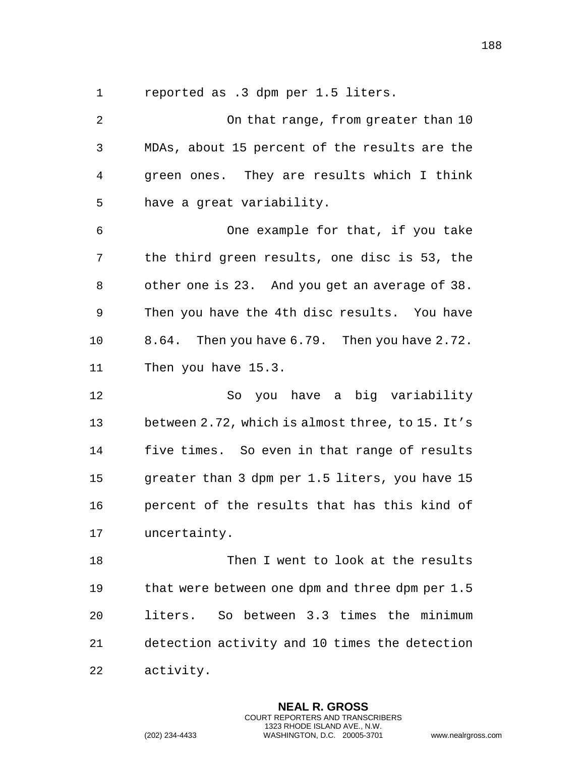reported as .3 dpm per 1.5 liters.

On that range, from greater than 10 MDAs, about 15 percent of the results are the green ones. They are results which I think have a great variability.

One example for that, if you take the third green results, one disc is 53, the other one is 23. And you get an average of 38. Then you have the 4th disc results. You have 8.64. Then you have 6.79. Then you have 2.72. Then you have 15.3.

So you have a big variability between 2.72, which is almost three, to 15. It's five times. So even in that range of results greater than 3 dpm per 1.5 liters, you have 15 percent of the results that has this kind of uncertainty.

Then I went to look at the results that were between one dpm and three dpm per 1.5 liters. So between 3.3 times the minimum detection activity and 10 times the detection activity.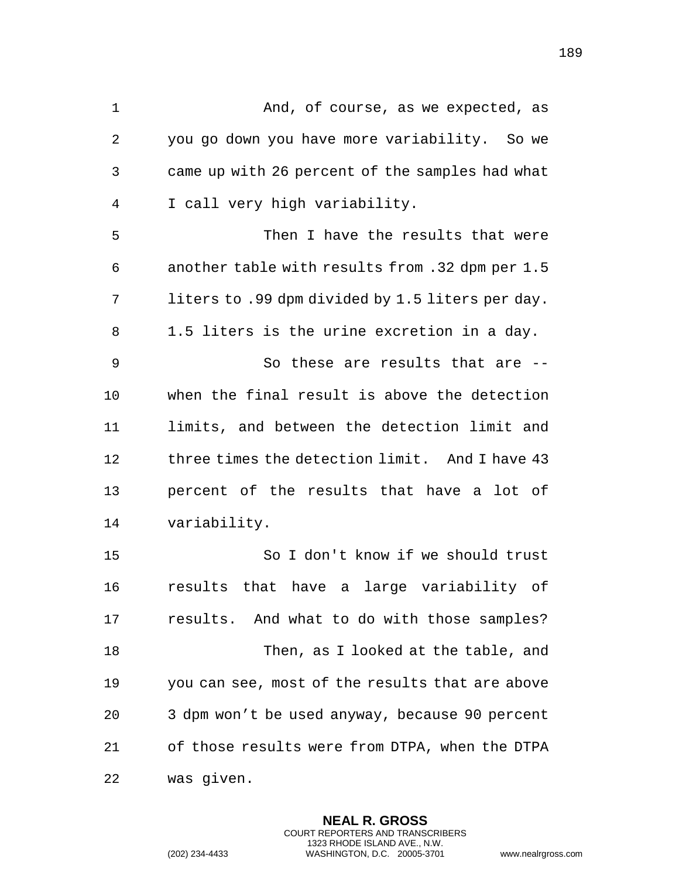And, of course, as we expected, as you go down you have more variability. So we came up with 26 percent of the samples had what I call very high variability.

Then I have the results that were another table with results from .32 dpm per 1.5 liters to .99 dpm divided by 1.5 liters per day. 1.5 liters is the urine excretion in a day.

So these are results that are -- when the final result is above the detection limits, and between the detection limit and three times the detection limit. And I have 43 percent of the results that have a lot of variability.

So I don't know if we should trust results that have a large variability of results. And what to do with those samples?

Then, as I looked at the table, and you can see, most of the results that are above 3 dpm won't be used anyway, because 90 percent of those results were from DTPA, when the DTPA was given.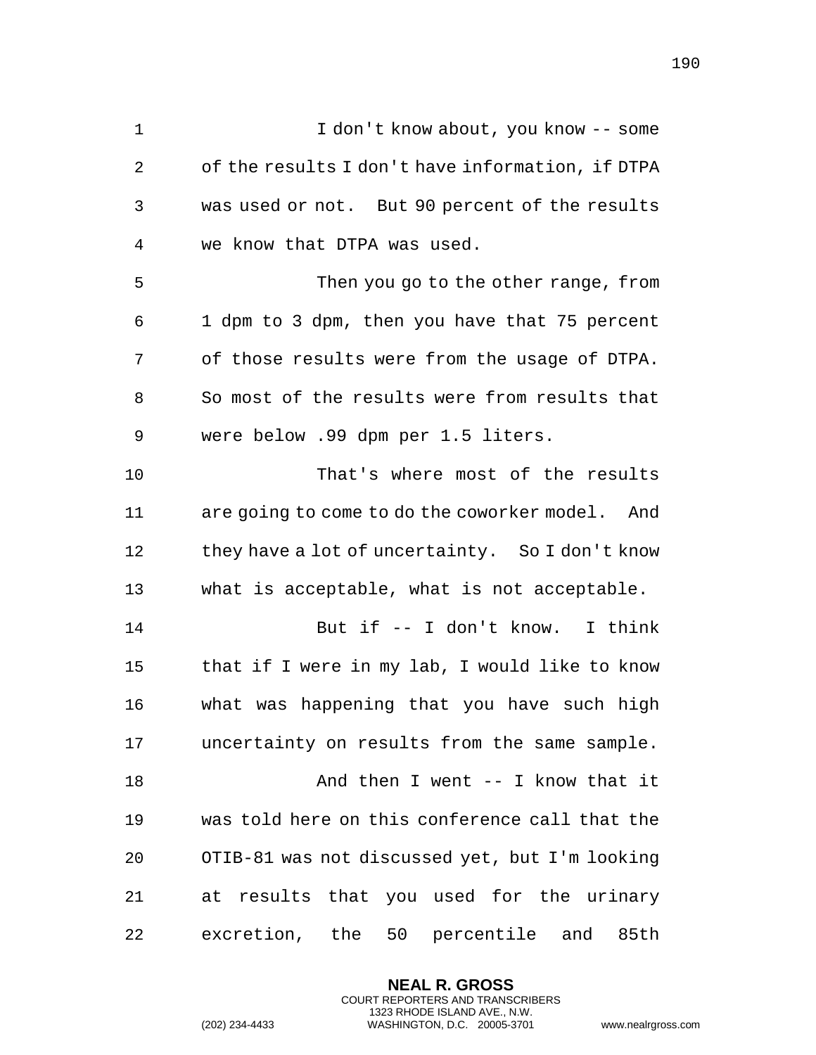I don't know about, you know -- some of the results I don't have information, if DTPA was used or not. But 90 percent of the results we know that DTPA was used.

Then you go to the other range, from 1 dpm to 3 dpm, then you have that 75 percent of those results were from the usage of DTPA. So most of the results were from results that were below .99 dpm per 1.5 liters.

That's where most of the results are going to come to do the coworker model. And they have a lot of uncertainty. So I don't know what is acceptable, what is not acceptable.

But if -- I don't know. I think that if I were in my lab, I would like to know what was happening that you have such high uncertainty on results from the same sample.

And then I went -- I know that it was told here on this conference call that the OTIB-81 was not discussed yet, but I'm looking at results that you used for the urinary excretion, the 50 percentile and 85th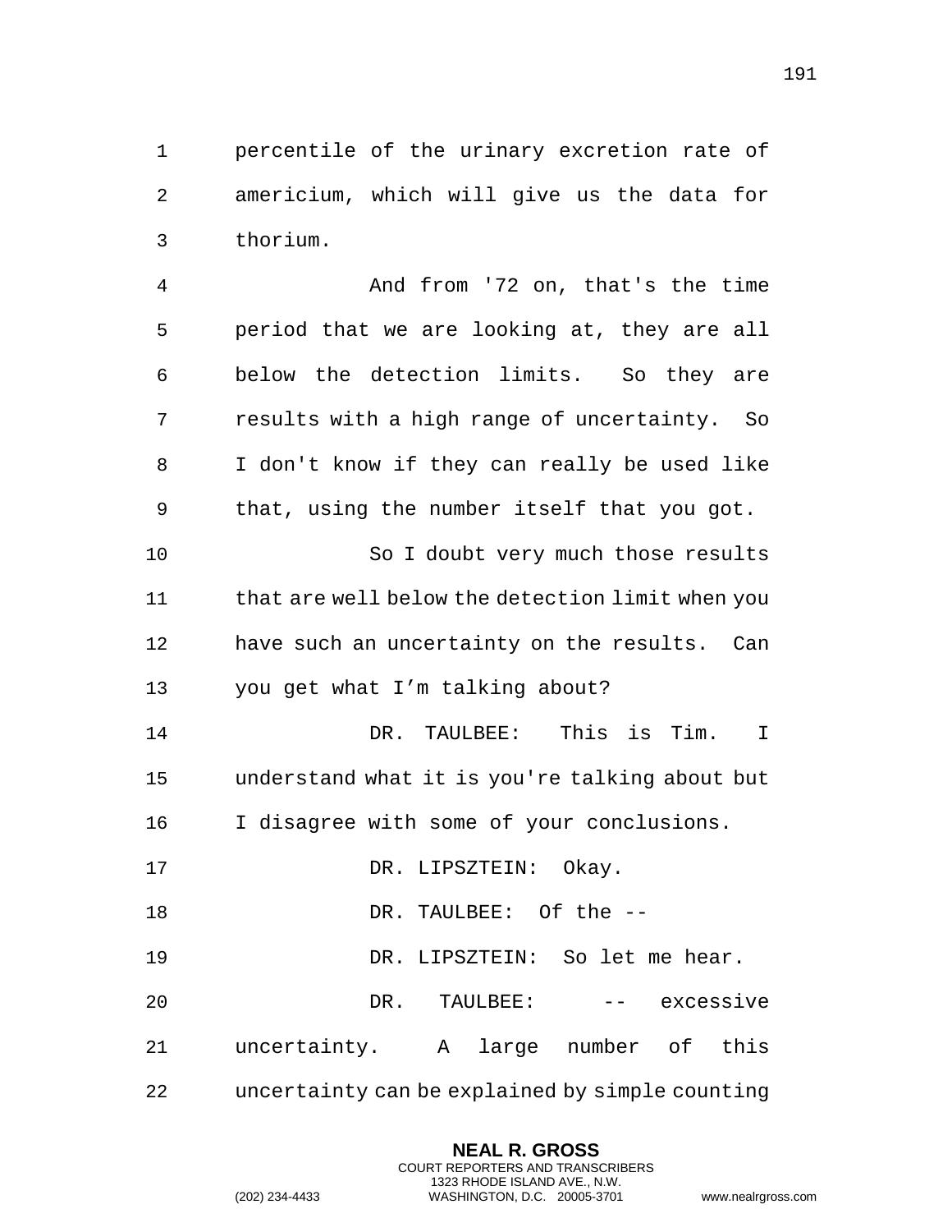percentile of the urinary excretion rate of americium, which will give us the data for thorium.

And from '72 on, that's the time period that we are looking at, they are all below the detection limits. So they are results with a high range of uncertainty. So I don't know if they can really be used like that, using the number itself that you got.

So I doubt very much those results that are well below the detection limit when you have such an uncertainty on the results. Can you get what I’m talking about?

DR. TAULBEE: This is Tim. I understand what it is you're talking about but I disagree with some of your conclusions.

DR. LIPSZTEIN: Okay.

DR. TAULBEE: Of the --

DR. LIPSZTEIN: So let me hear.

DR. TAULBEE: -- excessive uncertainty. A large number of this uncertainty can be explained by simple counting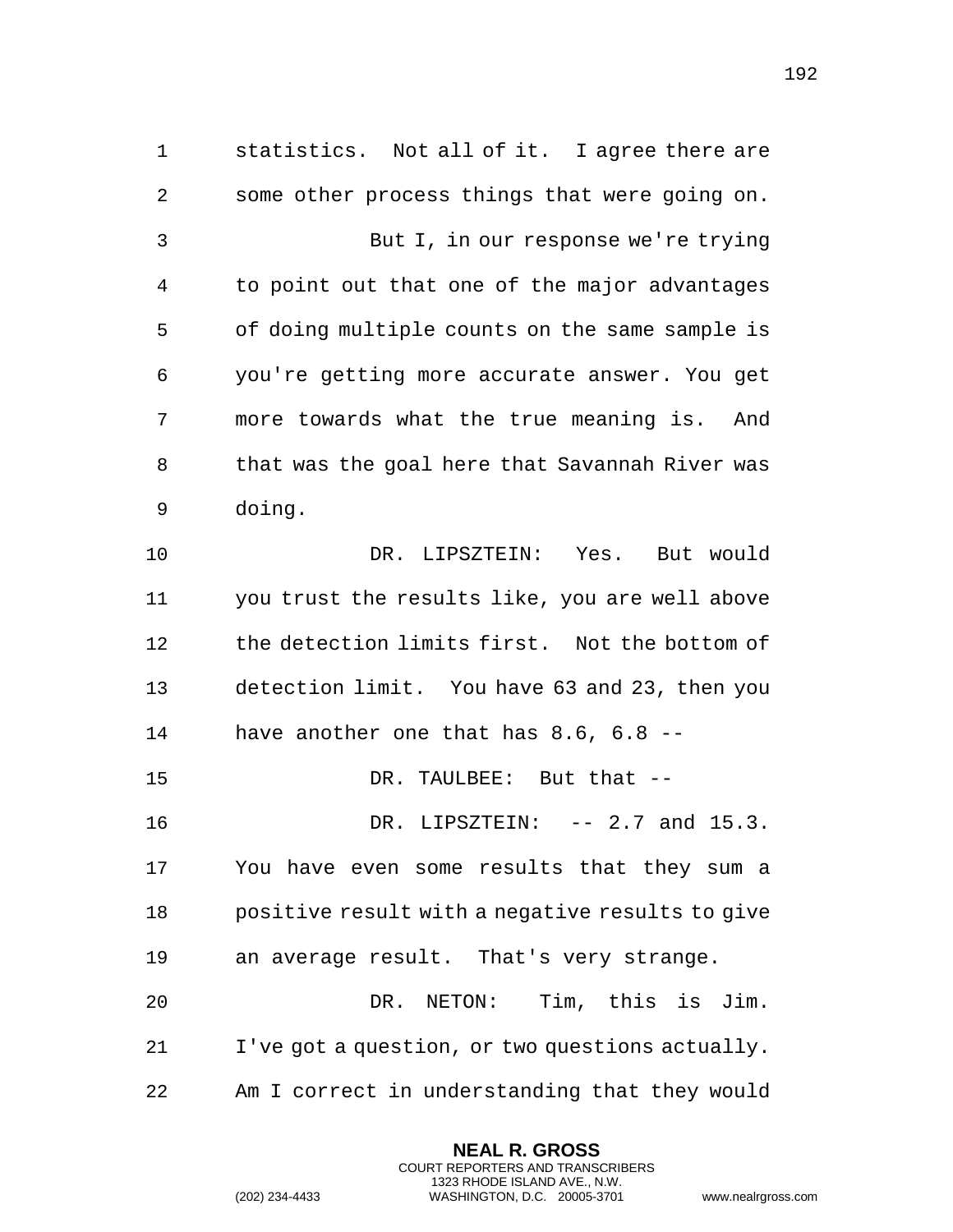statistics. Not all of it. I agree there are some other process things that were going on.

But I, in our response we're trying to point out that one of the major advantages of doing multiple counts on the same sample is you're getting more accurate answer. You get more towards what the true meaning is. And that was the goal here that Savannah River was doing.

DR. LIPSZTEIN: Yes. But would you trust the results like, you are well above the detection limits first. Not the bottom of detection limit. You have 63 and 23, then you have another one that has 8.6, 6.8 --

DR. TAULBEE: But that --

DR. LIPSZTEIN: -- 2.7 and 15.3. You have even some results that they sum a positive result with a negative results to give an average result. That's very strange.

DR. NETON: Tim, this is Jim. I've got a question, or two questions actually. Am I correct in understanding that they would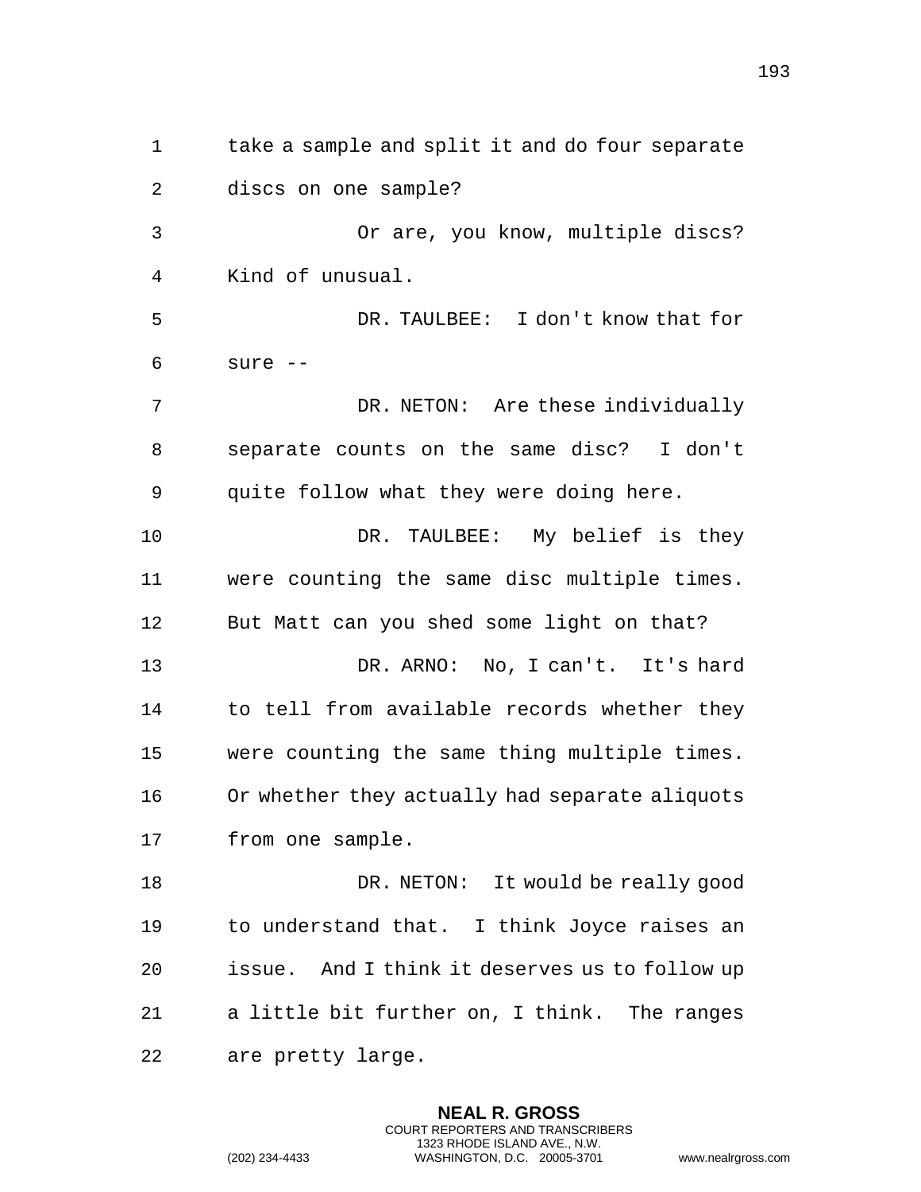take a sample and split it and do four separate discs on one sample?

Or are, you know, multiple discs? Kind of unusual.

DR. TAULBEE: I don't know that for sure --

DR. NETON: Are these individually separate counts on the same disc? I don't quite follow what they were doing here.

DR. TAULBEE: My belief is they were counting the same disc multiple times. But Matt can you shed some light on that?

DR. ARNO: No, I can't. It's hard to tell from available records whether they were counting the same thing multiple times. Or whether they actually had separate aliquots from one sample.

DR. NETON: It would be really good to understand that. I think Joyce raises an issue. And I think it deserves us to follow up a little bit further on, I think. The ranges are pretty large.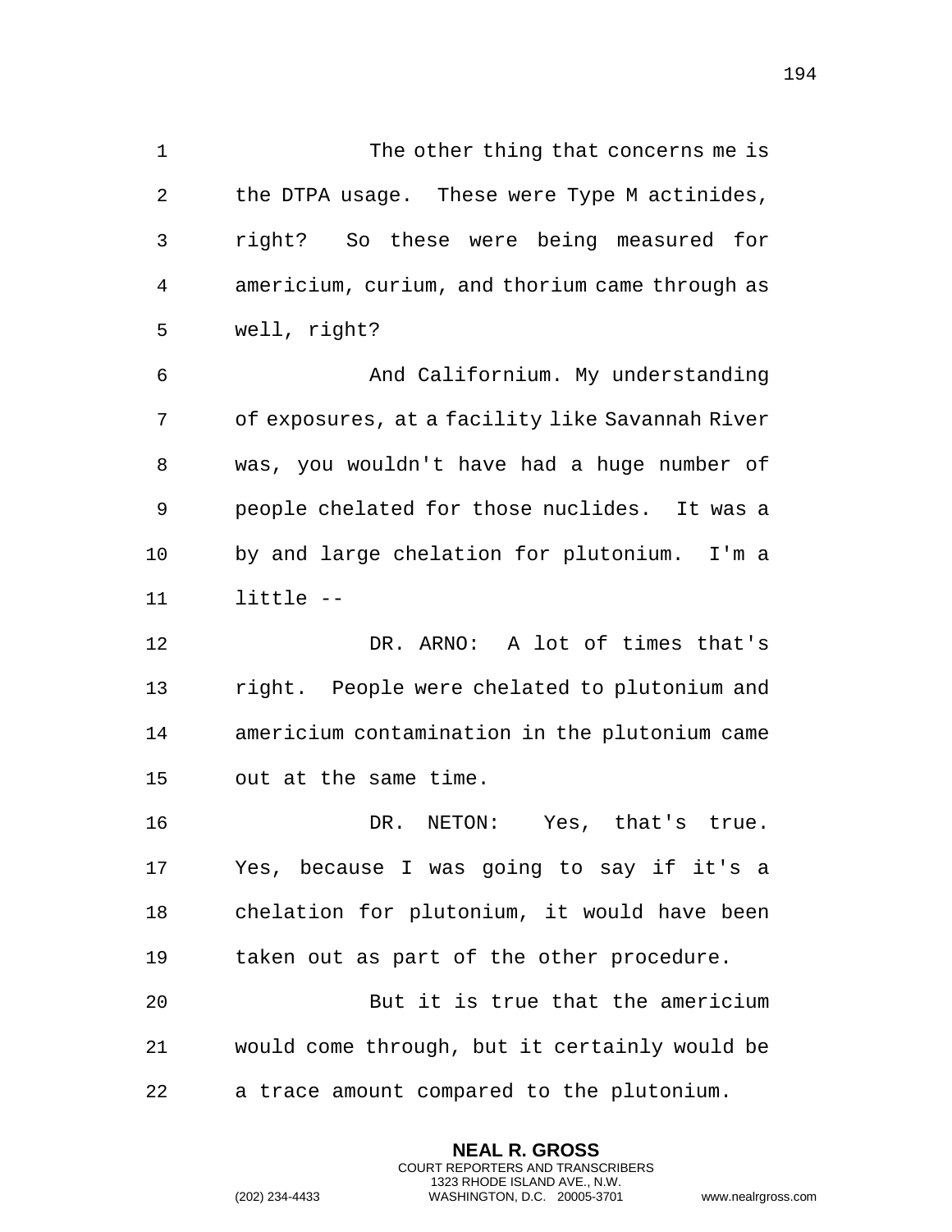The other thing that concerns me is the DTPA usage. These were Type M actinides, right? So these were being measured for americium, curium, and thorium came through as well, right?

And Californium. My understanding of exposures, at a facility like Savannah River was, you wouldn't have had a huge number of people chelated for those nuclides. It was a by and large chelation for plutonium. I'm a little --

DR. ARNO: A lot of times that's right. People were chelated to plutonium and americium contamination in the plutonium came out at the same time.

DR. NETON: Yes, that's true. Yes, because I was going to say if it's a chelation for plutonium, it would have been taken out as part of the other procedure.

But it is true that the americium would come through, but it certainly would be a trace amount compared to the plutonium.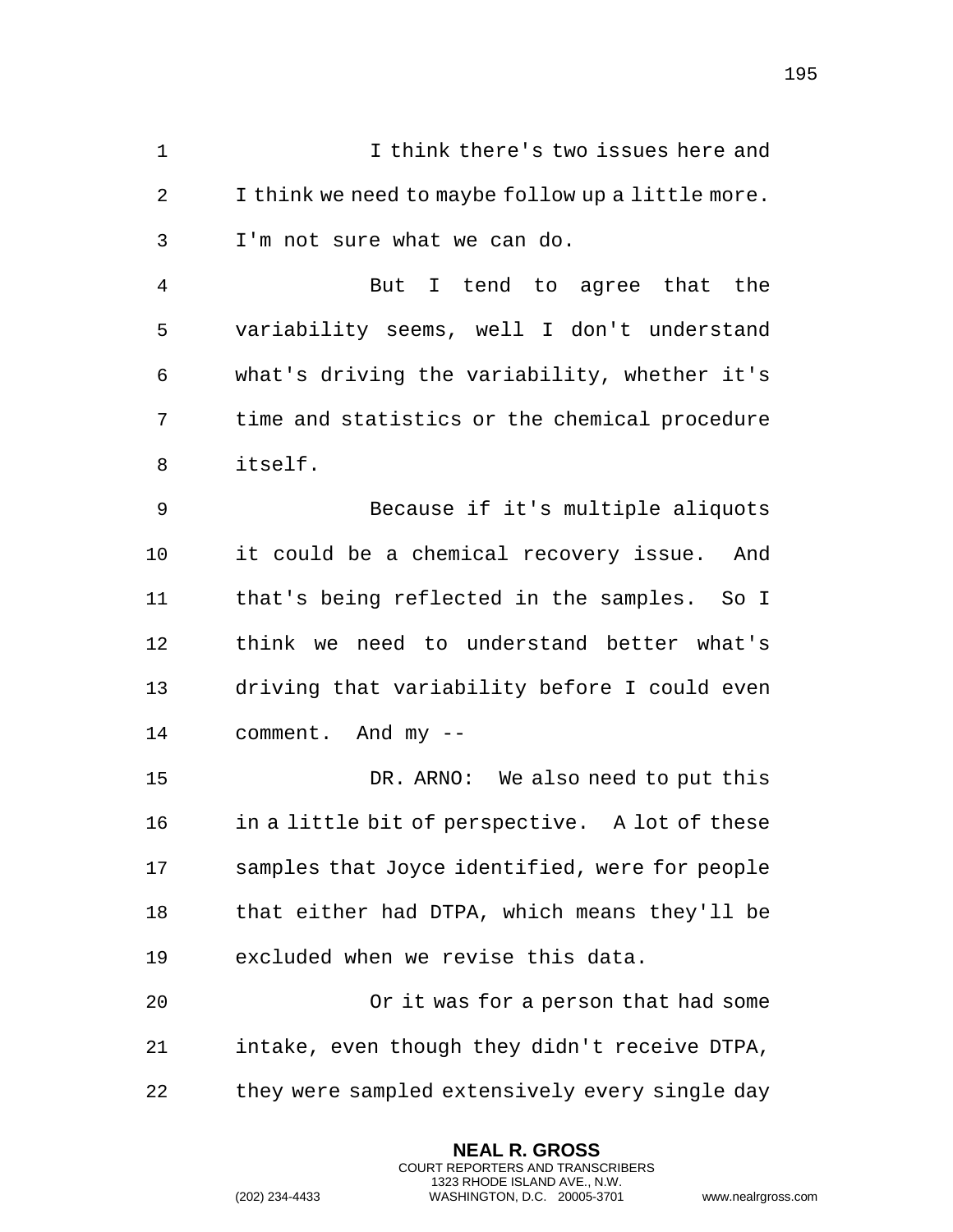I think there's two issues here and I think we need to maybe follow up a little more. I'm not sure what we can do.

But I tend to agree that the variability seems, well I don't understand what's driving the variability, whether it's time and statistics or the chemical procedure itself.

Because if it's multiple aliquots it could be a chemical recovery issue. And that's being reflected in the samples. So I think we need to understand better what's driving that variability before I could even comment. And my --

DR. ARNO: We also need to put this in a little bit of perspective. A lot of these samples that Joyce identified, were for people that either had DTPA, which means they'll be excluded when we revise this data.

Or it was for a person that had some intake, even though they didn't receive DTPA, they were sampled extensively every single day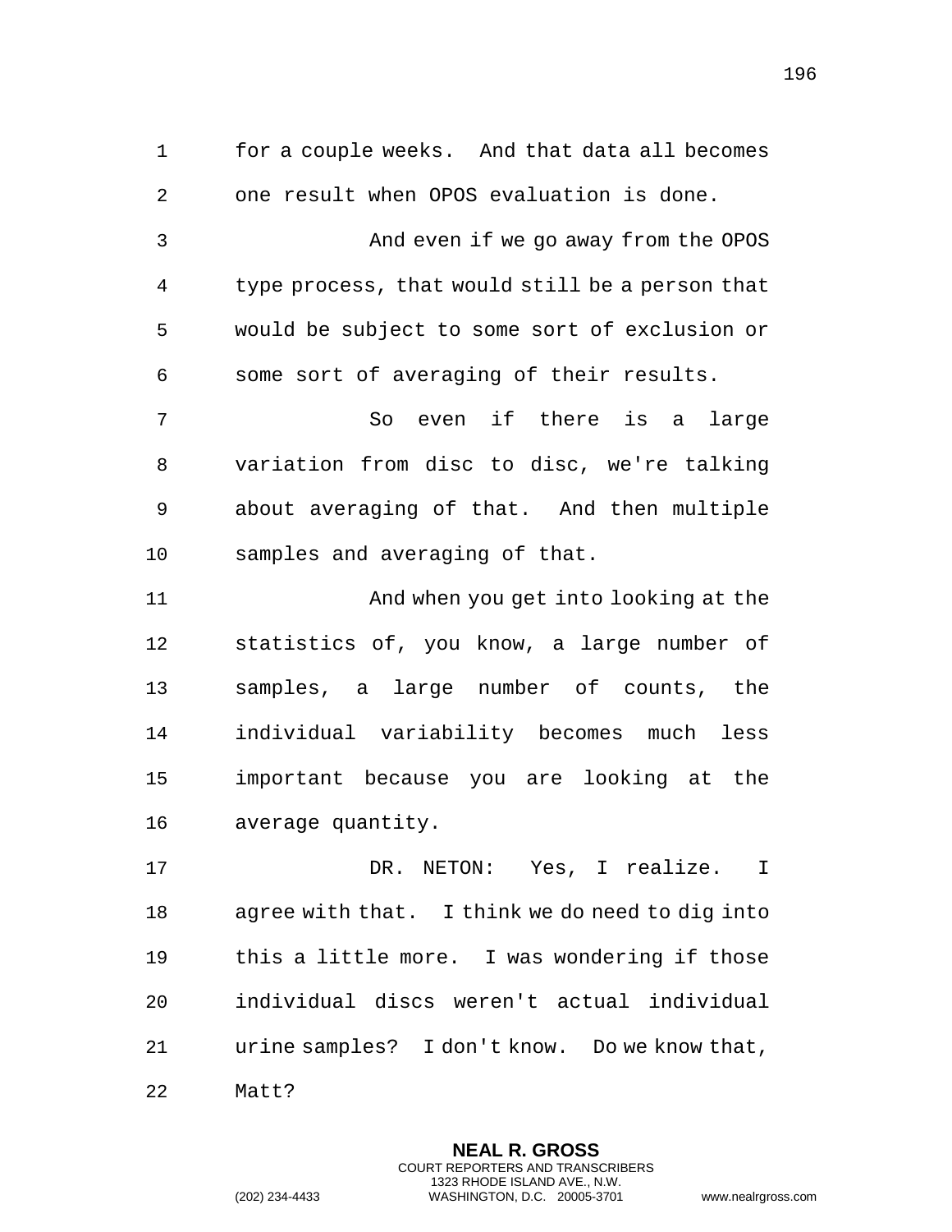for a couple weeks. And that data all becomes one result when OPOS evaluation is done.

And even if we go away from the OPOS type process, that would still be a person that would be subject to some sort of exclusion or some sort of averaging of their results.

So even if there is a large variation from disc to disc, we're talking about averaging of that. And then multiple samples and averaging of that.

And when you get into looking at the statistics of, you know, a large number of samples, a large number of counts, the individual variability becomes much less important because you are looking at the average quantity.

DR. NETON: Yes, I realize. I agree with that. I think we do need to dig into this a little more. I was wondering if those individual discs weren't actual individual urine samples? I don't know. Do we know that, Matt?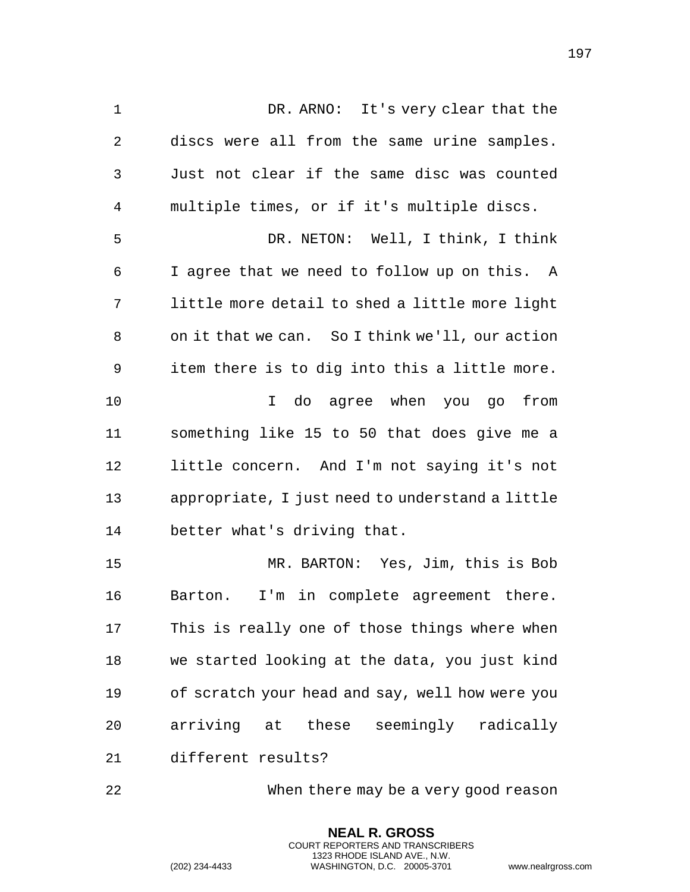DR. ARNO: It's very clear that the discs were all from the same urine samples. Just not clear if the same disc was counted multiple times, or if it's multiple discs.

DR. NETON: Well, I think, I think I agree that we need to follow up on this. A little more detail to shed a little more light on it that we can. So I think we'll, our action item there is to dig into this a little more.

I do agree when you go from something like 15 to 50 that does give me a little concern. And I'm not saying it's not appropriate, I just need to understand a little better what's driving that.

MR. BARTON: Yes, Jim, this is Bob Barton. I'm in complete agreement there. This is really one of those things where when we started looking at the data, you just kind of scratch your head and say, well how were you arriving at these seemingly radically different results?

When there may be a very good reason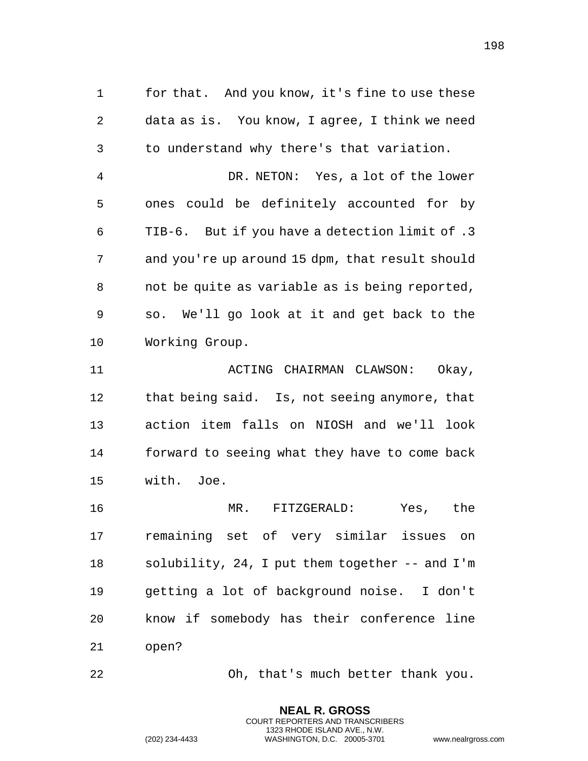for that. And you know, it's fine to use these data as is. You know, I agree, I think we need to understand why there's that variation.

DR. NETON: Yes, a lot of the lower ones could be definitely accounted for by TIB-6. But if you have a detection limit of .3 and you're up around 15 dpm, that result should not be quite as variable as is being reported, so. We'll go look at it and get back to the Working Group.

ACTING CHAIRMAN CLAWSON: Okay, that being said. Is, not seeing anymore, that action item falls on NIOSH and we'll look forward to seeing what they have to come back with. Joe.

MR. FITZGERALD: Yes, the remaining set of very similar issues on solubility, 24, I put them together -- and I'm getting a lot of background noise. I don't know if somebody has their conference line open?

Oh, that's much better thank you.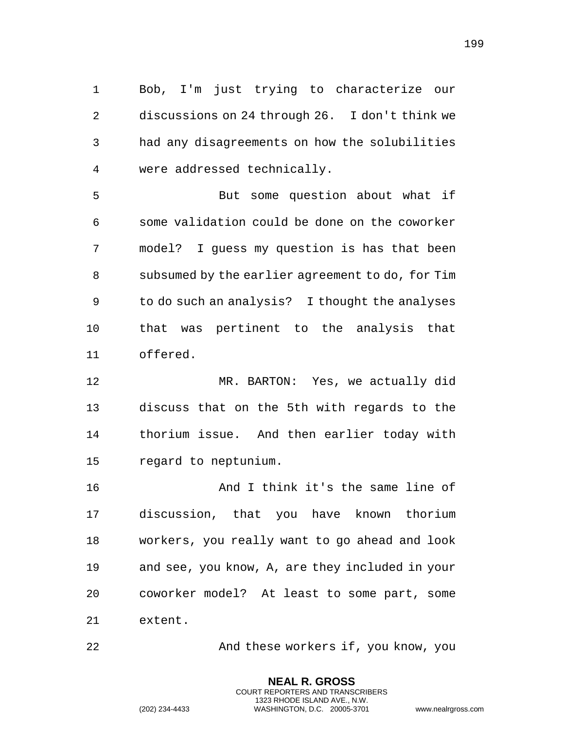Bob, I'm just trying to characterize our discussions on 24 through 26. I don't think we had any disagreements on how the solubilities were addressed technically.

But some question about what if some validation could be done on the coworker model? I guess my question is has that been subsumed by the earlier agreement to do, for Tim to do such an analysis? I thought the analyses that was pertinent to the analysis that offered.

MR. BARTON: Yes, we actually did discuss that on the 5th with regards to the thorium issue. And then earlier today with regard to neptunium.

And I think it's the same line of discussion, that you have known thorium workers, you really want to go ahead and look and see, you know, A, are they included in your coworker model? At least to some part, some extent.

And these workers if, you know, you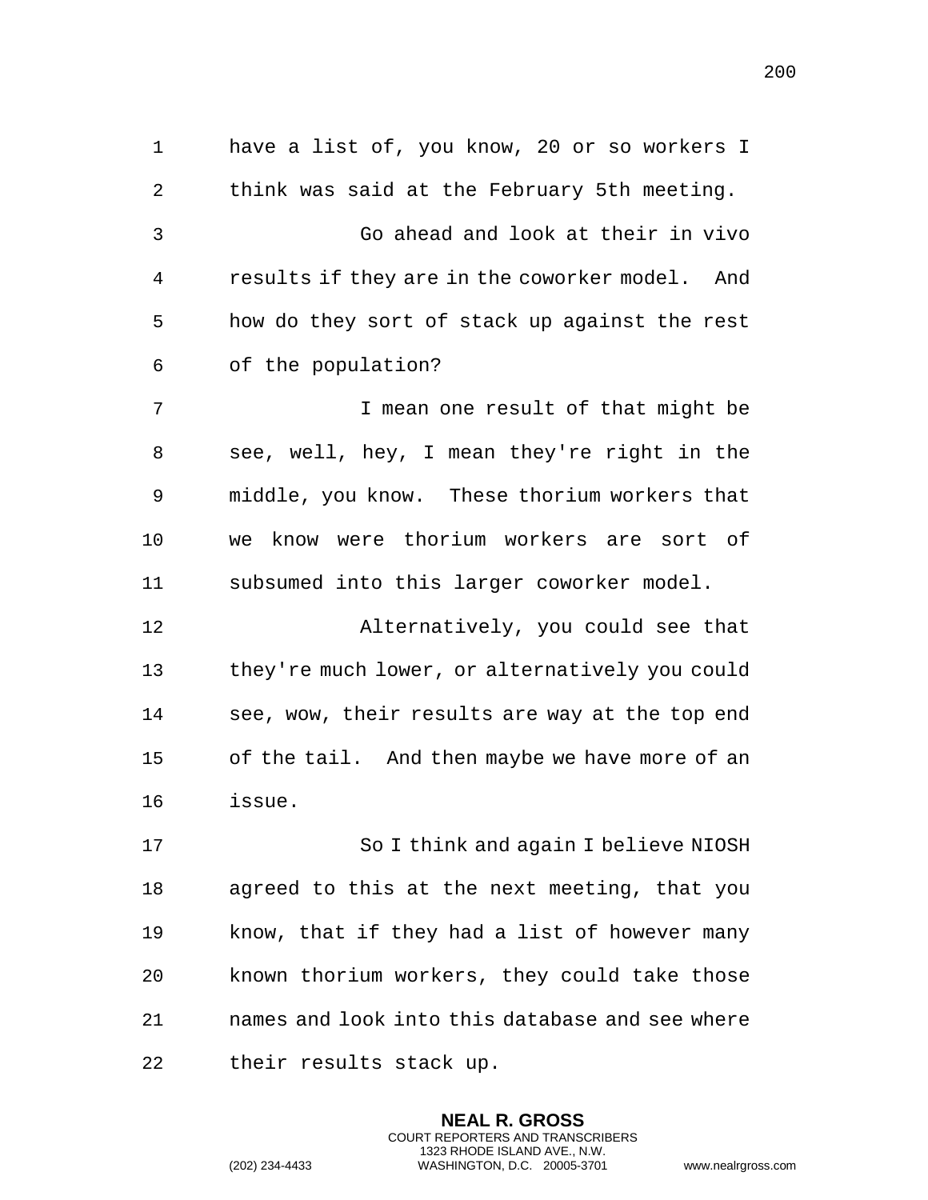have a list of, you know, 20 or so workers I think was said at the February 5th meeting.

Go ahead and look at their in vivo results if they are in the coworker model. And how do they sort of stack up against the rest of the population?

I mean one result of that might be see, well, hey, I mean they're right in the middle, you know. These thorium workers that we know were thorium workers are sort of subsumed into this larger coworker model.

Alternatively, you could see that they're much lower, or alternatively you could see, wow, their results are way at the top end of the tail. And then maybe we have more of an issue.

So I think and again I believe NIOSH agreed to this at the next meeting, that you know, that if they had a list of however many known thorium workers, they could take those names and look into this database and see where their results stack up.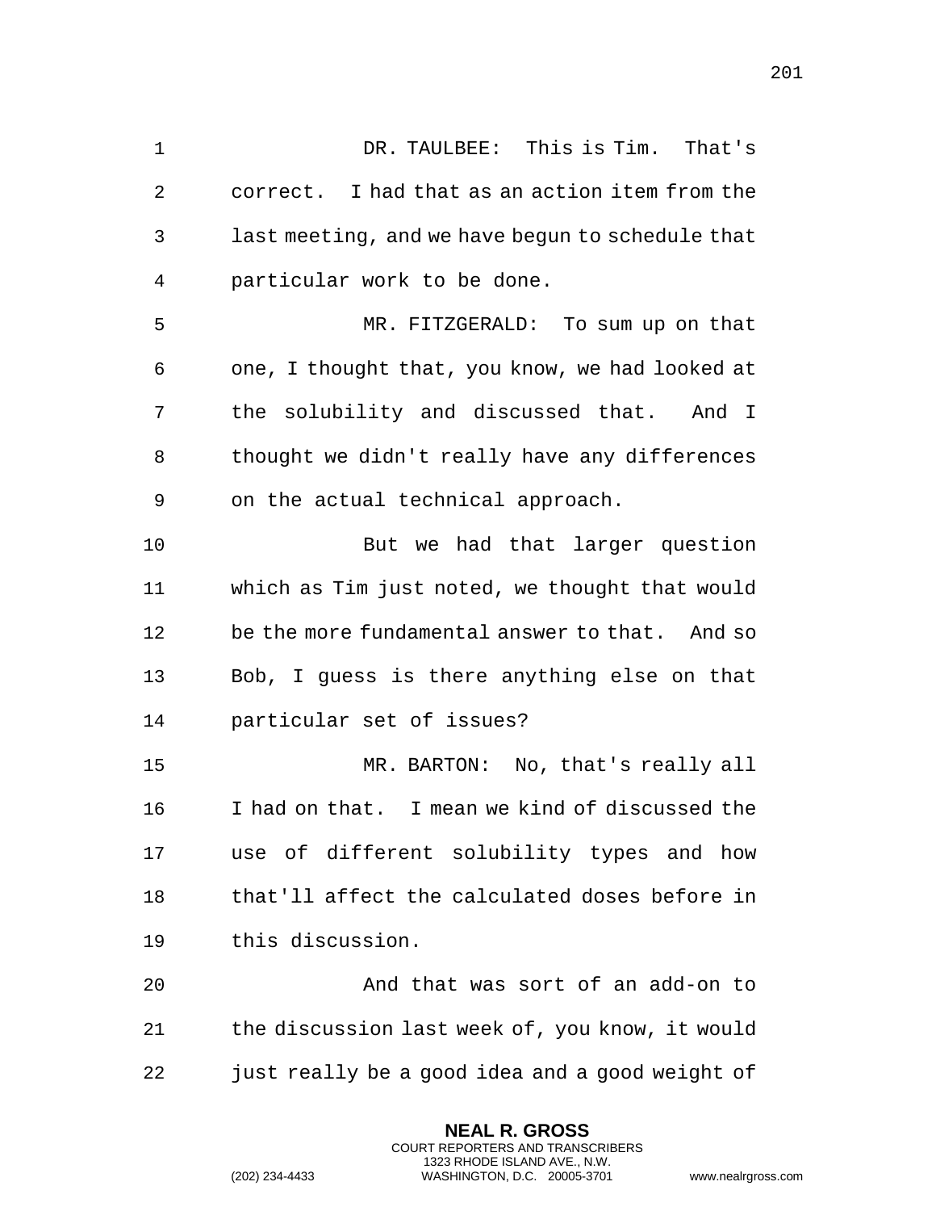DR. TAULBEE: This is Tim. That's correct. I had that as an action item from the last meeting, and we have begun to schedule that particular work to be done.

MR. FITZGERALD: To sum up on that one, I thought that, you know, we had looked at the solubility and discussed that. And I thought we didn't really have any differences on the actual technical approach.

But we had that larger question which as Tim just noted, we thought that would be the more fundamental answer to that. And so Bob, I guess is there anything else on that particular set of issues?

MR. BARTON: No, that's really all I had on that. I mean we kind of discussed the use of different solubility types and how that'll affect the calculated doses before in this discussion.

And that was sort of an add-on to the discussion last week of, you know, it would just really be a good idea and a good weight of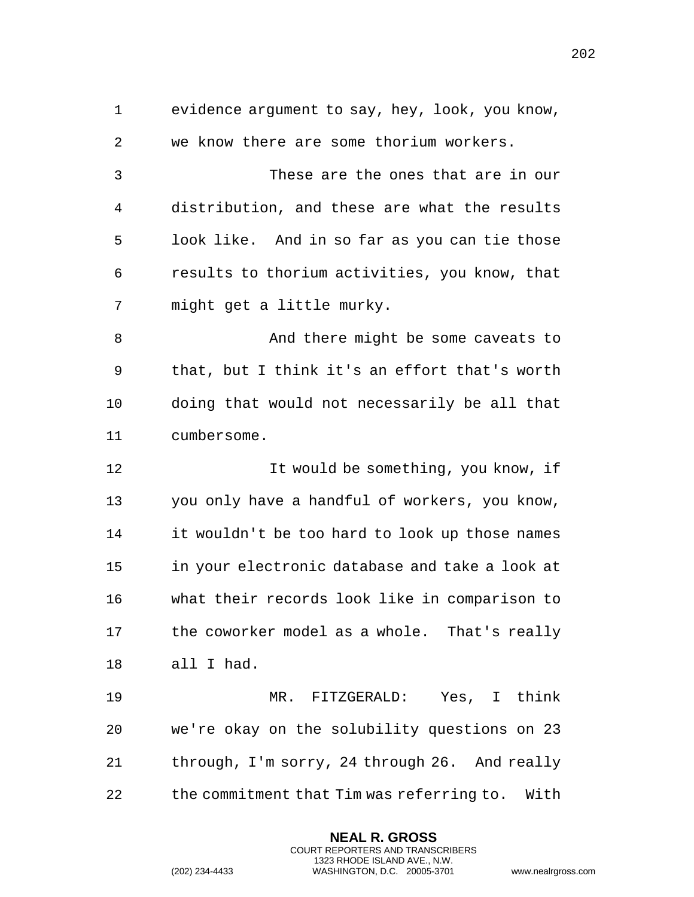evidence argument to say, hey, look, you know, we know there are some thorium workers.

These are the ones that are in our distribution, and these are what the results look like. And in so far as you can tie those results to thorium activities, you know, that might get a little murky.

And there might be some caveats to that, but I think it's an effort that's worth doing that would not necessarily be all that cumbersome.

It would be something, you know, if you only have a handful of workers, you know, it wouldn't be too hard to look up those names in your electronic database and take a look at what their records look like in comparison to the coworker model as a whole. That's really all I had.

MR. FITZGERALD: Yes, I think we're okay on the solubility questions on 23 through, I'm sorry, 24 through 26. And really the commitment that Tim was referring to. With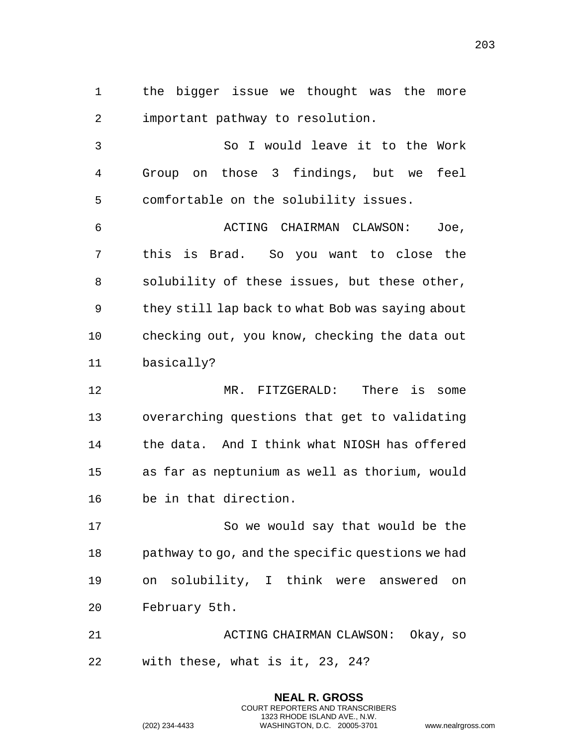the bigger issue we thought was the more important pathway to resolution.

So I would leave it to the Work Group on those 3 findings, but we feel comfortable on the solubility issues.

ACTING CHAIRMAN CLAWSON: Joe, this is Brad. So you want to close the solubility of these issues, but these other, they still lap back to what Bob was saying about checking out, you know, checking the data out basically?

MR. FITZGERALD: There is some overarching questions that get to validating the data. And I think what NIOSH has offered as far as neptunium as well as thorium, would be in that direction.

So we would say that would be the pathway to go, and the specific questions we had on solubility, I think were answered on February 5th.

ACTING CHAIRMAN CLAWSON: Okay, so with these, what is it, 23, 24?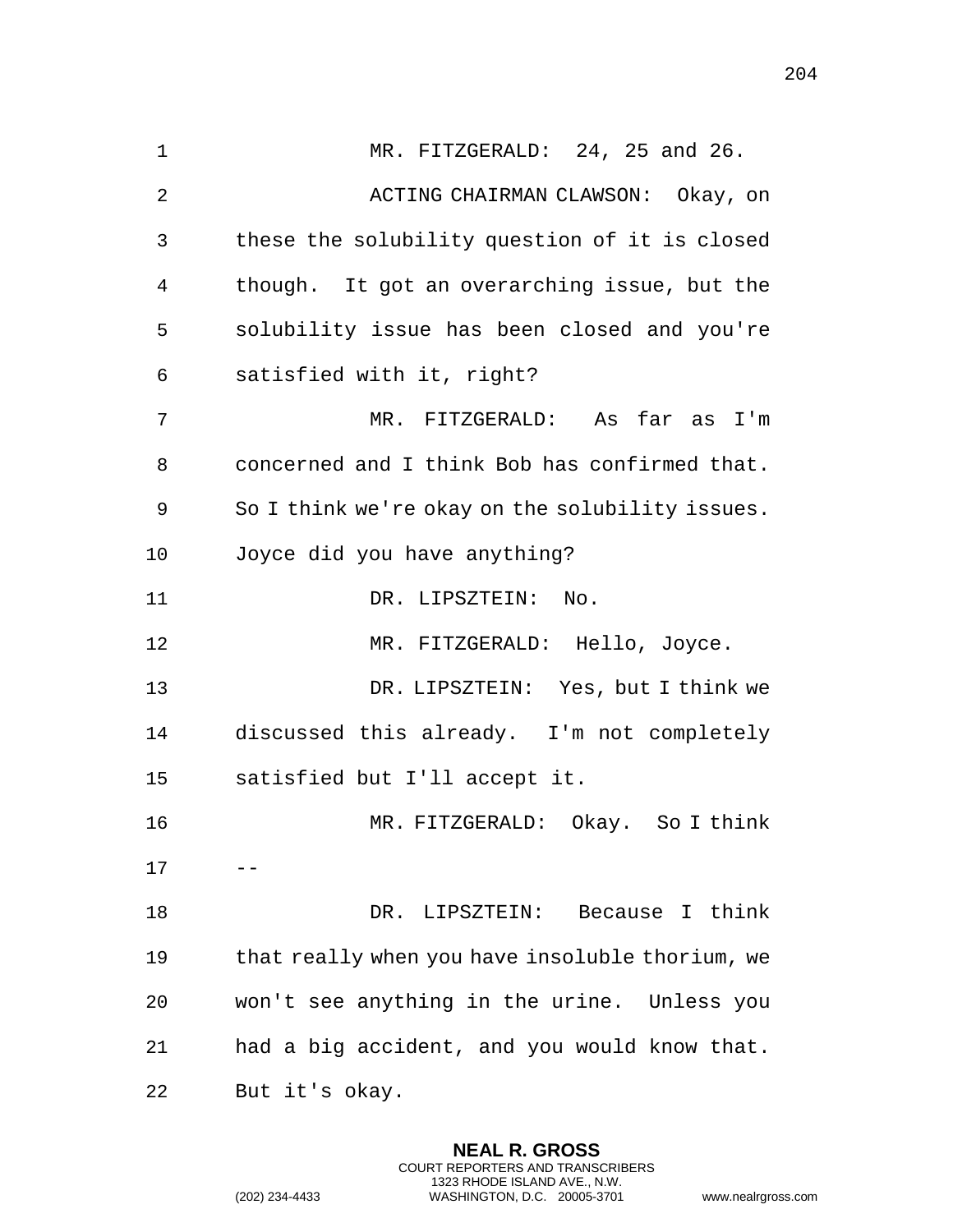MR. FITZGERALD: 24, 25 and 26.

ACTING CHAIRMAN CLAWSON: Okay, on these the solubility question of it is closed though. It got an overarching issue, but the solubility issue has been closed and you're satisfied with it, right?

MR. FITZGERALD: As far as I'm concerned and I think Bob has confirmed that. So I think we're okay on the solubility issues. Joyce did you have anything?

DR. LIPSZTEIN: No.

MR. FITZGERALD: Hello, Joyce.

DR. LIPSZTEIN: Yes, but I think we discussed this already. I'm not completely satisfied but I'll accept it.

MR. FITZGERALD: Okay. So I think --

DR. LIPSZTEIN: Because I think that really when you have insoluble thorium, we won't see anything in the urine. Unless you had a big accident, and you would know that. But it's okay.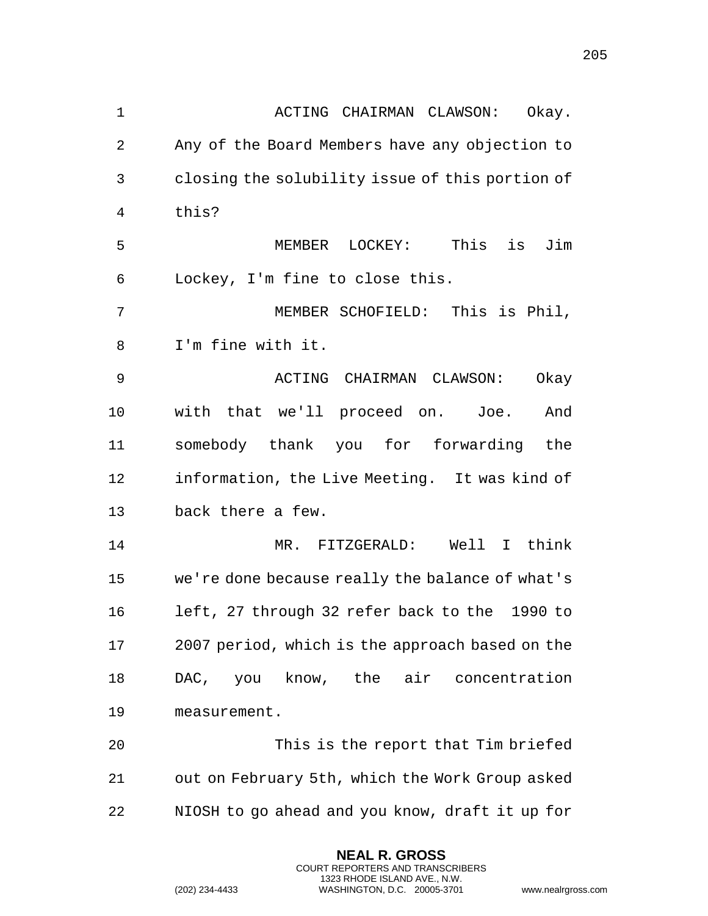ACTING CHAIRMAN CLAWSON: Okay. Any of the Board Members have any objection to closing the solubility issue of this portion of this?

MEMBER LOCKEY: This is Jim Lockey, I'm fine to close this.

MEMBER SCHOFIELD: This is Phil, I'm fine with it.

ACTING CHAIRMAN CLAWSON: Okay with that we'll proceed on. Joe. And somebody thank you for forwarding the information, the Live Meeting. It was kind of back there a few.

MR. FITZGERALD: Well I think we're done because really the balance of what's left, 27 through 32 refer back to the 1990 to 2007 period, which is the approach based on the DAC, you know, the air concentration measurement.

This is the report that Tim briefed out on February 5th, which the Work Group asked NIOSH to go ahead and you know, draft it up for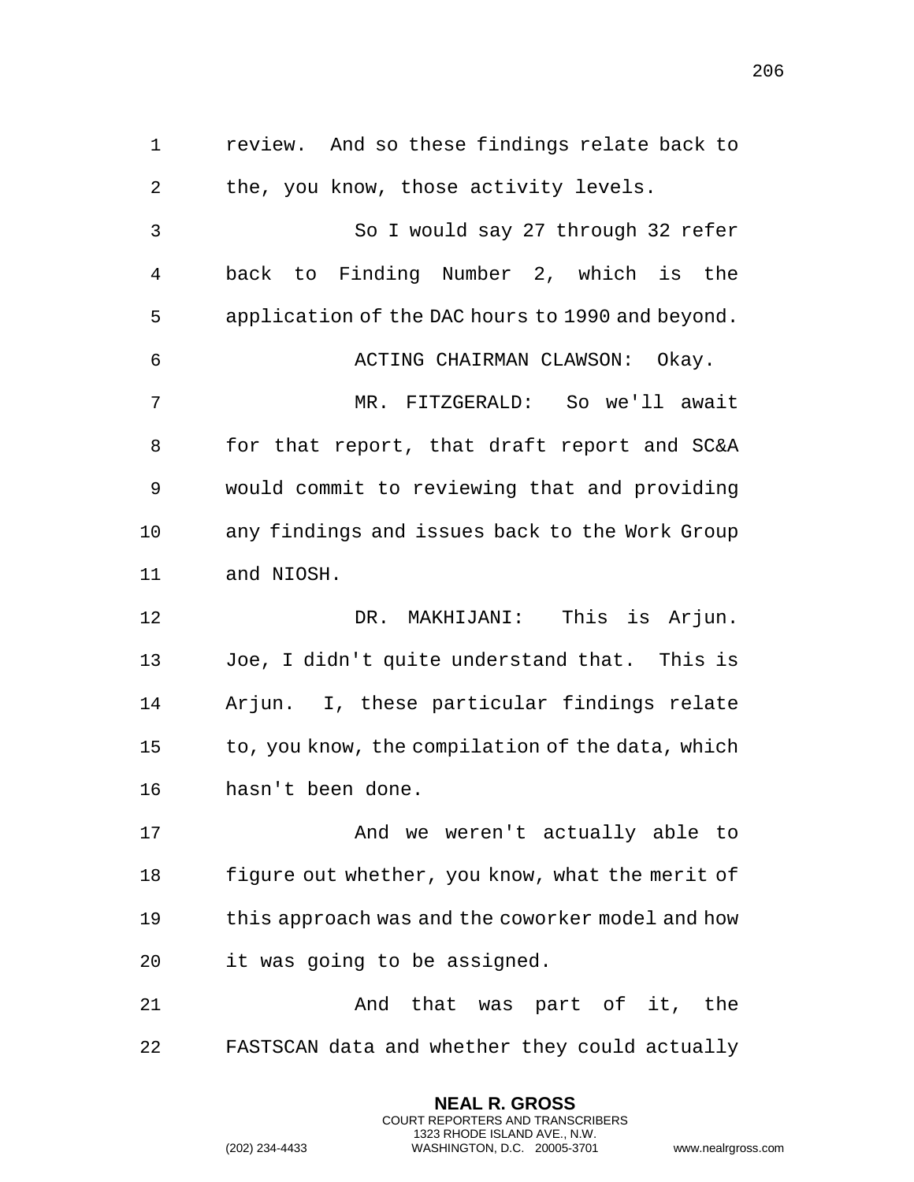review. And so these findings relate back to the, you know, those activity levels.

So I would say 27 through 32 refer back to Finding Number 2, which is the application of the DAC hours to 1990 and beyond.

ACTING CHAIRMAN CLAWSON: Okay.

MR. FITZGERALD: So we'll await for that report, that draft report and SC&A would commit to reviewing that and providing any findings and issues back to the Work Group and NIOSH.

DR. MAKHIJANI: This is Arjun. Joe, I didn't quite understand that. This is Arjun. I, these particular findings relate to, you know, the compilation of the data, which hasn't been done.

And we weren't actually able to figure out whether, you know, what the merit of this approach was and the coworker model and how it was going to be assigned.

And that was part of it, the FASTSCAN data and whether they could actually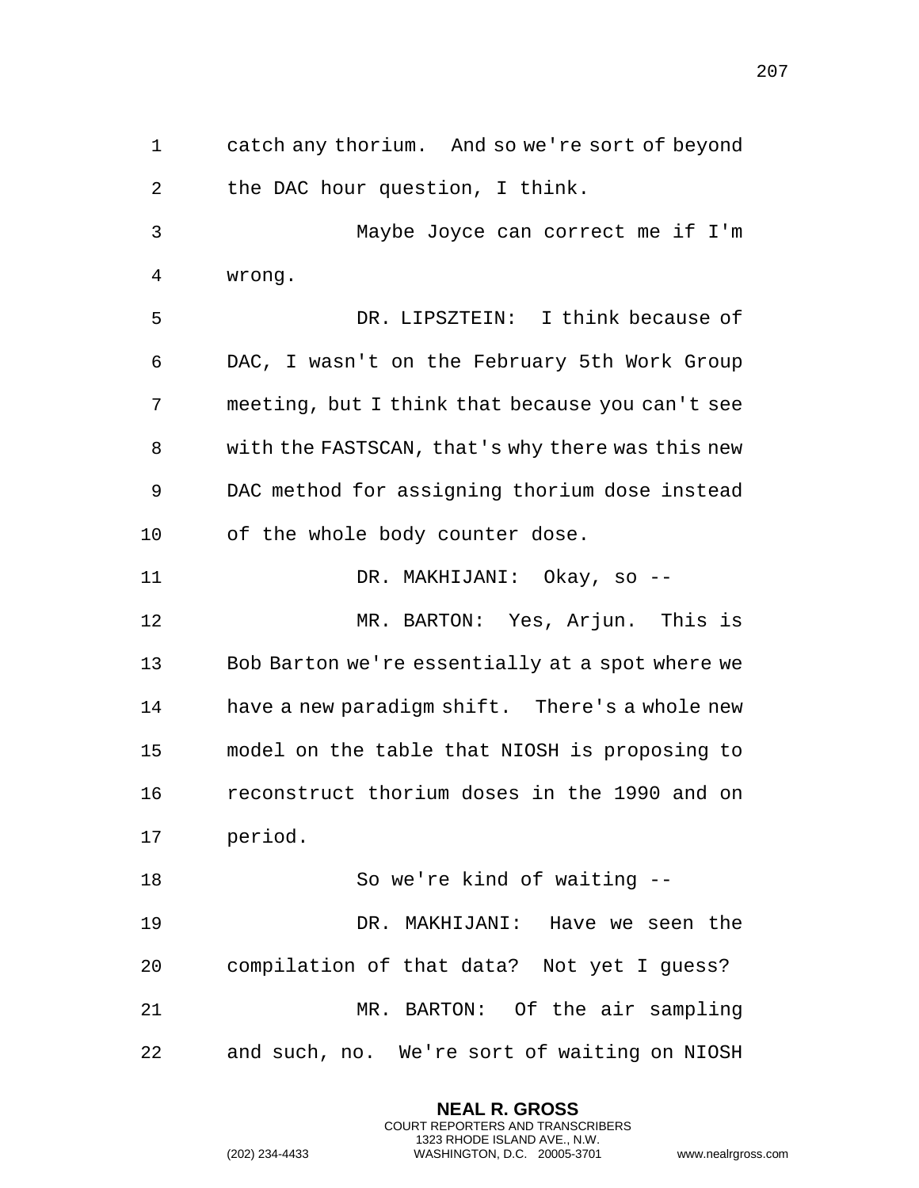catch any thorium. And so we're sort of beyond the DAC hour question, I think.

Maybe Joyce can correct me if I'm wrong.

DR. LIPSZTEIN: I think because of DAC, I wasn't on the February 5th Work Group meeting, but I think that because you can't see with the FASTSCAN, that's why there was this new DAC method for assigning thorium dose instead of the whole body counter dose.

DR. MAKHIJANI: Okay, so --

MR. BARTON: Yes, Arjun. This is Bob Barton we're essentially at a spot where we have a new paradigm shift. There's a whole new model on the table that NIOSH is proposing to reconstruct thorium doses in the 1990 and on period.

So we're kind of waiting --

DR. MAKHIJANI: Have we seen the compilation of that data? Not yet I guess?

MR. BARTON: Of the air sampling and such, no. We're sort of waiting on NIOSH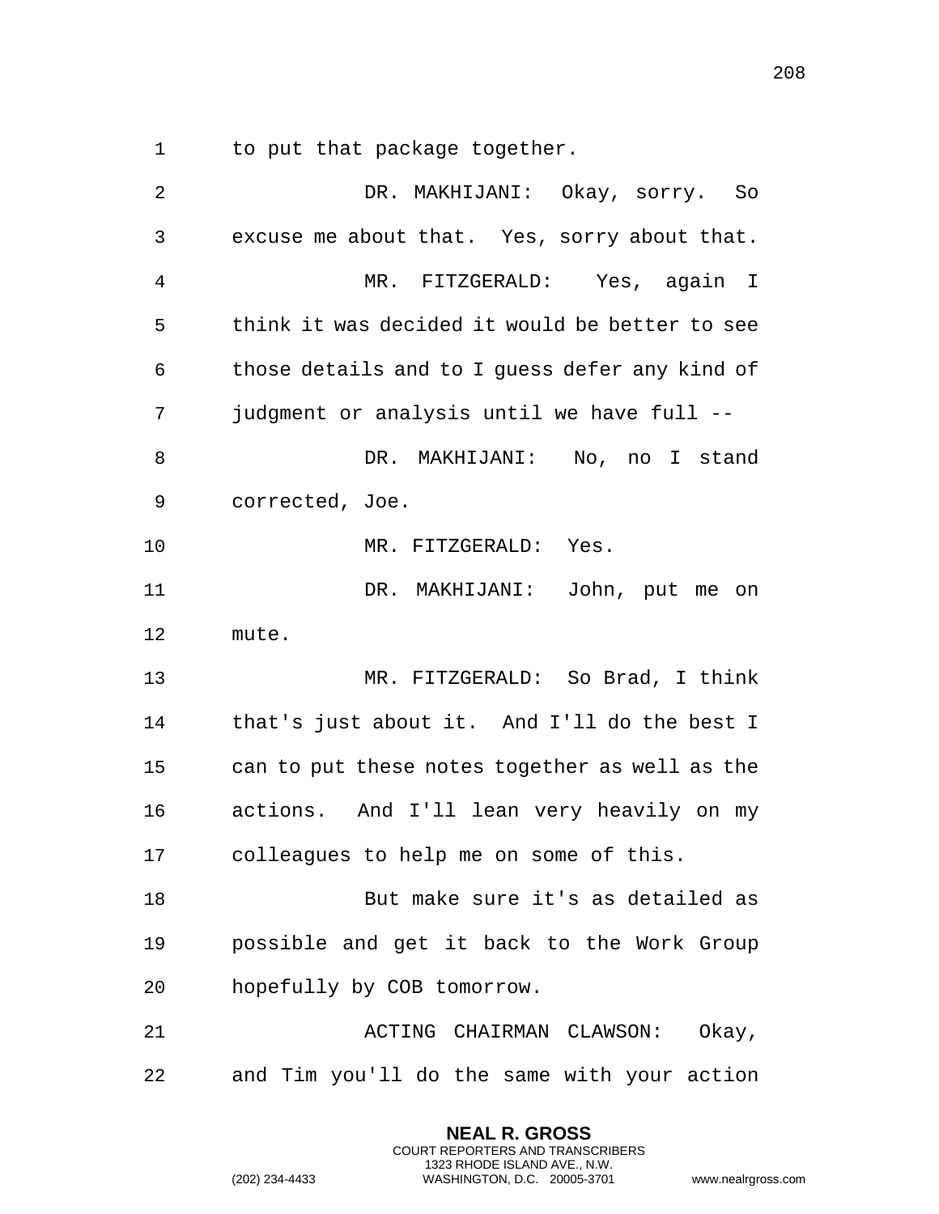to put that package together.

DR. MAKHIJANI: Okay, sorry. So excuse me about that. Yes, sorry about that.

MR. FITZGERALD: Yes, again I think it was decided it would be better to see those details and to I guess defer any kind of judgment or analysis until we have full --

DR. MAKHIJANI: No, no I stand corrected, Joe.

MR. FITZGERALD: Yes.

DR. MAKHIJANI: John, put me on mute.

MR. FITZGERALD: So Brad, I think that's just about it. And I'll do the best I can to put these notes together as well as the actions. And I'll lean very heavily on my colleagues to help me on some of this.

But make sure it's as detailed as possible and get it back to the Work Group hopefully by COB tomorrow.

ACTING CHAIRMAN CLAWSON: Okay, and Tim you'll do the same with your action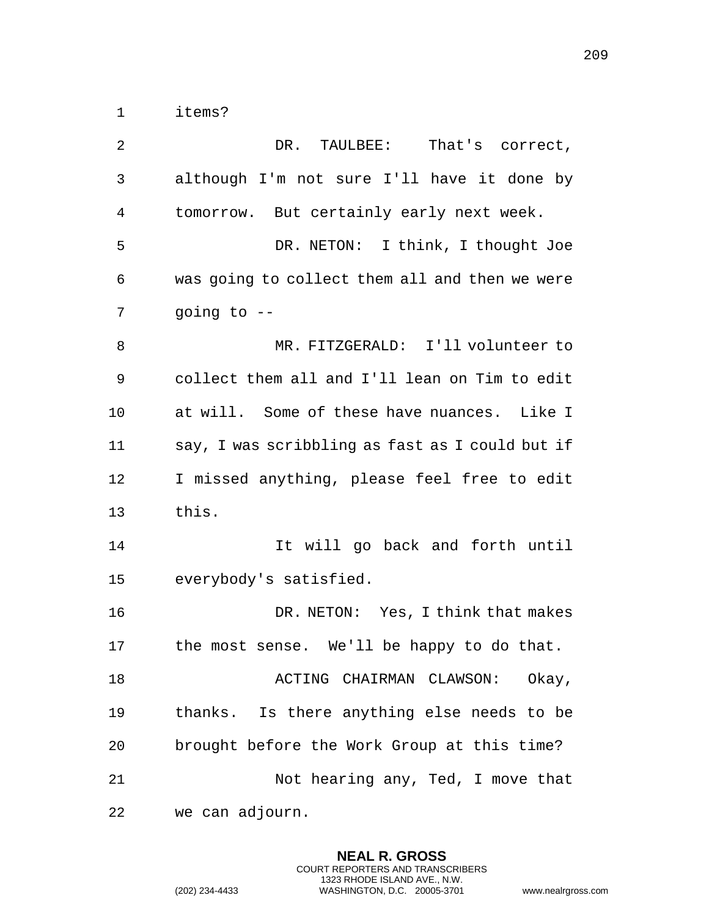items?

DR. TAULBEE: That's correct, although I'm not sure I'll have it done by tomorrow. But certainly early next week.

DR. NETON: I think, I thought Joe was going to collect them all and then we were going to --

MR. FITZGERALD: I'll volunteer to collect them all and I'll lean on Tim to edit at will. Some of these have nuances. Like I say, I was scribbling as fast as I could but if I missed anything, please feel free to edit this.

It will go back and forth until everybody's satisfied.

DR. NETON: Yes, I think that makes the most sense. We'll be happy to do that.

ACTING CHAIRMAN CLAWSON: Okay, thanks. Is there anything else needs to be brought before the Work Group at this time?

Not hearing any, Ted, I move that we can adjourn.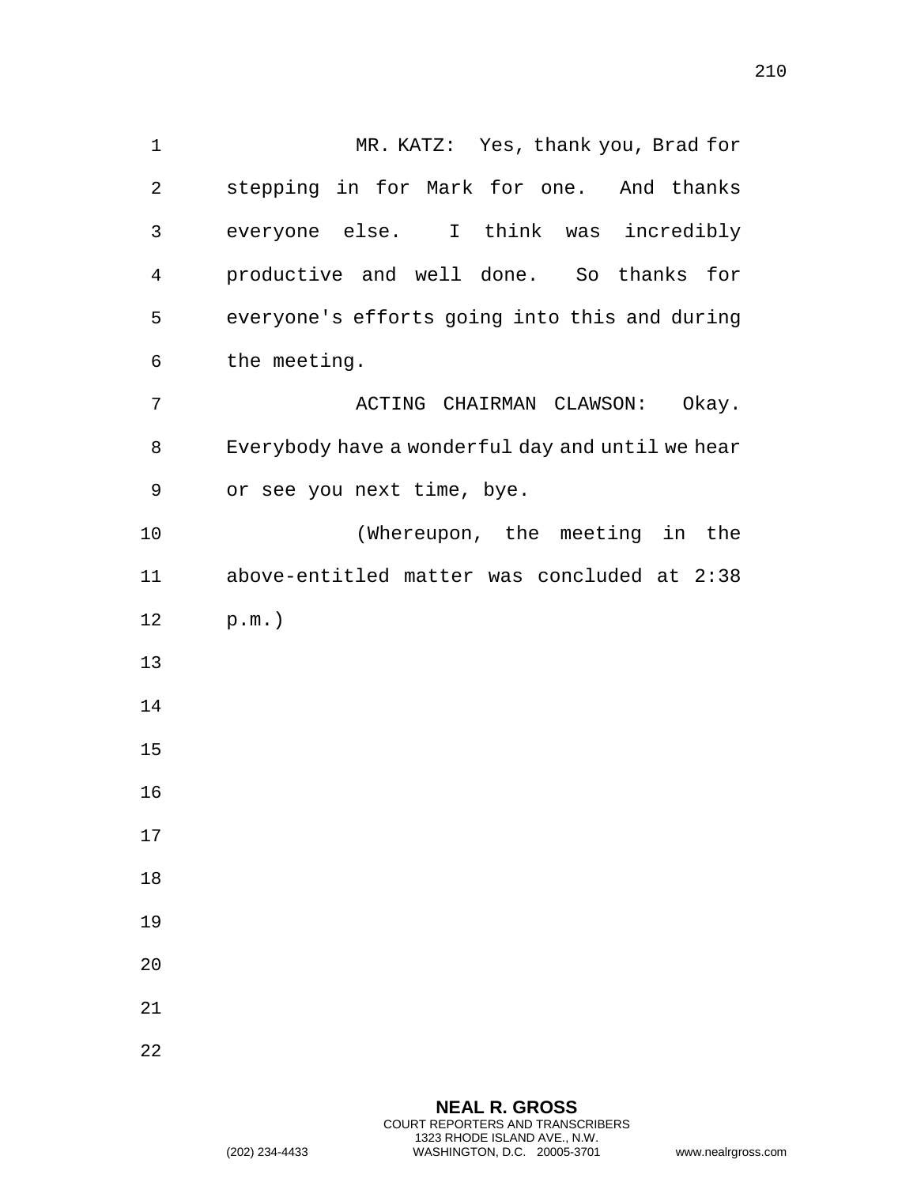MR. KATZ: Yes, thank you, Brad for stepping in for Mark for one. And thanks everyone else. I think was incredibly productive and well done. So thanks for everyone's efforts going into this and during the meeting.

ACTING CHAIRMAN CLAWSON: Okay. Everybody have a wonderful day and until we hear or see you next time, bye.

(Whereupon, the meeting in the above-entitled matter was concluded at 2:38 p.m.)